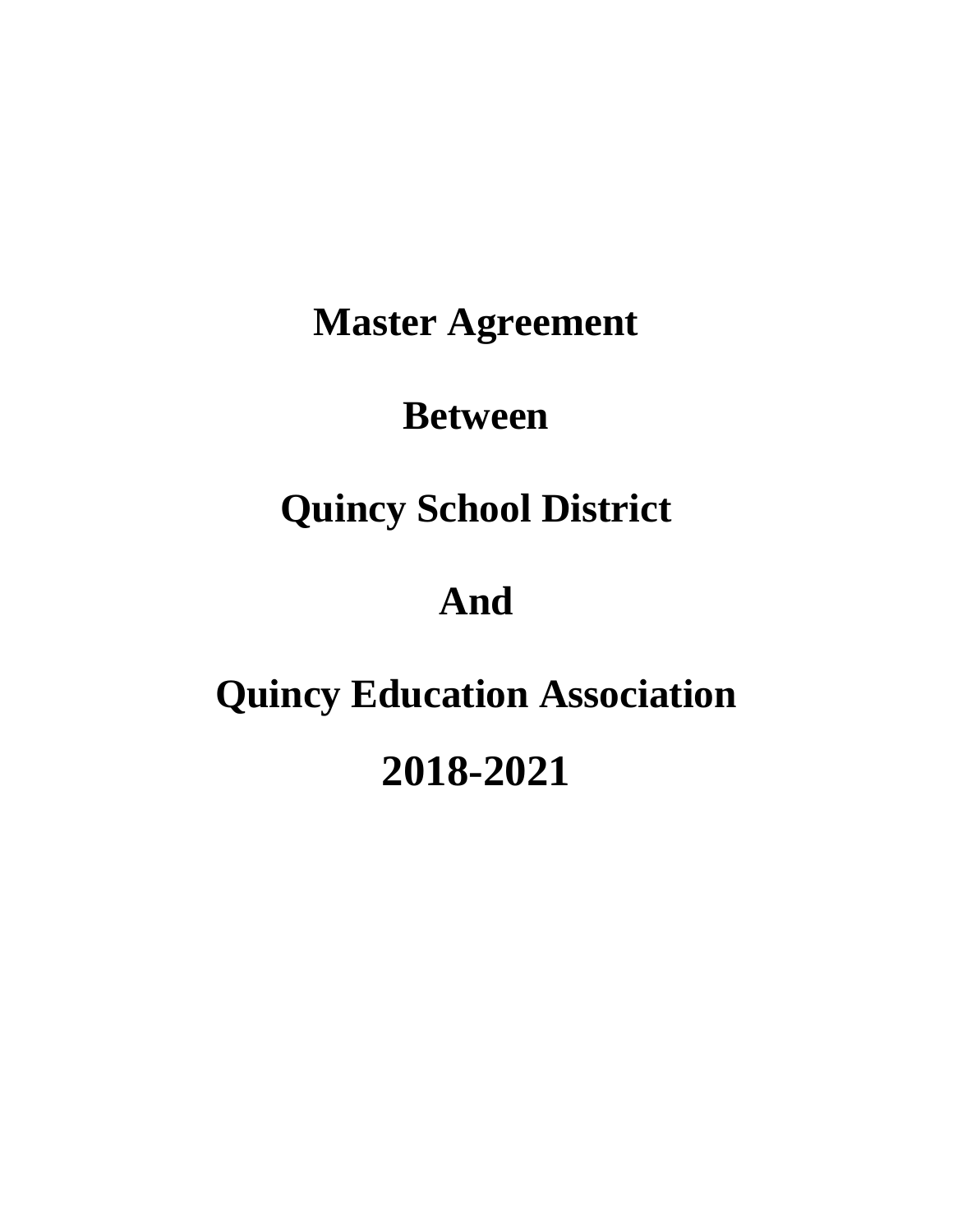# Master Agreement

# Between

# Quincy School District

# And

# Quincy Education Association

# 2018-2021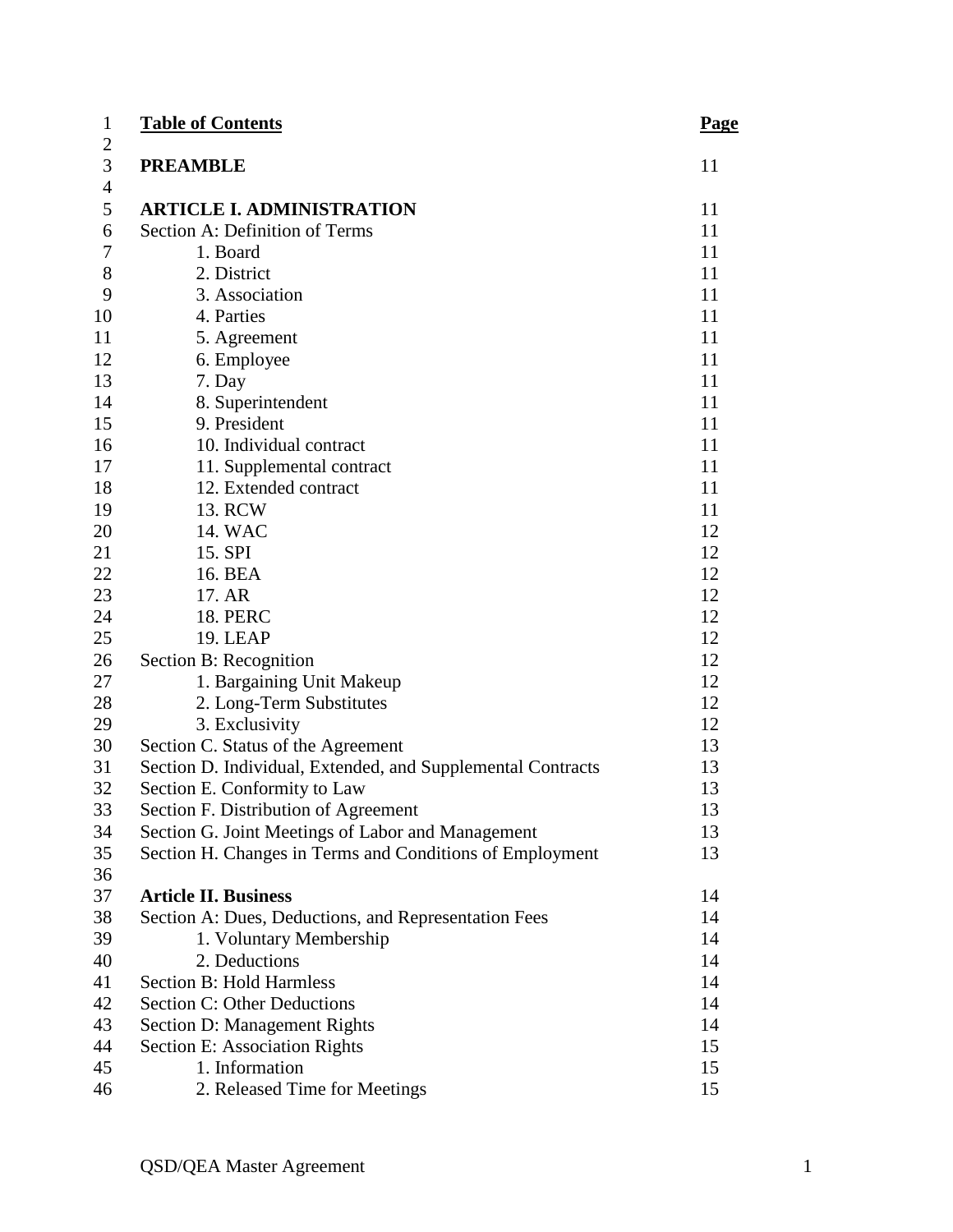| **Table of Contents** | **Page** |
|---|---|
| **PREAMBLE** | 11 |
| **ARTICLE I. ADMINISTRATION** | 11 |
| Section A: Definition of Terms | 11 |
| 1. Board | 11 |
| 2. District | 11 |
| 3. Association | 11 |
| 4. Parties | 11 |
| 5. Agreement | 11 |
| 6. Employee | 11 |
| 7. Day | 11 |
| 8. Superintendent | 11 |
| 9. President | 11 |
| 10. Individual contract | 11 |
| 11. Supplemental contract | 11 |
| 12. Extended contract | 11 |
| 13. RCW | 11 |
| 14. WAC | 12 |
| 15. SPI | 12 |
| 16. BEA | 12 |
| 17. AR | 12 |
| 18. PERC | 12 |
| 19. LEAP | 12 |
| Section B: Recognition | 12 |
| 1. Bargaining Unit Makeup | 12 |
| 2. Long-Term Substitutes | 12 |
| 3. Exclusivity | 12 |
| Section C. Status of the Agreement | 13 |
| Section D. Individual, Extended, and Supplemental Contracts | 13 |
| Section E. Conformity to Law | 13 |
| Section F. Distribution of Agreement | 13 |
| Section G. Joint Meetings of Labor and Management | 13 |
| Section H. Changes in Terms and Conditions of Employment | 13 |
| **Article II. Business** | 14 |
| Section A: Dues, Deductions, and Representation Fees | 14 |
| 1. Voluntary Membership | 14 |
| 2. Deductions | 14 |
| Section B: Hold Harmless | 14 |
| Section C: Other Deductions | 14 |
| Section D: Management Rights | 14 |
| Section E: Association Rights | 15 |
| 1. Information | 15 |
| 2. Released Time for Meetings | 15 |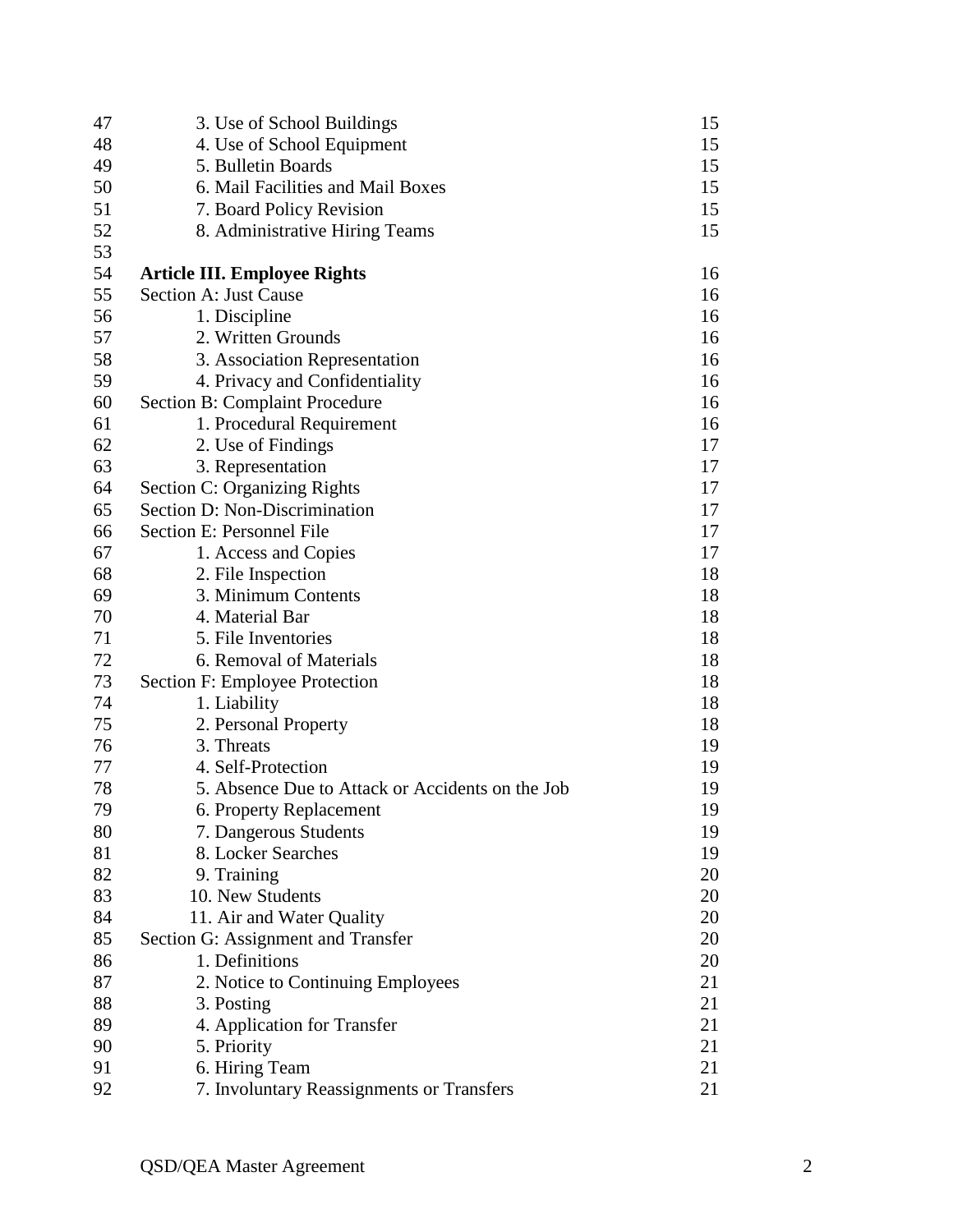| | |
|---|---|
| 3. Use of School Buildings | 15 |
| 4. Use of School Equipment | 15 |
| 5. Bulletin Boards | 15 |
| 6. Mail Facilities and Mail Boxes | 15 |
| 7. Board Policy Revision | 15 |
| 8. Administrative Hiring Teams | 15 |
| | |
| **Article III. Employee Rights** | 16 |
| Section A: Just Cause | 16 |
| 1. Discipline | 16 |
| 2. Written Grounds | 16 |
| 3. Association Representation | 16 |
| 4. Privacy and Confidentiality | 16 |
| Section B: Complaint Procedure | 16 |
| 1. Procedural Requirement | 16 |
| 2. Use of Findings | 17 |
| 3. Representation | 17 |
| Section C: Organizing Rights | 17 |
| Section D: Non-Discrimination | 17 |
| Section E: Personnel File | 17 |
| 1. Access and Copies | 17 |
| 2. File Inspection | 18 |
| 3. Minimum Contents | 18 |
| 4. Material Bar | 18 |
| 5. File Inventories | 18 |
| 6. Removal of Materials | 18 |
| Section F: Employee Protection | 18 |
| 1. Liability | 18 |
| 2. Personal Property | 18 |
| 3. Threats | 19 |
| 4. Self-Protection | 19 |
| 5. Absence Due to Attack or Accidents on the Job | 19 |
| 6. Property Replacement | 19 |
| 7. Dangerous Students | 19 |
| 8. Locker Searches | 19 |
| 9. Training | 20 |
| 10. New Students | 20 |
| 11. Air and Water Quality | 20 |
| Section G: Assignment and Transfer | 20 |
| 1. Definitions | 20 |
| 2. Notice to Continuing Employees | 21 |
| 3. Posting | 21 |
| 4. Application for Transfer | 21 |
| 5. Priority | 21 |
| 6. Hiring Team | 21 |
| 7. Involuntary Reassignments or Transfers | 21 |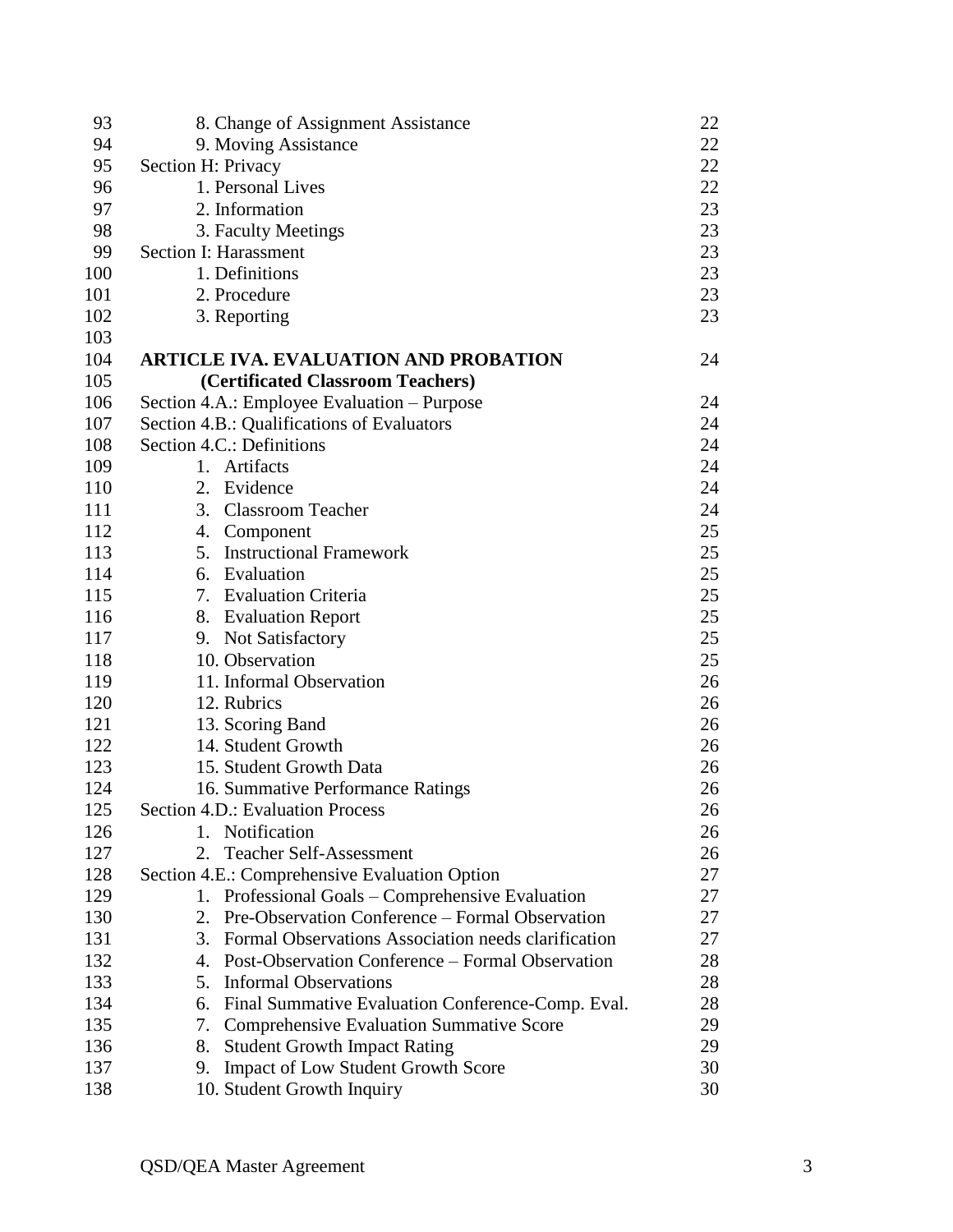| | | |
|---|---|---|
| 93 | 8. Change of Assignment Assistance | 22 |
| 94 | 9. Moving Assistance | 22 |
| 95 | Section H: Privacy | 22 |
| 96 | 1. Personal Lives | 22 |
| 97 | 2. Information | 23 |
| 98 | 3. Faculty Meetings | 23 |
| 99 | Section I: Harassment | 23 |
| 100 | 1. Definitions | 23 |
| 101 | 2. Procedure | 23 |
| 102 | 3. Reporting | 23 |
| 103 | | |
| 104 | **ARTICLE IVA. EVALUATION AND PROBATION** | 24 |
| 105 | **(Certificated Classroom Teachers)** | |
| 106 | Section 4.A.: Employee Evaluation – Purpose | 24 |
| 107 | Section 4.B.: Qualifications of Evaluators | 24 |
| 108 | Section 4.C.: Definitions | 24 |
| 109 | 1. Artifacts | 24 |
| 110 | 2. Evidence | 24 |
| 111 | 3. Classroom Teacher | 24 |
| 112 | 4. Component | 25 |
| 113 | 5. Instructional Framework | 25 |
| 114 | 6. Evaluation | 25 |
| 115 | 7. Evaluation Criteria | 25 |
| 116 | 8. Evaluation Report | 25 |
| 117 | 9. Not Satisfactory | 25 |
| 118 | 10. Observation | 25 |
| 119 | 11. Informal Observation | 26 |
| 120 | 12. Rubrics | 26 |
| 121 | 13. Scoring Band | 26 |
| 122 | 14. Student Growth | 26 |
| 123 | 15. Student Growth Data | 26 |
| 124 | 16. Summative Performance Ratings | 26 |
| 125 | Section 4.D.: Evaluation Process | 26 |
| 126 | 1. Notification | 26 |
| 127 | 2. Teacher Self-Assessment | 26 |
| 128 | Section 4.E.: Comprehensive Evaluation Option | 27 |
| 129 | 1. Professional Goals – Comprehensive Evaluation | 27 |
| 130 | 2. Pre-Observation Conference – Formal Observation | 27 |
| 131 | 3. Formal Observations Association needs clarification | 27 |
| 132 | 4. Post-Observation Conference – Formal Observation | 28 |
| 133 | 5. Informal Observations | 28 |
| 134 | 6. Final Summative Evaluation Conference-Comp. Eval. | 28 |
| 135 | 7. Comprehensive Evaluation Summative Score | 29 |
| 136 | 8. Student Growth Impact Rating | 29 |
| 137 | 9. Impact of Low Student Growth Score | 30 |
| 138 | 10. Student Growth Inquiry | 30 |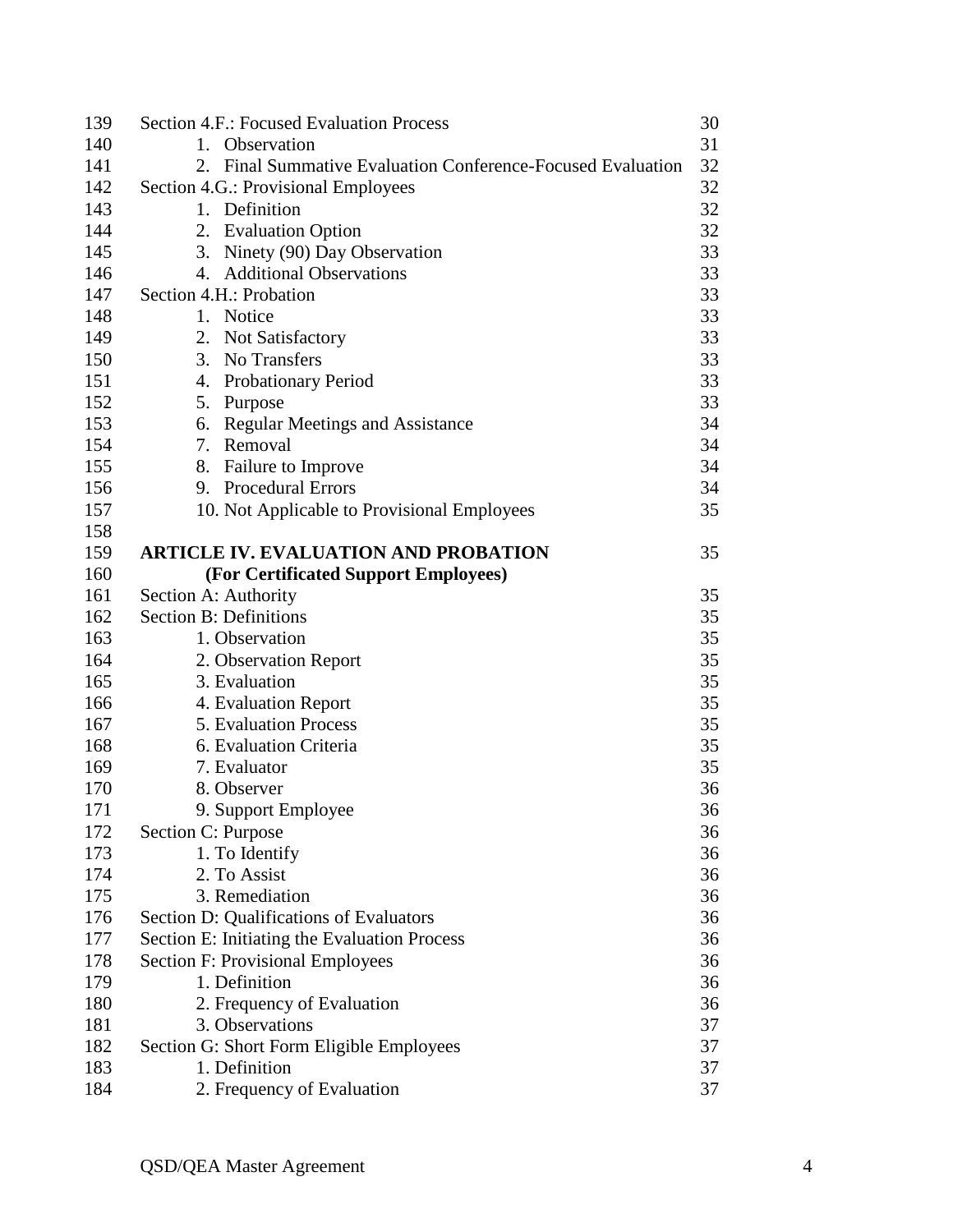| | | |
|---|---|---|
| 139 | Section 4.F.: Focused Evaluation Process | 30 |
| 140 | 1. Observation | 31 |
| 141 | 2. Final Summative Evaluation Conference-Focused Evaluation | 32 |
| 142 | Section 4.G.: Provisional Employees | 32 |
| 143 | 1. Definition | 32 |
| 144 | 2. Evaluation Option | 32 |
| 145 | 3. Ninety (90) Day Observation | 33 |
| 146 | 4. Additional Observations | 33 |
| 147 | Section 4.H.: Probation | 33 |
| 148 | 1. Notice | 33 |
| 149 | 2. Not Satisfactory | 33 |
| 150 | 3. No Transfers | 33 |
| 151 | 4. Probationary Period | 33 |
| 152 | 5. Purpose | 33 |
| 153 | 6. Regular Meetings and Assistance | 34 |
| 154 | 7. Removal | 34 |
| 155 | 8. Failure to Improve | 34 |
| 156 | 9. Procedural Errors | 34 |
| 157 | 10. Not Applicable to Provisional Employees | 35 |
| 158 | | |
| 159 | **ARTICLE IV. EVALUATION AND PROBATION** | 35 |
| 160 | **(For Certificated Support Employees)** | |
| 161 | Section A: Authority | 35 |
| 162 | Section B: Definitions | 35 |
| 163 | 1. Observation | 35 |
| 164 | 2. Observation Report | 35 |
| 165 | 3. Evaluation | 35 |
| 166 | 4. Evaluation Report | 35 |
| 167 | 5. Evaluation Process | 35 |
| 168 | 6. Evaluation Criteria | 35 |
| 169 | 7. Evaluator | 35 |
| 170 | 8. Observer | 36 |
| 171 | 9. Support Employee | 36 |
| 172 | Section C: Purpose | 36 |
| 173 | 1. To Identify | 36 |
| 174 | 2. To Assist | 36 |
| 175 | 3. Remediation | 36 |
| 176 | Section D: Qualifications of Evaluators | 36 |
| 177 | Section E: Initiating the Evaluation Process | 36 |
| 178 | Section F: Provisional Employees | 36 |
| 179 | 1. Definition | 36 |
| 180 | 2. Frequency of Evaluation | 36 |
| 181 | 3. Observations | 37 |
| 182 | Section G: Short Form Eligible Employees | 37 |
| 183 | 1. Definition | 37 |
| 184 | 2. Frequency of Evaluation | 37 |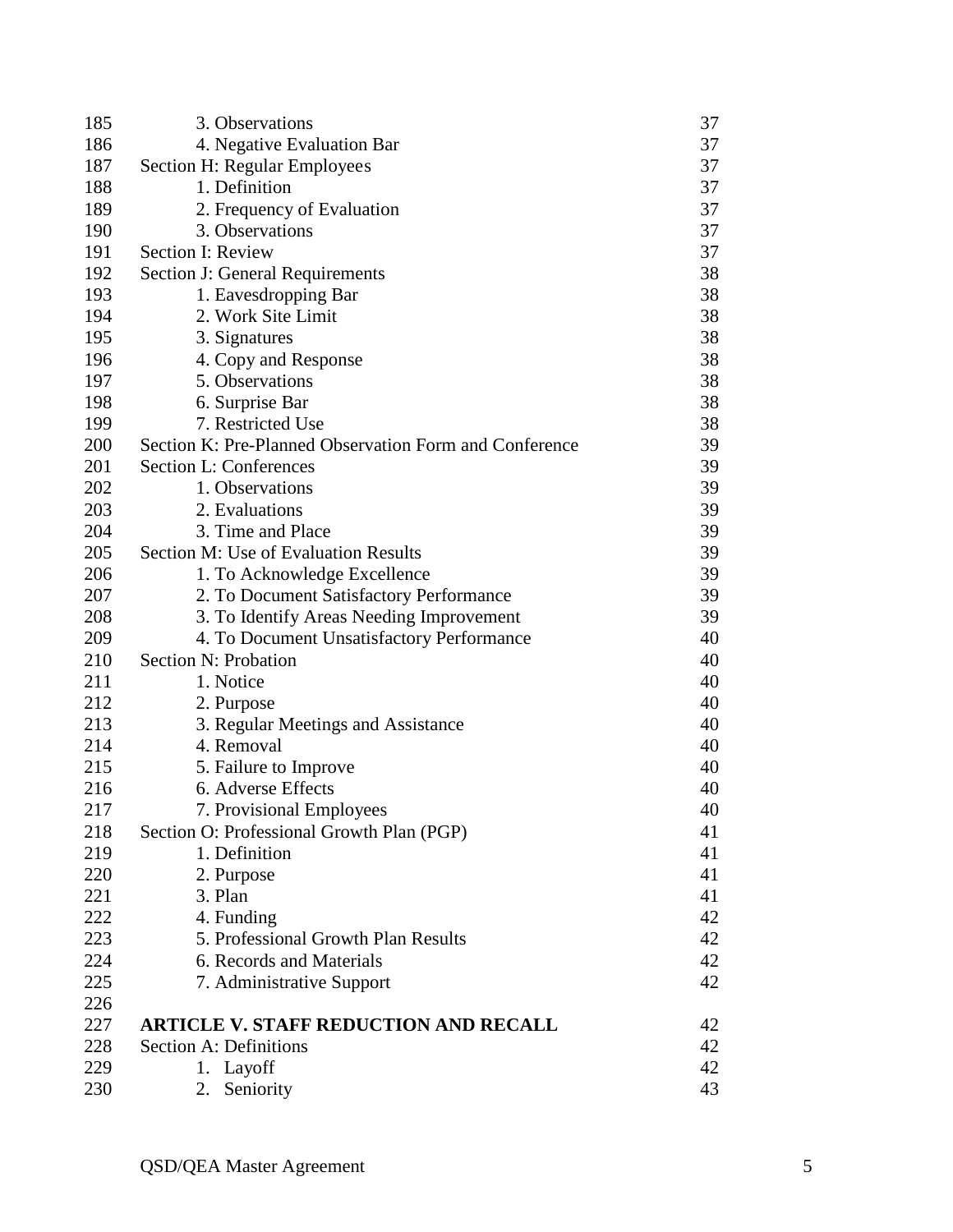| | | |
|---|---|---|
| 185 | 3. Observations | 37 |
| 186 | 4. Negative Evaluation Bar | 37 |
| 187 | Section H: Regular Employees | 37 |
| 188 | 1. Definition | 37 |
| 189 | 2. Frequency of Evaluation | 37 |
| 190 | 3. Observations | 37 |
| 191 | Section I: Review | 37 |
| 192 | Section J: General Requirements | 38 |
| 193 | 1. Eavesdropping Bar | 38 |
| 194 | 2. Work Site Limit | 38 |
| 195 | 3. Signatures | 38 |
| 196 | 4. Copy and Response | 38 |
| 197 | 5. Observations | 38 |
| 198 | 6. Surprise Bar | 38 |
| 199 | 7. Restricted Use | 38 |
| 200 | Section K: Pre-Planned Observation Form and Conference | 39 |
| 201 | Section L: Conferences | 39 |
| 202 | 1. Observations | 39 |
| 203 | 2. Evaluations | 39 |
| 204 | 3. Time and Place | 39 |
| 205 | Section M: Use of Evaluation Results | 39 |
| 206 | 1. To Acknowledge Excellence | 39 |
| 207 | 2. To Document Satisfactory Performance | 39 |
| 208 | 3. To Identify Areas Needing Improvement | 39 |
| 209 | 4. To Document Unsatisfactory Performance | 40 |
| 210 | Section N: Probation | 40 |
| 211 | 1. Notice | 40 |
| 212 | 2. Purpose | 40 |
| 213 | 3. Regular Meetings and Assistance | 40 |
| 214 | 4. Removal | 40 |
| 215 | 5. Failure to Improve | 40 |
| 216 | 6. Adverse Effects | 40 |
| 217 | 7. Provisional Employees | 40 |
| 218 | Section O: Professional Growth Plan (PGP) | 41 |
| 219 | 1. Definition | 41 |
| 220 | 2. Purpose | 41 |
| 221 | 3. Plan | 41 |
| 222 | 4. Funding | 42 |
| 223 | 5. Professional Growth Plan Results | 42 |
| 224 | 6. Records and Materials | 42 |
| 225 | 7. Administrative Support | 42 |
| 226 | | |
| 227 | **ARTICLE V. STAFF REDUCTION AND RECALL** | 42 |
| 228 | Section A: Definitions | 42 |
| 229 | 1. Layoff | 42 |
| 230 | 2. Seniority | 43 |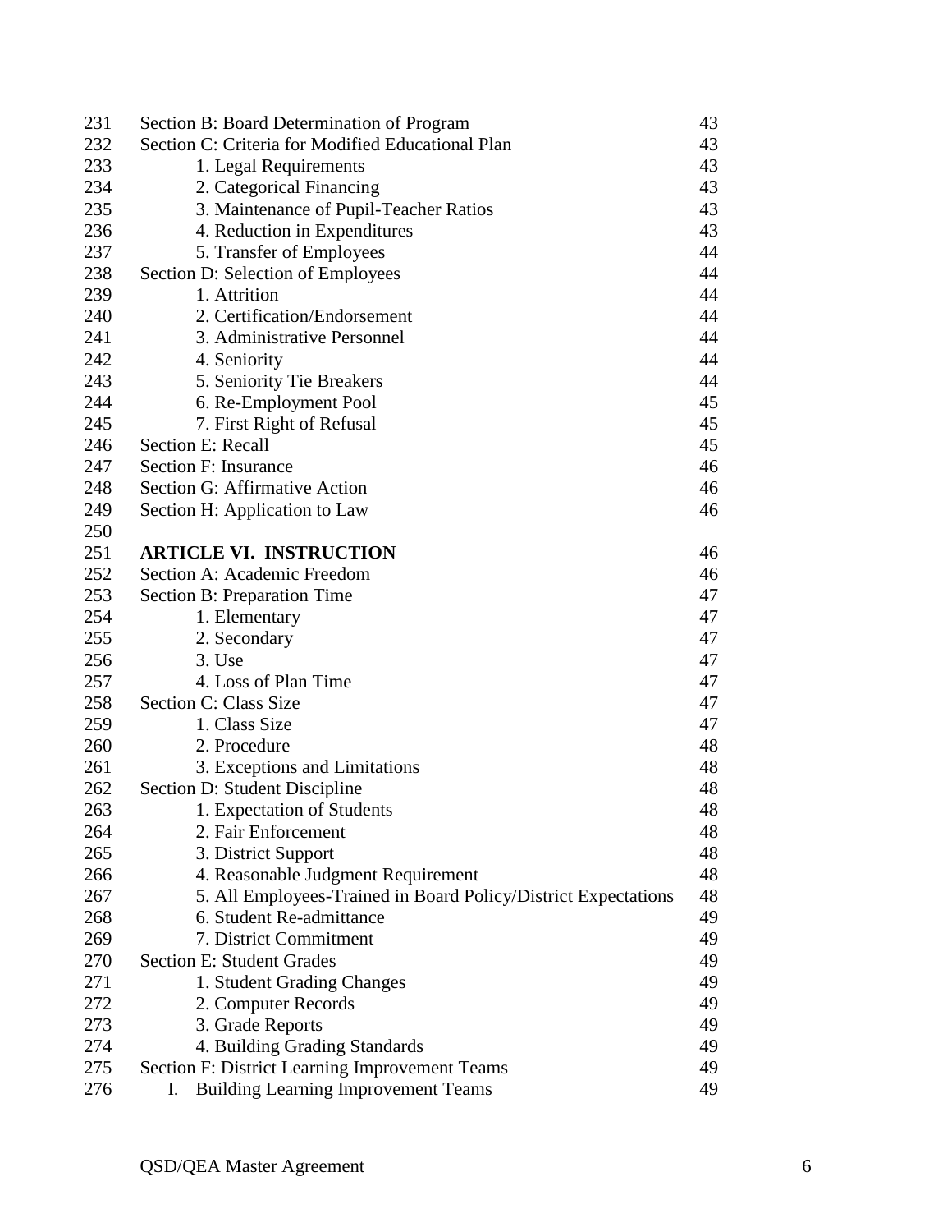| | | |
|---|---|---|
| 231 | Section B: Board Determination of Program | 43 |
| 232 | Section C: Criteria for Modified Educational Plan | 43 |
| 233 | 1. Legal Requirements | 43 |
| 234 | 2. Categorical Financing | 43 |
| 235 | 3. Maintenance of Pupil-Teacher Ratios | 43 |
| 236 | 4. Reduction in Expenditures | 43 |
| 237 | 5. Transfer of Employees | 44 |
| 238 | Section D: Selection of Employees | 44 |
| 239 | 1. Attrition | 44 |
| 240 | 2. Certification/Endorsement | 44 |
| 241 | 3. Administrative Personnel | 44 |
| 242 | 4. Seniority | 44 |
| 243 | 5. Seniority Tie Breakers | 44 |
| 244 | 6. Re-Employment Pool | 45 |
| 245 | 7. First Right of Refusal | 45 |
| 246 | Section E: Recall | 45 |
| 247 | Section F: Insurance | 46 |
| 248 | Section G: Affirmative Action | 46 |
| 249 | Section H: Application to Law | 46 |
| 250 | | |
| 251 | **ARTICLE VI. INSTRUCTION** | 46 |
| 252 | Section A: Academic Freedom | 46 |
| 253 | Section B: Preparation Time | 47 |
| 254 | 1. Elementary | 47 |
| 255 | 2. Secondary | 47 |
| 256 | 3. Use | 47 |
| 257 | 4. Loss of Plan Time | 47 |
| 258 | Section C: Class Size | 47 |
| 259 | 1. Class Size | 47 |
| 260 | 2. Procedure | 48 |
| 261 | 3. Exceptions and Limitations | 48 |
| 262 | Section D: Student Discipline | 48 |
| 263 | 1. Expectation of Students | 48 |
| 264 | 2. Fair Enforcement | 48 |
| 265 | 3. District Support | 48 |
| 266 | 4. Reasonable Judgment Requirement | 48 |
| 267 | 5. All Employees-Trained in Board Policy/District Expectations | 48 |
| 268 | 6. Student Re-admittance | 49 |
| 269 | 7. District Commitment | 49 |
| 270 | Section E: Student Grades | 49 |
| 271 | 1. Student Grading Changes | 49 |
| 272 | 2. Computer Records | 49 |
| 273 | 3. Grade Reports | 49 |
| 274 | 4. Building Grading Standards | 49 |
| 275 | Section F: District Learning Improvement Teams | 49 |
| 276 | I. Building Learning Improvement Teams | 49 |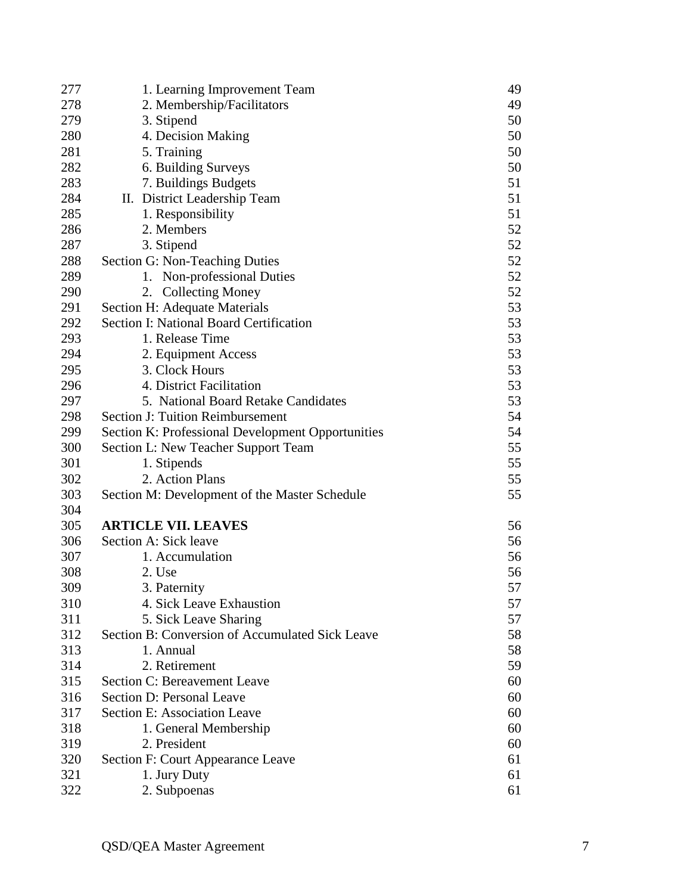277 1. Learning Improvement Team 49
278 2. Membership/Facilitators 49
279 3. Stipend 50
280 4. Decision Making 50
281 5. Training 50
282 6. Building Surveys 50
283 7. Buildings Budgets 51
284 II. District Leadership Team 51
285 1. Responsibility 51
286 2. Members 52
287 3. Stipend 52
288 Section G: Non-Teaching Duties 52
289 1. Non-professional Duties 52
290 2. Collecting Money 52
291 Section H: Adequate Materials 53
292 Section I: National Board Certification 53
293 1. Release Time 53
294 2. Equipment Access 53
295 3. Clock Hours 53
296 4. District Facilitation 53
297 5. National Board Retake Candidates 53
298 Section J: Tuition Reimbursement 54
299 Section K: Professional Development Opportunities 54
300 Section L: New Teacher Support Team 55
301 1. Stipends 55
302 2. Action Plans 55
303 Section M: Development of the Master Schedule 55
304
305 **ARTICLE VII. LEAVES** 56
306 Section A: Sick leave 56
307 1. Accumulation 56
308 2. Use 56
309 3. Paternity 57
310 4. Sick Leave Exhaustion 57
311 5. Sick Leave Sharing 57
312 Section B: Conversion of Accumulated Sick Leave 58
313 1. Annual 58
314 2. Retirement 59
315 Section C: Bereavement Leave 60
316 Section D: Personal Leave 60
317 Section E: Association Leave 60
318 1. General Membership 60
319 2. President 60
320 Section F: Court Appearance Leave 61
321 1. Jury Duty 61
322 2. Subpoenas 61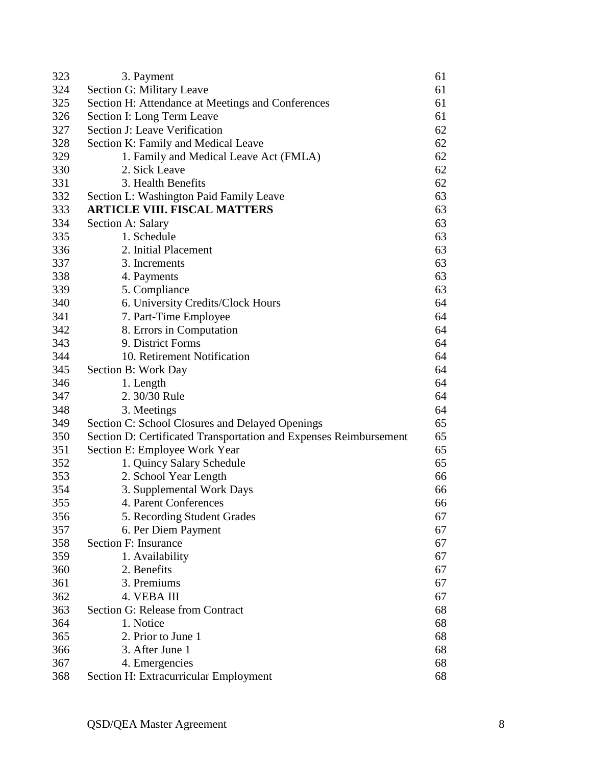323 3. Payment 61
324 Section G: Military Leave 61
325 Section H: Attendance at Meetings and Conferences 61
326 Section I: Long Term Leave 61
327 Section J: Leave Verification 62
328 Section K: Family and Medical Leave 62
329 1. Family and Medical Leave Act (FMLA) 62
330 2. Sick Leave 62
331 3. Health Benefits 62
332 Section L: Washington Paid Family Leave 63
333 **ARTICLE VIII. FISCAL MATTERS** 63
334 Section A: Salary 63
335 1. Schedule 63
336 2. Initial Placement 63
337 3. Increments 63
338 4. Payments 63
339 5. Compliance 63
340 6. University Credits/Clock Hours 64
341 7. Part-Time Employee 64
342 8. Errors in Computation 64
343 9. District Forms 64
344 10. Retirement Notification 64
345 Section B: Work Day 64
346 1. Length 64
347 2. 30/30 Rule 64
348 3. Meetings 64
349 Section C: School Closures and Delayed Openings 65
350 Section D: Certificated Transportation and Expenses Reimbursement 65
351 Section E: Employee Work Year 65
352 1. Quincy Salary Schedule 65
353 2. School Year Length 66
354 3. Supplemental Work Days 66
355 4. Parent Conferences 66
356 5. Recording Student Grades 67
357 6. Per Diem Payment 67
358 Section F: Insurance 67
359 1. Availability 67
360 2. Benefits 67
361 3. Premiums 67
362 4. VEBA III 67
363 Section G: Release from Contract 68
364 1. Notice 68
365 2. Prior to June 1 68
366 3. After June 1 68
367 4. Emergencies 68
368 Section H: Extracurricular Employment 68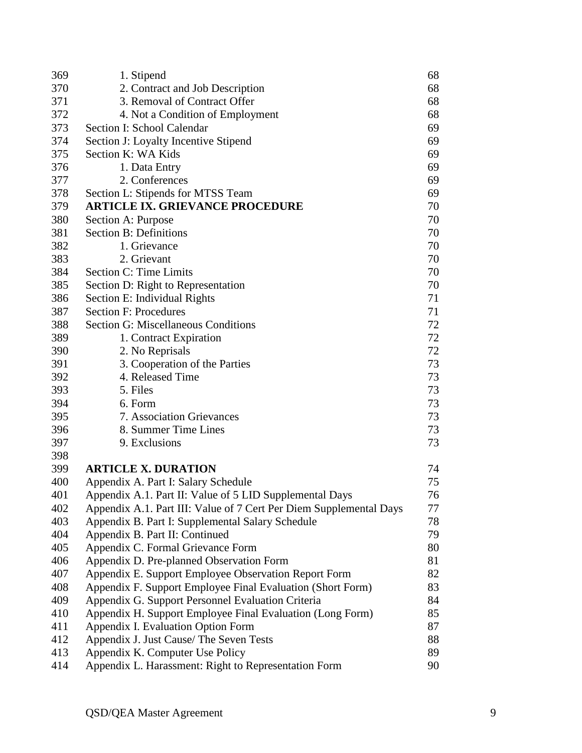| Line | Entry | Page |
|---|---|---|
| 369 | 1. Stipend | 68 |
| 370 | 2. Contract and Job Description | 68 |
| 371 | 3. Removal of Contract Offer | 68 |
| 372 | 4. Not a Condition of Employment | 68 |
| 373 | Section I: School Calendar | 69 |
| 374 | Section J: Loyalty Incentive Stipend | 69 |
| 375 | Section K: WA Kids | 69 |
| 376 | 1. Data Entry | 69 |
| 377 | 2. Conferences | 69 |
| 378 | Section L: Stipends for MTSS Team | 69 |
| 379 | **ARTICLE IX. GRIEVANCE PROCEDURE** | 70 |
| 380 | Section A: Purpose | 70 |
| 381 | Section B: Definitions | 70 |
| 382 | 1. Grievance | 70 |
| 383 | 2. Grievant | 70 |
| 384 | Section C: Time Limits | 70 |
| 385 | Section D: Right to Representation | 70 |
| 386 | Section E: Individual Rights | 71 |
| 387 | Section F: Procedures | 71 |
| 388 | Section G: Miscellaneous Conditions | 72 |
| 389 | 1. Contract Expiration | 72 |
| 390 | 2. No Reprisals | 72 |
| 391 | 3. Cooperation of the Parties | 73 |
| 392 | 4. Released Time | 73 |
| 393 | 5. Files | 73 |
| 394 | 6. Form | 73 |
| 395 | 7. Association Grievances | 73 |
| 396 | 8. Summer Time Lines | 73 |
| 397 | 9. Exclusions | 73 |
| 398 | | |
| 399 | **ARTICLE X. DURATION** | 74 |
| 400 | Appendix A. Part I: Salary Schedule | 75 |
| 401 | Appendix A.1. Part II: Value of 5 LID Supplemental Days | 76 |
| 402 | Appendix A.1. Part III: Value of 7 Cert Per Diem Supplemental Days | 77 |
| 403 | Appendix B. Part I: Supplemental Salary Schedule | 78 |
| 404 | Appendix B. Part II: Continued | 79 |
| 405 | Appendix C. Formal Grievance Form | 80 |
| 406 | Appendix D. Pre-planned Observation Form | 81 |
| 407 | Appendix E. Support Employee Observation Report Form | 82 |
| 408 | Appendix F. Support Employee Final Evaluation (Short Form) | 83 |
| 409 | Appendix G. Support Personnel Evaluation Criteria | 84 |
| 410 | Appendix H. Support Employee Final Evaluation (Long Form) | 85 |
| 411 | Appendix I. Evaluation Option Form | 87 |
| 412 | Appendix J. Just Cause/ The Seven Tests | 88 |
| 413 | Appendix K. Computer Use Policy | 89 |
| 414 | Appendix L. Harassment: Right to Representation Form | 90 |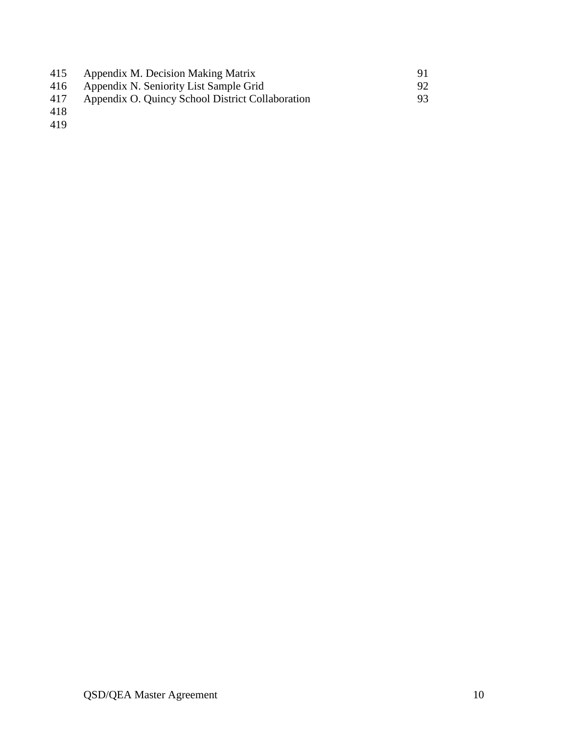| | |
|---|---|
| Appendix M. Decision Making Matrix | 91 |
| Appendix N. Seniority List Sample Grid | 92 |
| Appendix O. Quincy School District Collaboration | 93 |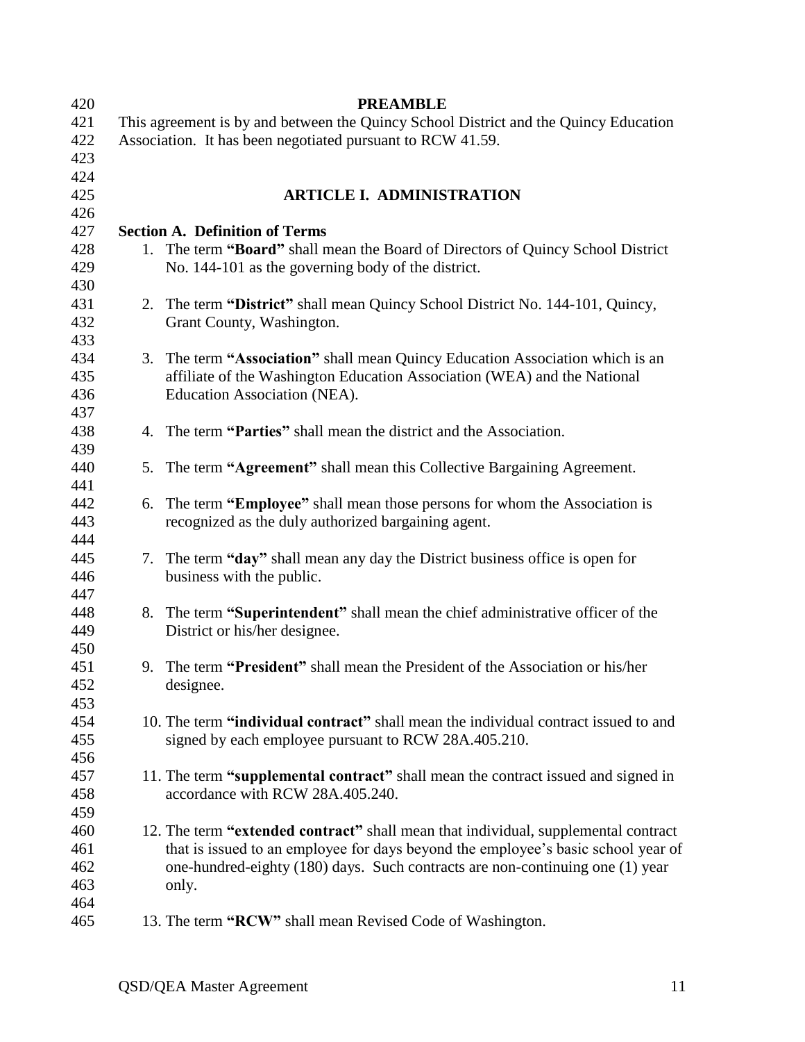## PREAMBLE

This agreement is by and between the Quincy School District and the Quincy Education Association. It has been negotiated pursuant to RCW 41.59.

## ARTICLE I. ADMINISTRATION

### Section A. Definition of Terms

1. The term **"Board"** shall mean the Board of Directors of Quincy School District No. 144-101 as the governing body of the district.

2. The term **"District"** shall mean Quincy School District No. 144-101, Quincy, Grant County, Washington.

3. The term **"Association"** shall mean Quincy Education Association which is an affiliate of the Washington Education Association (WEA) and the National Education Association (NEA).

4. The term **"Parties"** shall mean the district and the Association.

5. The term **"Agreement"** shall mean this Collective Bargaining Agreement.

6. The term **"Employee"** shall mean those persons for whom the Association is recognized as the duly authorized bargaining agent.

7. The term **"day"** shall mean any day the District business office is open for business with the public.

8. The term **"Superintendent"** shall mean the chief administrative officer of the District or his/her designee.

9. The term **"President"** shall mean the President of the Association or his/her designee.

10. The term **"individual contract"** shall mean the individual contract issued to and signed by each employee pursuant to RCW 28A.405.210.

11. The term **"supplemental contract"** shall mean the contract issued and signed in accordance with RCW 28A.405.240.

12. The term **"extended contract"** shall mean that individual, supplemental contract that is issued to an employee for days beyond the employee's basic school year of one-hundred-eighty (180) days. Such contracts are non-continuing one (1) year only.

13. The term **"RCW"** shall mean Revised Code of Washington.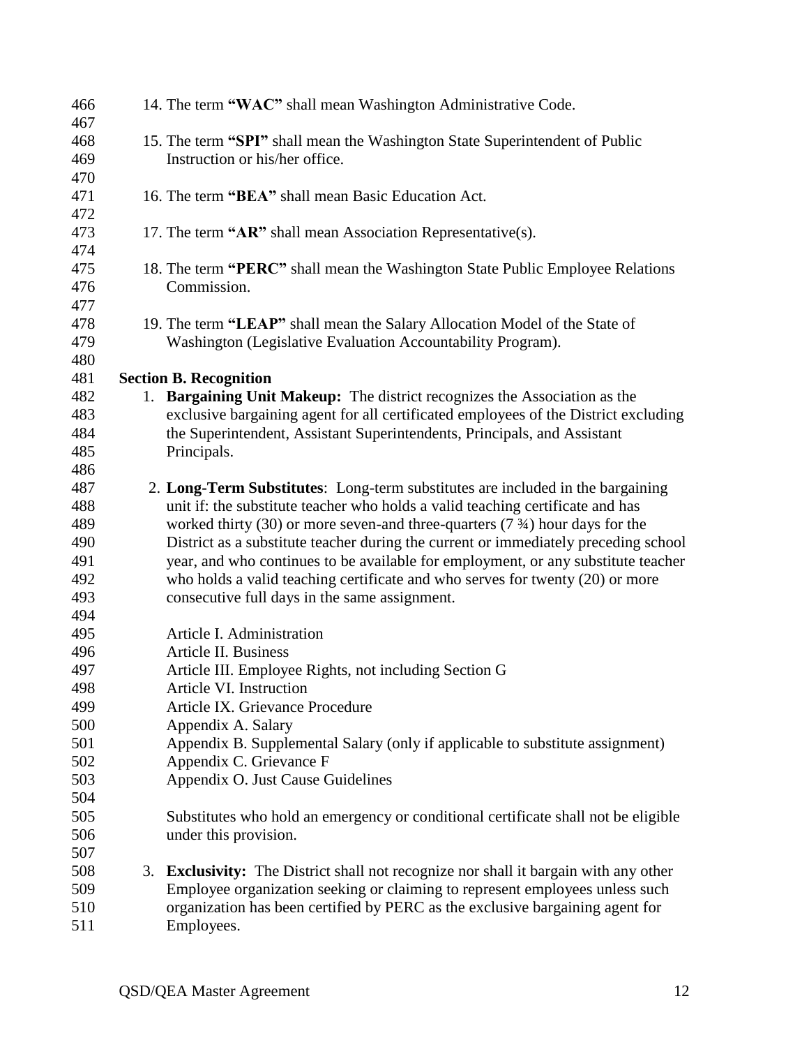14. The term **"WAC"** shall mean Washington Administrative Code.

15. The term **"SPI"** shall mean the Washington State Superintendent of Public Instruction or his/her office.

16. The term **"BEA"** shall mean Basic Education Act.

17. The term **"AR"** shall mean Association Representative(s).

18. The term **"PERC"** shall mean the Washington State Public Employee Relations Commission.

19. The term **"LEAP"** shall mean the Salary Allocation Model of the State of Washington (Legislative Evaluation Accountability Program).

**Section B. Recognition**

1. **Bargaining Unit Makeup:** The district recognizes the Association as the exclusive bargaining agent for all certificated employees of the District excluding the Superintendent, Assistant Superintendents, Principals, and Assistant Principals.

2. **Long-Term Substitutes**: Long-term substitutes are included in the bargaining unit if: the substitute teacher who holds a valid teaching certificate and has worked thirty (30) or more seven-and three-quarters (7 ¾) hour days for the District as a substitute teacher during the current or immediately preceding school year, and who continues to be available for employment, or any substitute teacher who holds a valid teaching certificate and who serves for twenty (20) or more consecutive full days in the same assignment.

   Article I. Administration
   Article II. Business
   Article III. Employee Rights, not including Section G
   Article VI. Instruction
   Article IX. Grievance Procedure
   Appendix A. Salary
   Appendix B. Supplemental Salary (only if applicable to substitute assignment)
   Appendix C. Grievance F
   Appendix O. Just Cause Guidelines

   Substitutes who hold an emergency or conditional certificate shall not be eligible under this provision.

3. **Exclusivity:** The District shall not recognize nor shall it bargain with any other Employee organization seeking or claiming to represent employees unless such organization has been certified by PERC as the exclusive bargaining agent for Employees.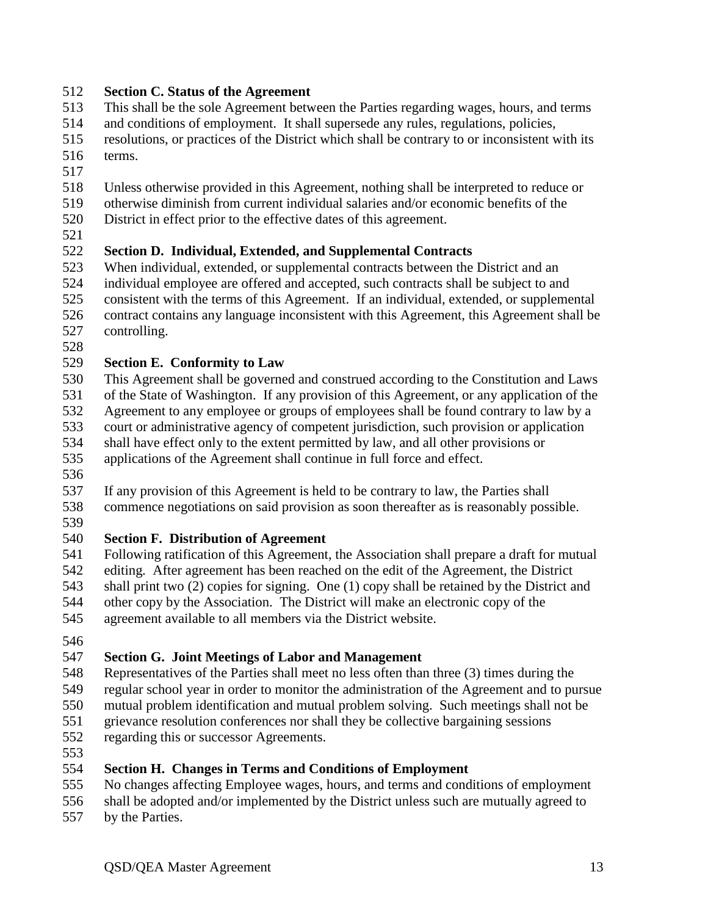**Section C. Status of the Agreement**

This shall be the sole Agreement between the Parties regarding wages, hours, and terms and conditions of employment. It shall supersede any rules, regulations, policies, resolutions, or practices of the District which shall be contrary to or inconsistent with its terms.

Unless otherwise provided in this Agreement, nothing shall be interpreted to reduce or otherwise diminish from current individual salaries and/or economic benefits of the District in effect prior to the effective dates of this agreement.

**Section D. Individual, Extended, and Supplemental Contracts**

When individual, extended, or supplemental contracts between the District and an individual employee are offered and accepted, such contracts shall be subject to and consistent with the terms of this Agreement. If an individual, extended, or supplemental contract contains any language inconsistent with this Agreement, this Agreement shall be controlling.

**Section E. Conformity to Law**

This Agreement shall be governed and construed according to the Constitution and Laws of the State of Washington. If any provision of this Agreement, or any application of the Agreement to any employee or groups of employees shall be found contrary to law by a court or administrative agency of competent jurisdiction, such provision or application shall have effect only to the extent permitted by law, and all other provisions or applications of the Agreement shall continue in full force and effect.

If any provision of this Agreement is held to be contrary to law, the Parties shall commence negotiations on said provision as soon thereafter as is reasonably possible.

**Section F. Distribution of Agreement**

Following ratification of this Agreement, the Association shall prepare a draft for mutual editing. After agreement has been reached on the edit of the Agreement, the District shall print two (2) copies for signing. One (1) copy shall be retained by the District and other copy by the Association. The District will make an electronic copy of the agreement available to all members via the District website.

**Section G. Joint Meetings of Labor and Management**

Representatives of the Parties shall meet no less often than three (3) times during the regular school year in order to monitor the administration of the Agreement and to pursue mutual problem identification and mutual problem solving. Such meetings shall not be grievance resolution conferences nor shall they be collective bargaining sessions regarding this or successor Agreements.

**Section H. Changes in Terms and Conditions of Employment**

No changes affecting Employee wages, hours, and terms and conditions of employment shall be adopted and/or implemented by the District unless such are mutually agreed to by the Parties.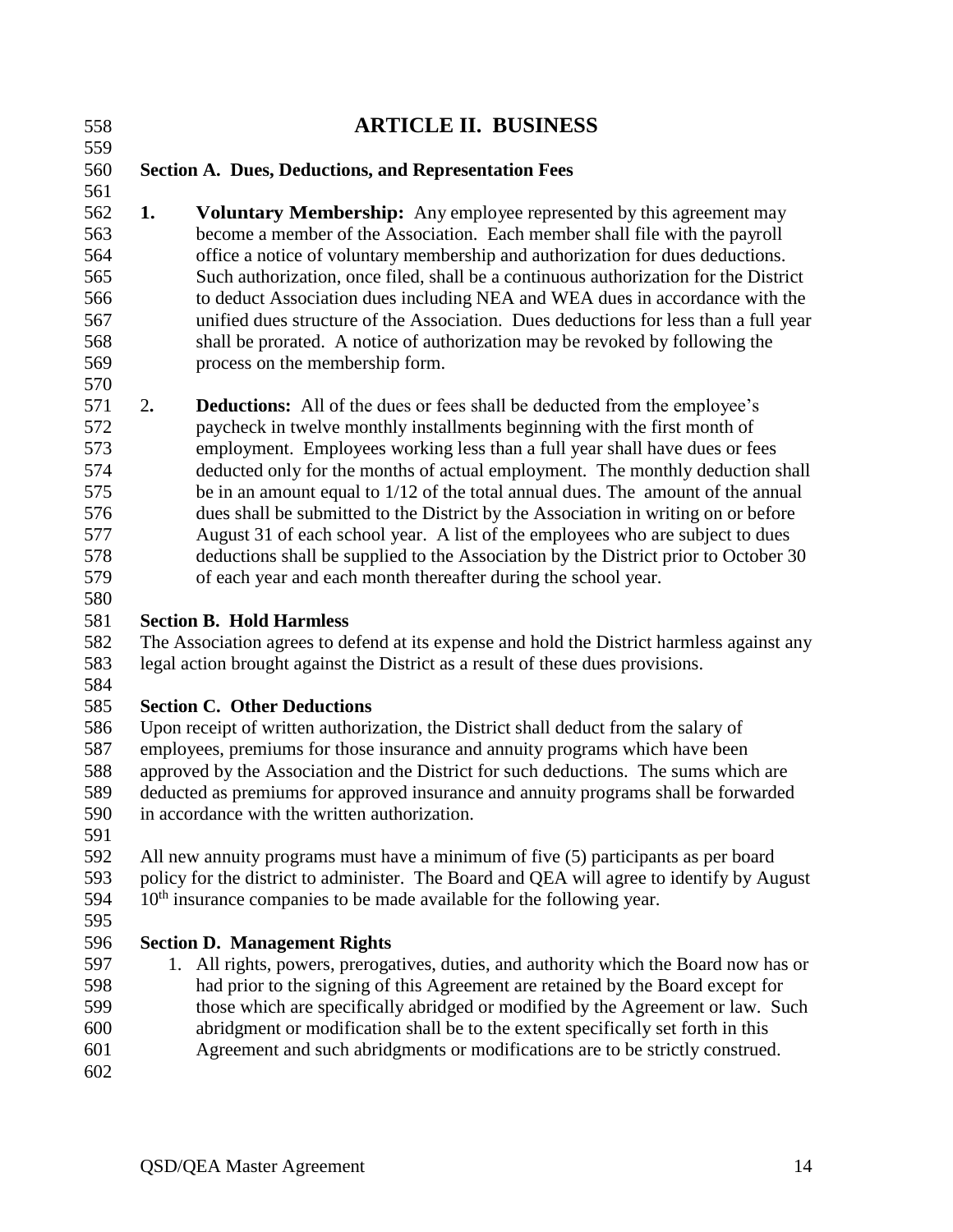# ARTICLE II. BUSINESS

## Section A. Dues, Deductions, and Representation Fees

1. **Voluntary Membership:** Any employee represented by this agreement may become a member of the Association. Each member shall file with the payroll office a notice of voluntary membership and authorization for dues deductions. Such authorization, once filed, shall be a continuous authorization for the District to deduct Association dues including NEA and WEA dues in accordance with the unified dues structure of the Association. Dues deductions for less than a full year shall be prorated. A notice of authorization may be revoked by following the process on the membership form.

2. **Deductions:** All of the dues or fees shall be deducted from the employee's paycheck in twelve monthly installments beginning with the first month of employment. Employees working less than a full year shall have dues or fees deducted only for the months of actual employment. The monthly deduction shall be in an amount equal to 1/12 of the total annual dues. The amount of the annual dues shall be submitted to the District by the Association in writing on or before August 31 of each school year. A list of the employees who are subject to dues deductions shall be supplied to the Association by the District prior to October 30 of each year and each month thereafter during the school year.

## Section B. Hold Harmless

The Association agrees to defend at its expense and hold the District harmless against any legal action brought against the District as a result of these dues provisions.

## Section C. Other Deductions

Upon receipt of written authorization, the District shall deduct from the salary of employees, premiums for those insurance and annuity programs which have been approved by the Association and the District for such deductions. The sums which are deducted as premiums for approved insurance and annuity programs shall be forwarded in accordance with the written authorization.

All new annuity programs must have a minimum of five (5) participants as per board policy for the district to administer. The Board and QEA will agree to identify by August 10th insurance companies to be made available for the following year.

## Section D. Management Rights

1. All rights, powers, prerogatives, duties, and authority which the Board now has or had prior to the signing of this Agreement are retained by the Board except for those which are specifically abridged or modified by the Agreement or law. Such abridgment or modification shall be to the extent specifically set forth in this Agreement and such abridgments or modifications are to be strictly construed.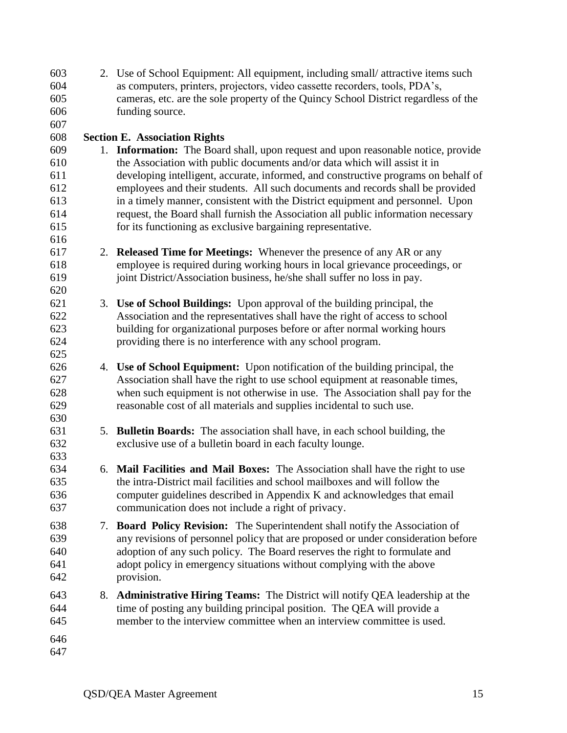2. Use of School Equipment: All equipment, including small/ attractive items such as computers, printers, projectors, video cassette recorders, tools, PDA's, cameras, etc. are the sole property of the Quincy School District regardless of the funding source.

**Section E. Association Rights**

1. **Information:** The Board shall, upon request and upon reasonable notice, provide the Association with public documents and/or data which will assist it in developing intelligent, accurate, informed, and constructive programs on behalf of employees and their students. All such documents and records shall be provided in a timely manner, consistent with the District equipment and personnel. Upon request, the Board shall furnish the Association all public information necessary for its functioning as exclusive bargaining representative.

2. **Released Time for Meetings:** Whenever the presence of any AR or any employee is required during working hours in local grievance proceedings, or joint District/Association business, he/she shall suffer no loss in pay.

3. **Use of School Buildings:** Upon approval of the building principal, the Association and the representatives shall have the right of access to school building for organizational purposes before or after normal working hours providing there is no interference with any school program.

4. **Use of School Equipment:** Upon notification of the building principal, the Association shall have the right to use school equipment at reasonable times, when such equipment is not otherwise in use. The Association shall pay for the reasonable cost of all materials and supplies incidental to such use.

5. **Bulletin Boards:** The association shall have, in each school building, the exclusive use of a bulletin board in each faculty lounge.

6. **Mail Facilities and Mail Boxes:** The Association shall have the right to use the intra-District mail facilities and school mailboxes and will follow the computer guidelines described in Appendix K and acknowledges that email communication does not include a right of privacy.

7. **Board Policy Revision:** The Superintendent shall notify the Association of any revisions of personnel policy that are proposed or under consideration before adoption of any such policy. The Board reserves the right to formulate and adopt policy in emergency situations without complying with the above provision.

8. **Administrative Hiring Teams:** The District will notify QEA leadership at the time of posting any building principal position. The QEA will provide a member to the interview committee when an interview committee is used.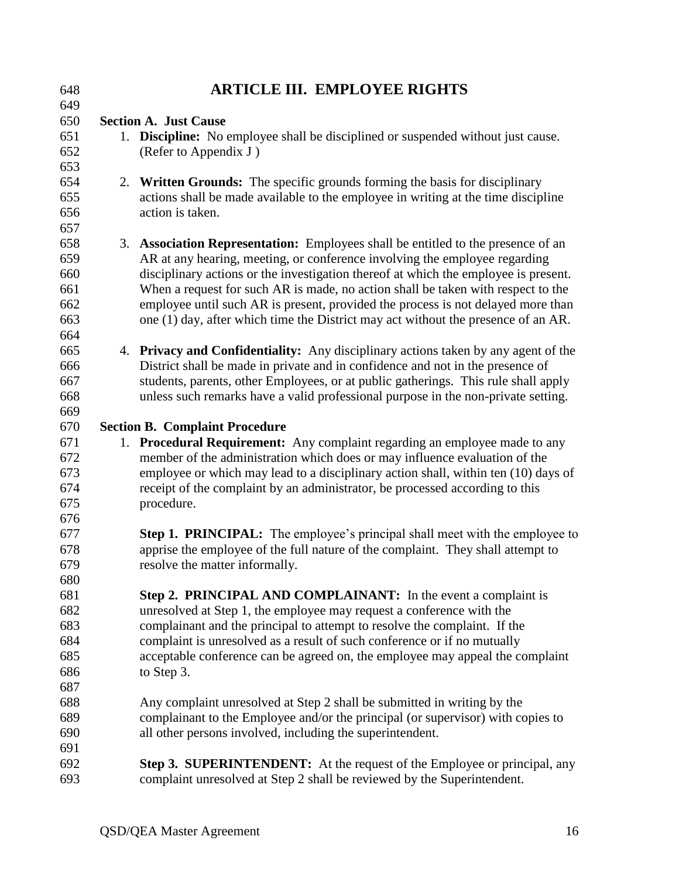# ARTICLE III. EMPLOYEE RIGHTS

**Section A. Just Cause**

1. **Discipline:** No employee shall be disciplined or suspended without just cause. (Refer to Appendix J )

2. **Written Grounds:** The specific grounds forming the basis for disciplinary actions shall be made available to the employee in writing at the time discipline action is taken.

3. **Association Representation:** Employees shall be entitled to the presence of an AR at any hearing, meeting, or conference involving the employee regarding disciplinary actions or the investigation thereof at which the employee is present. When a request for such AR is made, no action shall be taken with respect to the employee until such AR is present, provided the process is not delayed more than one (1) day, after which time the District may act without the presence of an AR.

4. **Privacy and Confidentiality:** Any disciplinary actions taken by any agent of the District shall be made in private and in confidence and not in the presence of students, parents, other Employees, or at public gatherings. This rule shall apply unless such remarks have a valid professional purpose in the non-private setting.

**Section B. Complaint Procedure**

1. **Procedural Requirement:** Any complaint regarding an employee made to any member of the administration which does or may influence evaluation of the employee or which may lead to a disciplinary action shall, within ten (10) days of receipt of the complaint by an administrator, be processed according to this procedure.

   **Step 1. PRINCIPAL:** The employee's principal shall meet with the employee to apprise the employee of the full nature of the complaint. They shall attempt to resolve the matter informally.

   **Step 2. PRINCIPAL AND COMPLAINANT:** In the event a complaint is unresolved at Step 1, the employee may request a conference with the complainant and the principal to attempt to resolve the complaint. If the complaint is unresolved as a result of such conference or if no mutually acceptable conference can be agreed on, the employee may appeal the complaint to Step 3.

   Any complaint unresolved at Step 2 shall be submitted in writing by the complainant to the Employee and/or the principal (or supervisor) with copies to all other persons involved, including the superintendent.

   **Step 3. SUPERINTENDENT:** At the request of the Employee or principal, any complaint unresolved at Step 2 shall be reviewed by the Superintendent.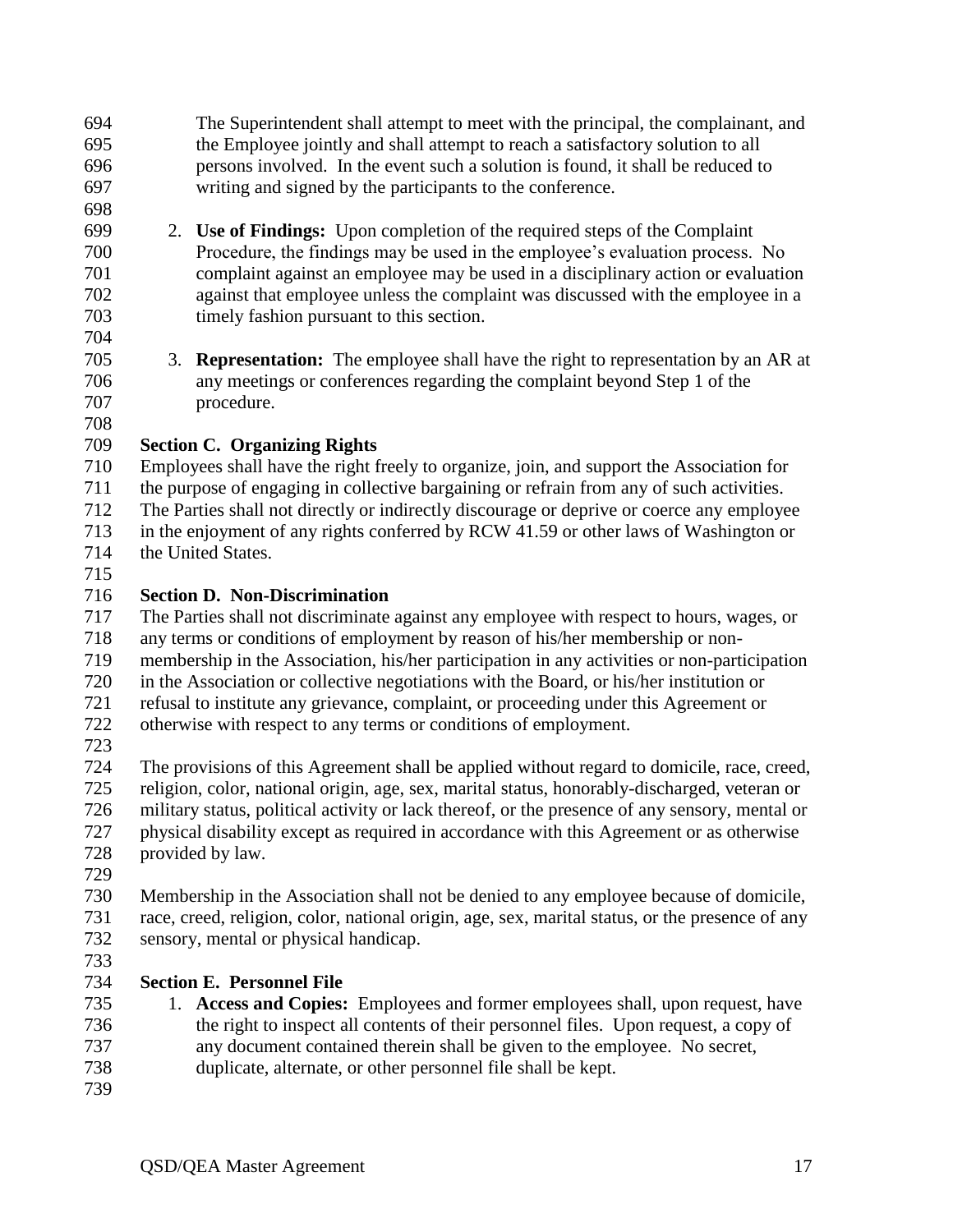The Superintendent shall attempt to meet with the principal, the complainant, and the Employee jointly and shall attempt to reach a satisfactory solution to all persons involved. In the event such a solution is found, it shall be reduced to writing and signed by the participants to the conference.

2. **Use of Findings:** Upon completion of the required steps of the Complaint Procedure, the findings may be used in the employee's evaluation process. No complaint against an employee may be used in a disciplinary action or evaluation against that employee unless the complaint was discussed with the employee in a timely fashion pursuant to this section.

3. **Representation:** The employee shall have the right to representation by an AR at any meetings or conferences regarding the complaint beyond Step 1 of the procedure.

**Section C. Organizing Rights**

Employees shall have the right freely to organize, join, and support the Association for the purpose of engaging in collective bargaining or refrain from any of such activities. The Parties shall not directly or indirectly discourage or deprive or coerce any employee in the enjoyment of any rights conferred by RCW 41.59 or other laws of Washington or the United States.

**Section D. Non-Discrimination**

The Parties shall not discriminate against any employee with respect to hours, wages, or any terms or conditions of employment by reason of his/her membership or non-membership in the Association, his/her participation in any activities or non-participation in the Association or collective negotiations with the Board, or his/her institution or refusal to institute any grievance, complaint, or proceeding under this Agreement or otherwise with respect to any terms or conditions of employment.

The provisions of this Agreement shall be applied without regard to domicile, race, creed, religion, color, national origin, age, sex, marital status, honorably-discharged, veteran or military status, political activity or lack thereof, or the presence of any sensory, mental or physical disability except as required in accordance with this Agreement or as otherwise provided by law.

Membership in the Association shall not be denied to any employee because of domicile, race, creed, religion, color, national origin, age, sex, marital status, or the presence of any sensory, mental or physical handicap.

**Section E. Personnel File**

1. **Access and Copies:** Employees and former employees shall, upon request, have the right to inspect all contents of their personnel files. Upon request, a copy of any document contained therein shall be given to the employee. No secret, duplicate, alternate, or other personnel file shall be kept.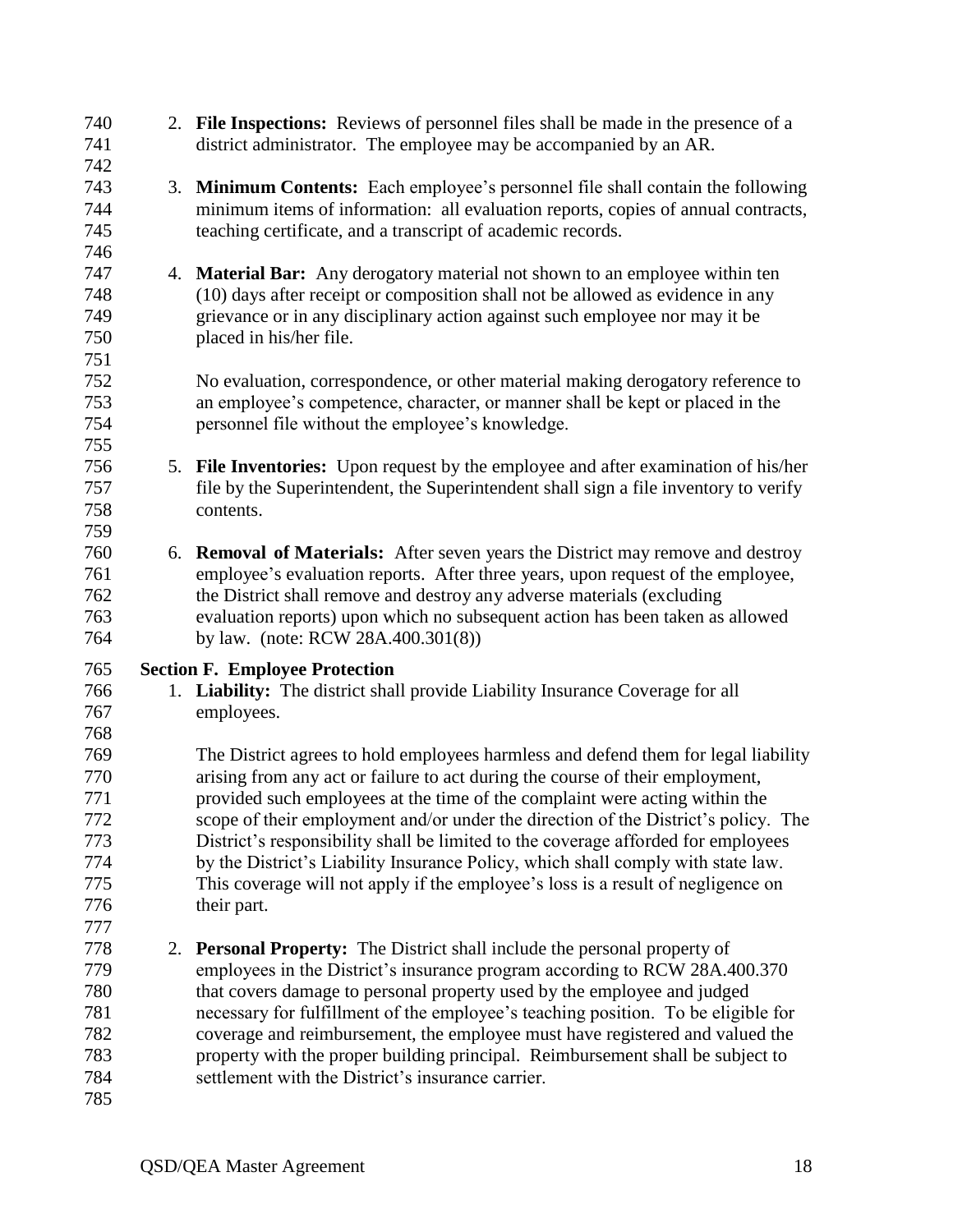2. **File Inspections:** Reviews of personnel files shall be made in the presence of a district administrator. The employee may be accompanied by an AR.

3. **Minimum Contents:** Each employee's personnel file shall contain the following minimum items of information: all evaluation reports, copies of annual contracts, teaching certificate, and a transcript of academic records.

4. **Material Bar:** Any derogatory material not shown to an employee within ten (10) days after receipt or composition shall not be allowed as evidence in any grievance or in any disciplinary action against such employee nor may it be placed in his/her file.

   No evaluation, correspondence, or other material making derogatory reference to an employee's competence, character, or manner shall be kept or placed in the personnel file without the employee's knowledge.

5. **File Inventories:** Upon request by the employee and after examination of his/her file by the Superintendent, the Superintendent shall sign a file inventory to verify contents.

6. **Removal of Materials:** After seven years the District may remove and destroy employee's evaluation reports. After three years, upon request of the employee, the District shall remove and destroy any adverse materials (excluding evaluation reports) upon which no subsequent action has been taken as allowed by law. (note: RCW 28A.400.301(8))

**Section F. Employee Protection**

1. **Liability:** The district shall provide Liability Insurance Coverage for all employees.

   The District agrees to hold employees harmless and defend them for legal liability arising from any act or failure to act during the course of their employment, provided such employees at the time of the complaint were acting within the scope of their employment and/or under the direction of the District's policy. The District's responsibility shall be limited to the coverage afforded for employees by the District's Liability Insurance Policy, which shall comply with state law. This coverage will not apply if the employee's loss is a result of negligence on their part.

2. **Personal Property:** The District shall include the personal property of employees in the District's insurance program according to RCW 28A.400.370 that covers damage to personal property used by the employee and judged necessary for fulfillment of the employee's teaching position. To be eligible for coverage and reimbursement, the employee must have registered and valued the property with the proper building principal. Reimbursement shall be subject to settlement with the District's insurance carrier.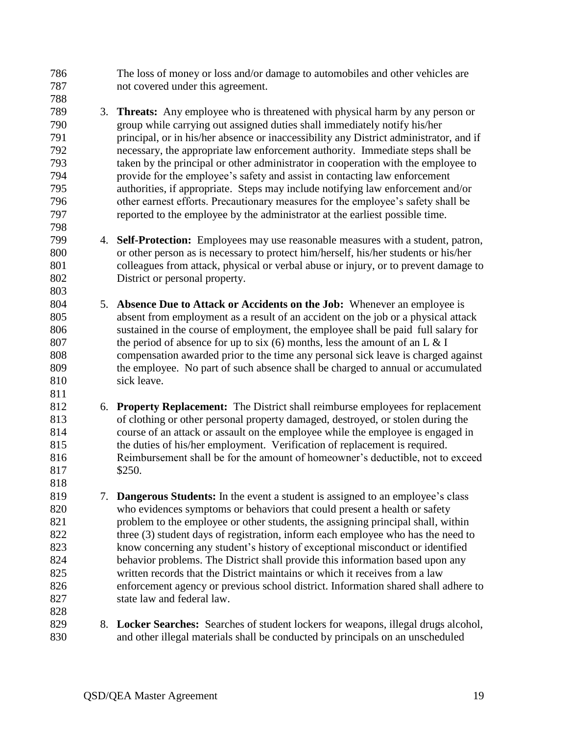The loss of money or loss and/or damage to automobiles and other vehicles are not covered under this agreement.

3. **Threats:** Any employee who is threatened with physical harm by any person or group while carrying out assigned duties shall immediately notify his/her principal, or in his/her absence or inaccessibility any District administrator, and if necessary, the appropriate law enforcement authority. Immediate steps shall be taken by the principal or other administrator in cooperation with the employee to provide for the employee's safety and assist in contacting law enforcement authorities, if appropriate. Steps may include notifying law enforcement and/or other earnest efforts. Precautionary measures for the employee's safety shall be reported to the employee by the administrator at the earliest possible time.

4. **Self-Protection:** Employees may use reasonable measures with a student, patron, or other person as is necessary to protect him/herself, his/her students or his/her colleagues from attack, physical or verbal abuse or injury, or to prevent damage to District or personal property.

5. **Absence Due to Attack or Accidents on the Job:** Whenever an employee is absent from employment as a result of an accident on the job or a physical attack sustained in the course of employment, the employee shall be paid full salary for the period of absence for up to six (6) months, less the amount of an L & I compensation awarded prior to the time any personal sick leave is charged against the employee. No part of such absence shall be charged to annual or accumulated sick leave.

6. **Property Replacement:** The District shall reimburse employees for replacement of clothing or other personal property damaged, destroyed, or stolen during the course of an attack or assault on the employee while the employee is engaged in the duties of his/her employment. Verification of replacement is required. Reimbursement shall be for the amount of homeowner's deductible, not to exceed $250.

7. **Dangerous Students:** In the event a student is assigned to an employee's class who evidences symptoms or behaviors that could present a health or safety problem to the employee or other students, the assigning principal shall, within three (3) student days of registration, inform each employee who has the need to know concerning any student's history of exceptional misconduct or identified behavior problems. The District shall provide this information based upon any written records that the District maintains or which it receives from a law enforcement agency or previous school district. Information shared shall adhere to state law and federal law.

8. **Locker Searches:** Searches of student lockers for weapons, illegal drugs alcohol, and other illegal materials shall be conducted by principals on an unscheduled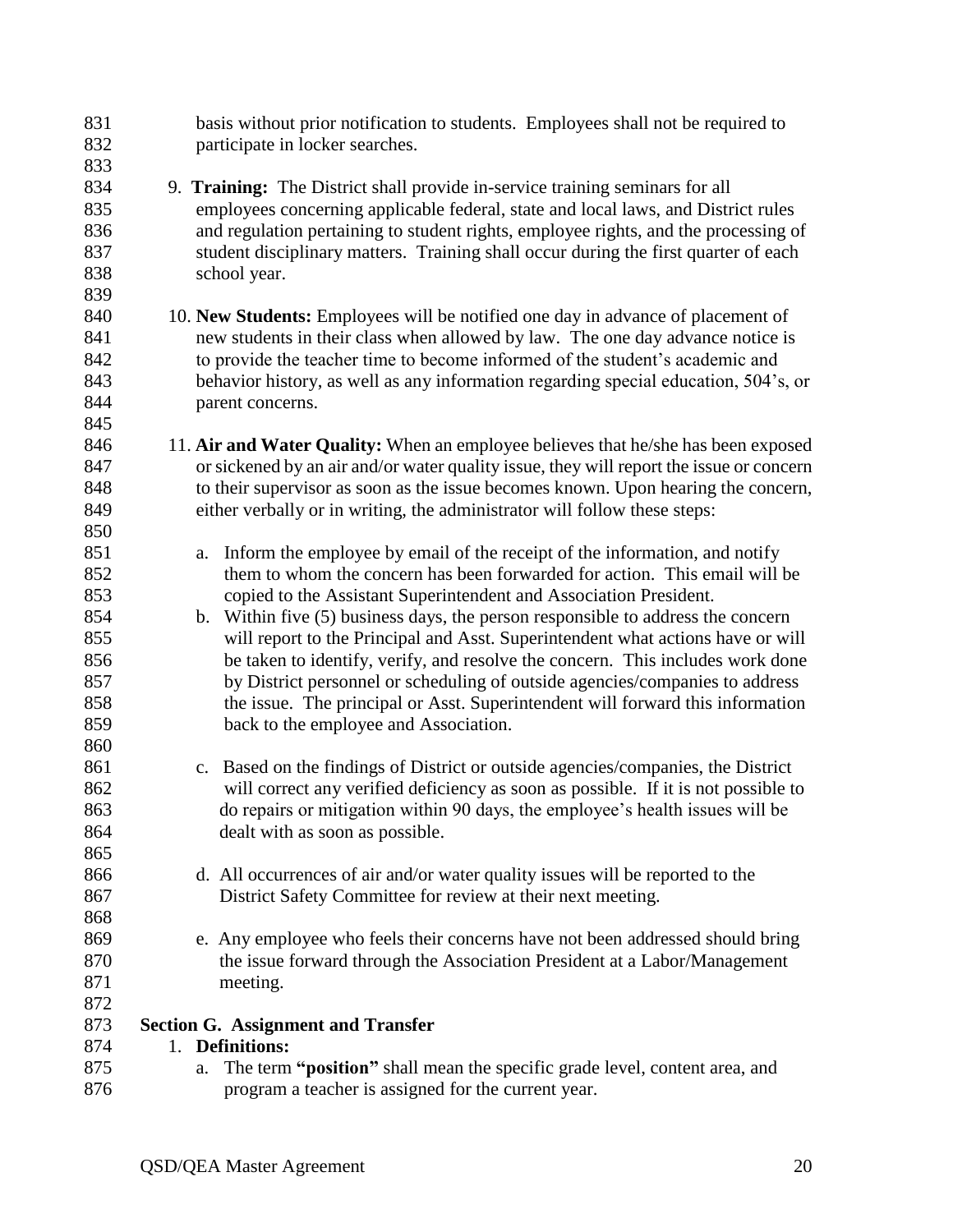basis without prior notification to students. Employees shall not be required to participate in locker searches.

9. **Training:** The District shall provide in-service training seminars for all employees concerning applicable federal, state and local laws, and District rules and regulation pertaining to student rights, employee rights, and the processing of student disciplinary matters. Training shall occur during the first quarter of each school year.

10. **New Students:** Employees will be notified one day in advance of placement of new students in their class when allowed by law. The one day advance notice is to provide the teacher time to become informed of the student's academic and behavior history, as well as any information regarding special education, 504's, or parent concerns.

11. **Air and Water Quality:** When an employee believes that he/she has been exposed or sickened by an air and/or water quality issue, they will report the issue or concern to their supervisor as soon as the issue becomes known. Upon hearing the concern, either verbally or in writing, the administrator will follow these steps:

    a. Inform the employee by email of the receipt of the information, and notify them to whom the concern has been forwarded for action. This email will be copied to the Assistant Superintendent and Association President.

    b. Within five (5) business days, the person responsible to address the concern will report to the Principal and Asst. Superintendent what actions have or will be taken to identify, verify, and resolve the concern. This includes work done by District personnel or scheduling of outside agencies/companies to address the issue. The principal or Asst. Superintendent will forward this information back to the employee and Association.

    c. Based on the findings of District or outside agencies/companies, the District will correct any verified deficiency as soon as possible. If it is not possible to do repairs or mitigation within 90 days, the employee's health issues will be dealt with as soon as possible.

    d. All occurrences of air and/or water quality issues will be reported to the District Safety Committee for review at their next meeting.

    e. Any employee who feels their concerns have not been addressed should bring the issue forward through the Association President at a Labor/Management meeting.

## Section G. Assignment and Transfer

1. **Definitions:**

    a. The term **"position"** shall mean the specific grade level, content area, and program a teacher is assigned for the current year.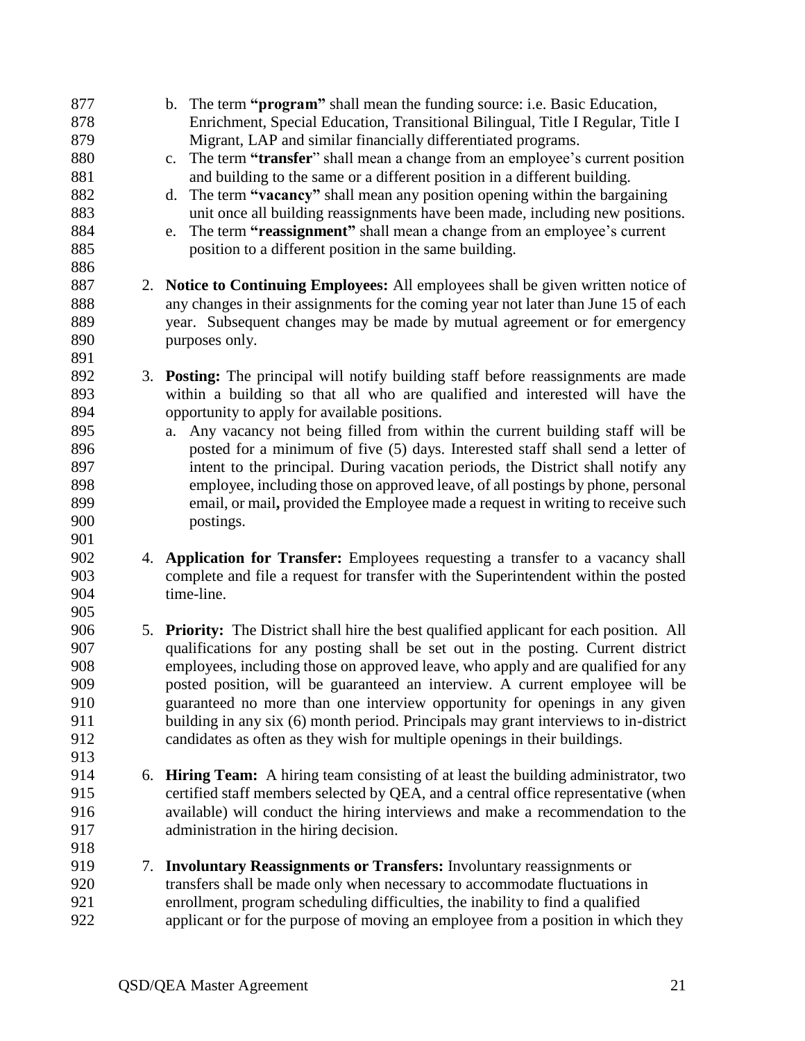b. The term **"program"** shall mean the funding source: i.e. Basic Education, Enrichment, Special Education, Transitional Bilingual, Title I Regular, Title I Migrant, LAP and similar financially differentiated programs.
   c. The term **"transfer"** shall mean a change from an employee's current position and building to the same or a different position in a different building.
   d. The term **"vacancy"** shall mean any position opening within the bargaining unit once all building reassignments have been made, including new positions.
   e. The term **"reassignment"** shall mean a change from an employee's current position to a different position in the same building.

2. **Notice to Continuing Employees:** All employees shall be given written notice of any changes in their assignments for the coming year not later than June 15 of each year. Subsequent changes may be made by mutual agreement or for emergency purposes only.

3. **Posting:** The principal will notify building staff before reassignments are made within a building so that all who are qualified and interested will have the opportunity to apply for available positions.
   a. Any vacancy not being filled from within the current building staff will be posted for a minimum of five (5) days. Interested staff shall send a letter of intent to the principal. During vacation periods, the District shall notify any employee, including those on approved leave, of all postings by phone, personal email, or mail**,** provided the Employee made a request in writing to receive such postings.

4. **Application for Transfer:** Employees requesting a transfer to a vacancy shall complete and file a request for transfer with the Superintendent within the posted time-line.

5. **Priority:** The District shall hire the best qualified applicant for each position. All qualifications for any posting shall be set out in the posting. Current district employees, including those on approved leave, who apply and are qualified for any posted position, will be guaranteed an interview. A current employee will be guaranteed no more than one interview opportunity for openings in any given building in any six (6) month period. Principals may grant interviews to in-district candidates as often as they wish for multiple openings in their buildings.

6. **Hiring Team:** A hiring team consisting of at least the building administrator, two certified staff members selected by QEA, and a central office representative (when available) will conduct the hiring interviews and make a recommendation to the administration in the hiring decision.

7. **Involuntary Reassignments or Transfers:** Involuntary reassignments or transfers shall be made only when necessary to accommodate fluctuations in enrollment, program scheduling difficulties, the inability to find a qualified applicant or for the purpose of moving an employee from a position in which they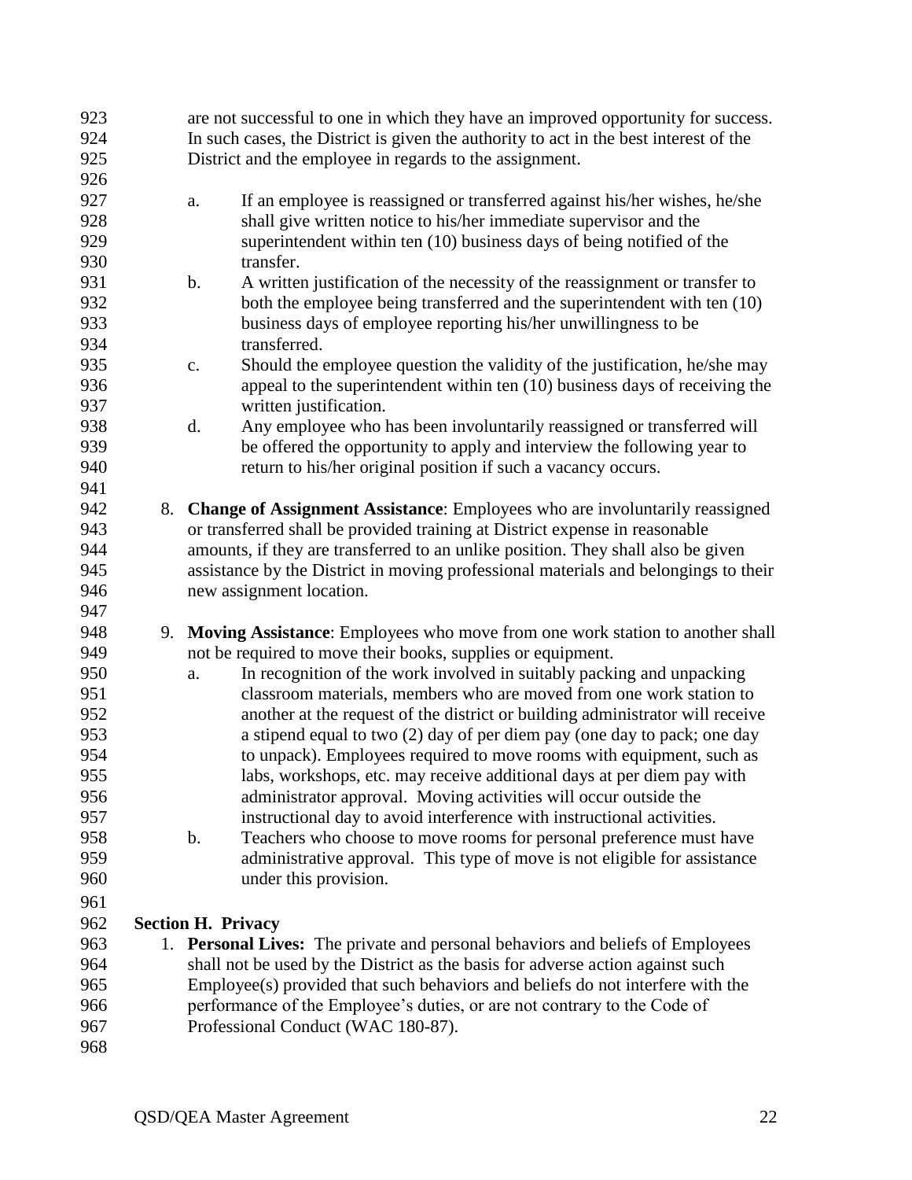are not successful to one in which they have an improved opportunity for success. In such cases, the District is given the authority to act in the best interest of the District and the employee in regards to the assignment.

a. If an employee is reassigned or transferred against his/her wishes, he/she shall give written notice to his/her immediate supervisor and the superintendent within ten (10) business days of being notified of the transfer.
b. A written justification of the necessity of the reassignment or transfer to both the employee being transferred and the superintendent with ten (10) business days of employee reporting his/her unwillingness to be transferred.
c. Should the employee question the validity of the justification, he/she may appeal to the superintendent within ten (10) business days of receiving the written justification.
d. Any employee who has been involuntarily reassigned or transferred will be offered the opportunity to apply and interview the following year to return to his/her original position if such a vacancy occurs.

8. **Change of Assignment Assistance**: Employees who are involuntarily reassigned or transferred shall be provided training at District expense in reasonable amounts, if they are transferred to an unlike position. They shall also be given assistance by the District in moving professional materials and belongings to their new assignment location.

9. **Moving Assistance**: Employees who move from one work station to another shall not be required to move their books, supplies or equipment.
   a. In recognition of the work involved in suitably packing and unpacking classroom materials, members who are moved from one work station to another at the request of the district or building administrator will receive a stipend equal to two (2) day of per diem pay (one day to pack; one day to unpack). Employees required to move rooms with equipment, such as labs, workshops, etc. may receive additional days at per diem pay with administrator approval. Moving activities will occur outside the instructional day to avoid interference with instructional activities.
   b. Teachers who choose to move rooms for personal preference must have administrative approval. This type of move is not eligible for assistance under this provision.

**Section H. Privacy**

1. **Personal Lives:** The private and personal behaviors and beliefs of Employees shall not be used by the District as the basis for adverse action against such Employee(s) provided that such behaviors and beliefs do not interfere with the performance of the Employee's duties, or are not contrary to the Code of Professional Conduct (WAC 180-87).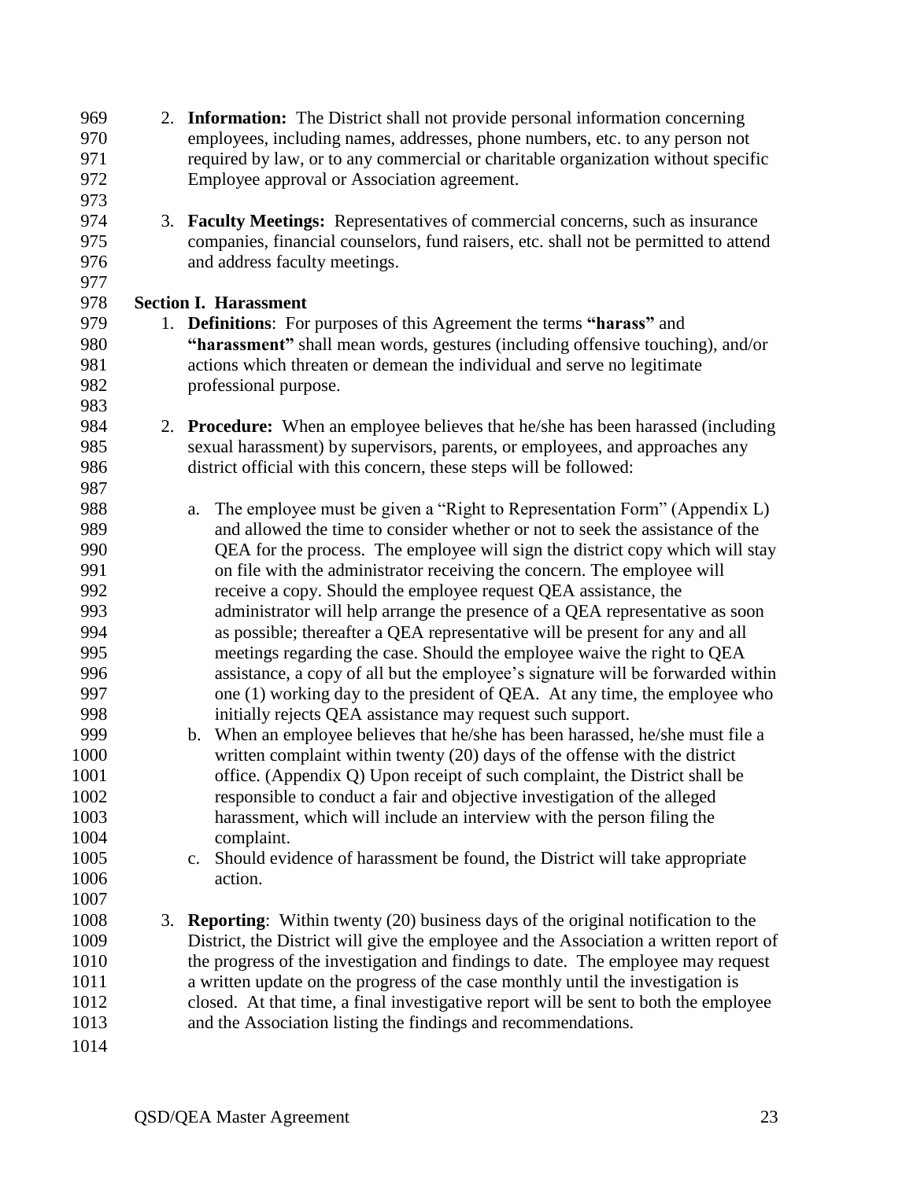2. **Information:** The District shall not provide personal information concerning employees, including names, addresses, phone numbers, etc. to any person not required by law, or to any commercial or charitable organization without specific Employee approval or Association agreement.

3. **Faculty Meetings:** Representatives of commercial concerns, such as insurance companies, financial counselors, fund raisers, etc. shall not be permitted to attend and address faculty meetings.

**Section I. Harassment**

1. **Definitions**: For purposes of this Agreement the terms **"harass"** and **"harassment"** shall mean words, gestures (including offensive touching), and/or actions which threaten or demean the individual and serve no legitimate professional purpose.

2. **Procedure:** When an employee believes that he/she has been harassed (including sexual harassment) by supervisors, parents, or employees, and approaches any district official with this concern, these steps will be followed:

   a. The employee must be given a "Right to Representation Form" (Appendix L) and allowed the time to consider whether or not to seek the assistance of the QEA for the process. The employee will sign the district copy which will stay on file with the administrator receiving the concern. The employee will receive a copy. Should the employee request QEA assistance, the administrator will help arrange the presence of a QEA representative as soon as possible; thereafter a QEA representative will be present for any and all meetings regarding the case. Should the employee waive the right to QEA assistance, a copy of all but the employee's signature will be forwarded within one (1) working day to the president of QEA. At any time, the employee who initially rejects QEA assistance may request such support.
   b. When an employee believes that he/she has been harassed, he/she must file a written complaint within twenty (20) days of the offense with the district office. (Appendix Q) Upon receipt of such complaint, the District shall be responsible to conduct a fair and objective investigation of the alleged harassment, which will include an interview with the person filing the complaint.
   c. Should evidence of harassment be found, the District will take appropriate action.

3. **Reporting**: Within twenty (20) business days of the original notification to the District, the District will give the employee and the Association a written report of the progress of the investigation and findings to date. The employee may request a written update on the progress of the case monthly until the investigation is closed. At that time, a final investigative report will be sent to both the employee and the Association listing the findings and recommendations.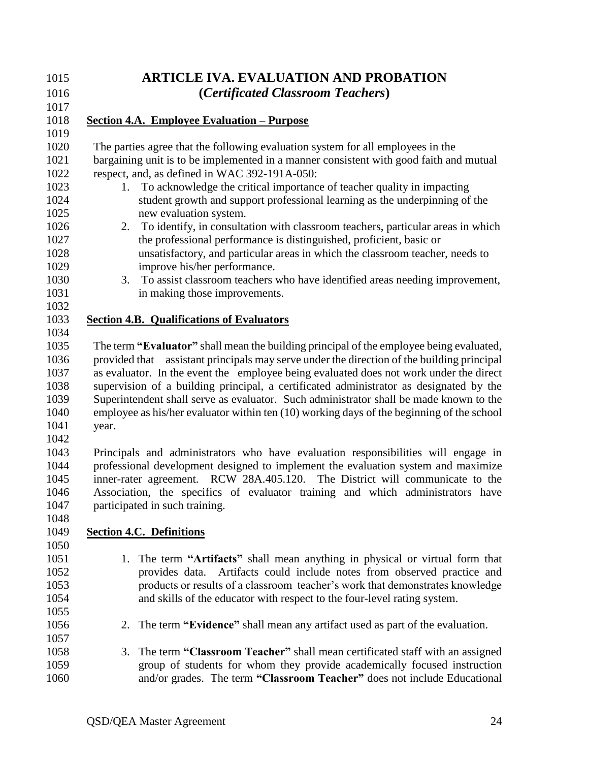# ARTICLE IVA. EVALUATION AND PROBATION
## (*Certificated Classroom Teachers*)

**Section 4.A. Employee Evaluation – Purpose**

The parties agree that the following evaluation system for all employees in the bargaining unit is to be implemented in a manner consistent with good faith and mutual respect, and, as defined in WAC 392-191A-050:

1. To acknowledge the critical importance of teacher quality in impacting student growth and support professional learning as the underpinning of the new evaluation system.
2. To identify, in consultation with classroom teachers, particular areas in which the professional performance is distinguished, proficient, basic or unsatisfactory, and particular areas in which the classroom teacher, needs to improve his/her performance.
3. To assist classroom teachers who have identified areas needing improvement, in making those improvements.

**Section 4.B. Qualifications of Evaluators**

The term **"Evaluator"** shall mean the building principal of the employee being evaluated, provided that assistant principals may serve under the direction of the building principal as evaluator. In the event the employee being evaluated does not work under the direct supervision of a building principal, a certificated administrator as designated by the Superintendent shall serve as evaluator. Such administrator shall be made known to the employee as his/her evaluator within ten (10) working days of the beginning of the school year.

Principals and administrators who have evaluation responsibilities will engage in professional development designed to implement the evaluation system and maximize inner-rater agreement. RCW 28A.405.120. The District will communicate to the Association, the specifics of evaluator training and which administrators have participated in such training.

**Section 4.C. Definitions**

1. The term **"Artifacts"** shall mean anything in physical or virtual form that provides data. Artifacts could include notes from observed practice and products or results of a classroom teacher's work that demonstrates knowledge and skills of the educator with respect to the four-level rating system.

2. The term **"Evidence"** shall mean any artifact used as part of the evaluation.

3. The term **"Classroom Teacher"** shall mean certificated staff with an assigned group of students for whom they provide academically focused instruction and/or grades. The term **"Classroom Teacher"** does not include Educational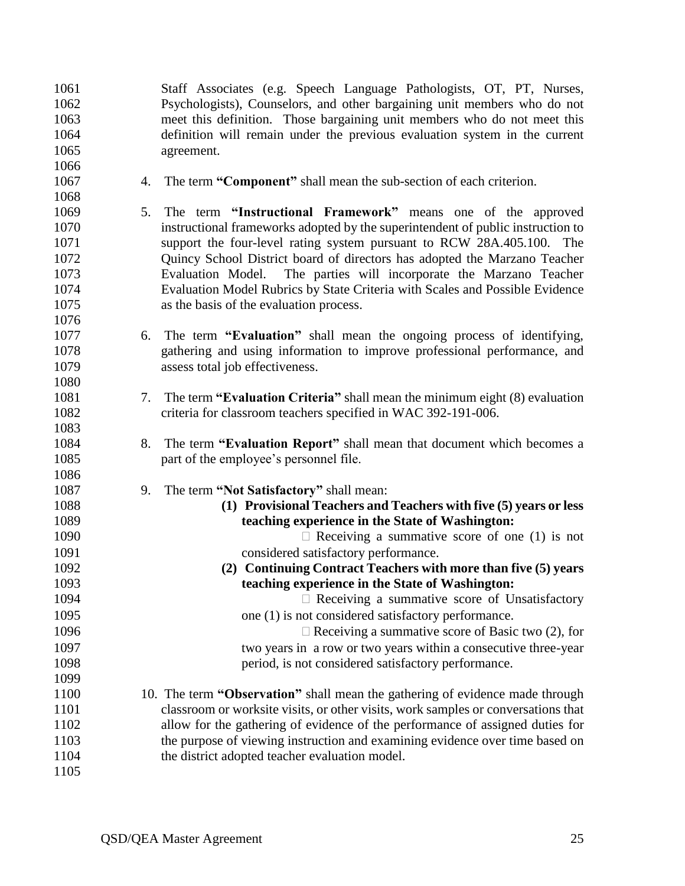Staff Associates (e.g. Speech Language Pathologists, OT, PT, Nurses, Psychologists), Counselors, and other bargaining unit members who do not meet this definition. Those bargaining unit members who do not meet this definition will remain under the previous evaluation system in the current agreement.

4. The term **"Component"** shall mean the sub-section of each criterion.

5. The term **"Instructional Framework"** means one of the approved instructional frameworks adopted by the superintendent of public instruction to support the four-level rating system pursuant to RCW 28A.405.100. The Quincy School District board of directors has adopted the Marzano Teacher Evaluation Model. The parties will incorporate the Marzano Teacher Evaluation Model Rubrics by State Criteria with Scales and Possible Evidence as the basis of the evaluation process.

6. The term **"Evaluation"** shall mean the ongoing process of identifying, gathering and using information to improve professional performance, and assess total job effectiveness.

7. The term **"Evaluation Criteria"** shall mean the minimum eight (8) evaluation criteria for classroom teachers specified in WAC 392-191-006.

8. The term **"Evaluation Report"** shall mean that document which becomes a part of the employee's personnel file.

9. The term **"Not Satisfactory"** shall mean:
   - **(1) Provisional Teachers and Teachers with five (5) years or less teaching experience in the State of Washington:**
     - Receiving a summative score of one (1) is not considered satisfactory performance.
   - **(2) Continuing Contract Teachers with more than five (5) years teaching experience in the State of Washington:**
     - Receiving a summative score of Unsatisfactory one (1) is not considered satisfactory performance.
     - Receiving a summative score of Basic two (2), for two years in a row or two years within a consecutive three-year period, is not considered satisfactory performance.

10. The term **"Observation"** shall mean the gathering of evidence made through classroom or worksite visits, or other visits, work samples or conversations that allow for the gathering of evidence of the performance of assigned duties for the purpose of viewing instruction and examining evidence over time based on the district adopted teacher evaluation model.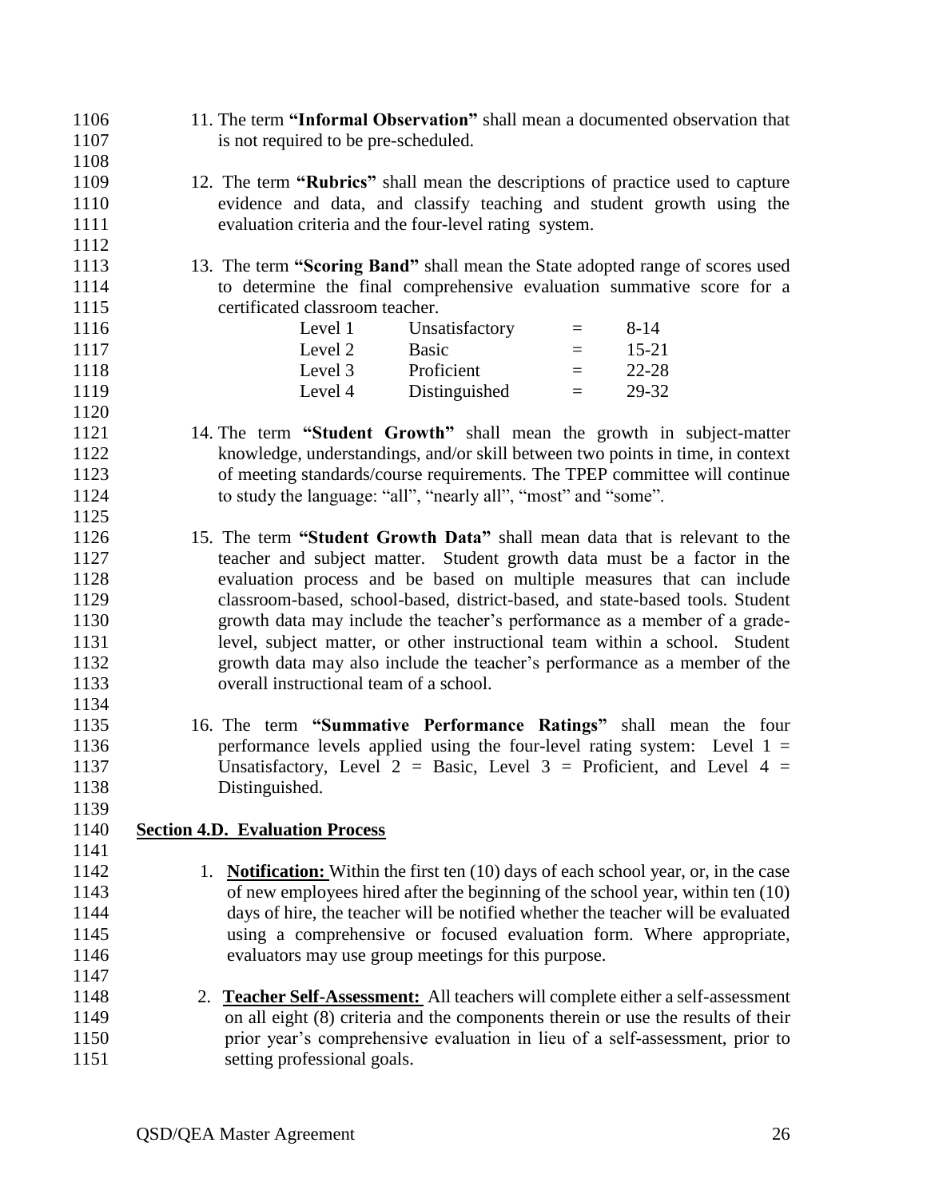11. The term **"Informal Observation"** shall mean a documented observation that is not required to be pre-scheduled.

12. The term **"Rubrics"** shall mean the descriptions of practice used to capture evidence and data, and classify teaching and student growth using the evaluation criteria and the four-level rating system.

13. The term **"Scoring Band"** shall mean the State adopted range of scores used to determine the final comprehensive evaluation summative score for a certificated classroom teacher.

| | | | |
|---|---|---|---|
| Level 1 | Unsatisfactory | = | 8-14 |
| Level 2 | Basic | = | 15-21 |
| Level 3 | Proficient | = | 22-28 |
| Level 4 | Distinguished | = | 29-32 |

14. The term **"Student Growth"** shall mean the growth in subject-matter knowledge, understandings, and/or skill between two points in time, in context of meeting standards/course requirements. The TPEP committee will continue to study the language: "all", "nearly all", "most" and "some".

15. The term **"Student Growth Data"** shall mean data that is relevant to the teacher and subject matter. Student growth data must be a factor in the evaluation process and be based on multiple measures that can include classroom-based, school-based, district-based, and state-based tools. Student growth data may include the teacher's performance as a member of a grade-level, subject matter, or other instructional team within a school. Student growth data may also include the teacher's performance as a member of the overall instructional team of a school.

16. The term **"Summative Performance Ratings"** shall mean the four performance levels applied using the four-level rating system: Level 1 = Unsatisfactory, Level 2 = Basic, Level 3 = Proficient, and Level 4 = Distinguished.

## Section 4.D. Evaluation Process

1. **Notification:** Within the first ten (10) days of each school year, or, in the case of new employees hired after the beginning of the school year, within ten (10) days of hire, the teacher will be notified whether the teacher will be evaluated using a comprehensive or focused evaluation form. Where appropriate, evaluators may use group meetings for this purpose.

2. **Teacher Self-Assessment:** All teachers will complete either a self-assessment on all eight (8) criteria and the components therein or use the results of their prior year's comprehensive evaluation in lieu of a self-assessment, prior to setting professional goals.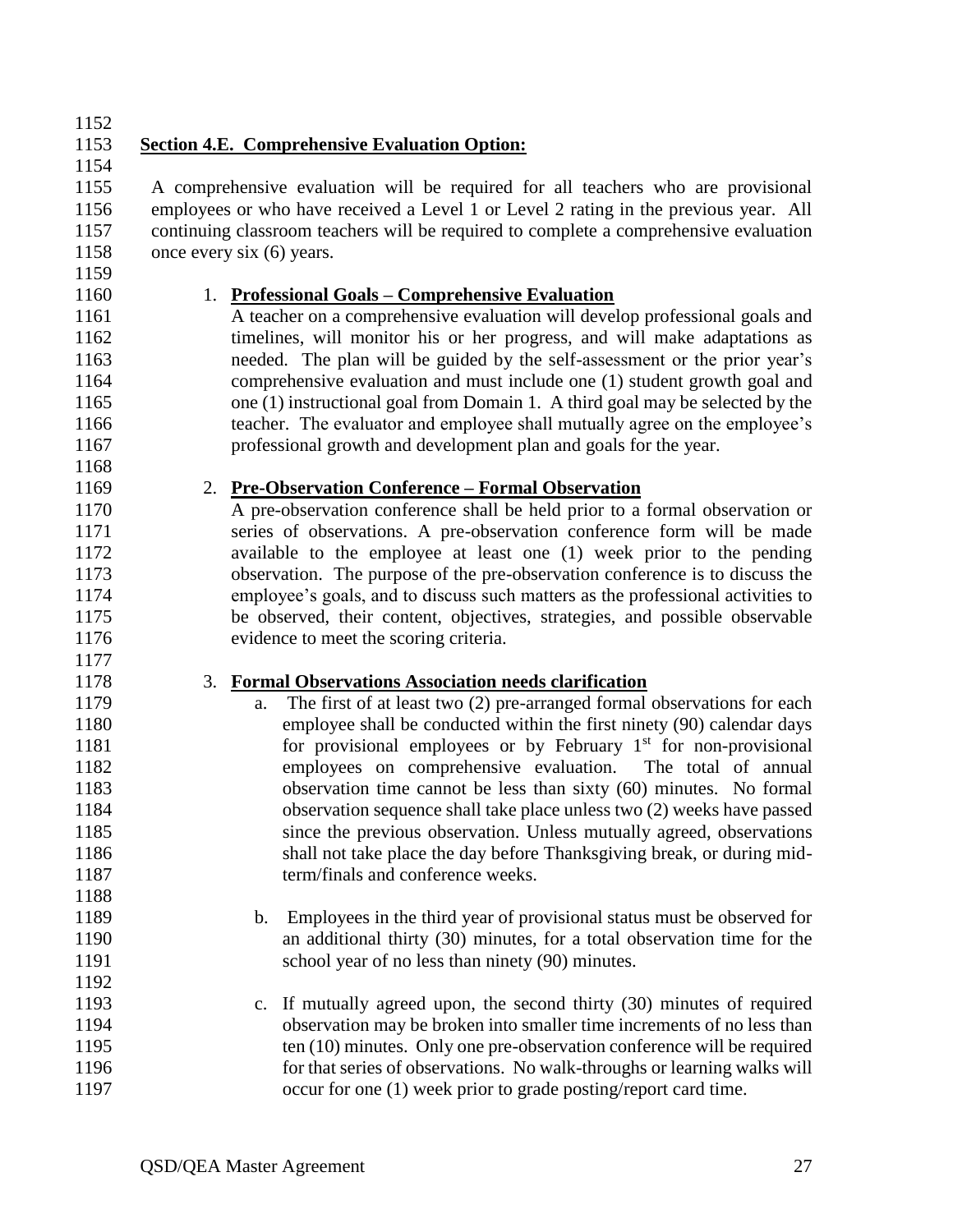**Section 4.E. Comprehensive Evaluation Option:**

A comprehensive evaluation will be required for all teachers who are provisional employees or who have received a Level 1 or Level 2 rating in the previous year. All continuing classroom teachers will be required to complete a comprehensive evaluation once every six (6) years.

1. **Professional Goals – Comprehensive Evaluation**
   A teacher on a comprehensive evaluation will develop professional goals and timelines, will monitor his or her progress, and will make adaptations as needed. The plan will be guided by the self-assessment or the prior year's comprehensive evaluation and must include one (1) student growth goal and one (1) instructional goal from Domain 1. A third goal may be selected by the teacher. The evaluator and employee shall mutually agree on the employee's professional growth and development plan and goals for the year.

2. **Pre-Observation Conference – Formal Observation**
   A pre-observation conference shall be held prior to a formal observation or series of observations. A pre-observation conference form will be made available to the employee at least one (1) week prior to the pending observation. The purpose of the pre-observation conference is to discuss the employee's goals, and to discuss such matters as the professional activities to be observed, their content, objectives, strategies, and possible observable evidence to meet the scoring criteria.

3. **Formal Observations Association needs clarification**
   a. The first of at least two (2) pre-arranged formal observations for each employee shall be conducted within the first ninety (90) calendar days for provisional employees or by February 1st for non-provisional employees on comprehensive evaluation. The total of annual observation time cannot be less than sixty (60) minutes. No formal observation sequence shall take place unless two (2) weeks have passed since the previous observation. Unless mutually agreed, observations shall not take place the day before Thanksgiving break, or during mid-term/finals and conference weeks.

   b. Employees in the third year of provisional status must be observed for an additional thirty (30) minutes, for a total observation time for the school year of no less than ninety (90) minutes.

   c. If mutually agreed upon, the second thirty (30) minutes of required observation may be broken into smaller time increments of no less than ten (10) minutes. Only one pre-observation conference will be required for that series of observations. No walk-throughs or learning walks will occur for one (1) week prior to grade posting/report card time.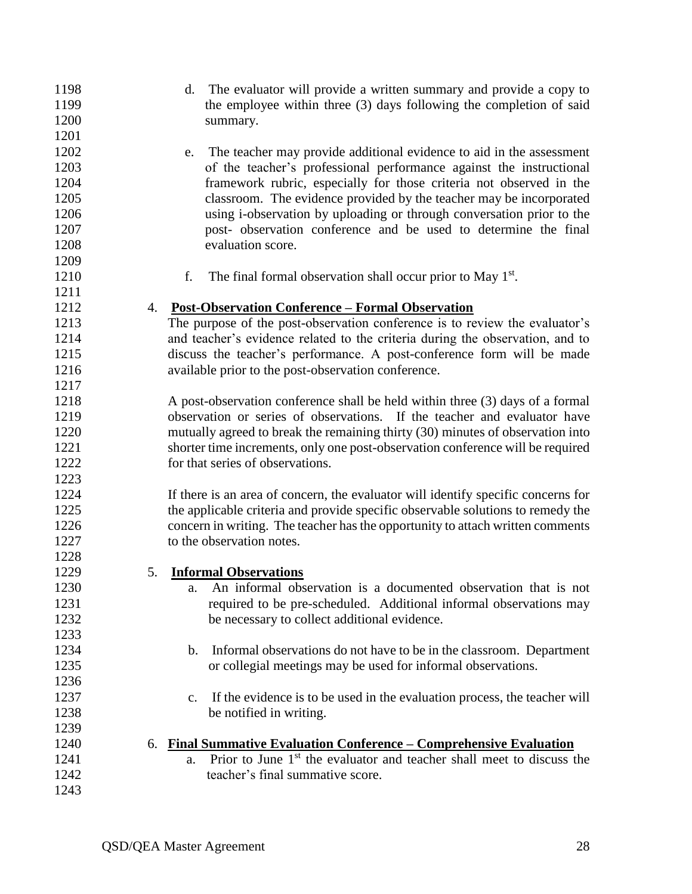d. The evaluator will provide a written summary and provide a copy to the employee within three (3) days following the completion of said summary.

e. The teacher may provide additional evidence to aid in the assessment of the teacher's professional performance against the instructional framework rubric, especially for those criteria not observed in the classroom. The evidence provided by the teacher may be incorporated using i-observation by uploading or through conversation prior to the post- observation conference and be used to determine the final evaluation score.

f. The final formal observation shall occur prior to May 1st.

4. **<u>Post-Observation Conference – Formal Observation</u>**

The purpose of the post-observation conference is to review the evaluator's and teacher's evidence related to the criteria during the observation, and to discuss the teacher's performance. A post-conference form will be made available prior to the post-observation conference.

A post-observation conference shall be held within three (3) days of a formal observation or series of observations. If the teacher and evaluator have mutually agreed to break the remaining thirty (30) minutes of observation into shorter time increments, only one post-observation conference will be required for that series of observations.

If there is an area of concern, the evaluator will identify specific concerns for the applicable criteria and provide specific observable solutions to remedy the concern in writing. The teacher has the opportunity to attach written comments to the observation notes.

5. **<u>Informal Observations</u>**

a. An informal observation is a documented observation that is not required to be pre-scheduled. Additional informal observations may be necessary to collect additional evidence.

b. Informal observations do not have to be in the classroom. Department or collegial meetings may be used for informal observations.

c. If the evidence is to be used in the evaluation process, the teacher will be notified in writing.

6. **<u>Final Summative Evaluation Conference – Comprehensive Evaluation</u>**

a. Prior to June 1st the evaluator and teacher shall meet to discuss the teacher's final summative score.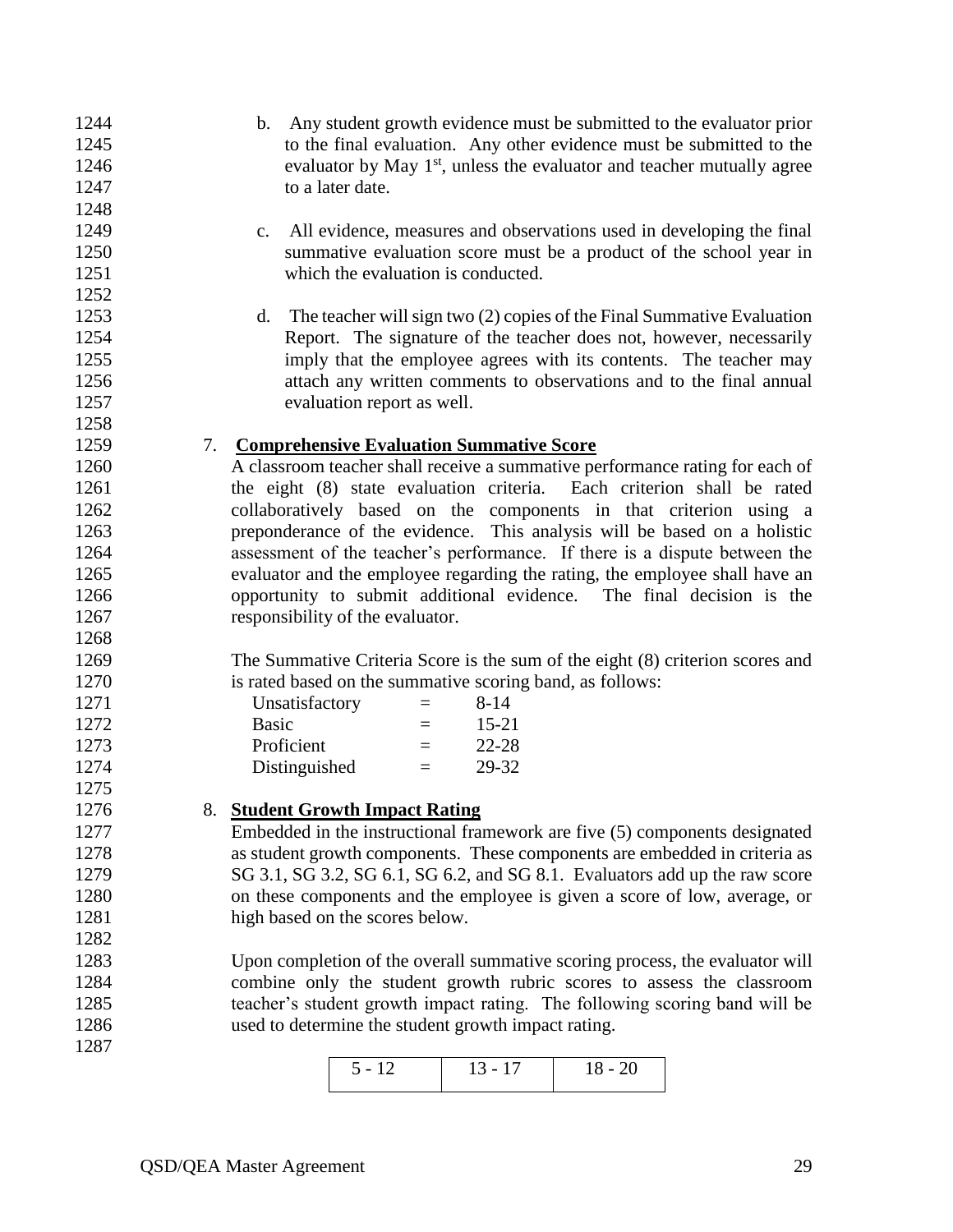b. Any student growth evidence must be submitted to the evaluator prior to the final evaluation. Any other evidence must be submitted to the evaluator by May 1st, unless the evaluator and teacher mutually agree to a later date.

c. All evidence, measures and observations used in developing the final summative evaluation score must be a product of the school year in which the evaluation is conducted.

d. The teacher will sign two (2) copies of the Final Summative Evaluation Report. The signature of the teacher does not, however, necessarily imply that the employee agrees with its contents. The teacher may attach any written comments to observations and to the final annual evaluation report as well.

7. **Comprehensive Evaluation Summative Score**

A classroom teacher shall receive a summative performance rating for each of the eight (8) state evaluation criteria. Each criterion shall be rated collaboratively based on the components in that criterion using a preponderance of the evidence. This analysis will be based on a holistic assessment of the teacher's performance. If there is a dispute between the evaluator and the employee regarding the rating, the employee shall have an opportunity to submit additional evidence. The final decision is the responsibility of the evaluator.

The Summative Criteria Score is the sum of the eight (8) criterion scores and is rated based on the summative scoring band, as follows:

| | | |
|---|---|---|
| Unsatisfactory | = | 8-14 |
| Basic | = | 15-21 |
| Proficient | = | 22-28 |
| Distinguished | = | 29-32 |

8. **Student Growth Impact Rating**

Embedded in the instructional framework are five (5) components designated as student growth components. These components are embedded in criteria as SG 3.1, SG 3.2, SG 6.1, SG 6.2, and SG 8.1. Evaluators add up the raw score on these components and the employee is given a score of low, average, or high based on the scores below.

Upon completion of the overall summative scoring process, the evaluator will combine only the student growth rubric scores to assess the classroom teacher's student growth impact rating. The following scoring band will be used to determine the student growth impact rating.

| 5 - 12 | 13 - 17 | 18 - 20 |
|---|---|---|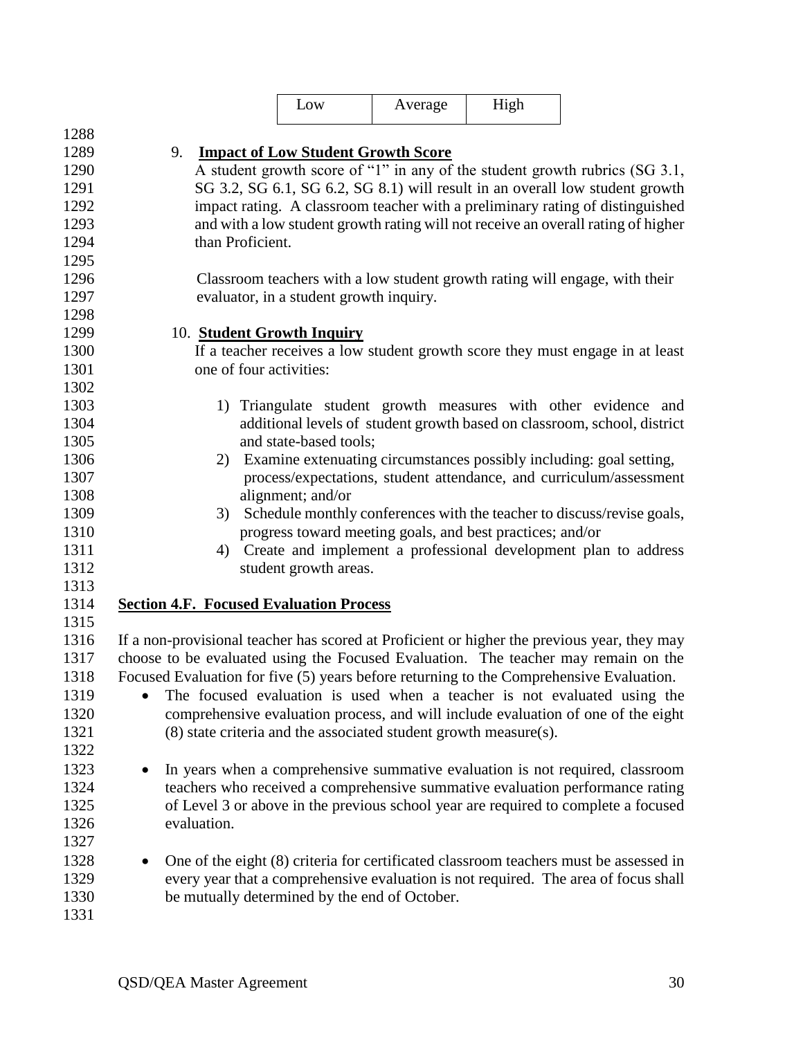| Low | Average | High |
|---|---|---|

9. **Impact of Low Student Growth Score**

A student growth score of "1" in any of the student growth rubrics (SG 3.1, SG 3.2, SG 6.1, SG 6.2, SG 8.1) will result in an overall low student growth impact rating. A classroom teacher with a preliminary rating of distinguished and with a low student growth rating will not receive an overall rating of higher than Proficient.

Classroom teachers with a low student growth rating will engage, with their evaluator, in a student growth inquiry.

10. **Student Growth Inquiry**

If a teacher receives a low student growth score they must engage in at least one of four activities:

1) Triangulate student growth measures with other evidence and additional levels of student growth based on classroom, school, district and state-based tools;
2) Examine extenuating circumstances possibly including: goal setting, process/expectations, student attendance, and curriculum/assessment alignment; and/or
3) Schedule monthly conferences with the teacher to discuss/revise goals, progress toward meeting goals, and best practices; and/or
4) Create and implement a professional development plan to address student growth areas.

## Section 4.F. Focused Evaluation Process

If a non-provisional teacher has scored at Proficient or higher the previous year, they may choose to be evaluated using the Focused Evaluation. The teacher may remain on the Focused Evaluation for five (5) years before returning to the Comprehensive Evaluation.

- The focused evaluation is used when a teacher is not evaluated using the comprehensive evaluation process, and will include evaluation of one of the eight (8) state criteria and the associated student growth measure(s).

- In years when a comprehensive summative evaluation is not required, classroom teachers who received a comprehensive summative evaluation performance rating of Level 3 or above in the previous school year are required to complete a focused evaluation.

- One of the eight (8) criteria for certificated classroom teachers must be assessed in every year that a comprehensive evaluation is not required. The area of focus shall be mutually determined by the end of October.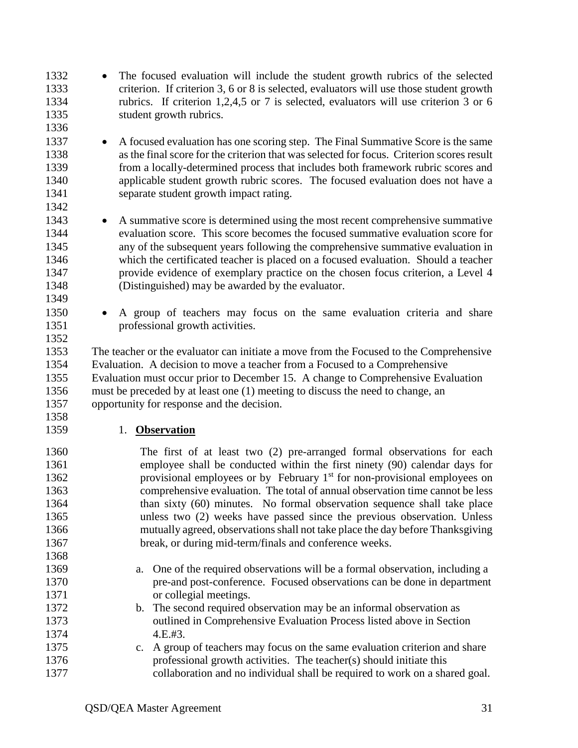- The focused evaluation will include the student growth rubrics of the selected criterion. If criterion 3, 6 or 8 is selected, evaluators will use those student growth rubrics. If criterion 1,2,4,5 or 7 is selected, evaluators will use criterion 3 or 6 student growth rubrics.

- A focused evaluation has one scoring step. The Final Summative Score is the same as the final score for the criterion that was selected for focus. Criterion scores result from a locally-determined process that includes both framework rubric scores and applicable student growth rubric scores. The focused evaluation does not have a separate student growth impact rating.

- A summative score is determined using the most recent comprehensive summative evaluation score. This score becomes the focused summative evaluation score for any of the subsequent years following the comprehensive summative evaluation in which the certificated teacher is placed on a focused evaluation. Should a teacher provide evidence of exemplary practice on the chosen focus criterion, a Level 4 (Distinguished) may be awarded by the evaluator.

- A group of teachers may focus on the same evaluation criteria and share professional growth activities.

The teacher or the evaluator can initiate a move from the Focused to the Comprehensive Evaluation. A decision to move a teacher from a Focused to a Comprehensive Evaluation must occur prior to December 15. A change to Comprehensive Evaluation must be preceded by at least one (1) meeting to discuss the need to change, an opportunity for response and the decision.

1. **Observation**

   The first of at least two (2) pre-arranged formal observations for each employee shall be conducted within the first ninety (90) calendar days for provisional employees or by February 1st for non-provisional employees on comprehensive evaluation. The total of annual observation time cannot be less than sixty (60) minutes. No formal observation sequence shall take place unless two (2) weeks have passed since the previous observation. Unless mutually agreed, observations shall not take place the day before Thanksgiving break, or during mid-term/finals and conference weeks.

   a. One of the required observations will be a formal observation, including a pre-and post-conference. Focused observations can be done in department or collegial meetings.
   b. The second required observation may be an informal observation as outlined in Comprehensive Evaluation Process listed above in Section 4.E.#3.
   c. A group of teachers may focus on the same evaluation criterion and share professional growth activities. The teacher(s) should initiate this collaboration and no individual shall be required to work on a shared goal.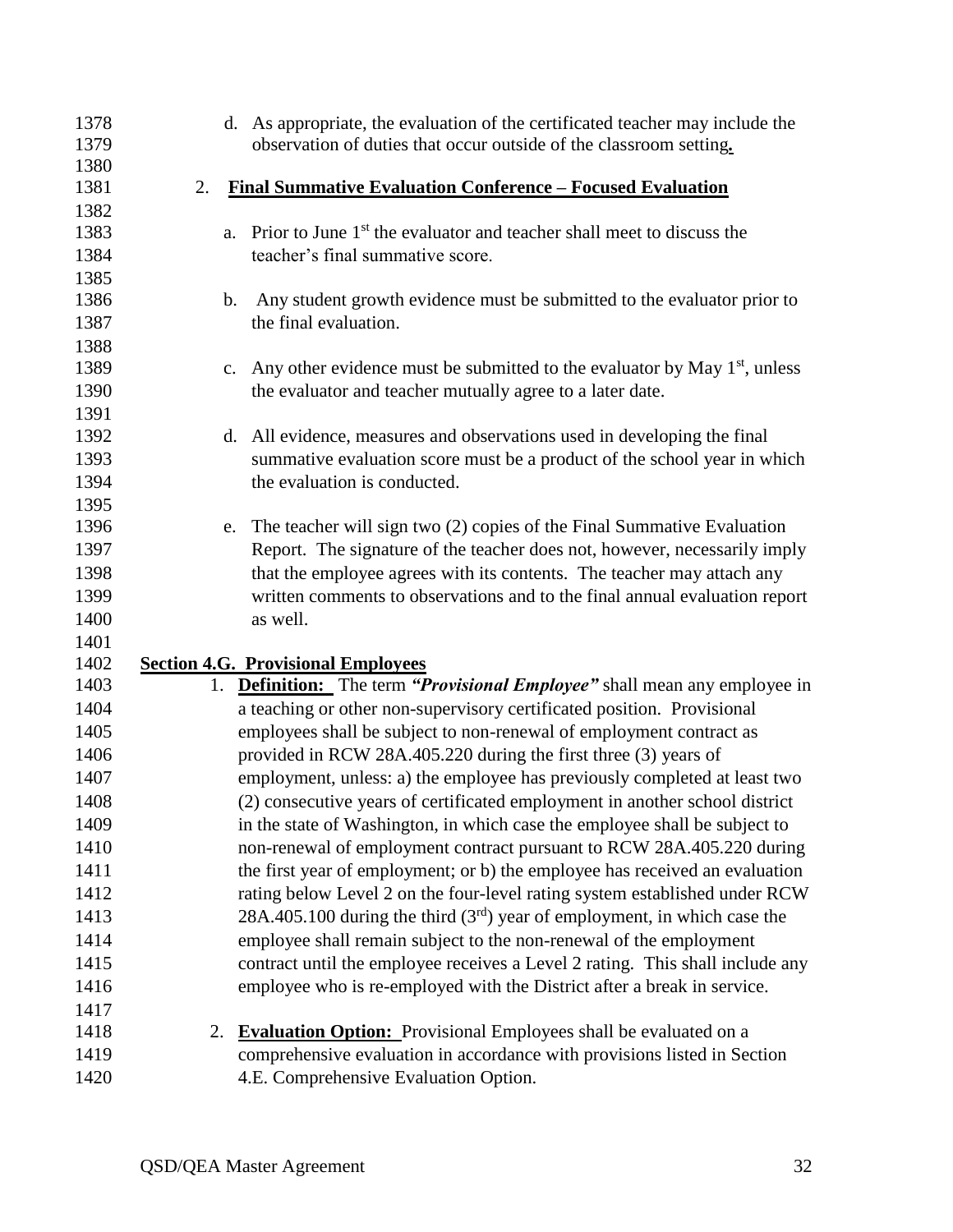d. As appropriate, the evaluation of the certificated teacher may include the observation of duties that occur outside of the classroom setting**.**

2. **Final Summative Evaluation Conference – Focused Evaluation**

a. Prior to June 1st the evaluator and teacher shall meet to discuss the teacher's final summative score.

b. Any student growth evidence must be submitted to the evaluator prior to the final evaluation.

c. Any other evidence must be submitted to the evaluator by May 1st, unless the evaluator and teacher mutually agree to a later date.

d. All evidence, measures and observations used in developing the final summative evaluation score must be a product of the school year in which the evaluation is conducted.

e. The teacher will sign two (2) copies of the Final Summative Evaluation Report. The signature of the teacher does not, however, necessarily imply that the employee agrees with its contents. The teacher may attach any written comments to observations and to the final annual evaluation report as well.

## Section 4.G. Provisional Employees

1. **Definition:** The term ***"Provisional Employee"*** shall mean any employee in a teaching or other non-supervisory certificated position. Provisional employees shall be subject to non-renewal of employment contract as provided in RCW 28A.405.220 during the first three (3) years of employment, unless: a) the employee has previously completed at least two (2) consecutive years of certificated employment in another school district in the state of Washington, in which case the employee shall be subject to non-renewal of employment contract pursuant to RCW 28A.405.220 during the first year of employment; or b) the employee has received an evaluation rating below Level 2 on the four-level rating system established under RCW 28A.405.100 during the third (3rd) year of employment, in which case the employee shall remain subject to the non-renewal of the employment contract until the employee receives a Level 2 rating. This shall include any employee who is re-employed with the District after a break in service.

2. **Evaluation Option:** Provisional Employees shall be evaluated on a comprehensive evaluation in accordance with provisions listed in Section 4.E. Comprehensive Evaluation Option.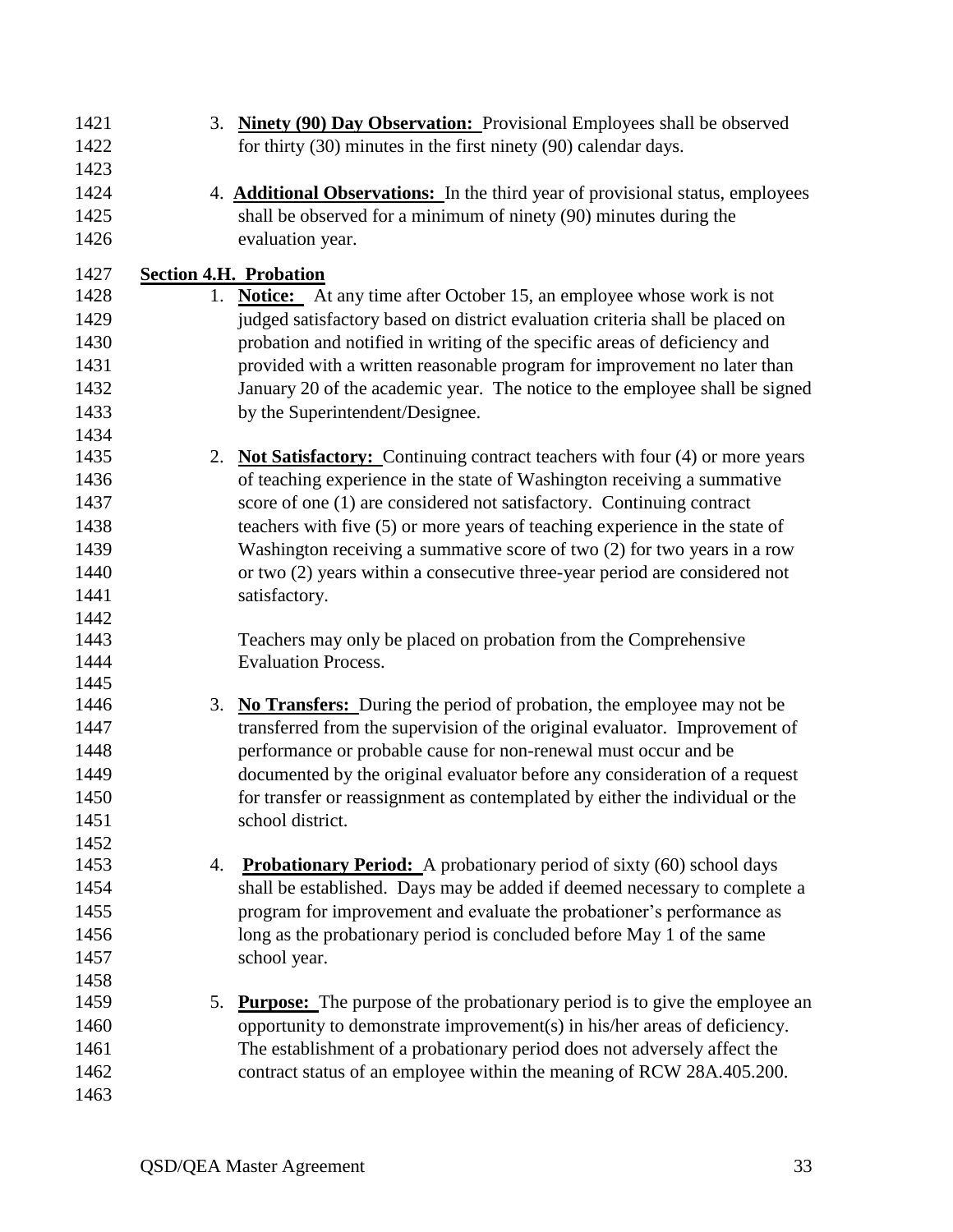3. **Ninety (90) Day Observation:** Provisional Employees shall be observed for thirty (30) minutes in the first ninety (90) calendar days.

4. **Additional Observations:** In the third year of provisional status, employees shall be observed for a minimum of ninety (90) minutes during the evaluation year.

**Section 4.H. Probation**

1. **Notice:** At any time after October 15, an employee whose work is not judged satisfactory based on district evaluation criteria shall be placed on probation and notified in writing of the specific areas of deficiency and provided with a written reasonable program for improvement no later than January 20 of the academic year. The notice to the employee shall be signed by the Superintendent/Designee.

2. **Not Satisfactory:** Continuing contract teachers with four (4) or more years of teaching experience in the state of Washington receiving a summative score of one (1) are considered not satisfactory. Continuing contract teachers with five (5) or more years of teaching experience in the state of Washington receiving a summative score of two (2) for two years in a row or two (2) years within a consecutive three-year period are considered not satisfactory.

   Teachers may only be placed on probation from the Comprehensive Evaluation Process.

3. **No Transfers:** During the period of probation, the employee may not be transferred from the supervision of the original evaluator. Improvement of performance or probable cause for non-renewal must occur and be documented by the original evaluator before any consideration of a request for transfer or reassignment as contemplated by either the individual or the school district.

4. **Probationary Period:** A probationary period of sixty (60) school days shall be established. Days may be added if deemed necessary to complete a program for improvement and evaluate the probationer's performance as long as the probationary period is concluded before May 1 of the same school year.

5. **Purpose:** The purpose of the probationary period is to give the employee an opportunity to demonstrate improvement(s) in his/her areas of deficiency. The establishment of a probationary period does not adversely affect the contract status of an employee within the meaning of RCW 28A.405.200.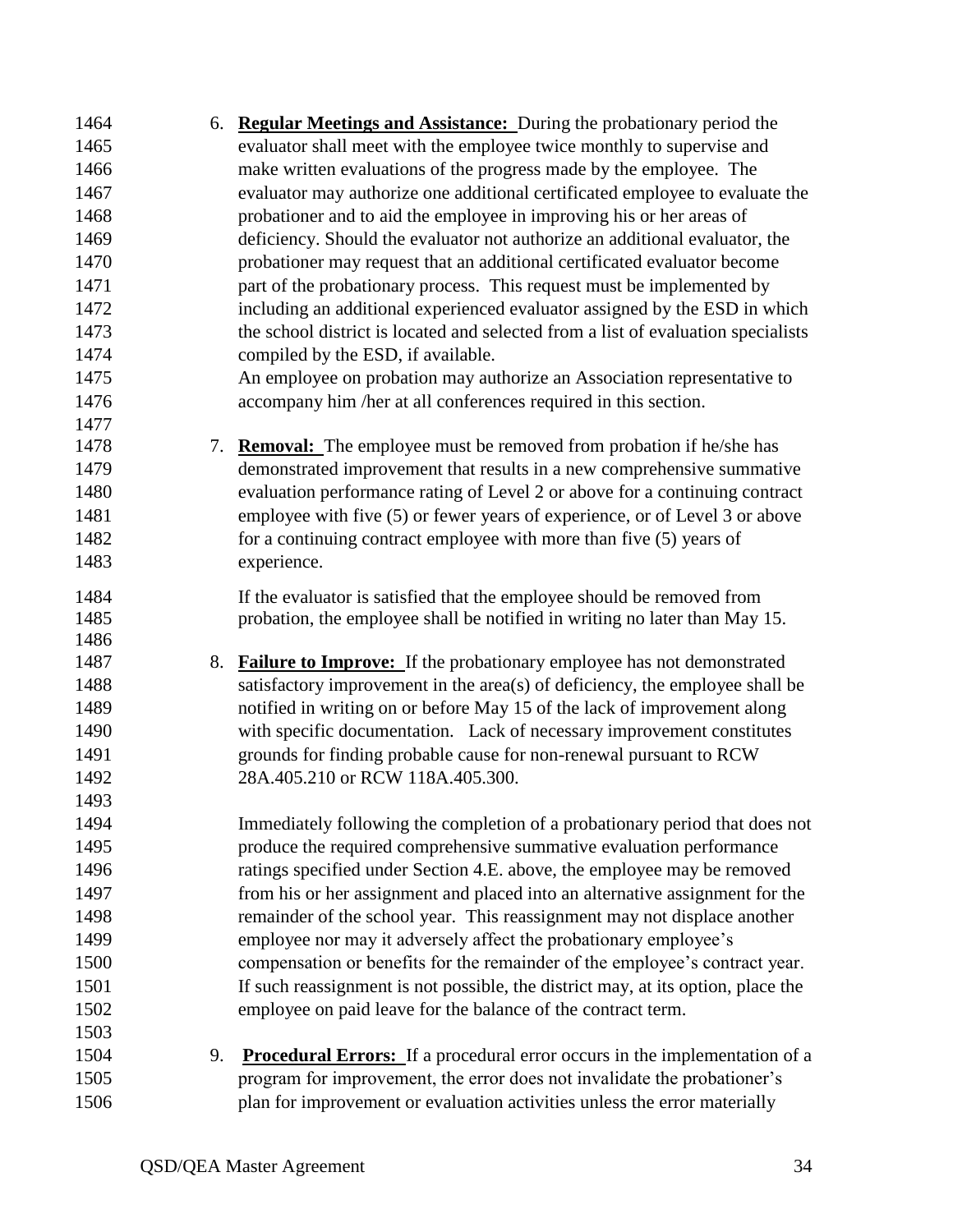6. **Regular Meetings and Assistance:** During the probationary period the evaluator shall meet with the employee twice monthly to supervise and make written evaluations of the progress made by the employee. The evaluator may authorize one additional certificated employee to evaluate the probationer and to aid the employee in improving his or her areas of deficiency. Should the evaluator not authorize an additional evaluator, the probationer may request that an additional certificated evaluator become part of the probationary process. This request must be implemented by including an additional experienced evaluator assigned by the ESD in which the school district is located and selected from a list of evaluation specialists compiled by the ESD, if available.
   An employee on probation may authorize an Association representative to accompany him /her at all conferences required in this section.

7. **Removal:** The employee must be removed from probation if he/she has demonstrated improvement that results in a new comprehensive summative evaluation performance rating of Level 2 or above for a continuing contract employee with five (5) or fewer years of experience, or of Level 3 or above for a continuing contract employee with more than five (5) years of experience.

   If the evaluator is satisfied that the employee should be removed from probation, the employee shall be notified in writing no later than May 15.

8. **Failure to Improve:** If the probationary employee has not demonstrated satisfactory improvement in the area(s) of deficiency, the employee shall be notified in writing on or before May 15 of the lack of improvement along with specific documentation. Lack of necessary improvement constitutes grounds for finding probable cause for non-renewal pursuant to RCW 28A.405.210 or RCW 118A.405.300.

   Immediately following the completion of a probationary period that does not produce the required comprehensive summative evaluation performance ratings specified under Section 4.E. above, the employee may be removed from his or her assignment and placed into an alternative assignment for the remainder of the school year. This reassignment may not displace another employee nor may it adversely affect the probationary employee's compensation or benefits for the remainder of the employee's contract year. If such reassignment is not possible, the district may, at its option, place the employee on paid leave for the balance of the contract term.

9. **Procedural Errors:** If a procedural error occurs in the implementation of a program for improvement, the error does not invalidate the probationer's plan for improvement or evaluation activities unless the error materially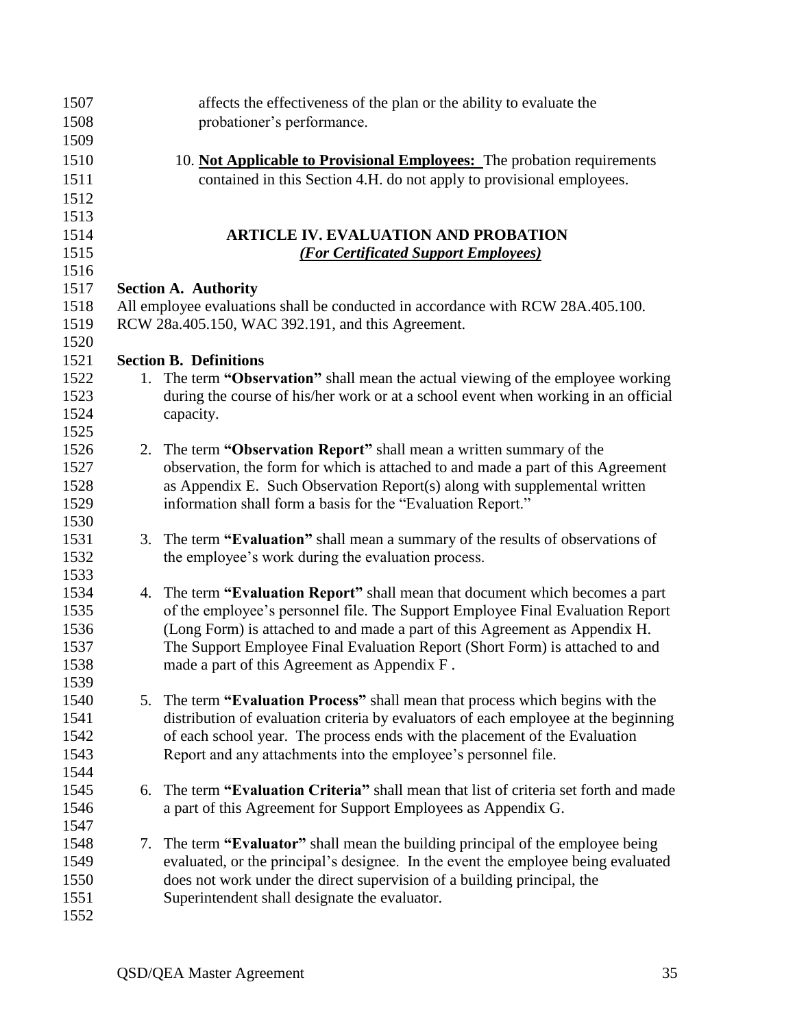affects the effectiveness of the plan or the ability to evaluate the probationer's performance.

10. **Not Applicable to Provisional Employees:** The probation requirements contained in this Section 4.H. do not apply to provisional employees.

## ARTICLE IV. EVALUATION AND PROBATION

***(For Certificated Support Employees)***

**Section A. Authority**

All employee evaluations shall be conducted in accordance with RCW 28A.405.100. RCW 28a.405.150, WAC 392.191, and this Agreement.

**Section B. Definitions**

1. The term **"Observation"** shall mean the actual viewing of the employee working during the course of his/her work or at a school event when working in an official capacity.

2. The term **"Observation Report"** shall mean a written summary of the observation, the form for which is attached to and made a part of this Agreement as Appendix E. Such Observation Report(s) along with supplemental written information shall form a basis for the "Evaluation Report."

3. The term **"Evaluation"** shall mean a summary of the results of observations of the employee's work during the evaluation process.

4. The term **"Evaluation Report"** shall mean that document which becomes a part of the employee's personnel file. The Support Employee Final Evaluation Report (Long Form) is attached to and made a part of this Agreement as Appendix H. The Support Employee Final Evaluation Report (Short Form) is attached to and made a part of this Agreement as Appendix F .

5. The term **"Evaluation Process"** shall mean that process which begins with the distribution of evaluation criteria by evaluators of each employee at the beginning of each school year. The process ends with the placement of the Evaluation Report and any attachments into the employee's personnel file.

6. The term **"Evaluation Criteria"** shall mean that list of criteria set forth and made a part of this Agreement for Support Employees as Appendix G.

7. The term **"Evaluator"** shall mean the building principal of the employee being evaluated, or the principal's designee. In the event the employee being evaluated does not work under the direct supervision of a building principal, the Superintendent shall designate the evaluator.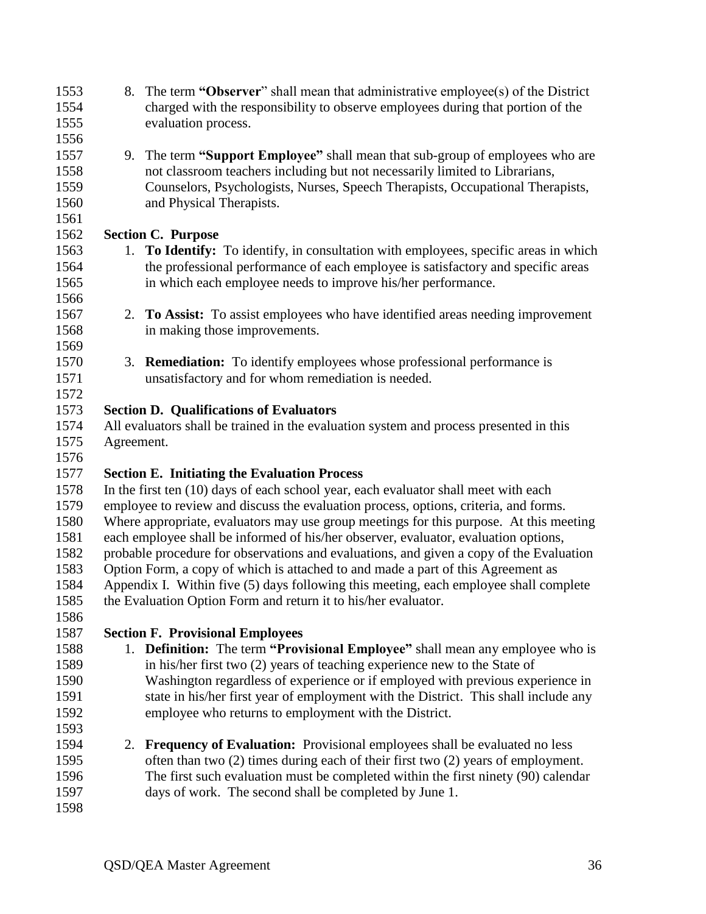8. The term **"Observer"** shall mean that administrative employee(s) of the District charged with the responsibility to observe employees during that portion of the evaluation process.

9. The term **"Support Employee"** shall mean that sub-group of employees who are not classroom teachers including but not necessarily limited to Librarians, Counselors, Psychologists, Nurses, Speech Therapists, Occupational Therapists, and Physical Therapists.

**Section C. Purpose**

1. **To Identify:** To identify, in consultation with employees, specific areas in which the professional performance of each employee is satisfactory and specific areas in which each employee needs to improve his/her performance.

2. **To Assist:** To assist employees who have identified areas needing improvement in making those improvements.

3. **Remediation:** To identify employees whose professional performance is unsatisfactory and for whom remediation is needed.

**Section D. Qualifications of Evaluators**

All evaluators shall be trained in the evaluation system and process presented in this Agreement.

**Section E. Initiating the Evaluation Process**

In the first ten (10) days of each school year, each evaluator shall meet with each employee to review and discuss the evaluation process, options, criteria, and forms. Where appropriate, evaluators may use group meetings for this purpose. At this meeting each employee shall be informed of his/her observer, evaluator, evaluation options, probable procedure for observations and evaluations, and given a copy of the Evaluation Option Form, a copy of which is attached to and made a part of this Agreement as Appendix I. Within five (5) days following this meeting, each employee shall complete the Evaluation Option Form and return it to his/her evaluator.

**Section F. Provisional Employees**

1. **Definition:** The term **"Provisional Employee"** shall mean any employee who is in his/her first two (2) years of teaching experience new to the State of Washington regardless of experience or if employed with previous experience in state in his/her first year of employment with the District. This shall include any employee who returns to employment with the District.

2. **Frequency of Evaluation:** Provisional employees shall be evaluated no less often than two (2) times during each of their first two (2) years of employment. The first such evaluation must be completed within the first ninety (90) calendar days of work. The second shall be completed by June 1.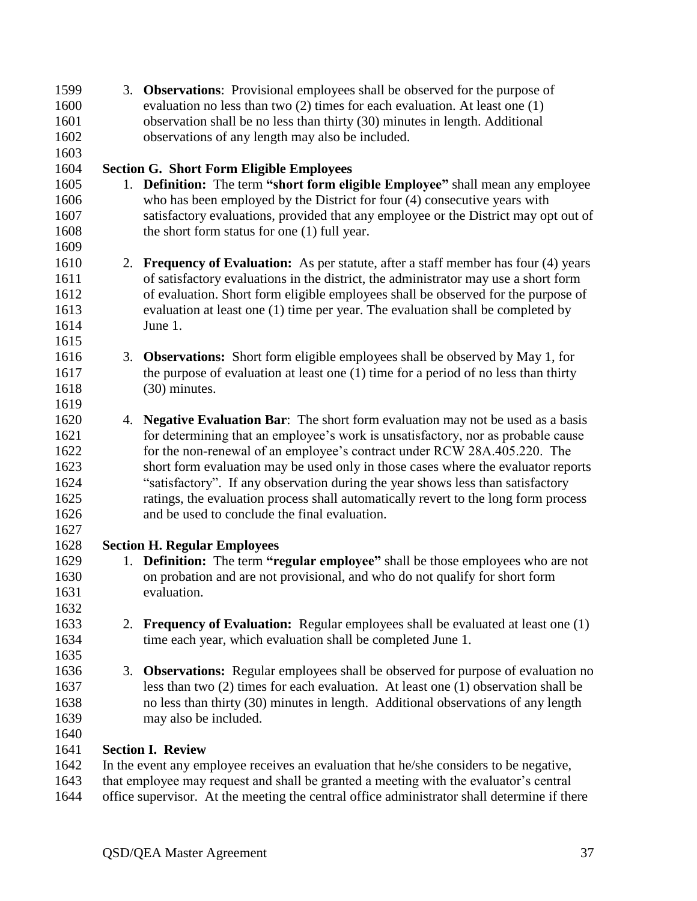3. **Observations**: Provisional employees shall be observed for the purpose of evaluation no less than two (2) times for each evaluation. At least one (1) observation shall be no less than thirty (30) minutes in length. Additional observations of any length may also be included.

**Section G. Short Form Eligible Employees**

1. **Definition:** The term **"short form eligible Employee"** shall mean any employee who has been employed by the District for four (4) consecutive years with satisfactory evaluations, provided that any employee or the District may opt out of the short form status for one (1) full year.

2. **Frequency of Evaluation:** As per statute, after a staff member has four (4) years of satisfactory evaluations in the district, the administrator may use a short form of evaluation. Short form eligible employees shall be observed for the purpose of evaluation at least one (1) time per year. The evaluation shall be completed by June 1.

3. **Observations:** Short form eligible employees shall be observed by May 1, for the purpose of evaluation at least one (1) time for a period of no less than thirty (30) minutes.

4. **Negative Evaluation Bar**: The short form evaluation may not be used as a basis for determining that an employee's work is unsatisfactory, nor as probable cause for the non-renewal of an employee's contract under RCW 28A.405.220. The short form evaluation may be used only in those cases where the evaluator reports "satisfactory". If any observation during the year shows less than satisfactory ratings, the evaluation process shall automatically revert to the long form process and be used to conclude the final evaluation.

**Section H. Regular Employees**

1. **Definition:** The term **"regular employee"** shall be those employees who are not on probation and are not provisional, and who do not qualify for short form evaluation.

2. **Frequency of Evaluation:** Regular employees shall be evaluated at least one (1) time each year, which evaluation shall be completed June 1.

3. **Observations:** Regular employees shall be observed for purpose of evaluation no less than two (2) times for each evaluation. At least one (1) observation shall be no less than thirty (30) minutes in length. Additional observations of any length may also be included.

**Section I. Review**

In the event any employee receives an evaluation that he/she considers to be negative, that employee may request and shall be granted a meeting with the evaluator's central office supervisor. At the meeting the central office administrator shall determine if there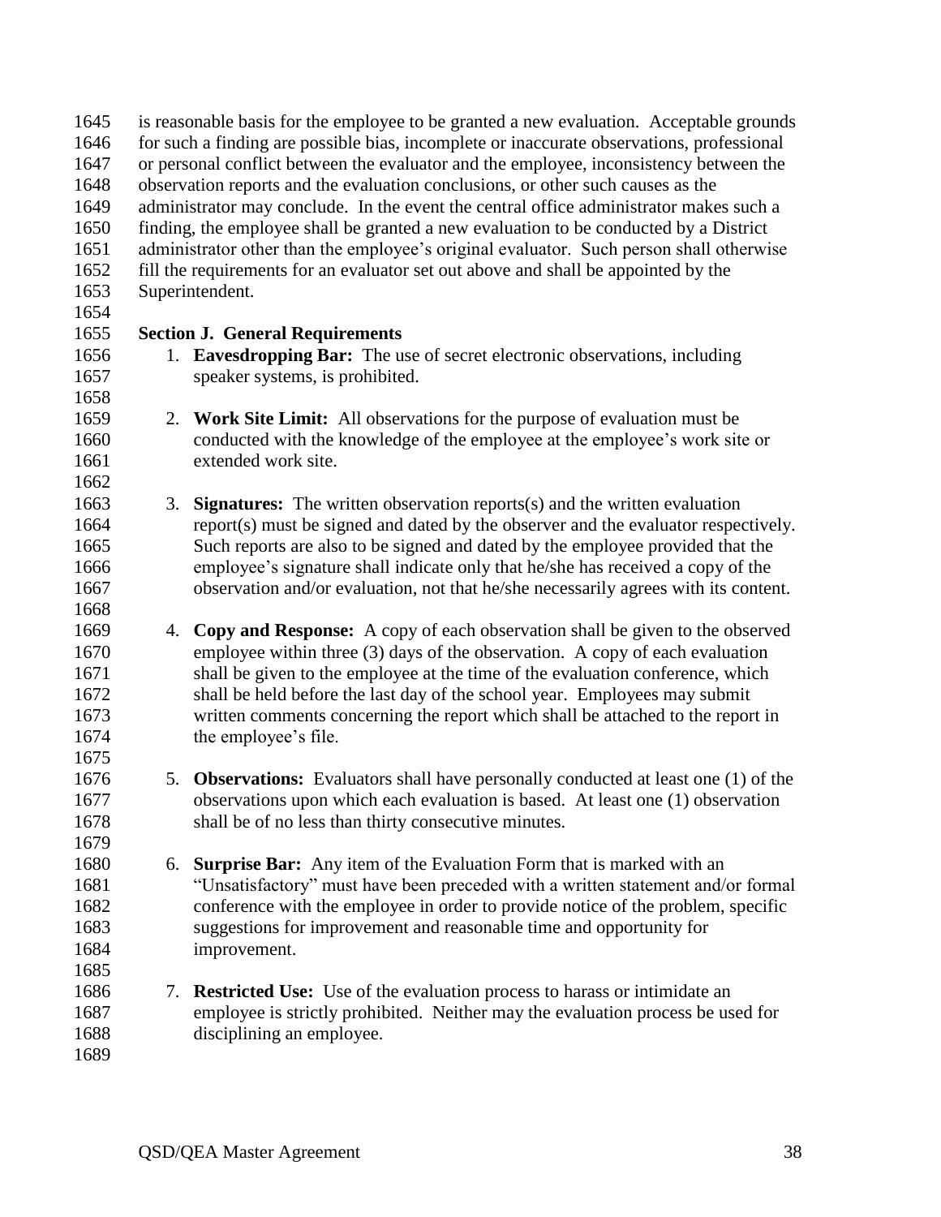is reasonable basis for the employee to be granted a new evaluation. Acceptable grounds for such a finding are possible bias, incomplete or inaccurate observations, professional or personal conflict between the evaluator and the employee, inconsistency between the observation reports and the evaluation conclusions, or other such causes as the administrator may conclude. In the event the central office administrator makes such a finding, the employee shall be granted a new evaluation to be conducted by a District administrator other than the employee's original evaluator. Such person shall otherwise fill the requirements for an evaluator set out above and shall be appointed by the Superintendent.

**Section J. General Requirements**

1. **Eavesdropping Bar:** The use of secret electronic observations, including speaker systems, is prohibited.

2. **Work Site Limit:** All observations for the purpose of evaluation must be conducted with the knowledge of the employee at the employee's work site or extended work site.

3. **Signatures:** The written observation reports(s) and the written evaluation report(s) must be signed and dated by the observer and the evaluator respectively. Such reports are also to be signed and dated by the employee provided that the employee's signature shall indicate only that he/she has received a copy of the observation and/or evaluation, not that he/she necessarily agrees with its content.

4. **Copy and Response:** A copy of each observation shall be given to the observed employee within three (3) days of the observation. A copy of each evaluation shall be given to the employee at the time of the evaluation conference, which shall be held before the last day of the school year. Employees may submit written comments concerning the report which shall be attached to the report in the employee's file.

5. **Observations:** Evaluators shall have personally conducted at least one (1) of the observations upon which each evaluation is based. At least one (1) observation shall be of no less than thirty consecutive minutes.

6. **Surprise Bar:** Any item of the Evaluation Form that is marked with an "Unsatisfactory" must have been preceded with a written statement and/or formal conference with the employee in order to provide notice of the problem, specific suggestions for improvement and reasonable time and opportunity for improvement.

7. **Restricted Use:** Use of the evaluation process to harass or intimidate an employee is strictly prohibited. Neither may the evaluation process be used for disciplining an employee.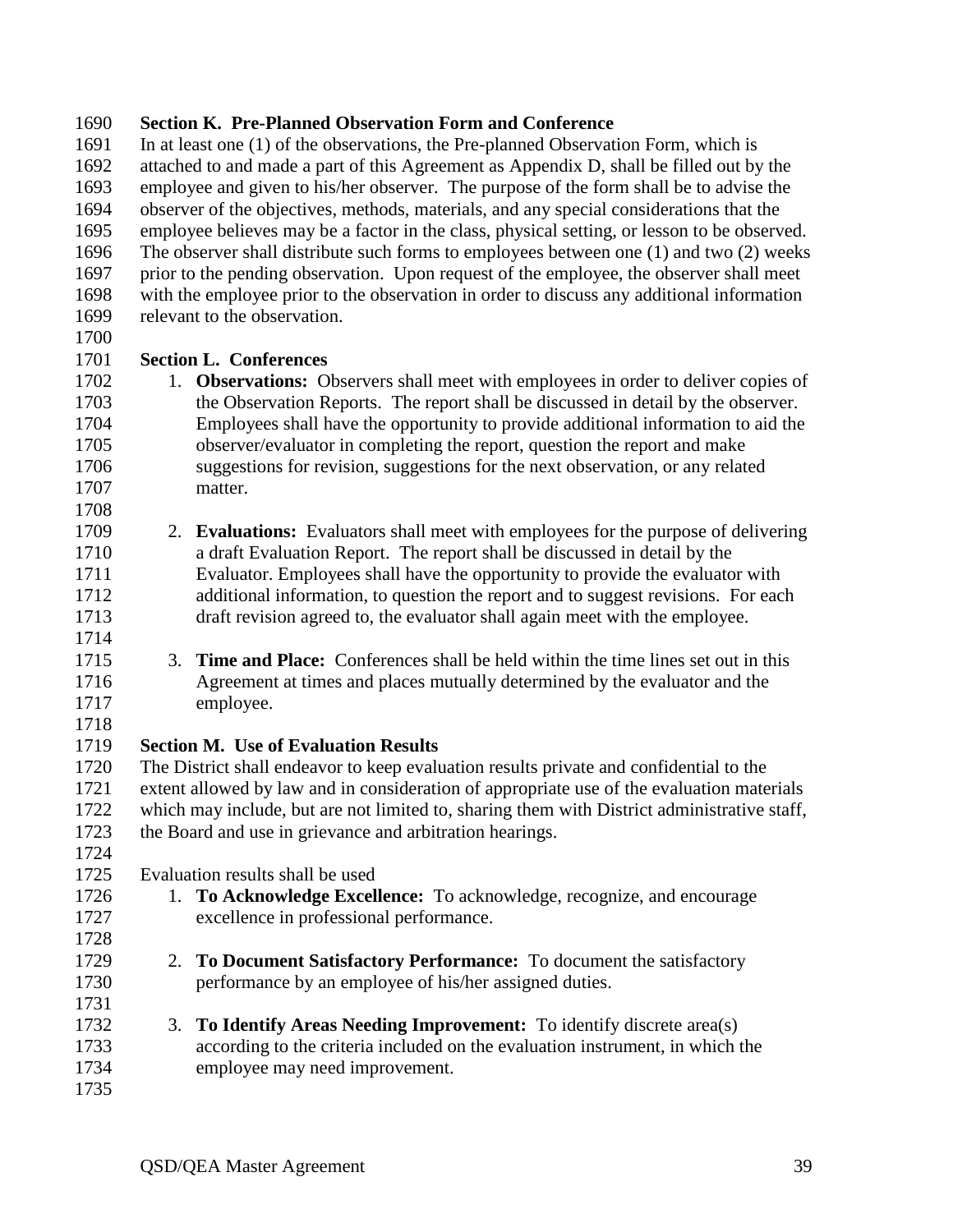### Section K. Pre-Planned Observation Form and Conference

In at least one (1) of the observations, the Pre-planned Observation Form, which is attached to and made a part of this Agreement as Appendix D, shall be filled out by the employee and given to his/her observer. The purpose of the form shall be to advise the observer of the objectives, methods, materials, and any special considerations that the employee believes may be a factor in the class, physical setting, or lesson to be observed. The observer shall distribute such forms to employees between one (1) and two (2) weeks prior to the pending observation. Upon request of the employee, the observer shall meet with the employee prior to the observation in order to discuss any additional information relevant to the observation.

### Section L. Conferences

1. **Observations:** Observers shall meet with employees in order to deliver copies of the Observation Reports. The report shall be discussed in detail by the observer. Employees shall have the opportunity to provide additional information to aid the observer/evaluator in completing the report, question the report and make suggestions for revision, suggestions for the next observation, or any related matter.

2. **Evaluations:** Evaluators shall meet with employees for the purpose of delivering a draft Evaluation Report. The report shall be discussed in detail by the Evaluator. Employees shall have the opportunity to provide the evaluator with additional information, to question the report and to suggest revisions. For each draft revision agreed to, the evaluator shall again meet with the employee.

3. **Time and Place:** Conferences shall be held within the time lines set out in this Agreement at times and places mutually determined by the evaluator and the employee.

### Section M. Use of Evaluation Results

The District shall endeavor to keep evaluation results private and confidential to the extent allowed by law and in consideration of appropriate use of the evaluation materials which may include, but are not limited to, sharing them with District administrative staff, the Board and use in grievance and arbitration hearings.

Evaluation results shall be used

1. **To Acknowledge Excellence:** To acknowledge, recognize, and encourage excellence in professional performance.

2. **To Document Satisfactory Performance:** To document the satisfactory performance by an employee of his/her assigned duties.

3. **To Identify Areas Needing Improvement:** To identify discrete area(s) according to the criteria included on the evaluation instrument, in which the employee may need improvement.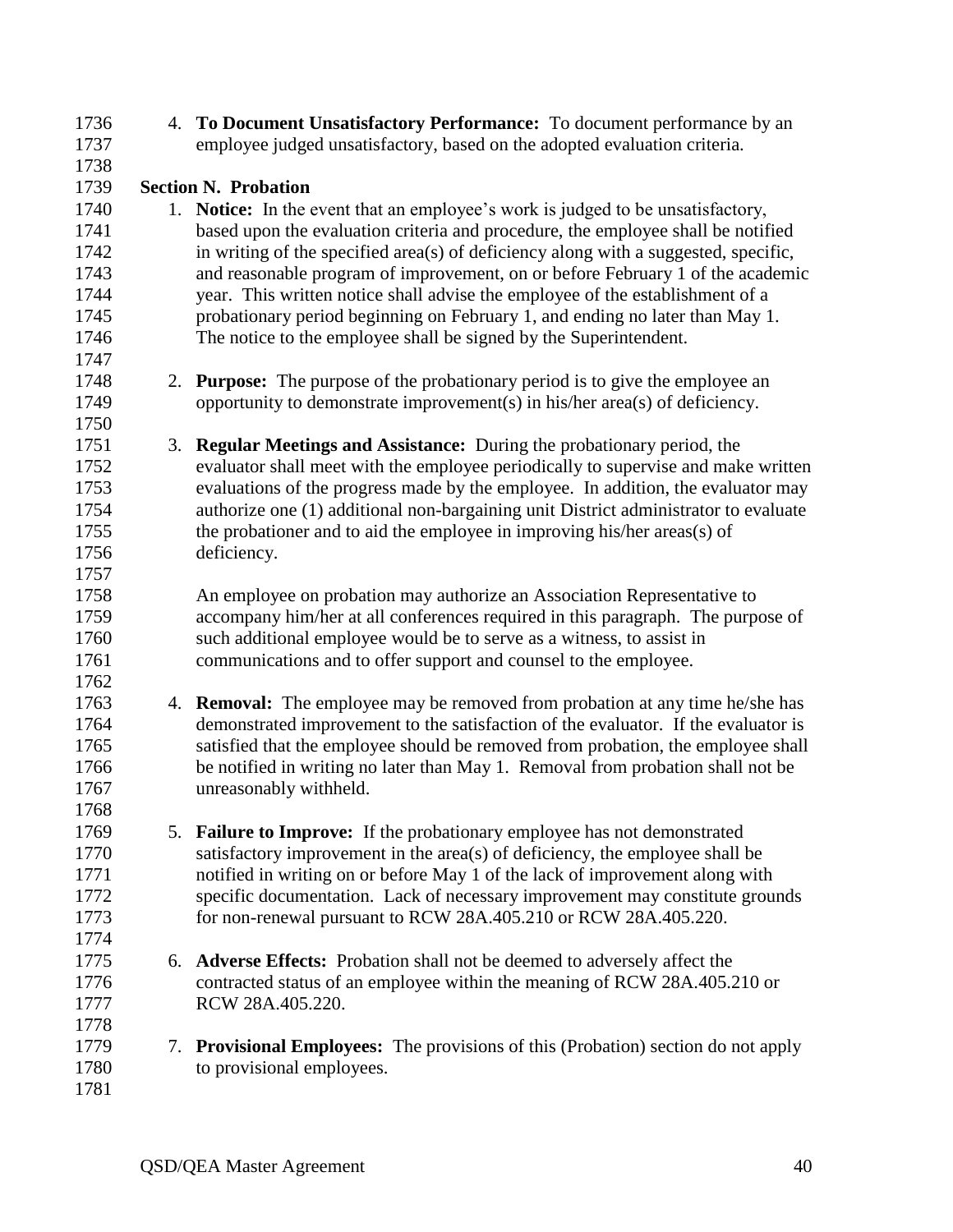4. **To Document Unsatisfactory Performance:** To document performance by an employee judged unsatisfactory, based on the adopted evaluation criteria.

**Section N. Probation**

1. **Notice:** In the event that an employee's work is judged to be unsatisfactory, based upon the evaluation criteria and procedure, the employee shall be notified in writing of the specified area(s) of deficiency along with a suggested, specific, and reasonable program of improvement, on or before February 1 of the academic year. This written notice shall advise the employee of the establishment of a probationary period beginning on February 1, and ending no later than May 1. The notice to the employee shall be signed by the Superintendent.

2. **Purpose:** The purpose of the probationary period is to give the employee an opportunity to demonstrate improvement(s) in his/her area(s) of deficiency.

3. **Regular Meetings and Assistance:** During the probationary period, the evaluator shall meet with the employee periodically to supervise and make written evaluations of the progress made by the employee. In addition, the evaluator may authorize one (1) additional non-bargaining unit District administrator to evaluate the probationer and to aid the employee in improving his/her areas(s) of deficiency.

   An employee on probation may authorize an Association Representative to accompany him/her at all conferences required in this paragraph. The purpose of such additional employee would be to serve as a witness, to assist in communications and to offer support and counsel to the employee.

4. **Removal:** The employee may be removed from probation at any time he/she has demonstrated improvement to the satisfaction of the evaluator. If the evaluator is satisfied that the employee should be removed from probation, the employee shall be notified in writing no later than May 1. Removal from probation shall not be unreasonably withheld.

5. **Failure to Improve:** If the probationary employee has not demonstrated satisfactory improvement in the area(s) of deficiency, the employee shall be notified in writing on or before May 1 of the lack of improvement along with specific documentation. Lack of necessary improvement may constitute grounds for non-renewal pursuant to RCW 28A.405.210 or RCW 28A.405.220.

6. **Adverse Effects:** Probation shall not be deemed to adversely affect the contracted status of an employee within the meaning of RCW 28A.405.210 or RCW 28A.405.220.

7. **Provisional Employees:** The provisions of this (Probation) section do not apply to provisional employees.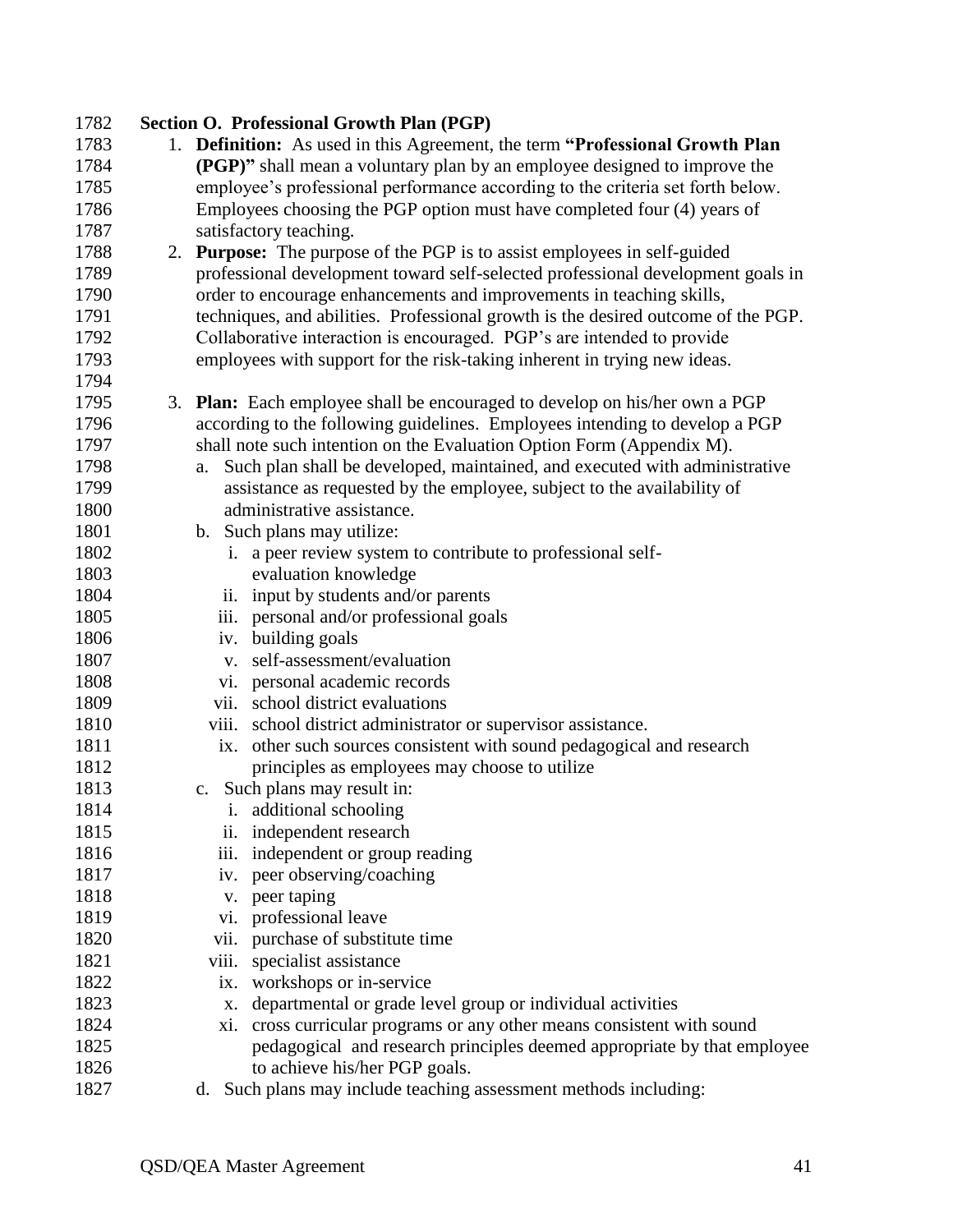**Section O. Professional Growth Plan (PGP)**

1. **Definition:** As used in this Agreement, the term **"Professional Growth Plan (PGP)"** shall mean a voluntary plan by an employee designed to improve the employee's professional performance according to the criteria set forth below. Employees choosing the PGP option must have completed four (4) years of satisfactory teaching.
2. **Purpose:** The purpose of the PGP is to assist employees in self-guided professional development toward self-selected professional development goals in order to encourage enhancements and improvements in teaching skills, techniques, and abilities. Professional growth is the desired outcome of the PGP. Collaborative interaction is encouraged. PGP's are intended to provide employees with support for the risk-taking inherent in trying new ideas.

3. **Plan:** Each employee shall be encouraged to develop on his/her own a PGP according to the following guidelines. Employees intending to develop a PGP shall note such intention on the Evaluation Option Form (Appendix M).
   a. Such plan shall be developed, maintained, and executed with administrative assistance as requested by the employee, subject to the availability of administrative assistance.
   b. Such plans may utilize:
      i. a peer review system to contribute to professional self-evaluation knowledge
      ii. input by students and/or parents
      iii. personal and/or professional goals
      iv. building goals
      v. self-assessment/evaluation
      vi. personal academic records
      vii. school district evaluations
      viii. school district administrator or supervisor assistance.
      ix. other such sources consistent with sound pedagogical and research principles as employees may choose to utilize
   c. Such plans may result in:
      i. additional schooling
      ii. independent research
      iii. independent or group reading
      iv. peer observing/coaching
      v. peer taping
      vi. professional leave
      vii. purchase of substitute time
      viii. specialist assistance
      ix. workshops or in-service
      x. departmental or grade level group or individual activities
      xi. cross curricular programs or any other means consistent with sound pedagogical and research principles deemed appropriate by that employee to achieve his/her PGP goals.
   d. Such plans may include teaching assessment methods including: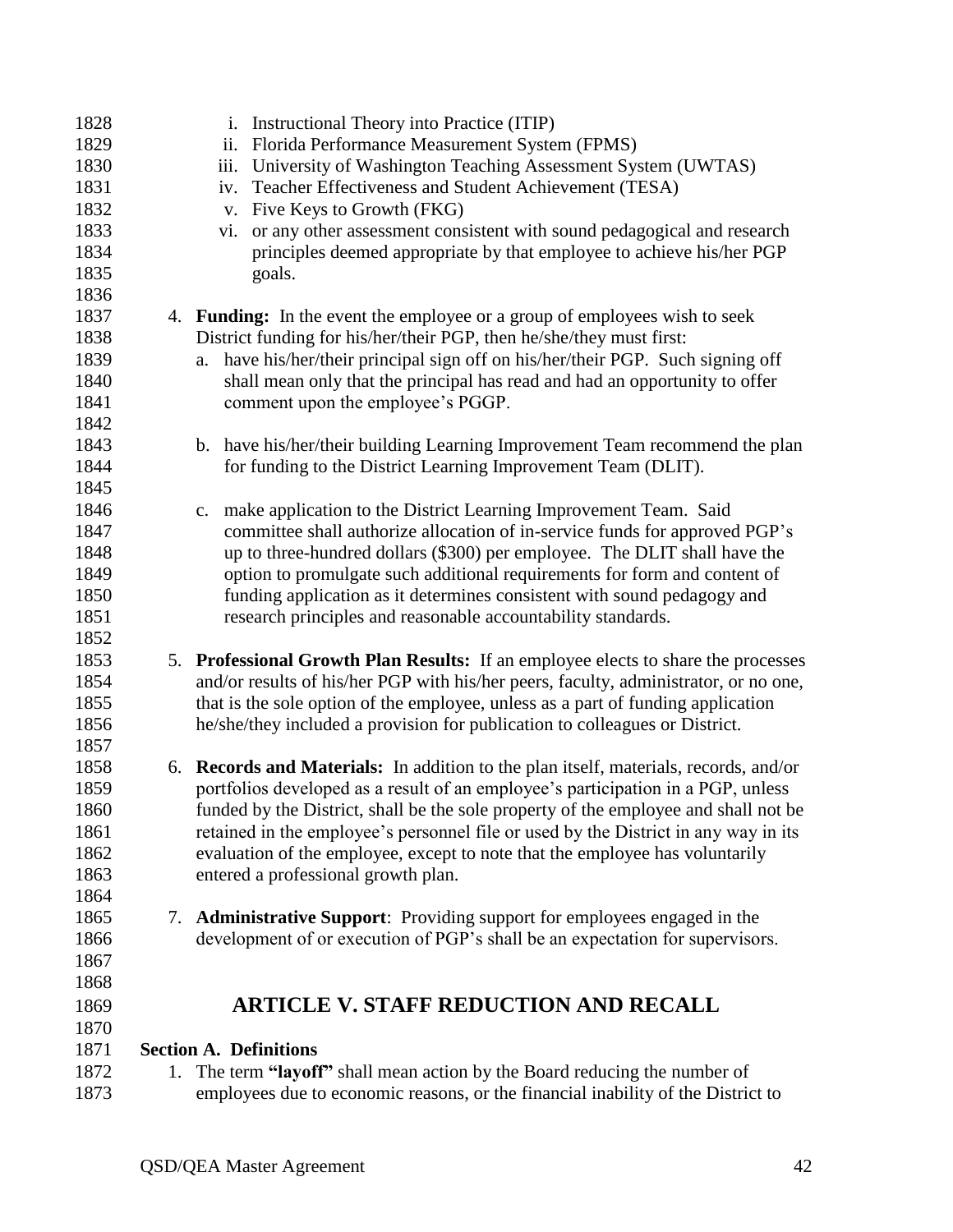i. Instructional Theory into Practice (ITIP)
ii. Florida Performance Measurement System (FPMS)
iii. University of Washington Teaching Assessment System (UWTAS)
iv. Teacher Effectiveness and Student Achievement (TESA)
v. Five Keys to Growth (FKG)
vi. or any other assessment consistent with sound pedagogical and research principles deemed appropriate by that employee to achieve his/her PGP goals.

4. **Funding:** In the event the employee or a group of employees wish to seek District funding for his/her/their PGP, then he/she/they must first:
   a. have his/her/their principal sign off on his/her/their PGP. Such signing off shall mean only that the principal has read and had an opportunity to offer comment upon the employee's PGGP.

   b. have his/her/their building Learning Improvement Team recommend the plan for funding to the District Learning Improvement Team (DLIT).

   c. make application to the District Learning Improvement Team. Said committee shall authorize allocation of in-service funds for approved PGP's up to three-hundred dollars ($300) per employee. The DLIT shall have the option to promulgate such additional requirements for form and content of funding application as it determines consistent with sound pedagogy and research principles and reasonable accountability standards.

5. **Professional Growth Plan Results:** If an employee elects to share the processes and/or results of his/her PGP with his/her peers, faculty, administrator, or no one, that is the sole option of the employee, unless as a part of funding application he/she/they included a provision for publication to colleagues or District.

6. **Records and Materials:** In addition to the plan itself, materials, records, and/or portfolios developed as a result of an employee's participation in a PGP, unless funded by the District, shall be the sole property of the employee and shall not be retained in the employee's personnel file or used by the District in any way in its evaluation of the employee, except to note that the employee has voluntarily entered a professional growth plan.

7. **Administrative Support**: Providing support for employees engaged in the development of or execution of PGP's shall be an expectation for supervisors.

# ARTICLE V. STAFF REDUCTION AND RECALL

**Section A. Definitions**

1. The term **"layoff"** shall mean action by the Board reducing the number of employees due to economic reasons, or the financial inability of the District to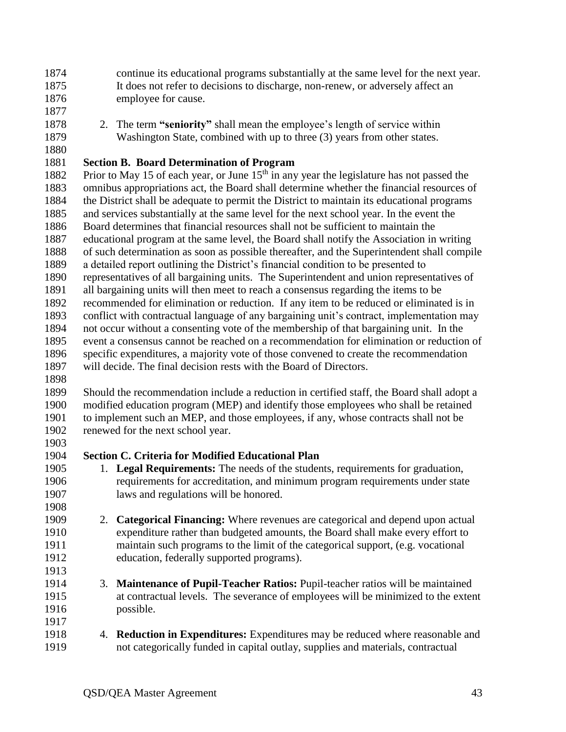continue its educational programs substantially at the same level for the next year. It does not refer to decisions to discharge, non-renew, or adversely affect an employee for cause.

2. The term **"seniority"** shall mean the employee's length of service within Washington State, combined with up to three (3) years from other states.

**Section B. Board Determination of Program**

Prior to May 15 of each year, or June 15th in any year the legislature has not passed the omnibus appropriations act, the Board shall determine whether the financial resources of the District shall be adequate to permit the District to maintain its educational programs and services substantially at the same level for the next school year. In the event the Board determines that financial resources shall not be sufficient to maintain the educational program at the same level, the Board shall notify the Association in writing of such determination as soon as possible thereafter, and the Superintendent shall compile a detailed report outlining the District's financial condition to be presented to representatives of all bargaining units. The Superintendent and union representatives of all bargaining units will then meet to reach a consensus regarding the items to be recommended for elimination or reduction. If any item to be reduced or eliminated is in conflict with contractual language of any bargaining unit's contract, implementation may not occur without a consenting vote of the membership of that bargaining unit. In the event a consensus cannot be reached on a recommendation for elimination or reduction of specific expenditures, a majority vote of those convened to create the recommendation will decide. The final decision rests with the Board of Directors.

Should the recommendation include a reduction in certified staff, the Board shall adopt a modified education program (MEP) and identify those employees who shall be retained to implement such an MEP, and those employees, if any, whose contracts shall not be renewed for the next school year.

**Section C. Criteria for Modified Educational Plan**

1. **Legal Requirements:** The needs of the students, requirements for graduation, requirements for accreditation, and minimum program requirements under state laws and regulations will be honored.

2. **Categorical Financing:** Where revenues are categorical and depend upon actual expenditure rather than budgeted amounts, the Board shall make every effort to maintain such programs to the limit of the categorical support, (e.g. vocational education, federally supported programs).

3. **Maintenance of Pupil-Teacher Ratios:** Pupil-teacher ratios will be maintained at contractual levels. The severance of employees will be minimized to the extent possible.

4. **Reduction in Expenditures:** Expenditures may be reduced where reasonable and not categorically funded in capital outlay, supplies and materials, contractual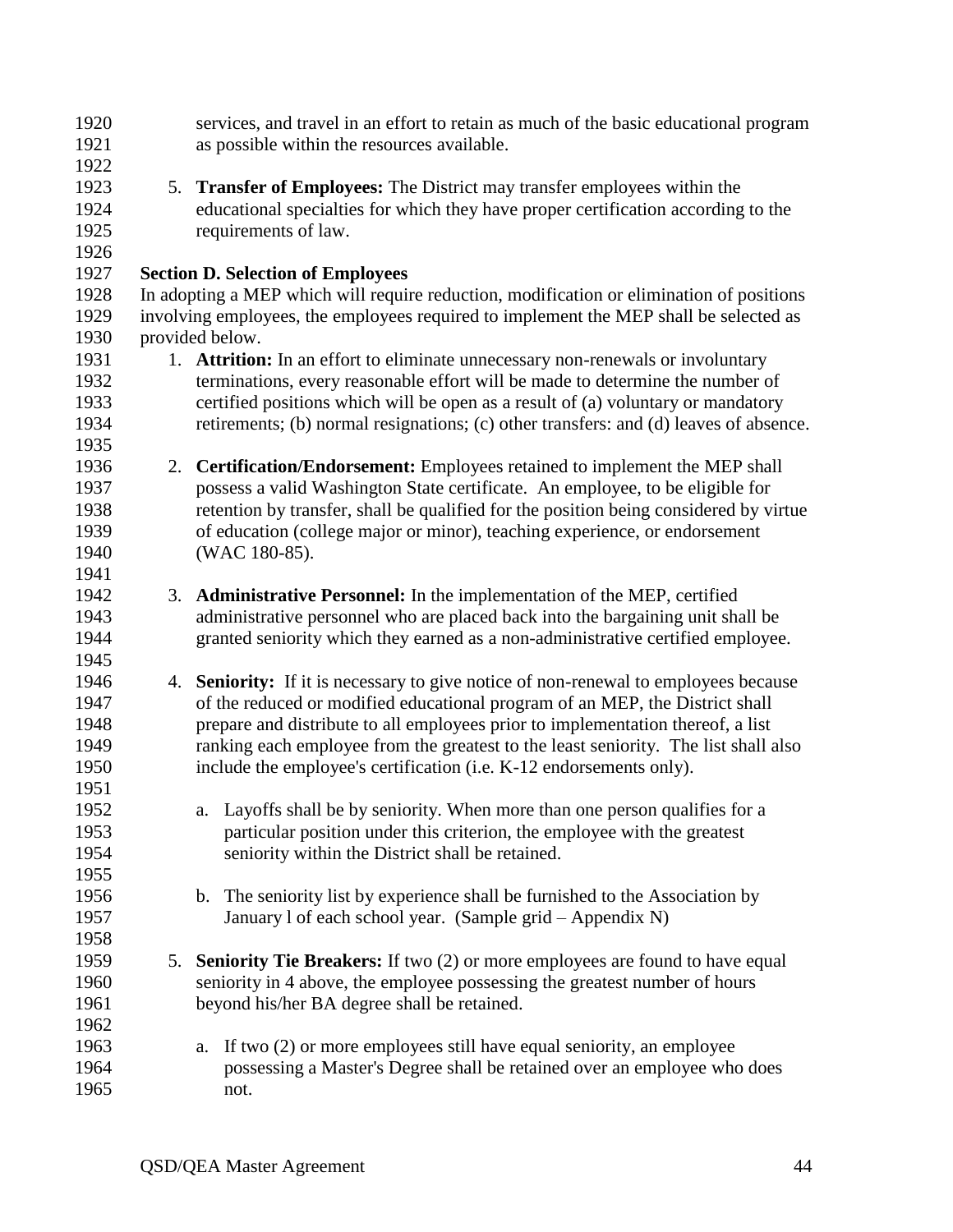services, and travel in an effort to retain as much of the basic educational program as possible within the resources available.

5. **Transfer of Employees:** The District may transfer employees within the educational specialties for which they have proper certification according to the requirements of law.

**Section D. Selection of Employees**

In adopting a MEP which will require reduction, modification or elimination of positions involving employees, the employees required to implement the MEP shall be selected as provided below.

1. **Attrition:** In an effort to eliminate unnecessary non-renewals or involuntary terminations, every reasonable effort will be made to determine the number of certified positions which will be open as a result of (a) voluntary or mandatory retirements; (b) normal resignations; (c) other transfers: and (d) leaves of absence.

2. **Certification/Endorsement:** Employees retained to implement the MEP shall possess a valid Washington State certificate. An employee, to be eligible for retention by transfer, shall be qualified for the position being considered by virtue of education (college major or minor), teaching experience, or endorsement (WAC 180-85).

3. **Administrative Personnel:** In the implementation of the MEP, certified administrative personnel who are placed back into the bargaining unit shall be granted seniority which they earned as a non-administrative certified employee.

4. **Seniority:** If it is necessary to give notice of non-renewal to employees because of the reduced or modified educational program of an MEP, the District shall prepare and distribute to all employees prior to implementation thereof, a list ranking each employee from the greatest to the least seniority. The list shall also include the employee's certification (i.e. K-12 endorsements only).

   a. Layoffs shall be by seniority. When more than one person qualifies for a particular position under this criterion, the employee with the greatest seniority within the District shall be retained.

   b. The seniority list by experience shall be furnished to the Association by January l of each school year. (Sample grid – Appendix N)

5. **Seniority Tie Breakers:** If two (2) or more employees are found to have equal seniority in 4 above, the employee possessing the greatest number of hours beyond his/her BA degree shall be retained.

   a. If two (2) or more employees still have equal seniority, an employee possessing a Master's Degree shall be retained over an employee who does not.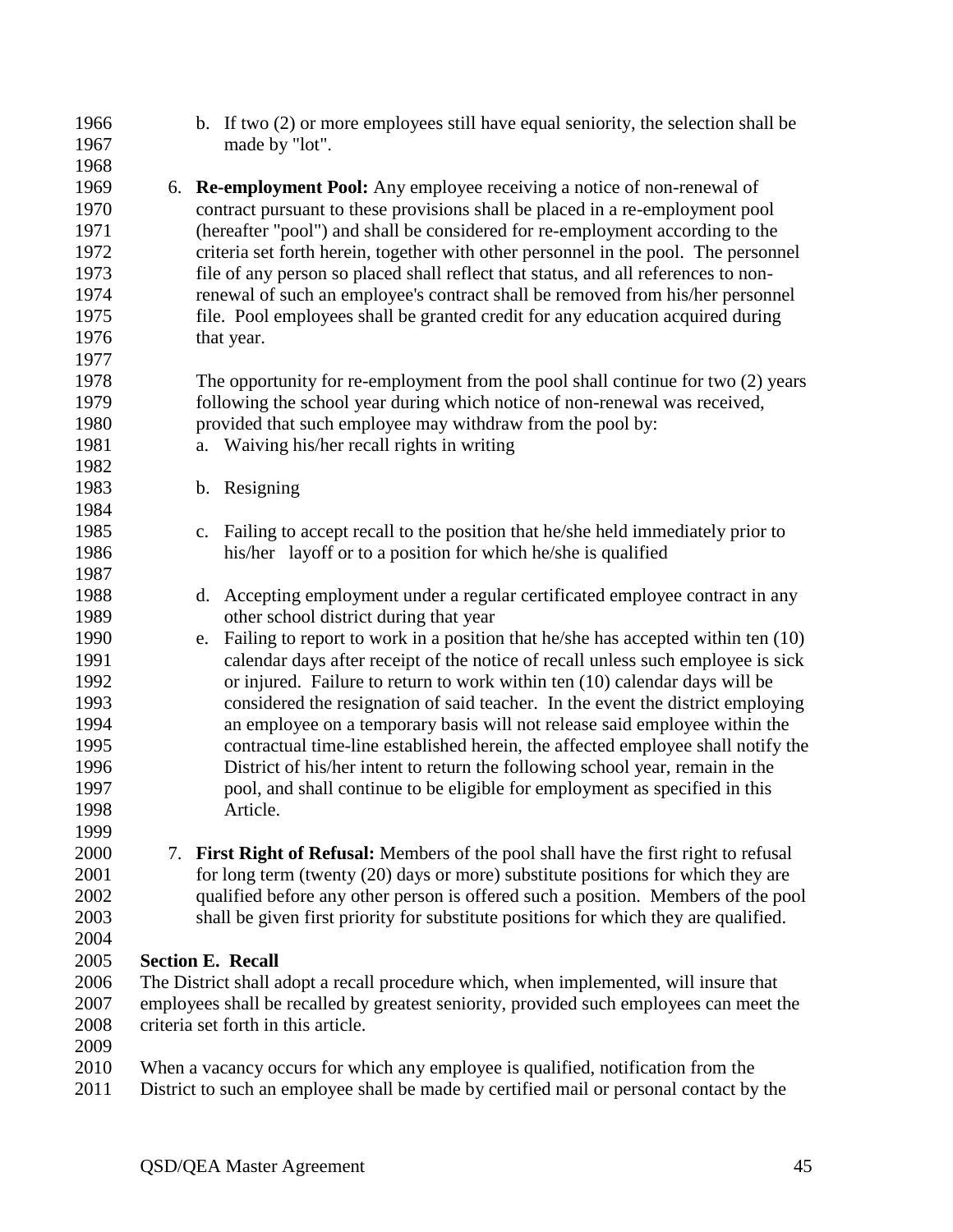b. If two (2) or more employees still have equal seniority, the selection shall be made by "lot".

6. **Re-employment Pool:** Any employee receiving a notice of non-renewal of contract pursuant to these provisions shall be placed in a re-employment pool (hereafter "pool") and shall be considered for re-employment according to the criteria set forth herein, together with other personnel in the pool. The personnel file of any person so placed shall reflect that status, and all references to non-renewal of such an employee's contract shall be removed from his/her personnel file. Pool employees shall be granted credit for any education acquired during that year.

   The opportunity for re-employment from the pool shall continue for two (2) years following the school year during which notice of non-renewal was received, provided that such employee may withdraw from the pool by:

   a. Waiving his/her recall rights in writing

   b. Resigning

   c. Failing to accept recall to the position that he/she held immediately prior to his/her layoff or to a position for which he/she is qualified

   d. Accepting employment under a regular certificated employee contract in any other school district during that year

   e. Failing to report to work in a position that he/she has accepted within ten (10) calendar days after receipt of the notice of recall unless such employee is sick or injured. Failure to return to work within ten (10) calendar days will be considered the resignation of said teacher. In the event the district employing an employee on a temporary basis will not release said employee within the contractual time-line established herein, the affected employee shall notify the District of his/her intent to return the following school year, remain in the pool, and shall continue to be eligible for employment as specified in this Article.

7. **First Right of Refusal:** Members of the pool shall have the first right to refusal for long term (twenty (20) days or more) substitute positions for which they are qualified before any other person is offered such a position. Members of the pool shall be given first priority for substitute positions for which they are qualified.

**Section E. Recall**

The District shall adopt a recall procedure which, when implemented, will insure that employees shall be recalled by greatest seniority, provided such employees can meet the criteria set forth in this article.

When a vacancy occurs for which any employee is qualified, notification from the District to such an employee shall be made by certified mail or personal contact by the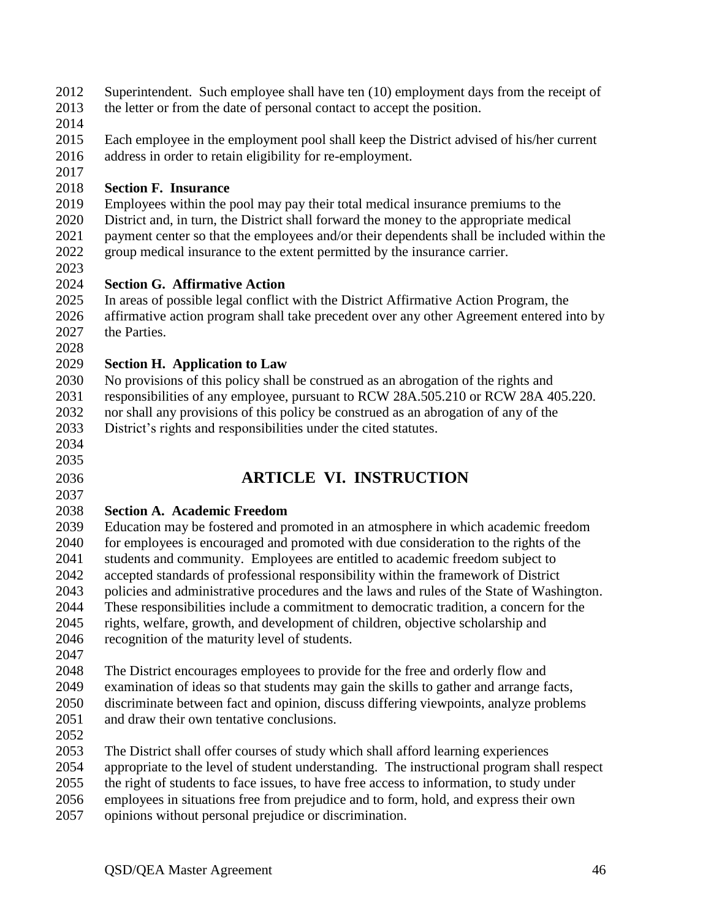Superintendent. Such employee shall have ten (10) employment days from the receipt of the letter or from the date of personal contact to accept the position.

Each employee in the employment pool shall keep the District advised of his/her current address in order to retain eligibility for re-employment.

**Section F. Insurance**
Employees within the pool may pay their total medical insurance premiums to the District and, in turn, the District shall forward the money to the appropriate medical payment center so that the employees and/or their dependents shall be included within the group medical insurance to the extent permitted by the insurance carrier.

**Section G. Affirmative Action**
In areas of possible legal conflict with the District Affirmative Action Program, the affirmative action program shall take precedent over any other Agreement entered into by the Parties.

**Section H. Application to Law**
No provisions of this policy shall be construed as an abrogation of the rights and responsibilities of any employee, pursuant to RCW 28A.505.210 or RCW 28A 405.220. nor shall any provisions of this policy be construed as an abrogation of any of the District's rights and responsibilities under the cited statutes.

## ARTICLE VI. INSTRUCTION

**Section A. Academic Freedom**
Education may be fostered and promoted in an atmosphere in which academic freedom for employees is encouraged and promoted with due consideration to the rights of the students and community. Employees are entitled to academic freedom subject to accepted standards of professional responsibility within the framework of District policies and administrative procedures and the laws and rules of the State of Washington. These responsibilities include a commitment to democratic tradition, a concern for the rights, welfare, growth, and development of children, objective scholarship and recognition of the maturity level of students.

The District encourages employees to provide for the free and orderly flow and examination of ideas so that students may gain the skills to gather and arrange facts, discriminate between fact and opinion, discuss differing viewpoints, analyze problems and draw their own tentative conclusions.

The District shall offer courses of study which shall afford learning experiences appropriate to the level of student understanding. The instructional program shall respect the right of students to face issues, to have free access to information, to study under employees in situations free from prejudice and to form, hold, and express their own opinions without personal prejudice or discrimination.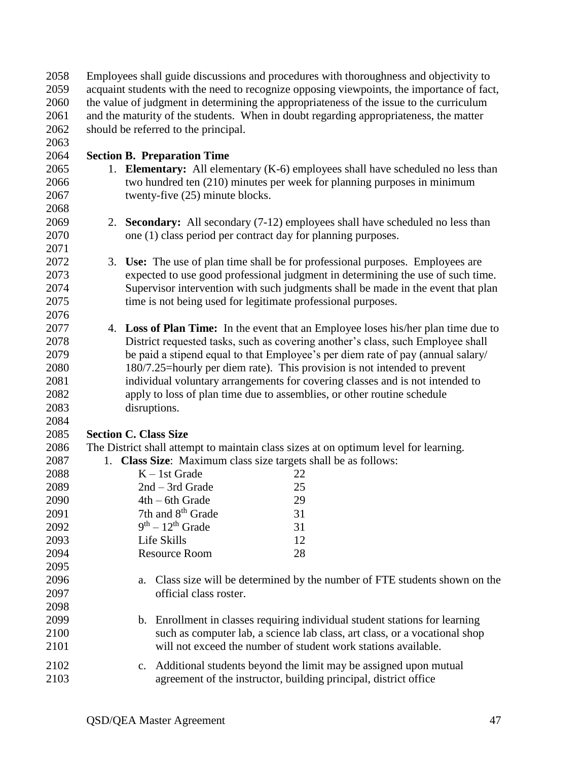Employees shall guide discussions and procedures with thoroughness and objectivity to acquaint students with the need to recognize opposing viewpoints, the importance of fact, the value of judgment in determining the appropriateness of the issue to the curriculum and the maturity of the students. When in doubt regarding appropriateness, the matter should be referred to the principal.

**Section B. Preparation Time**

1. **Elementary:** All elementary (K-6) employees shall have scheduled no less than two hundred ten (210) minutes per week for planning purposes in minimum twenty-five (25) minute blocks.

2. **Secondary:** All secondary (7-12) employees shall have scheduled no less than one (1) class period per contract day for planning purposes.

3. **Use:** The use of plan time shall be for professional purposes. Employees are expected to use good professional judgment in determining the use of such time. Supervisor intervention with such judgments shall be made in the event that plan time is not being used for legitimate professional purposes.

4. **Loss of Plan Time:** In the event that an Employee loses his/her plan time due to District requested tasks, such as covering another's class, such Employee shall be paid a stipend equal to that Employee's per diem rate of pay (annual salary/ 180/7.25=hourly per diem rate). This provision is not intended to prevent individual voluntary arrangements for covering classes and is not intended to apply to loss of plan time due to assemblies, or other routine schedule disruptions.

**Section C. Class Size**

The District shall attempt to maintain class sizes at on optimum level for learning.

1. **Class Size**: Maximum class size targets shall be as follows:

| | |
|---|---|
| K – 1st Grade | 22 |
| 2nd – 3rd Grade | 25 |
| 4th – 6th Grade | 29 |
| 7th and 8th Grade | 31 |
| 9th – 12th Grade | 31 |
| Life Skills | 12 |
| Resource Room | 28 |

   a. Class size will be determined by the number of FTE students shown on the official class roster.

   b. Enrollment in classes requiring individual student stations for learning such as computer lab, a science lab class, art class, or a vocational shop will not exceed the number of student work stations available.

   c. Additional students beyond the limit may be assigned upon mutual agreement of the instructor, building principal, district office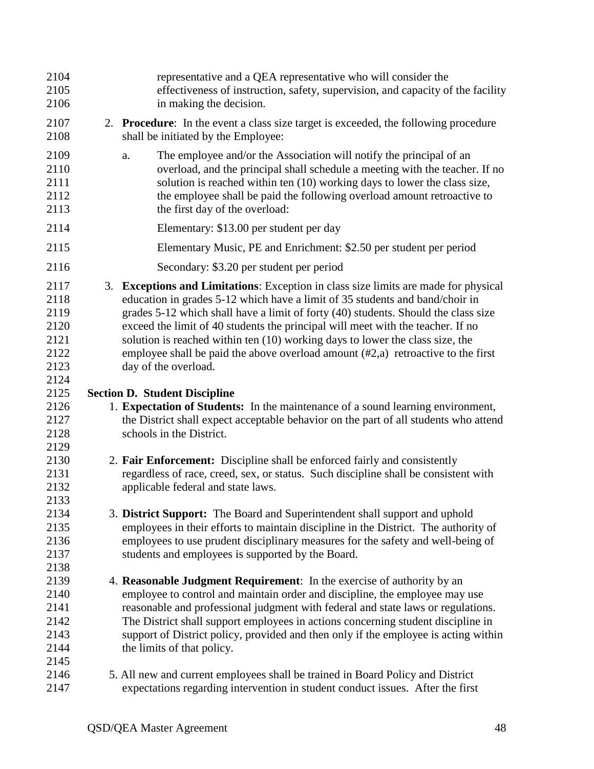representative and a QEA representative who will consider the effectiveness of instruction, safety, supervision, and capacity of the facility in making the decision.

2. **Procedure**: In the event a class size target is exceeded, the following procedure shall be initiated by the Employee:

   a. The employee and/or the Association will notify the principal of an overload, and the principal shall schedule a meeting with the teacher. If no solution is reached within ten (10) working days to lower the class size, the employee shall be paid the following overload amount retroactive to the first day of the overload:

      Elementary: $13.00 per student per day

      Elementary Music, PE and Enrichment: $2.50 per student per period

      Secondary: $3.20 per student per period

3. **Exceptions and Limitations**: Exception in class size limits are made for physical education in grades 5-12 which have a limit of 35 students and band/choir in grades 5-12 which shall have a limit of forty (40) students. Should the class size exceed the limit of 40 students the principal will meet with the teacher. If no solution is reached within ten (10) working days to lower the class size, the employee shall be paid the above overload amount (#2,a) retroactive to the first day of the overload.

**Section D. Student Discipline**

1. **Expectation of Students:** In the maintenance of a sound learning environment, the District shall expect acceptable behavior on the part of all students who attend schools in the District.

2. **Fair Enforcement:** Discipline shall be enforced fairly and consistently regardless of race, creed, sex, or status. Such discipline shall be consistent with applicable federal and state laws.

3. **District Support:** The Board and Superintendent shall support and uphold employees in their efforts to maintain discipline in the District. The authority of employees to use prudent disciplinary measures for the safety and well-being of students and employees is supported by the Board.

4. **Reasonable Judgment Requirement**: In the exercise of authority by an employee to control and maintain order and discipline, the employee may use reasonable and professional judgment with federal and state laws or regulations. The District shall support employees in actions concerning student discipline in support of District policy, provided and then only if the employee is acting within the limits of that policy.

5. All new and current employees shall be trained in Board Policy and District expectations regarding intervention in student conduct issues. After the first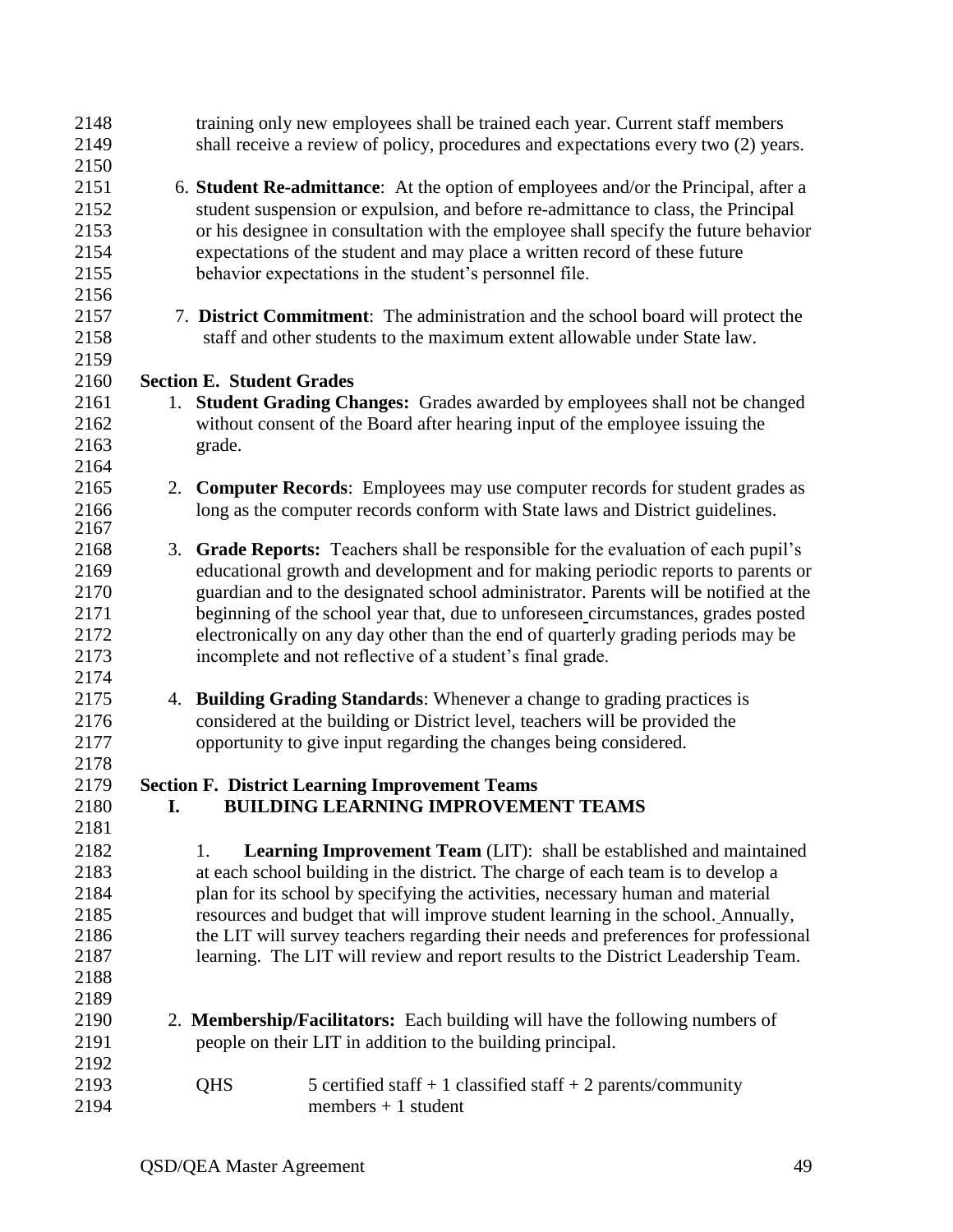training only new employees shall be trained each year. Current staff members shall receive a review of policy, procedures and expectations every two (2) years.

6. **Student Re-admittance**: At the option of employees and/or the Principal, after a student suspension or expulsion, and before re-admittance to class, the Principal or his designee in consultation with the employee shall specify the future behavior expectations of the student and may place a written record of these future behavior expectations in the student's personnel file.

7. **District Commitment**: The administration and the school board will protect the staff and other students to the maximum extent allowable under State law.

## Section E. Student Grades

1. **Student Grading Changes:** Grades awarded by employees shall not be changed without consent of the Board after hearing input of the employee issuing the grade.

2. **Computer Records**: Employees may use computer records for student grades as long as the computer records conform with State laws and District guidelines.

3. **Grade Reports:** Teachers shall be responsible for the evaluation of each pupil's educational growth and development and for making periodic reports to parents or guardian and to the designated school administrator. Parents will be notified at the beginning of the school year that, due to unforeseen circumstances, grades posted electronically on any day other than the end of quarterly grading periods may be incomplete and not reflective of a student's final grade.

4. **Building Grading Standards**: Whenever a change to grading practices is considered at the building or District level, teachers will be provided the opportunity to give input regarding the changes being considered.

## Section F. District Learning Improvement Teams

### I. BUILDING LEARNING IMPROVEMENT TEAMS

1. **Learning Improvement Team** (LIT): shall be established and maintained at each school building in the district. The charge of each team is to develop a plan for its school by specifying the activities, necessary human and material resources and budget that will improve student learning in the school. Annually, the LIT will survey teachers regarding their needs and preferences for professional learning. The LIT will review and report results to the District Leadership Team.

2. **Membership/Facilitators:** Each building will have the following numbers of people on their LIT in addition to the building principal.

| | |
|---|---|
| QHS | 5 certified staff + 1 classified staff + 2 parents/community members + 1 student |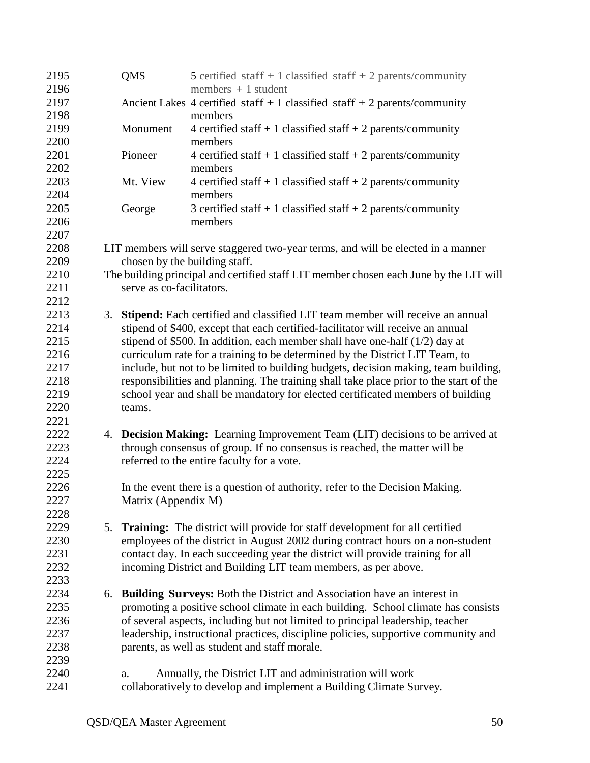| | |
|---|---|
| QMS | 5 certified staff + 1 classified staff + 2 parents/community members + 1 student |
| Ancient Lakes | 4 certified staff + 1 classified staff + 2 parents/community members |
| Monument | 4 certified staff + 1 classified staff + 2 parents/community members |
| Pioneer | 4 certified staff + 1 classified staff + 2 parents/community members |
| Mt. View | 4 certified staff + 1 classified staff + 2 parents/community members |
| George | 3 certified staff + 1 classified staff + 2 parents/community members |

LIT members will serve staggered two-year terms, and will be elected in a manner chosen by the building staff.

The building principal and certified staff LIT member chosen each June by the LIT will serve as co-facilitators.

3. **Stipend:** Each certified and classified LIT team member will receive an annual stipend of $400, except that each certified-facilitator will receive an annual stipend of $500. In addition, each member shall have one-half (1/2) day at curriculum rate for a training to be determined by the District LIT Team, to include, but not to be limited to building budgets, decision making, team building, responsibilities and planning. The training shall take place prior to the start of the school year and shall be mandatory for elected certificated members of building teams.

4. **Decision Making:** Learning Improvement Team (LIT) decisions to be arrived at through consensus of group. If no consensus is reached, the matter will be referred to the entire faculty for a vote.

   In the event there is a question of authority, refer to the Decision Making. Matrix (Appendix M)

5. **Training:** The district will provide for staff development for all certified employees of the district in August 2002 during contract hours on a non-student contact day. In each succeeding year the district will provide training for all incoming District and Building LIT team members, as per above.

6. **Building Surveys:** Both the District and Association have an interest in promoting a positive school climate in each building. School climate has consists of several aspects, including but not limited to principal leadership, teacher leadership, instructional practices, discipline policies, supportive community and parents, as well as student and staff morale.

   a. Annually, the District LIT and administration will work collaboratively to develop and implement a Building Climate Survey.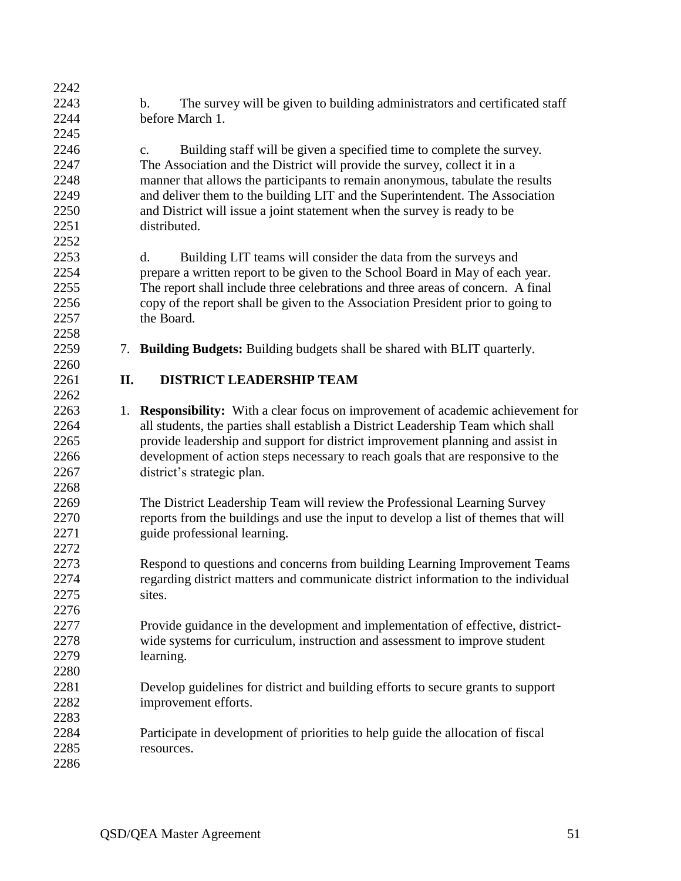b. The survey will be given to building administrators and certificated staff before March 1.

c. Building staff will be given a specified time to complete the survey. The Association and the District will provide the survey, collect it in a manner that allows the participants to remain anonymous, tabulate the results and deliver them to the building LIT and the Superintendent. The Association and District will issue a joint statement when the survey is ready to be distributed.

d. Building LIT teams will consider the data from the surveys and prepare a written report to be given to the School Board in May of each year. The report shall include three celebrations and three areas of concern. A final copy of the report shall be given to the Association President prior to going to the Board.

7. **Building Budgets:** Building budgets shall be shared with BLIT quarterly.

## II. DISTRICT LEADERSHIP TEAM

1. **Responsibility:** With a clear focus on improvement of academic achievement for all students, the parties shall establish a District Leadership Team which shall provide leadership and support for district improvement planning and assist in development of action steps necessary to reach goals that are responsive to the district's strategic plan.

   The District Leadership Team will review the Professional Learning Survey reports from the buildings and use the input to develop a list of themes that will guide professional learning.

   Respond to questions and concerns from building Learning Improvement Teams regarding district matters and communicate district information to the individual sites.

   Provide guidance in the development and implementation of effective, district-wide systems for curriculum, instruction and assessment to improve student learning.

   Develop guidelines for district and building efforts to secure grants to support improvement efforts.

   Participate in development of priorities to help guide the allocation of fiscal resources.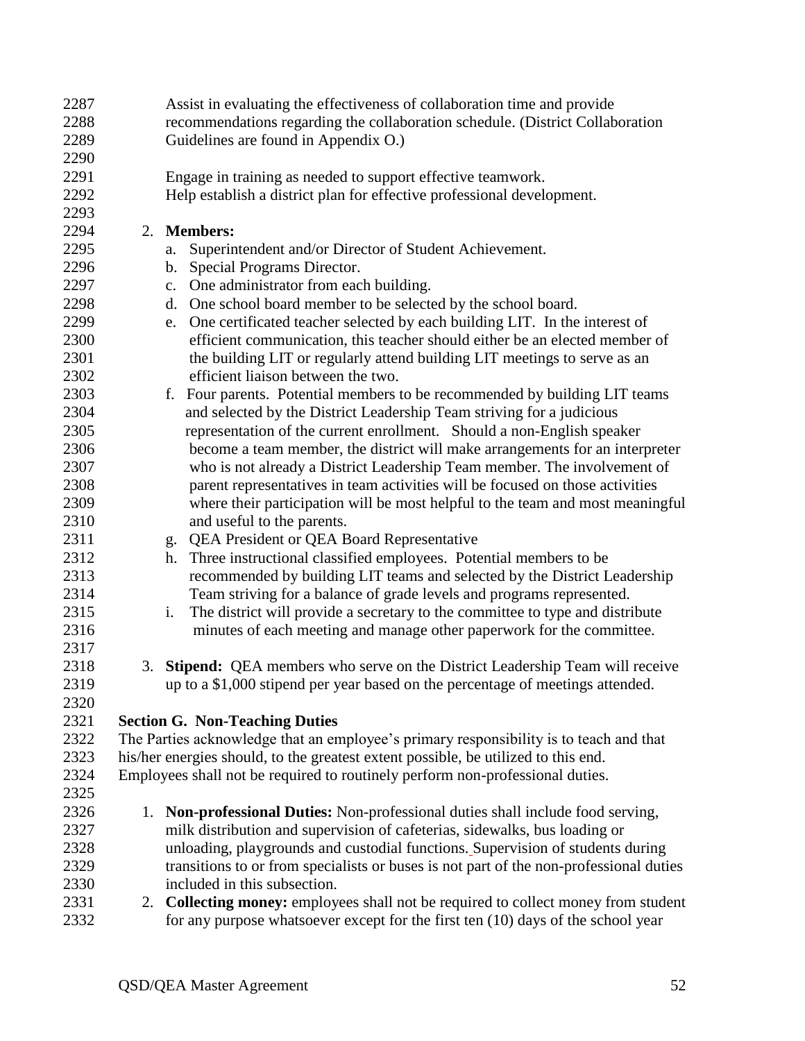Assist in evaluating the effectiveness of collaboration time and provide recommendations regarding the collaboration schedule. (District Collaboration Guidelines are found in Appendix O.)

Engage in training as needed to support effective teamwork.
Help establish a district plan for effective professional development.

2. **Members:**
   a. Superintendent and/or Director of Student Achievement.
   b. Special Programs Director.
   c. One administrator from each building.
   d. One school board member to be selected by the school board.
   e. One certificated teacher selected by each building LIT. In the interest of efficient communication, this teacher should either be an elected member of the building LIT or regularly attend building LIT meetings to serve as an efficient liaison between the two.
   f. Four parents. Potential members to be recommended by building LIT teams and selected by the District Leadership Team striving for a judicious representation of the current enrollment. Should a non-English speaker become a team member, the district will make arrangements for an interpreter who is not already a District Leadership Team member. The involvement of parent representatives in team activities will be focused on those activities where their participation will be most helpful to the team and most meaningful and useful to the parents.
   g. QEA President or QEA Board Representative
   h. Three instructional classified employees. Potential members to be recommended by building LIT teams and selected by the District Leadership Team striving for a balance of grade levels and programs represented.
   i. The district will provide a secretary to the committee to type and distribute minutes of each meeting and manage other paperwork for the committee.

3. **Stipend:** QEA members who serve on the District Leadership Team will receive up to a $1,000 stipend per year based on the percentage of meetings attended.

## Section G. Non-Teaching Duties

The Parties acknowledge that an employee's primary responsibility is to teach and that his/her energies should, to the greatest extent possible, be utilized to this end. Employees shall not be required to routinely perform non-professional duties.

1. **Non-professional Duties:** Non-professional duties shall include food serving, milk distribution and supervision of cafeterias, sidewalks, bus loading or unloading, playgrounds and custodial functions. Supervision of students during transitions to or from specialists or buses is not part of the non-professional duties included in this subsection.
2. **Collecting money:** employees shall not be required to collect money from student for any purpose whatsoever except for the first ten (10) days of the school year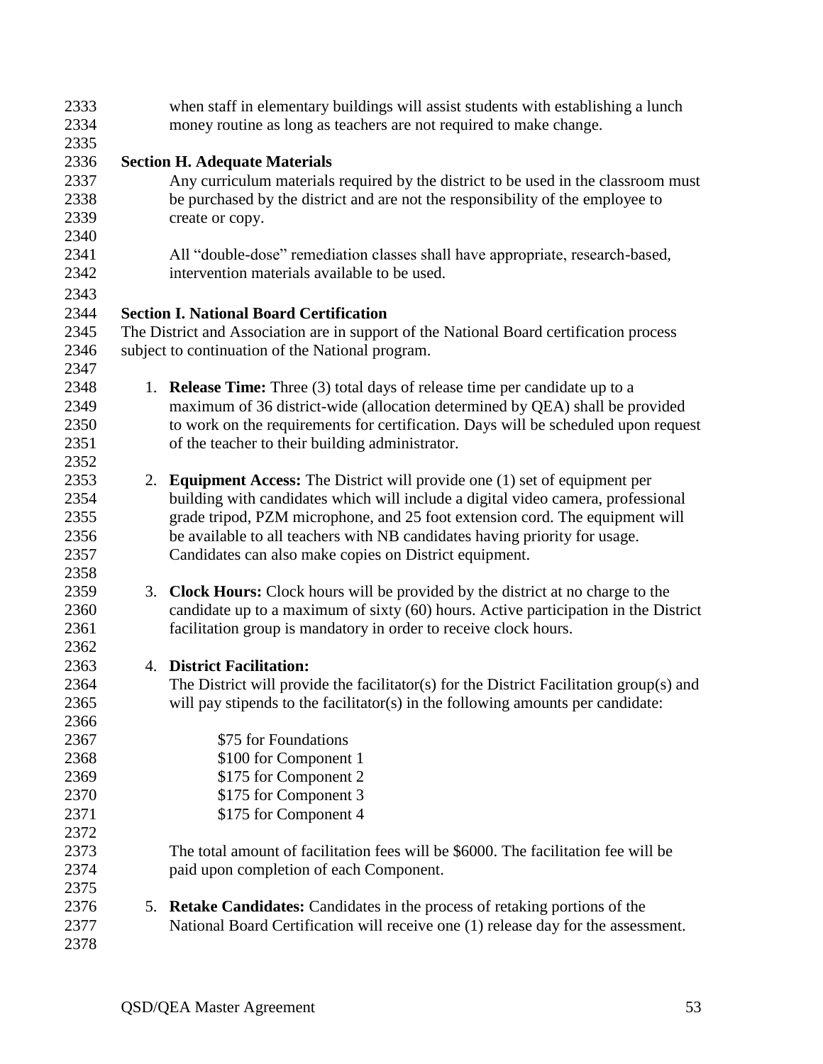when staff in elementary buildings will assist students with establishing a lunch money routine as long as teachers are not required to make change.

**Section H. Adequate Materials**

Any curriculum materials required by the district to be used in the classroom must be purchased by the district and are not the responsibility of the employee to create or copy.

All "double-dose" remediation classes shall have appropriate, research-based, intervention materials available to be used.

**Section I. National Board Certification**

The District and Association are in support of the National Board certification process subject to continuation of the National program.

1. **Release Time:** Three (3) total days of release time per candidate up to a maximum of 36 district-wide (allocation determined by QEA) shall be provided to work on the requirements for certification. Days will be scheduled upon request of the teacher to their building administrator.

2. **Equipment Access:** The District will provide one (1) set of equipment per building with candidates which will include a digital video camera, professional grade tripod, PZM microphone, and 25 foot extension cord. The equipment will be available to all teachers with NB candidates having priority for usage. Candidates can also make copies on District equipment.

3. **Clock Hours:** Clock hours will be provided by the district at no charge to the candidate up to a maximum of sixty (60) hours. Active participation in the District facilitation group is mandatory in order to receive clock hours.

4. **District Facilitation:**
   The District will provide the facilitator(s) for the District Facilitation group(s) and will pay stipends to the facilitator(s) in the following amounts per candidate:

   $75 for Foundations
   $100 for Component 1
   $175 for Component 2
   $175 for Component 3
   $175 for Component 4

   The total amount of facilitation fees will be $6000. The facilitation fee will be paid upon completion of each Component.

5. **Retake Candidates:** Candidates in the process of retaking portions of the National Board Certification will receive one (1) release day for the assessment.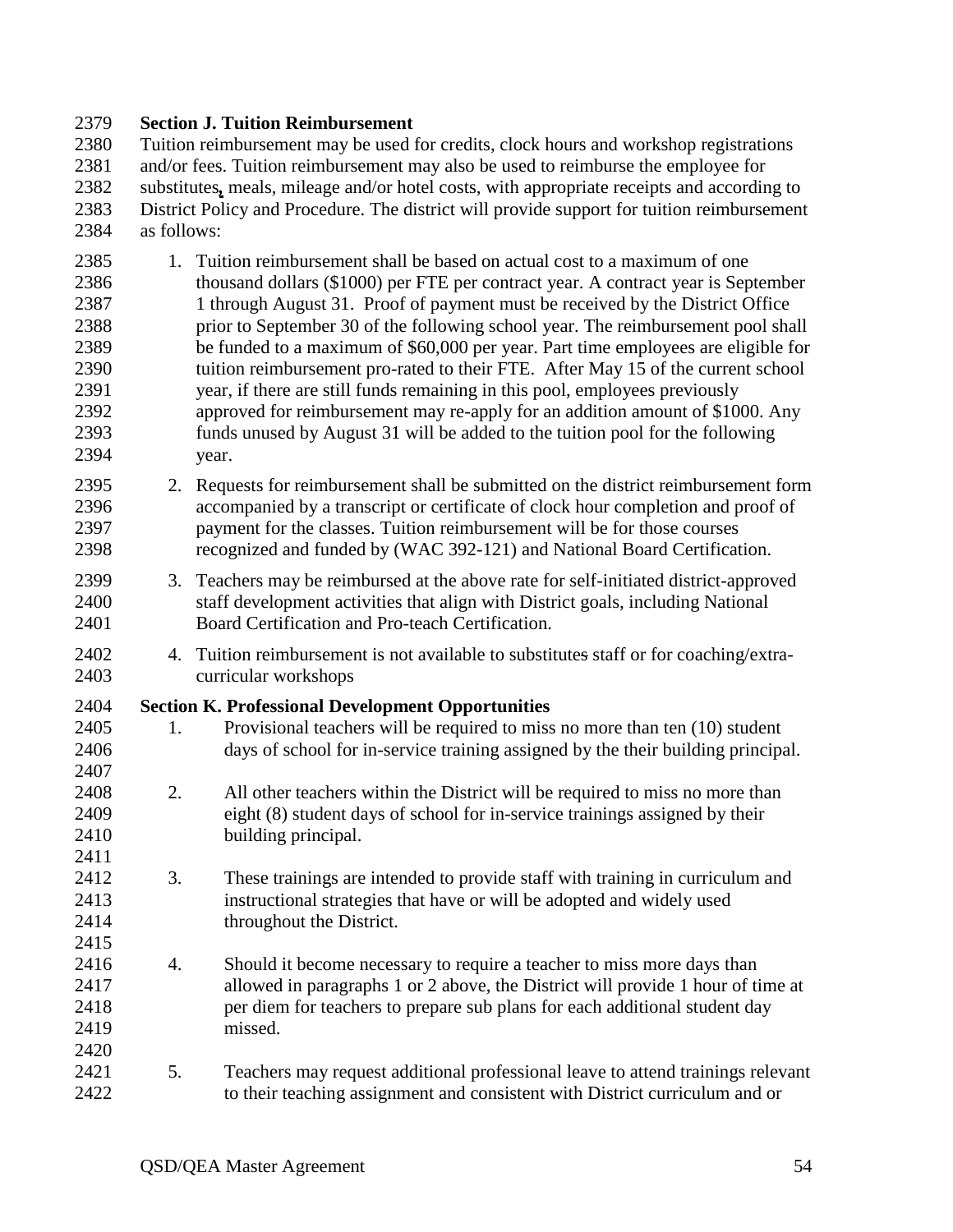**Section J. Tuition Reimbursement**

Tuition reimbursement may be used for credits, clock hours and workshop registrations and/or fees. Tuition reimbursement may also be used to reimburse the employee for substitutes, meals, mileage and/or hotel costs, with appropriate receipts and according to District Policy and Procedure. The district will provide support for tuition reimbursement as follows:

1. Tuition reimbursement shall be based on actual cost to a maximum of one thousand dollars ($1000) per FTE per contract year. A contract year is September 1 through August 31. Proof of payment must be received by the District Office prior to September 30 of the following school year. The reimbursement pool shall be funded to a maximum of $60,000 per year. Part time employees are eligible for tuition reimbursement pro-rated to their FTE. After May 15 of the current school year, if there are still funds remaining in this pool, employees previously approved for reimbursement may re-apply for an addition amount of $1000. Any funds unused by August 31 will be added to the tuition pool for the following year.
2. Requests for reimbursement shall be submitted on the district reimbursement form accompanied by a transcript or certificate of clock hour completion and proof of payment for the classes. Tuition reimbursement will be for those courses recognized and funded by (WAC 392-121) and National Board Certification.
3. Teachers may be reimbursed at the above rate for self-initiated district-approved staff development activities that align with District goals, including National Board Certification and Pro-teach Certification.
4. Tuition reimbursement is not available to substitutes staff or for coaching/extra-curricular workshops

**Section K. Professional Development Opportunities**

1. Provisional teachers will be required to miss no more than ten (10) student days of school for in-service training assigned by the their building principal.

2. All other teachers within the District will be required to miss no more than eight (8) student days of school for in-service trainings assigned by their building principal.

3. These trainings are intended to provide staff with training in curriculum and instructional strategies that have or will be adopted and widely used throughout the District.

4. Should it become necessary to require a teacher to miss more days than allowed in paragraphs 1 or 2 above, the District will provide 1 hour of time at per diem for teachers to prepare sub plans for each additional student day missed.

5. Teachers may request additional professional leave to attend trainings relevant to their teaching assignment and consistent with District curriculum and or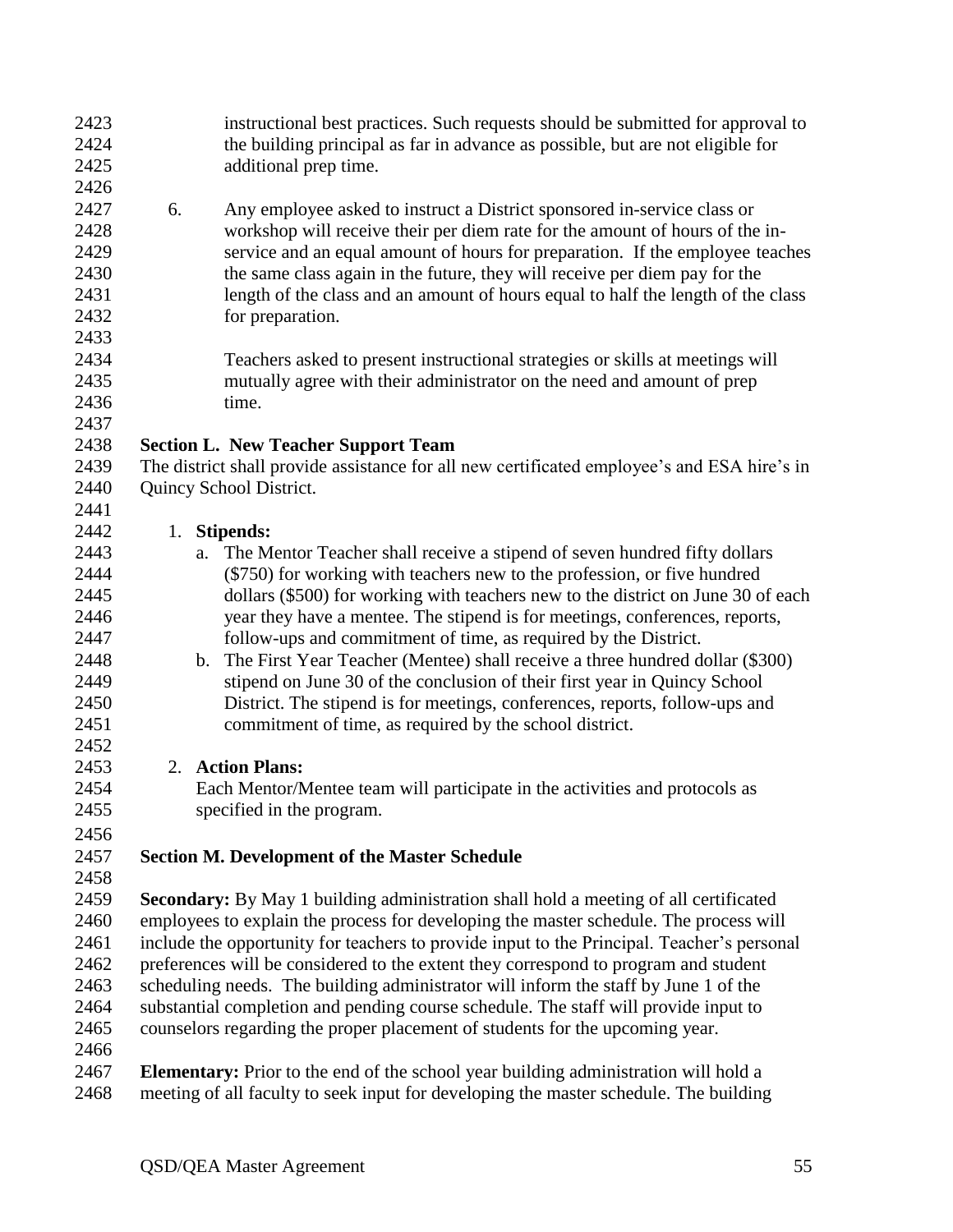instructional best practices. Such requests should be submitted for approval to the building principal as far in advance as possible, but are not eligible for additional prep time.

6. Any employee asked to instruct a District sponsored in-service class or workshop will receive their per diem rate for the amount of hours of the in-service and an equal amount of hours for preparation. If the employee teaches the same class again in the future, they will receive per diem pay for the length of the class and an amount of hours equal to half the length of the class for preparation.

   Teachers asked to present instructional strategies or skills at meetings will mutually agree with their administrator on the need and amount of prep time.

**Section L. New Teacher Support Team**

The district shall provide assistance for all new certificated employee's and ESA hire's in Quincy School District.

1. **Stipends:**
   a. The Mentor Teacher shall receive a stipend of seven hundred fifty dollars ($750) for working with teachers new to the profession, or five hundred dollars ($500) for working with teachers new to the district on June 30 of each year they have a mentee. The stipend is for meetings, conferences, reports, follow-ups and commitment of time, as required by the District.
   b. The First Year Teacher (Mentee) shall receive a three hundred dollar ($300) stipend on June 30 of the conclusion of their first year in Quincy School District. The stipend is for meetings, conferences, reports, follow-ups and commitment of time, as required by the school district.

2. **Action Plans:**
   Each Mentor/Mentee team will participate in the activities and protocols as specified in the program.

**Section M. Development of the Master Schedule**

**Secondary:** By May 1 building administration shall hold a meeting of all certificated employees to explain the process for developing the master schedule. The process will include the opportunity for teachers to provide input to the Principal. Teacher's personal preferences will be considered to the extent they correspond to program and student scheduling needs. The building administrator will inform the staff by June 1 of the substantial completion and pending course schedule. The staff will provide input to counselors regarding the proper placement of students for the upcoming year.

**Elementary:** Prior to the end of the school year building administration will hold a meeting of all faculty to seek input for developing the master schedule. The building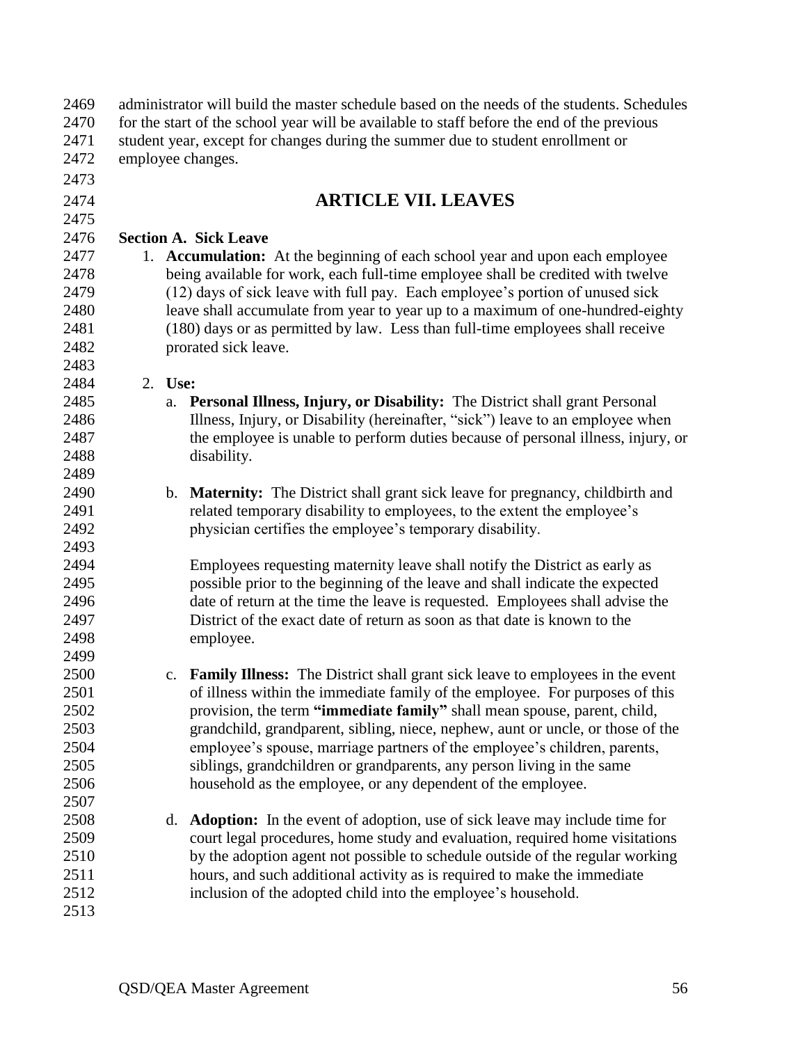administrator will build the master schedule based on the needs of the students. Schedules for the start of the school year will be available to staff before the end of the previous student year, except for changes during the summer due to student enrollment or employee changes.

# ARTICLE VII. LEAVES

**Section A. Sick Leave**

1. **Accumulation:** At the beginning of each school year and upon each employee being available for work, each full-time employee shall be credited with twelve (12) days of sick leave with full pay. Each employee's portion of unused sick leave shall accumulate from year to year up to a maximum of one-hundred-eighty (180) days or as permitted by law. Less than full-time employees shall receive prorated sick leave.

2. **Use:**
   a. **Personal Illness, Injury, or Disability:** The District shall grant Personal Illness, Injury, or Disability (hereinafter, "sick") leave to an employee when the employee is unable to perform duties because of personal illness, injury, or disability.

   b. **Maternity:** The District shall grant sick leave for pregnancy, childbirth and related temporary disability to employees, to the extent the employee's physician certifies the employee's temporary disability.

      Employees requesting maternity leave shall notify the District as early as possible prior to the beginning of the leave and shall indicate the expected date of return at the time the leave is requested. Employees shall advise the District of the exact date of return as soon as that date is known to the employee.

   c. **Family Illness:** The District shall grant sick leave to employees in the event of illness within the immediate family of the employee. For purposes of this provision, the term **"immediate family"** shall mean spouse, parent, child, grandchild, grandparent, sibling, niece, nephew, aunt or uncle, or those of the employee's spouse, marriage partners of the employee's children, parents, siblings, grandchildren or grandparents, any person living in the same household as the employee, or any dependent of the employee.

   d. **Adoption:** In the event of adoption, use of sick leave may include time for court legal procedures, home study and evaluation, required home visitations by the adoption agent not possible to schedule outside of the regular working hours, and such additional activity as is required to make the immediate inclusion of the adopted child into the employee's household.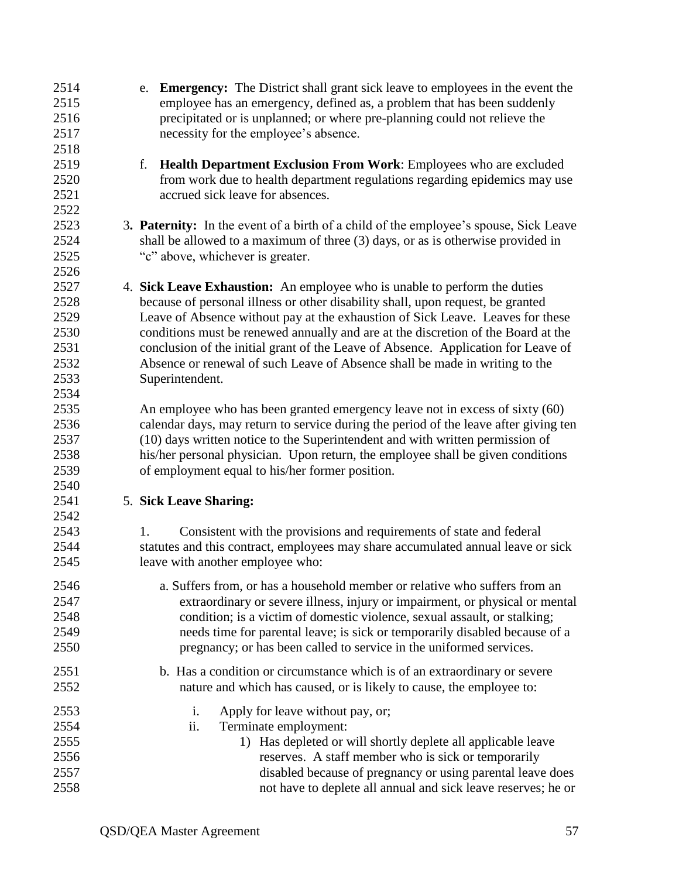e. **Emergency:** The District shall grant sick leave to employees in the event the employee has an emergency, defined as, a problem that has been suddenly precipitated or is unplanned; or where pre-planning could not relieve the necessity for the employee's absence.

f. **Health Department Exclusion From Work**: Employees who are excluded from work due to health department regulations regarding epidemics may use accrued sick leave for absences.

3. **Paternity:** In the event of a birth of a child of the employee's spouse, Sick Leave shall be allowed to a maximum of three (3) days, or as is otherwise provided in "c" above, whichever is greater.

4. **Sick Leave Exhaustion:** An employee who is unable to perform the duties because of personal illness or other disability shall, upon request, be granted Leave of Absence without pay at the exhaustion of Sick Leave. Leaves for these conditions must be renewed annually and are at the discretion of the Board at the conclusion of the initial grant of the Leave of Absence. Application for Leave of Absence or renewal of such Leave of Absence shall be made in writing to the Superintendent.

   An employee who has been granted emergency leave not in excess of sixty (60) calendar days, may return to service during the period of the leave after giving ten (10) days written notice to the Superintendent and with written permission of his/her personal physician. Upon return, the employee shall be given conditions of employment equal to his/her former position.

5. **Sick Leave Sharing:**

   1. Consistent with the provisions and requirements of state and federal statutes and this contract, employees may share accumulated annual leave or sick leave with another employee who:

      a. Suffers from, or has a household member or relative who suffers from an extraordinary or severe illness, injury or impairment, or physical or mental condition; is a victim of domestic violence, sexual assault, or stalking; needs time for parental leave; is sick or temporarily disabled because of a pregnancy; or has been called to service in the uniformed services.

      b. Has a condition or circumstance which is of an extraordinary or severe nature and which has caused, or is likely to cause, the employee to:

         i. Apply for leave without pay, or;
         ii. Terminate employment:
            1) Has depleted or will shortly deplete all applicable leave reserves. A staff member who is sick or temporarily disabled because of pregnancy or using parental leave does not have to deplete all annual and sick leave reserves; he or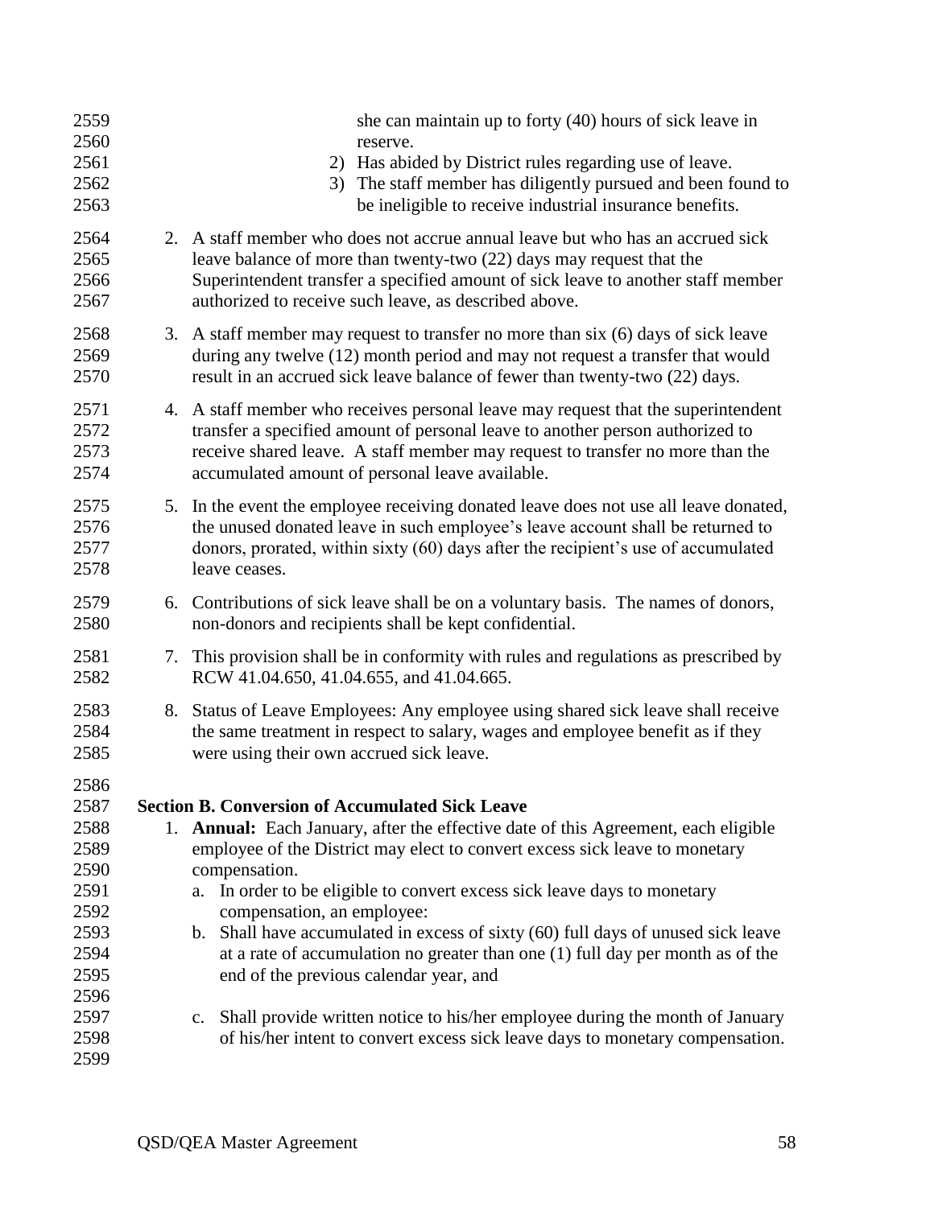she can maintain up to forty (40) hours of sick leave in reserve.

2) Has abided by District rules regarding use of leave.
3) The staff member has diligently pursued and been found to be ineligible to receive industrial insurance benefits.

2. A staff member who does not accrue annual leave but who has an accrued sick leave balance of more than twenty-two (22) days may request that the Superintendent transfer a specified amount of sick leave to another staff member authorized to receive such leave, as described above.

3. A staff member may request to transfer no more than six (6) days of sick leave during any twelve (12) month period and may not request a transfer that would result in an accrued sick leave balance of fewer than twenty-two (22) days.

4. A staff member who receives personal leave may request that the superintendent transfer a specified amount of personal leave to another person authorized to receive shared leave. A staff member may request to transfer no more than the accumulated amount of personal leave available.

5. In the event the employee receiving donated leave does not use all leave donated, the unused donated leave in such employee's leave account shall be returned to donors, prorated, within sixty (60) days after the recipient's use of accumulated leave ceases.

6. Contributions of sick leave shall be on a voluntary basis. The names of donors, non-donors and recipients shall be kept confidential.

7. This provision shall be in conformity with rules and regulations as prescribed by RCW 41.04.650, 41.04.655, and 41.04.665.

8. Status of Leave Employees: Any employee using shared sick leave shall receive the same treatment in respect to salary, wages and employee benefit as if they were using their own accrued sick leave.

**Section B. Conversion of Accumulated Sick Leave**

1. **Annual:** Each January, after the effective date of this Agreement, each eligible employee of the District may elect to convert excess sick leave to monetary compensation.
   a. In order to be eligible to convert excess sick leave days to monetary compensation, an employee:
   b. Shall have accumulated in excess of sixty (60) full days of unused sick leave at a rate of accumulation no greater than one (1) full day per month as of the end of the previous calendar year, and

   c. Shall provide written notice to his/her employee during the month of January of his/her intent to convert excess sick leave days to monetary compensation.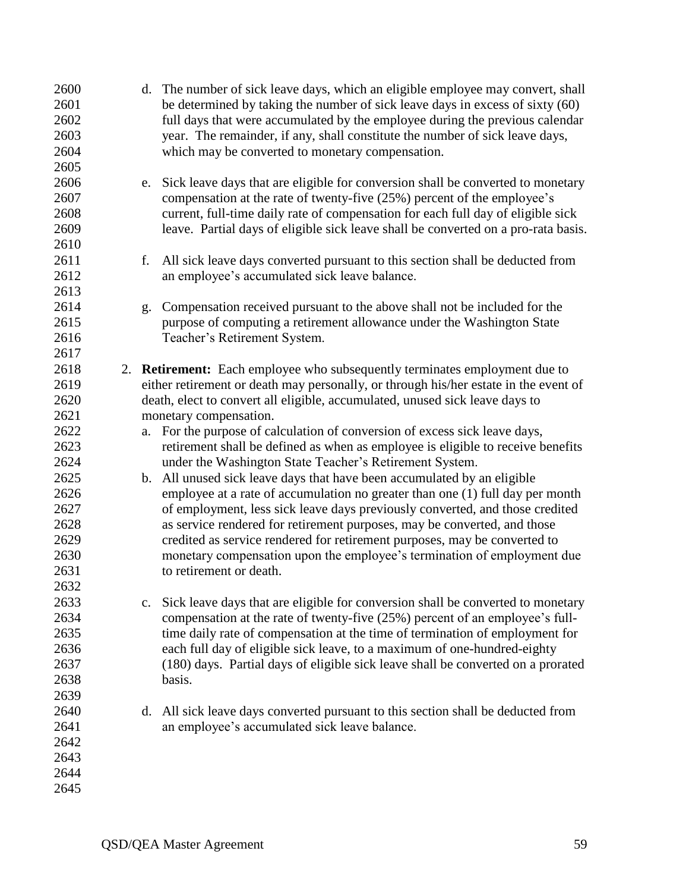d. The number of sick leave days, which an eligible employee may convert, shall be determined by taking the number of sick leave days in excess of sixty (60) full days that were accumulated by the employee during the previous calendar year. The remainder, if any, shall constitute the number of sick leave days, which may be converted to monetary compensation.

e. Sick leave days that are eligible for conversion shall be converted to monetary compensation at the rate of twenty-five (25%) percent of the employee's current, full-time daily rate of compensation for each full day of eligible sick leave. Partial days of eligible sick leave shall be converted on a pro-rata basis.

f. All sick leave days converted pursuant to this section shall be deducted from an employee's accumulated sick leave balance.

g. Compensation received pursuant to the above shall not be included for the purpose of computing a retirement allowance under the Washington State Teacher's Retirement System.

2. **Retirement:** Each employee who subsequently terminates employment due to either retirement or death may personally, or through his/her estate in the event of death, elect to convert all eligible, accumulated, unused sick leave days to monetary compensation.

   a. For the purpose of calculation of conversion of excess sick leave days, retirement shall be defined as when as employee is eligible to receive benefits under the Washington State Teacher's Retirement System.

   b. All unused sick leave days that have been accumulated by an eligible employee at a rate of accumulation no greater than one (1) full day per month of employment, less sick leave days previously converted, and those credited as service rendered for retirement purposes, may be converted, and those credited as service rendered for retirement purposes, may be converted to monetary compensation upon the employee's termination of employment due to retirement or death.

   c. Sick leave days that are eligible for conversion shall be converted to monetary compensation at the rate of twenty-five (25%) percent of an employee's full-time daily rate of compensation at the time of termination of employment for each full day of eligible sick leave, to a maximum of one-hundred-eighty (180) days. Partial days of eligible sick leave shall be converted on a prorated basis.

   d. All sick leave days converted pursuant to this section shall be deducted from an employee's accumulated sick leave balance.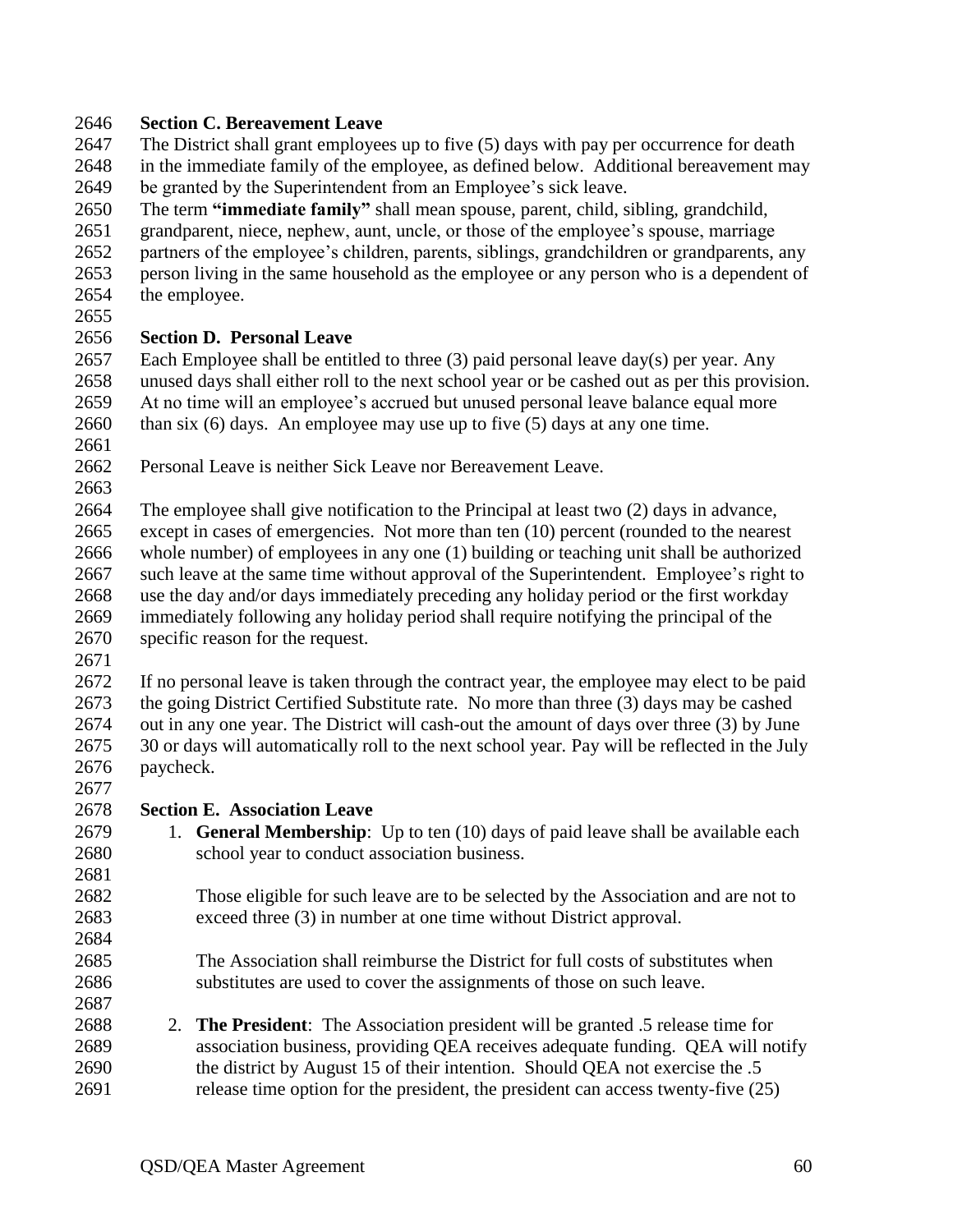**Section C. Bereavement Leave**

The District shall grant employees up to five (5) days with pay per occurrence for death in the immediate family of the employee, as defined below. Additional bereavement may be granted by the Superintendent from an Employee's sick leave.

The term **"immediate family"** shall mean spouse, parent, child, sibling, grandchild, grandparent, niece, nephew, aunt, uncle, or those of the employee's spouse, marriage partners of the employee's children, parents, siblings, grandchildren or grandparents, any person living in the same household as the employee or any person who is a dependent of the employee.

**Section D. Personal Leave**

Each Employee shall be entitled to three (3) paid personal leave day(s) per year. Any unused days shall either roll to the next school year or be cashed out as per this provision. At no time will an employee's accrued but unused personal leave balance equal more than six (6) days. An employee may use up to five (5) days at any one time.

Personal Leave is neither Sick Leave nor Bereavement Leave.

The employee shall give notification to the Principal at least two (2) days in advance, except in cases of emergencies. Not more than ten (10) percent (rounded to the nearest whole number) of employees in any one (1) building or teaching unit shall be authorized such leave at the same time without approval of the Superintendent. Employee's right to use the day and/or days immediately preceding any holiday period or the first workday immediately following any holiday period shall require notifying the principal of the specific reason for the request.

If no personal leave is taken through the contract year, the employee may elect to be paid the going District Certified Substitute rate. No more than three (3) days may be cashed out in any one year. The District will cash-out the amount of days over three (3) by June 30 or days will automatically roll to the next school year. Pay will be reflected in the July paycheck.

**Section E. Association Leave**

1. **General Membership**: Up to ten (10) days of paid leave shall be available each school year to conduct association business.

   Those eligible for such leave are to be selected by the Association and are not to exceed three (3) in number at one time without District approval.

   The Association shall reimburse the District for full costs of substitutes when substitutes are used to cover the assignments of those on such leave.

2. **The President**: The Association president will be granted .5 release time for association business, providing QEA receives adequate funding. QEA will notify the district by August 15 of their intention. Should QEA not exercise the .5 release time option for the president, the president can access twenty-five (25)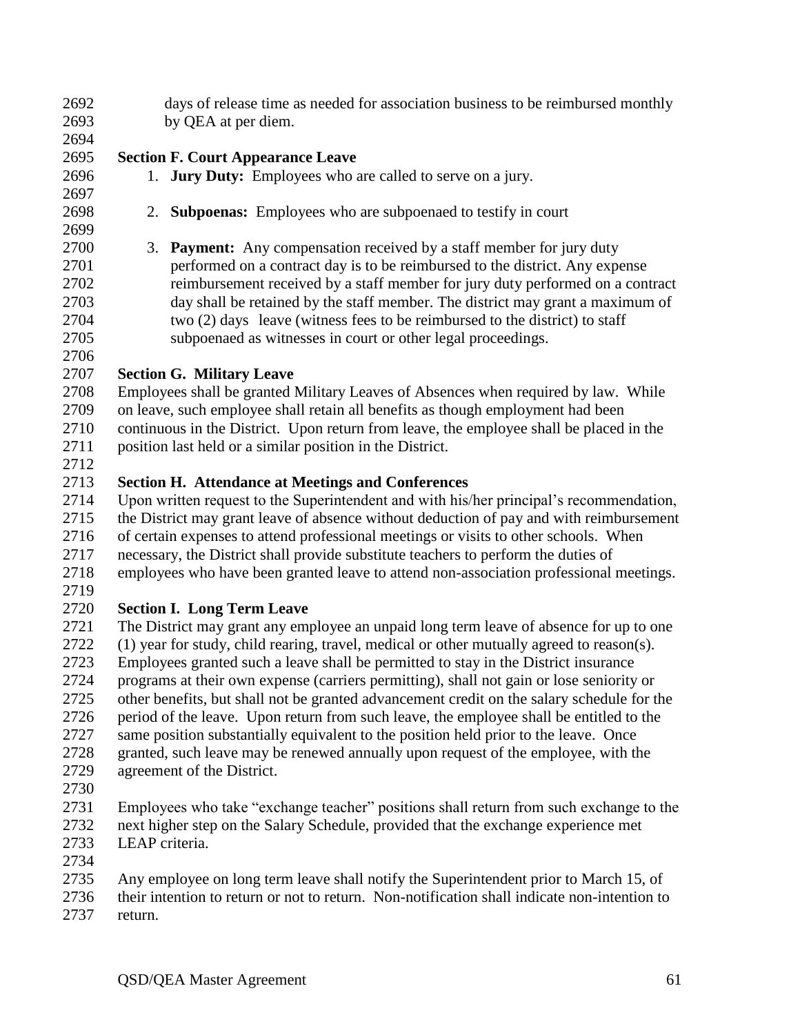days of release time as needed for association business to be reimbursed monthly by QEA at per diem.

**Section F. Court Appearance Leave**

1. **Jury Duty:** Employees who are called to serve on a jury.

2. **Subpoenas:** Employees who are subpoenaed to testify in court

3. **Payment:** Any compensation received by a staff member for jury duty performed on a contract day is to be reimbursed to the district. Any expense reimbursement received by a staff member for jury duty performed on a contract day shall be retained by the staff member. The district may grant a maximum of two (2) days leave (witness fees to be reimbursed to the district) to staff subpoenaed as witnesses in court or other legal proceedings.

**Section G. Military Leave**

Employees shall be granted Military Leaves of Absences when required by law. While on leave, such employee shall retain all benefits as though employment had been continuous in the District. Upon return from leave, the employee shall be placed in the position last held or a similar position in the District.

**Section H. Attendance at Meetings and Conferences**

Upon written request to the Superintendent and with his/her principal's recommendation, the District may grant leave of absence without deduction of pay and with reimbursement of certain expenses to attend professional meetings or visits to other schools. When necessary, the District shall provide substitute teachers to perform the duties of employees who have been granted leave to attend non-association professional meetings.

**Section I. Long Term Leave**

The District may grant any employee an unpaid long term leave of absence for up to one (1) year for study, child rearing, travel, medical or other mutually agreed to reason(s). Employees granted such a leave shall be permitted to stay in the District insurance programs at their own expense (carriers permitting), shall not gain or lose seniority or other benefits, but shall not be granted advancement credit on the salary schedule for the period of the leave. Upon return from such leave, the employee shall be entitled to the same position substantially equivalent to the position held prior to the leave. Once granted, such leave may be renewed annually upon request of the employee, with the agreement of the District.

Employees who take "exchange teacher" positions shall return from such exchange to the next higher step on the Salary Schedule, provided that the exchange experience met LEAP criteria.

Any employee on long term leave shall notify the Superintendent prior to March 15, of their intention to return or not to return. Non-notification shall indicate non-intention to return.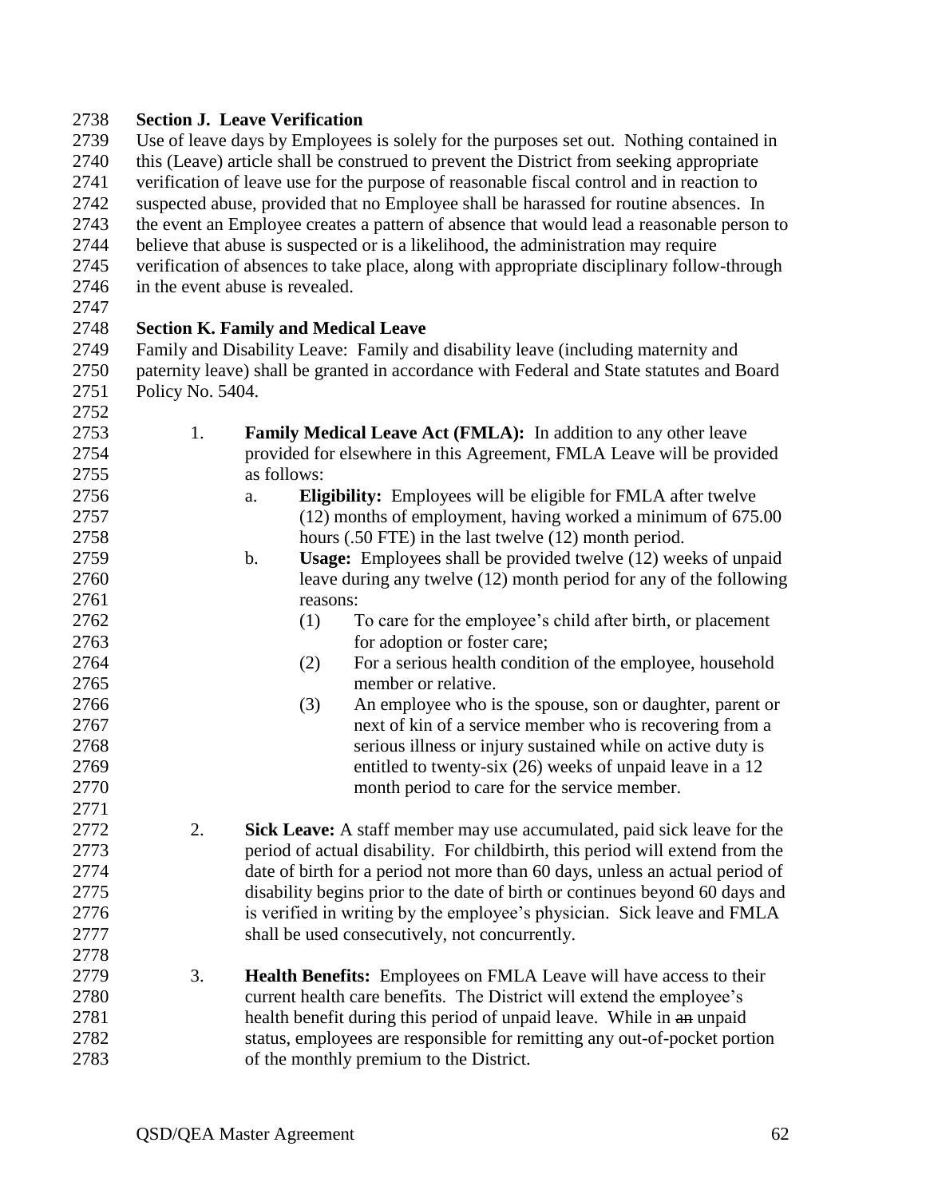**Section J. Leave Verification**

Use of leave days by Employees is solely for the purposes set out. Nothing contained in this (Leave) article shall be construed to prevent the District from seeking appropriate verification of leave use for the purpose of reasonable fiscal control and in reaction to suspected abuse, provided that no Employee shall be harassed for routine absences. In the event an Employee creates a pattern of absence that would lead a reasonable person to believe that abuse is suspected or is a likelihood, the administration may require verification of absences to take place, along with appropriate disciplinary follow-through in the event abuse is revealed.

**Section K. Family and Medical Leave**

Family and Disability Leave: Family and disability leave (including maternity and paternity leave) shall be granted in accordance with Federal and State statutes and Board Policy No. 5404.

1. **Family Medical Leave Act (FMLA):** In addition to any other leave provided for elsewhere in this Agreement, FMLA Leave will be provided as follows:
   a. **Eligibility:** Employees will be eligible for FMLA after twelve (12) months of employment, having worked a minimum of 675.00 hours (.50 FTE) in the last twelve (12) month period.
   b. **Usage:** Employees shall be provided twelve (12) weeks of unpaid leave during any twelve (12) month period for any of the following reasons:
      (1) To care for the employee's child after birth, or placement for adoption or foster care;
      (2) For a serious health condition of the employee, household member or relative.
      (3) An employee who is the spouse, son or daughter, parent or next of kin of a service member who is recovering from a serious illness or injury sustained while on active duty is entitled to twenty-six (26) weeks of unpaid leave in a 12 month period to care for the service member.

2. **Sick Leave:** A staff member may use accumulated, paid sick leave for the period of actual disability. For childbirth, this period will extend from the date of birth for a period not more than 60 days, unless an actual period of disability begins prior to the date of birth or continues beyond 60 days and is verified in writing by the employee's physician. Sick leave and FMLA shall be used consecutively, not concurrently.

3. **Health Benefits:** Employees on FMLA Leave will have access to their current health care benefits. The District will extend the employee's health benefit during this period of unpaid leave. While in ~~an~~ unpaid status, employees are responsible for remitting any out-of-pocket portion of the monthly premium to the District.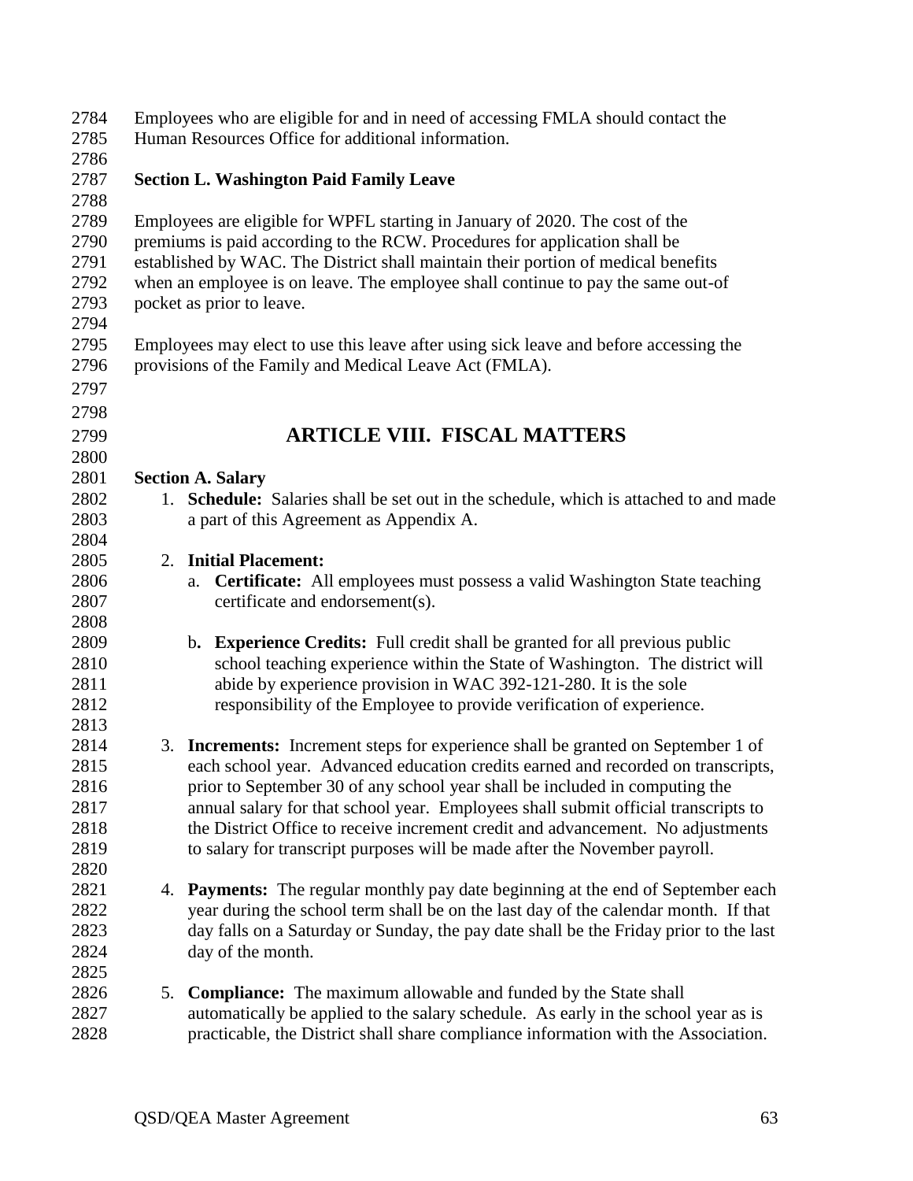Employees who are eligible for and in need of accessing FMLA should contact the Human Resources Office for additional information.

**Section L. Washington Paid Family Leave**

Employees are eligible for WPFL starting in January of 2020. The cost of the premiums is paid according to the RCW. Procedures for application shall be established by WAC. The District shall maintain their portion of medical benefits when an employee is on leave. The employee shall continue to pay the same out-of pocket as prior to leave.

Employees may elect to use this leave after using sick leave and before accessing the provisions of the Family and Medical Leave Act (FMLA).

# ARTICLE VIII. FISCAL MATTERS

**Section A. Salary**

1. **Schedule:** Salaries shall be set out in the schedule, which is attached to and made a part of this Agreement as Appendix A.

2. **Initial Placement:**
   a. **Certificate:** All employees must possess a valid Washington State teaching certificate and endorsement(s).

   b. **Experience Credits:** Full credit shall be granted for all previous public school teaching experience within the State of Washington. The district will abide by experience provision in WAC 392-121-280. It is the sole responsibility of the Employee to provide verification of experience.

3. **Increments:** Increment steps for experience shall be granted on September 1 of each school year. Advanced education credits earned and recorded on transcripts, prior to September 30 of any school year shall be included in computing the annual salary for that school year. Employees shall submit official transcripts to the District Office to receive increment credit and advancement. No adjustments to salary for transcript purposes will be made after the November payroll.

4. **Payments:** The regular monthly pay date beginning at the end of September each year during the school term shall be on the last day of the calendar month. If that day falls on a Saturday or Sunday, the pay date shall be the Friday prior to the last day of the month.

5. **Compliance:** The maximum allowable and funded by the State shall automatically be applied to the salary schedule. As early in the school year as is practicable, the District shall share compliance information with the Association.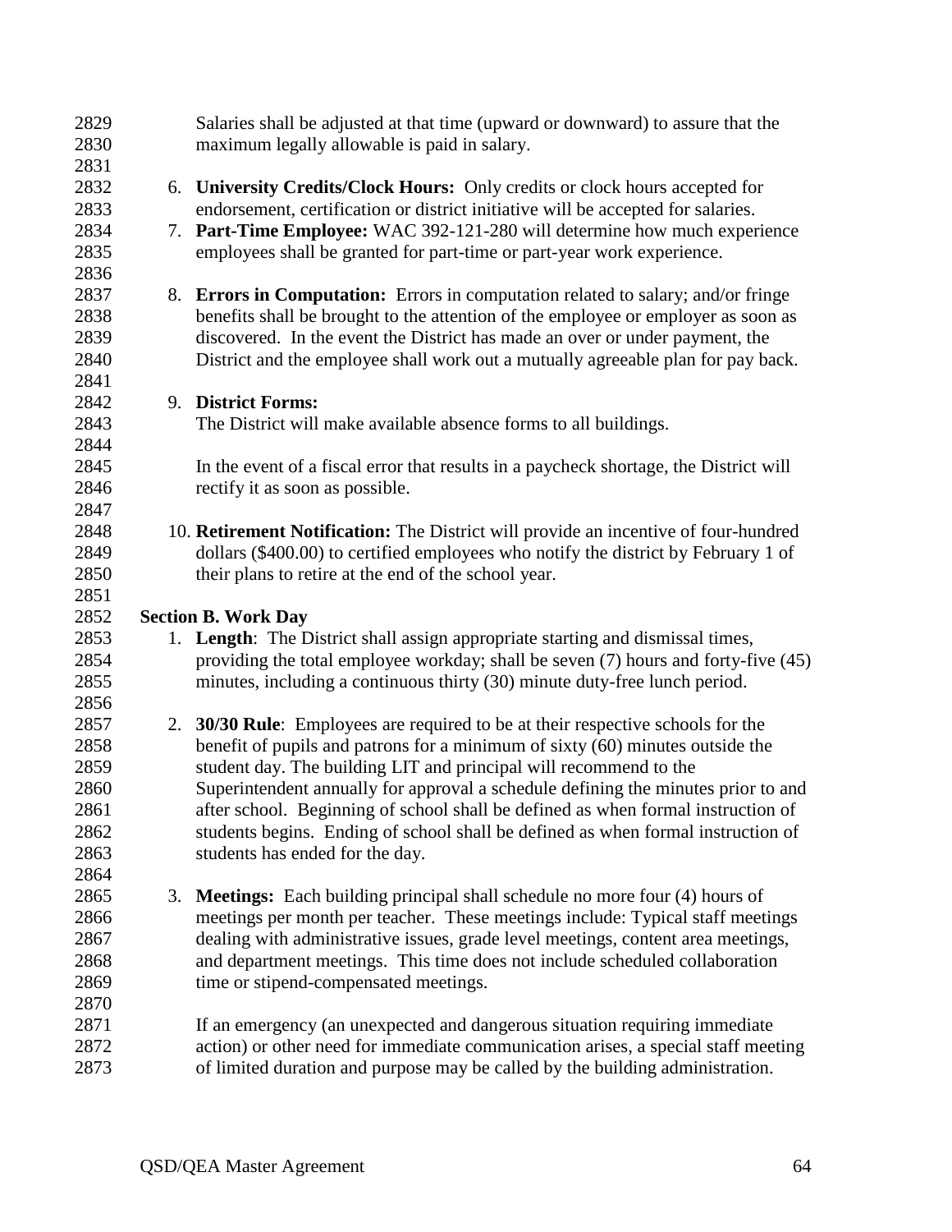Salaries shall be adjusted at that time (upward or downward) to assure that the maximum legally allowable is paid in salary.

6. **University Credits/Clock Hours:** Only credits or clock hours accepted for endorsement, certification or district initiative will be accepted for salaries.
7. **Part-Time Employee:** WAC 392-121-280 will determine how much experience employees shall be granted for part-time or part-year work experience.

8. **Errors in Computation:** Errors in computation related to salary; and/or fringe benefits shall be brought to the attention of the employee or employer as soon as discovered. In the event the District has made an over or under payment, the District and the employee shall work out a mutually agreeable plan for pay back.

9. **District Forms:**
   The District will make available absence forms to all buildings.

   In the event of a fiscal error that results in a paycheck shortage, the District will rectify it as soon as possible.

10. **Retirement Notification:** The District will provide an incentive of four-hundred dollars ($400.00) to certified employees who notify the district by February 1 of their plans to retire at the end of the school year.

**Section B. Work Day**

1. **Length**: The District shall assign appropriate starting and dismissal times, providing the total employee workday; shall be seven (7) hours and forty-five (45) minutes, including a continuous thirty (30) minute duty-free lunch period.

2. **30/30 Rule**: Employees are required to be at their respective schools for the benefit of pupils and patrons for a minimum of sixty (60) minutes outside the student day. The building LIT and principal will recommend to the Superintendent annually for approval a schedule defining the minutes prior to and after school. Beginning of school shall be defined as when formal instruction of students begins. Ending of school shall be defined as when formal instruction of students has ended for the day.

3. **Meetings:** Each building principal shall schedule no more four (4) hours of meetings per month per teacher. These meetings include: Typical staff meetings dealing with administrative issues, grade level meetings, content area meetings, and department meetings. This time does not include scheduled collaboration time or stipend-compensated meetings.

   If an emergency (an unexpected and dangerous situation requiring immediate action) or other need for immediate communication arises, a special staff meeting of limited duration and purpose may be called by the building administration.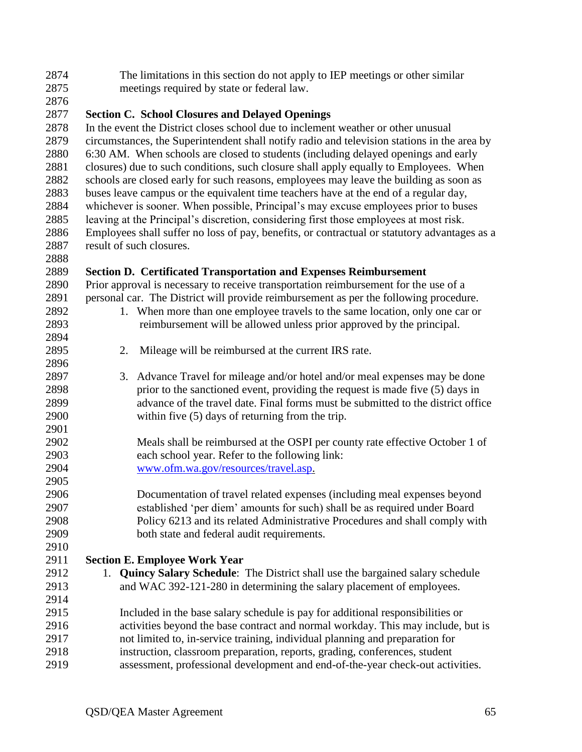The limitations in this section do not apply to IEP meetings or other similar meetings required by state or federal law.

**Section C. School Closures and Delayed Openings**

In the event the District closes school due to inclement weather or other unusual circumstances, the Superintendent shall notify radio and television stations in the area by 6:30 AM. When schools are closed to students (including delayed openings and early closures) due to such conditions, such closure shall apply equally to Employees. When schools are closed early for such reasons, employees may leave the building as soon as buses leave campus or the equivalent time teachers have at the end of a regular day, whichever is sooner. When possible, Principal's may excuse employees prior to buses leaving at the Principal's discretion, considering first those employees at most risk. Employees shall suffer no loss of pay, benefits, or contractual or statutory advantages as a result of such closures.

**Section D. Certificated Transportation and Expenses Reimbursement**

Prior approval is necessary to receive transportation reimbursement for the use of a personal car. The District will provide reimbursement as per the following procedure.

1. When more than one employee travels to the same location, only one car or reimbursement will be allowed unless prior approved by the principal.

2. Mileage will be reimbursed at the current IRS rate.

3. Advance Travel for mileage and/or hotel and/or meal expenses may be done prior to the sanctioned event, providing the request is made five (5) days in advance of the travel date. Final forms must be submitted to the district office within five (5) days of returning from the trip.

   Meals shall be reimbursed at the OSPI per county rate effective October 1 of each school year. Refer to the following link: [www.ofm.wa.gov/resources/travel.asp](www.ofm.wa.gov/resources/travel.asp).

   Documentation of travel related expenses (including meal expenses beyond established 'per diem' amounts for such) shall be as required under Board Policy 6213 and its related Administrative Procedures and shall comply with both state and federal audit requirements.

**Section E. Employee Work Year**

1. **Quincy Salary Schedule**: The District shall use the bargained salary schedule and WAC 392-121-280 in determining the salary placement of employees.

   Included in the base salary schedule is pay for additional responsibilities or activities beyond the base contract and normal workday. This may include, but is not limited to, in-service training, individual planning and preparation for instruction, classroom preparation, reports, grading, conferences, student assessment, professional development and end-of-the-year check-out activities.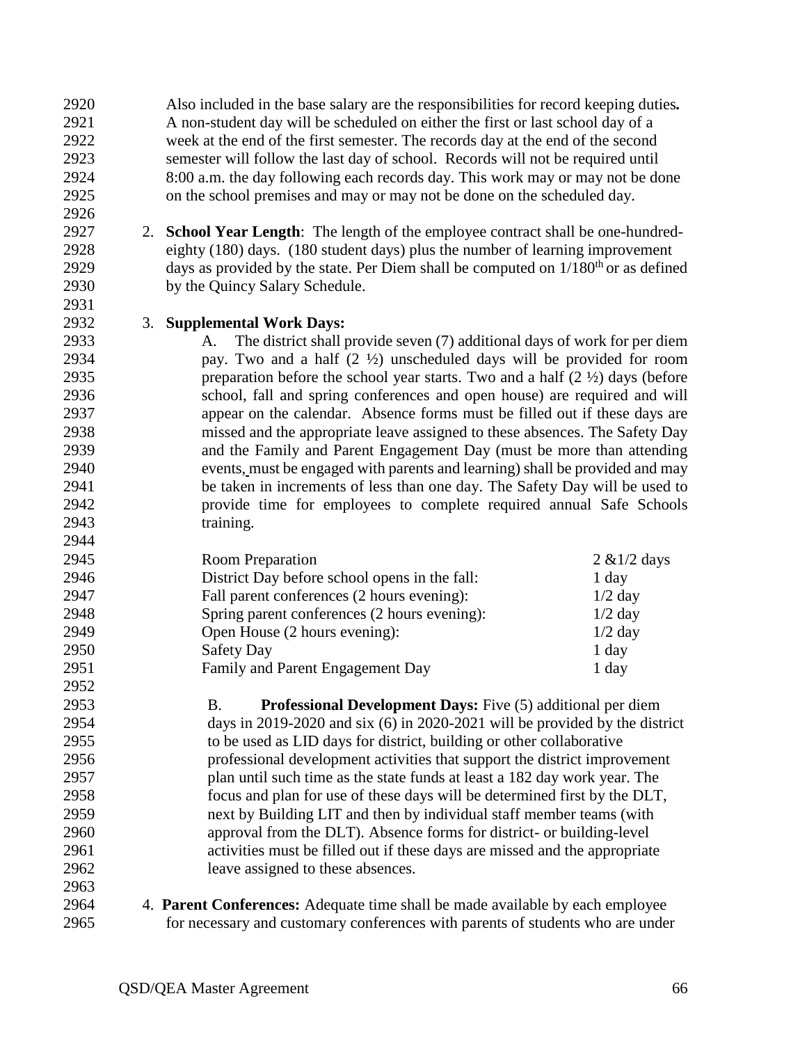Also included in the base salary are the responsibilities for record keeping duties**.** A non-student day will be scheduled on either the first or last school day of a week at the end of the first semester. The records day at the end of the second semester will follow the last day of school. Records will not be required until 8:00 a.m. the day following each records day. This work may or may not be done on the school premises and may or may not be done on the scheduled day.

2. **School Year Length**: The length of the employee contract shall be one-hundred-eighty (180) days. (180 student days) plus the number of learning improvement days as provided by the state. Per Diem shall be computed on $1/180^{th}$ or as defined by the Quincy Salary Schedule.

3. **Supplemental Work Days:**

   A. The district shall provide seven (7) additional days of work for per diem pay. Two and a half (2 ½) unscheduled days will be provided for room preparation before the school year starts. Two and a half (2 ½) days (before school, fall and spring conferences and open house) are required and will appear on the calendar. Absence forms must be filled out if these days are missed and the appropriate leave assigned to these absences. The Safety Day and the Family and Parent Engagement Day (must be more than attending events, must be engaged with parents and learning) shall be provided and may be taken in increments of less than one day. The Safety Day will be used to provide time for employees to complete required annual Safe Schools training.

| | |
|---|---|
| Room Preparation | 2 &1/2 days |
| District Day before school opens in the fall: | 1 day |
| Fall parent conferences (2 hours evening): | 1/2 day |
| Spring parent conferences (2 hours evening): | 1/2 day |
| Open House (2 hours evening): | 1/2 day |
| Safety Day | 1 day |
| Family and Parent Engagement Day | 1 day |

   B. **Professional Development Days:** Five (5) additional per diem days in 2019-2020 and six (6) in 2020-2021 will be provided by the district to be used as LID days for district, building or other collaborative professional development activities that support the district improvement plan until such time as the state funds at least a 182 day work year. The focus and plan for use of these days will be determined first by the DLT, next by Building LIT and then by individual staff member teams (with approval from the DLT). Absence forms for district- or building-level activities must be filled out if these days are missed and the appropriate leave assigned to these absences.

4. **Parent Conferences:** Adequate time shall be made available by each employee for necessary and customary conferences with parents of students who are under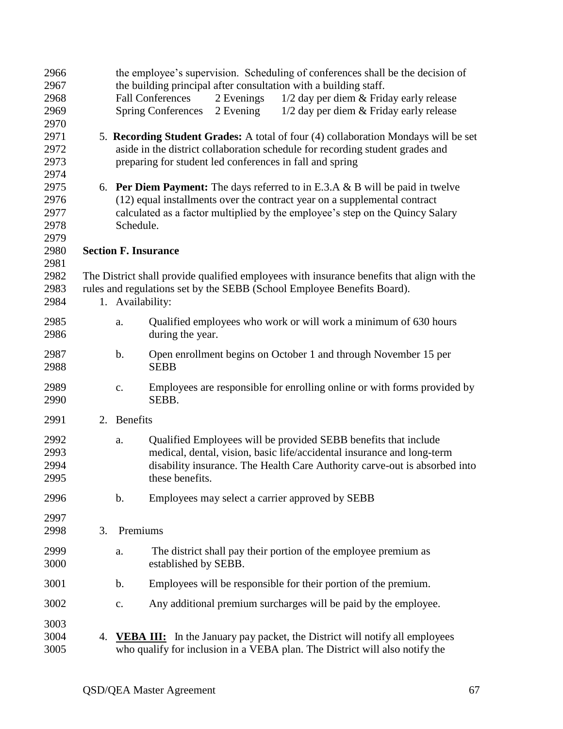the employee's supervision. Scheduling of conferences shall be the decision of the building principal after consultation with a building staff.

| | | |
|---|---|---|
| Fall Conferences | 2 Evenings | 1/2 day per diem & Friday early release |
| Spring Conferences | 2 Evening | 1/2 day per diem & Friday early release |

5. **Recording Student Grades:** A total of four (4) collaboration Mondays will be set aside in the district collaboration schedule for recording student grades and preparing for student led conferences in fall and spring

6. **Per Diem Payment:** The days referred to in E.3.A & B will be paid in twelve (12) equal installments over the contract year on a supplemental contract calculated as a factor multiplied by the employee's step on the Quincy Salary Schedule.

**Section F. Insurance**

The District shall provide qualified employees with insurance benefits that align with the rules and regulations set by the SEBB (School Employee Benefits Board).

1. Availability:
   a. Qualified employees who work or will work a minimum of 630 hours during the year.
   b. Open enrollment begins on October 1 and through November 15 per SEBB
   c. Employees are responsible for enrolling online or with forms provided by SEBB.
2. Benefits
   a. Qualified Employees will be provided SEBB benefits that include medical, dental, vision, basic life/accidental insurance and long-term disability insurance. The Health Care Authority carve-out is absorbed into these benefits.
   b. Employees may select a carrier approved by SEBB
3. Premiums
   a. The district shall pay their portion of the employee premium as established by SEBB.
   b. Employees will be responsible for their portion of the premium.
   c. Any additional premium surcharges will be paid by the employee.
4. **VEBA III:** In the January pay packet, the District will notify all employees who qualify for inclusion in a VEBA plan. The District will also notify the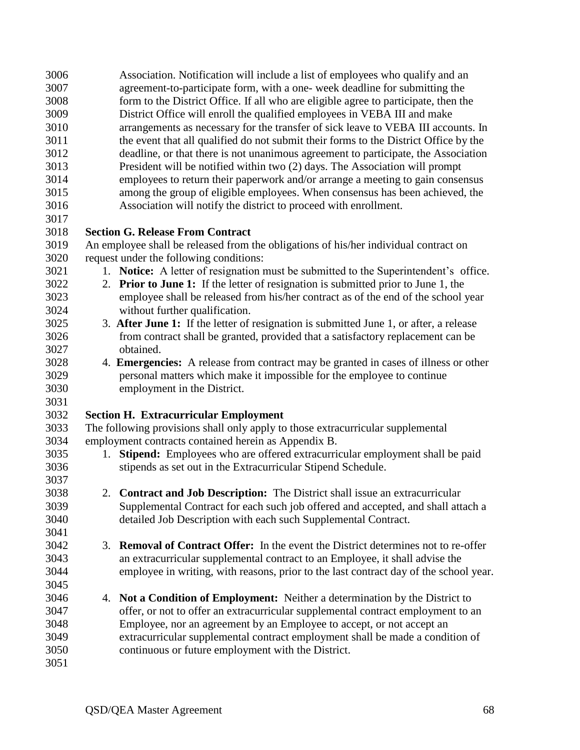Association. Notification will include a list of employees who qualify and an agreement-to-participate form, with a one- week deadline for submitting the form to the District Office. If all who are eligible agree to participate, then the District Office will enroll the qualified employees in VEBA III and make arrangements as necessary for the transfer of sick leave to VEBA III accounts. In the event that all qualified do not submit their forms to the District Office by the deadline, or that there is not unanimous agreement to participate, the Association President will be notified within two (2) days. The Association will prompt employees to return their paperwork and/or arrange a meeting to gain consensus among the group of eligible employees. When consensus has been achieved, the Association will notify the district to proceed with enrollment.

**Section G. Release From Contract**

An employee shall be released from the obligations of his/her individual contract on request under the following conditions:

1. **Notice:** A letter of resignation must be submitted to the Superintendent's office.
2. **Prior to June 1:** If the letter of resignation is submitted prior to June 1, the employee shall be released from his/her contract as of the end of the school year without further qualification.
3. **After June 1:** If the letter of resignation is submitted June 1, or after, a release from contract shall be granted, provided that a satisfactory replacement can be obtained.
4. **Emergencies:** A release from contract may be granted in cases of illness or other personal matters which make it impossible for the employee to continue employment in the District.

**Section H. Extracurricular Employment**

The following provisions shall only apply to those extracurricular supplemental employment contracts contained herein as Appendix B.

1. **Stipend:** Employees who are offered extracurricular employment shall be paid stipends as set out in the Extracurricular Stipend Schedule.

2. **Contract and Job Description:** The District shall issue an extracurricular Supplemental Contract for each such job offered and accepted, and shall attach a detailed Job Description with each such Supplemental Contract.

3. **Removal of Contract Offer:** In the event the District determines not to re-offer an extracurricular supplemental contract to an Employee, it shall advise the employee in writing, with reasons, prior to the last contract day of the school year.

4. **Not a Condition of Employment:** Neither a determination by the District to offer, or not to offer an extracurricular supplemental contract employment to an Employee, nor an agreement by an Employee to accept, or not accept an extracurricular supplemental contract employment shall be made a condition of continuous or future employment with the District.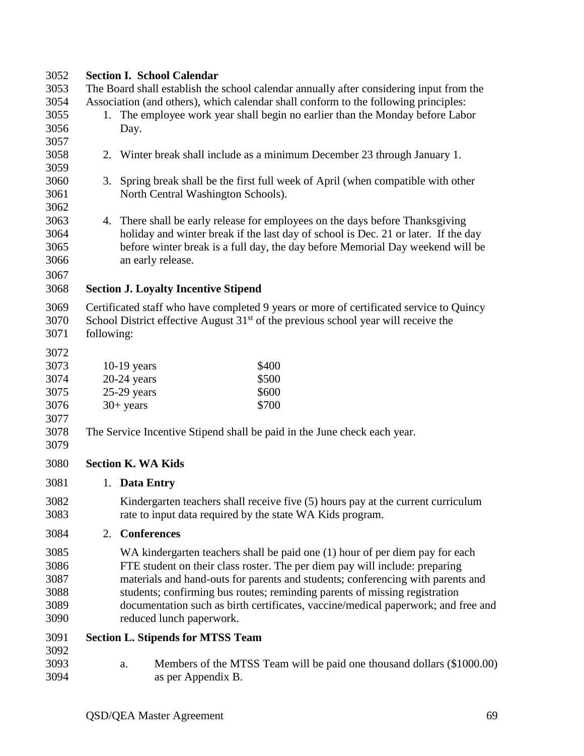**Section I. School Calendar**

The Board shall establish the school calendar annually after considering input from the Association (and others), which calendar shall conform to the following principles:

1. The employee work year shall begin no earlier than the Monday before Labor Day.

2. Winter break shall include as a minimum December 23 through January 1.

3. Spring break shall be the first full week of April (when compatible with other North Central Washington Schools).

4. There shall be early release for employees on the days before Thanksgiving holiday and winter break if the last day of school is Dec. 21 or later. If the day before winter break is a full day, the day before Memorial Day weekend will be an early release.

**Section J. Loyalty Incentive Stipend**

Certificated staff who have completed 9 years or more of certificated service to Quincy School District effective August 31st of the previous school year will receive the following:

| | |
|---|---|
| 10-19 years | $400 |
| 20-24 years | $500 |
| 25-29 years | $600 |
| 30+ years | $700 |

The Service Incentive Stipend shall be paid in the June check each year.

**Section K. WA Kids**

1. **Data Entry**

   Kindergarten teachers shall receive five (5) hours pay at the current curriculum rate to input data required by the state WA Kids program.

2. **Conferences**

   WA kindergarten teachers shall be paid one (1) hour of per diem pay for each FTE student on their class roster. The per diem pay will include: preparing materials and hand-outs for parents and students; conferencing with parents and students; confirming bus routes; reminding parents of missing registration documentation such as birth certificates, vaccine/medical paperwork; and free and reduced lunch paperwork.

**Section L. Stipends for MTSS Team**

a. Members of the MTSS Team will be paid one thousand dollars ($1000.00) as per Appendix B.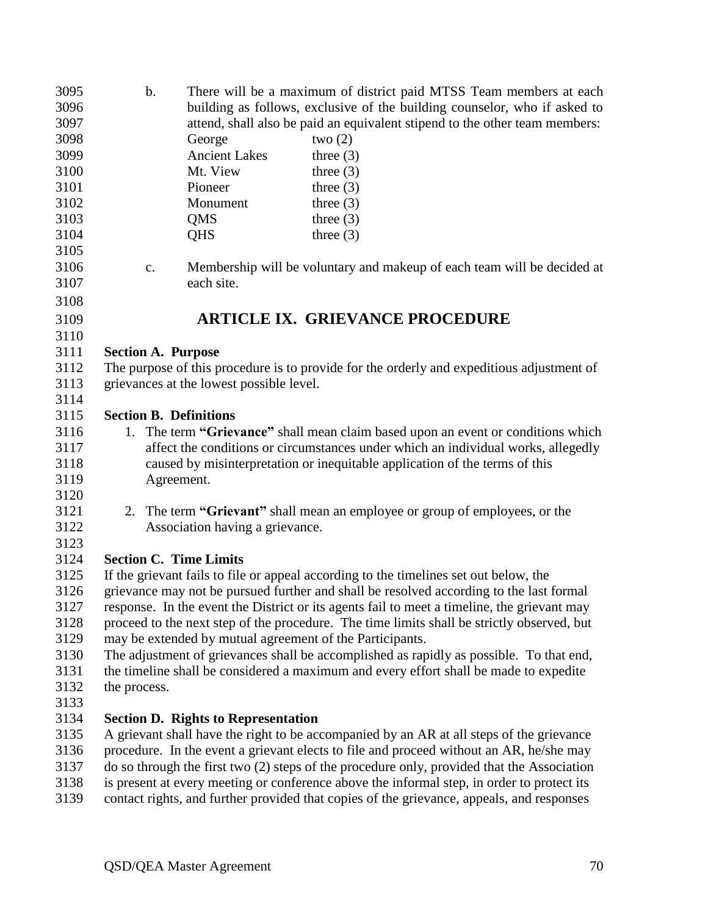b. There will be a maximum of district paid MTSS Team members at each building as follows, exclusive of the building counselor, who if asked to attend, shall also be paid an equivalent stipend to the other team members:

| | |
|---|---|
| George | two (2) |
| Ancient Lakes | three (3) |
| Mt. View | three (3) |
| Pioneer | three (3) |
| Monument | three (3) |
| QMS | three (3) |
| QHS | three (3) |

c. Membership will be voluntary and makeup of each team will be decided at each site.

# ARTICLE IX. GRIEVANCE PROCEDURE

**Section A. Purpose**

The purpose of this procedure is to provide for the orderly and expeditious adjustment of grievances at the lowest possible level.

**Section B. Definitions**

1. The term **"Grievance"** shall mean claim based upon an event or conditions which affect the conditions or circumstances under which an individual works, allegedly caused by misinterpretation or inequitable application of the terms of this Agreement.

2. The term **"Grievant"** shall mean an employee or group of employees, or the Association having a grievance.

**Section C. Time Limits**

If the grievant fails to file or appeal according to the timelines set out below, the grievance may not be pursued further and shall be resolved according to the last formal response. In the event the District or its agents fail to meet a timeline, the grievant may proceed to the next step of the procedure. The time limits shall be strictly observed, but may be extended by mutual agreement of the Participants.

The adjustment of grievances shall be accomplished as rapidly as possible. To that end, the timeline shall be considered a maximum and every effort shall be made to expedite the process.

**Section D. Rights to Representation**

A grievant shall have the right to be accompanied by an AR at all steps of the grievance procedure. In the event a grievant elects to file and proceed without an AR, he/she may do so through the first two (2) steps of the procedure only, provided that the Association is present at every meeting or conference above the informal step, in order to protect its contact rights, and further provided that copies of the grievance, appeals, and responses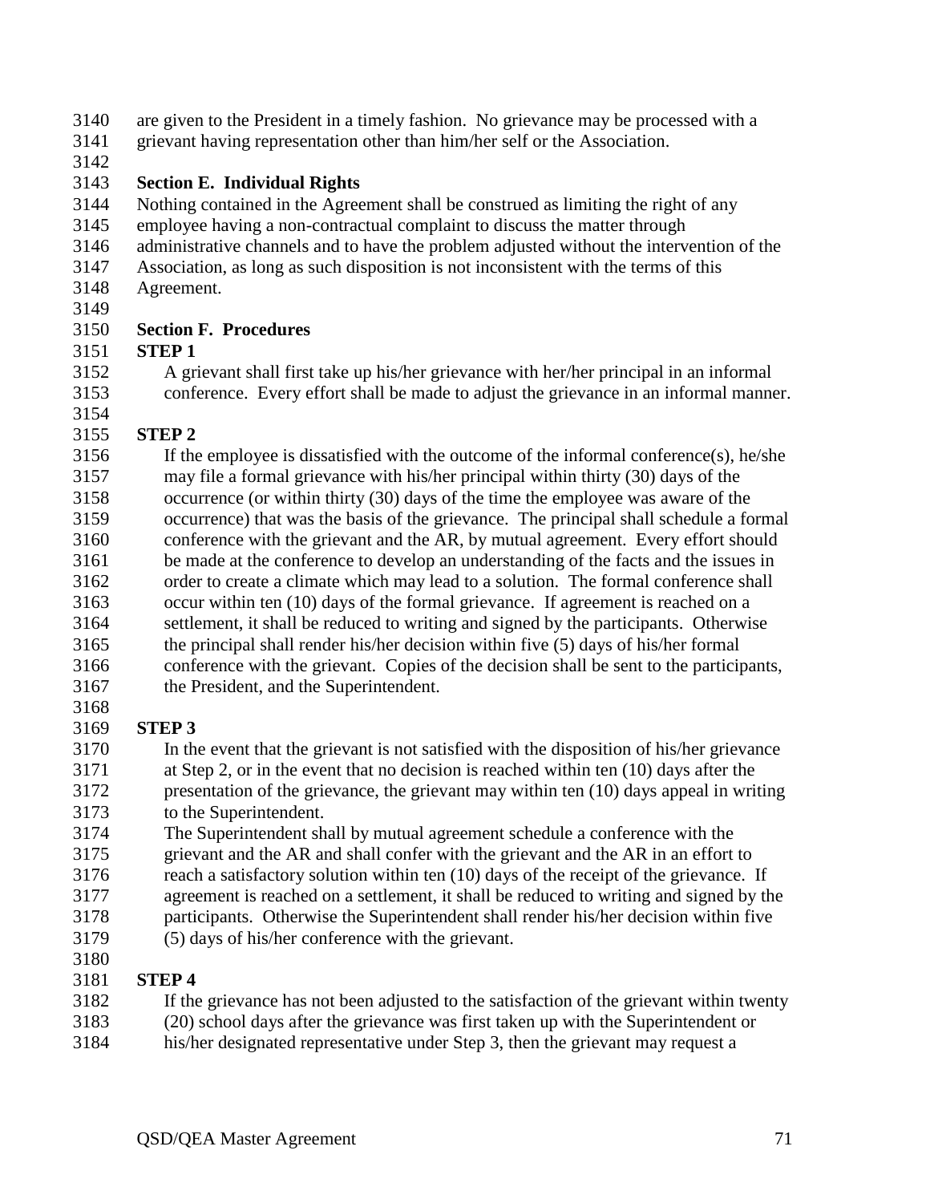are given to the President in a timely fashion. No grievance may be processed with a grievant having representation other than him/her self or the Association.

**Section E. Individual Rights**

Nothing contained in the Agreement shall be construed as limiting the right of any employee having a non-contractual complaint to discuss the matter through administrative channels and to have the problem adjusted without the intervention of the Association, as long as such disposition is not inconsistent with the terms of this Agreement.

**Section F. Procedures**

**STEP 1**

A grievant shall first take up his/her grievance with her/her principal in an informal conference. Every effort shall be made to adjust the grievance in an informal manner.

**STEP 2**

If the employee is dissatisfied with the outcome of the informal conference(s), he/she may file a formal grievance with his/her principal within thirty (30) days of the occurrence (or within thirty (30) days of the time the employee was aware of the occurrence) that was the basis of the grievance. The principal shall schedule a formal conference with the grievant and the AR, by mutual agreement. Every effort should be made at the conference to develop an understanding of the facts and the issues in order to create a climate which may lead to a solution. The formal conference shall occur within ten (10) days of the formal grievance. If agreement is reached on a settlement, it shall be reduced to writing and signed by the participants. Otherwise the principal shall render his/her decision within five (5) days of his/her formal conference with the grievant. Copies of the decision shall be sent to the participants, the President, and the Superintendent.

**STEP 3**

In the event that the grievant is not satisfied with the disposition of his/her grievance at Step 2, or in the event that no decision is reached within ten (10) days after the presentation of the grievance, the grievant may within ten (10) days appeal in writing to the Superintendent.

The Superintendent shall by mutual agreement schedule a conference with the grievant and the AR and shall confer with the grievant and the AR in an effort to reach a satisfactory solution within ten (10) days of the receipt of the grievance. If agreement is reached on a settlement, it shall be reduced to writing and signed by the participants. Otherwise the Superintendent shall render his/her decision within five (5) days of his/her conference with the grievant.

**STEP 4**

If the grievance has not been adjusted to the satisfaction of the grievant within twenty (20) school days after the grievance was first taken up with the Superintendent or his/her designated representative under Step 3, then the grievant may request a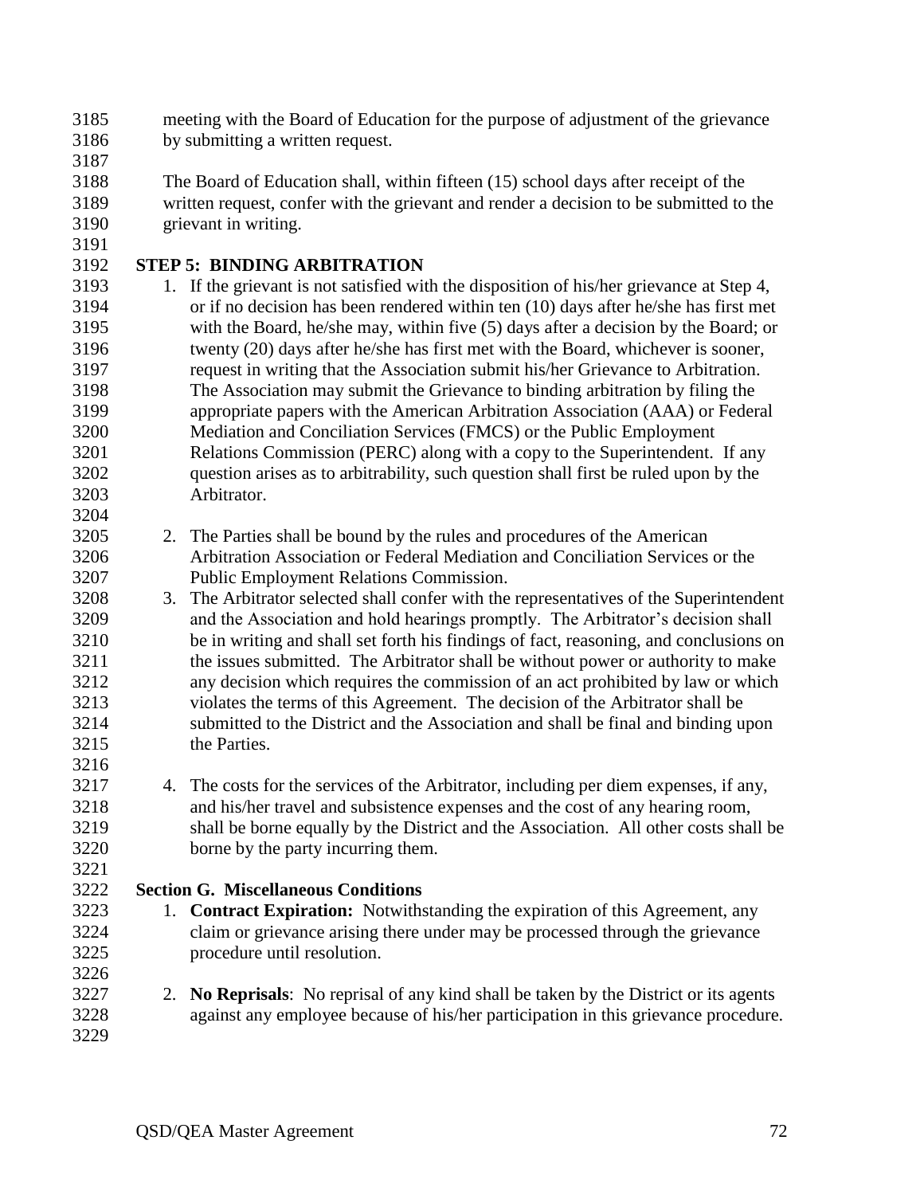meeting with the Board of Education for the purpose of adjustment of the grievance by submitting a written request.

The Board of Education shall, within fifteen (15) school days after receipt of the written request, confer with the grievant and render a decision to be submitted to the grievant in writing.

**STEP 5: BINDING ARBITRATION**

1. If the grievant is not satisfied with the disposition of his/her grievance at Step 4, or if no decision has been rendered within ten (10) days after he/she has first met with the Board, he/she may, within five (5) days after a decision by the Board; or twenty (20) days after he/she has first met with the Board, whichever is sooner, request in writing that the Association submit his/her Grievance to Arbitration. The Association may submit the Grievance to binding arbitration by filing the appropriate papers with the American Arbitration Association (AAA) or Federal Mediation and Conciliation Services (FMCS) or the Public Employment Relations Commission (PERC) along with a copy to the Superintendent. If any question arises as to arbitrability, such question shall first be ruled upon by the Arbitrator.

2. The Parties shall be bound by the rules and procedures of the American Arbitration Association or Federal Mediation and Conciliation Services or the Public Employment Relations Commission.
3. The Arbitrator selected shall confer with the representatives of the Superintendent and the Association and hold hearings promptly. The Arbitrator's decision shall be in writing and shall set forth his findings of fact, reasoning, and conclusions on the issues submitted. The Arbitrator shall be without power or authority to make any decision which requires the commission of an act prohibited by law or which violates the terms of this Agreement. The decision of the Arbitrator shall be submitted to the District and the Association and shall be final and binding upon the Parties.

4. The costs for the services of the Arbitrator, including per diem expenses, if any, and his/her travel and subsistence expenses and the cost of any hearing room, shall be borne equally by the District and the Association. All other costs shall be borne by the party incurring them.

**Section G. Miscellaneous Conditions**

1. **Contract Expiration:** Notwithstanding the expiration of this Agreement, any claim or grievance arising there under may be processed through the grievance procedure until resolution.

2. **No Reprisals**: No reprisal of any kind shall be taken by the District or its agents against any employee because of his/her participation in this grievance procedure.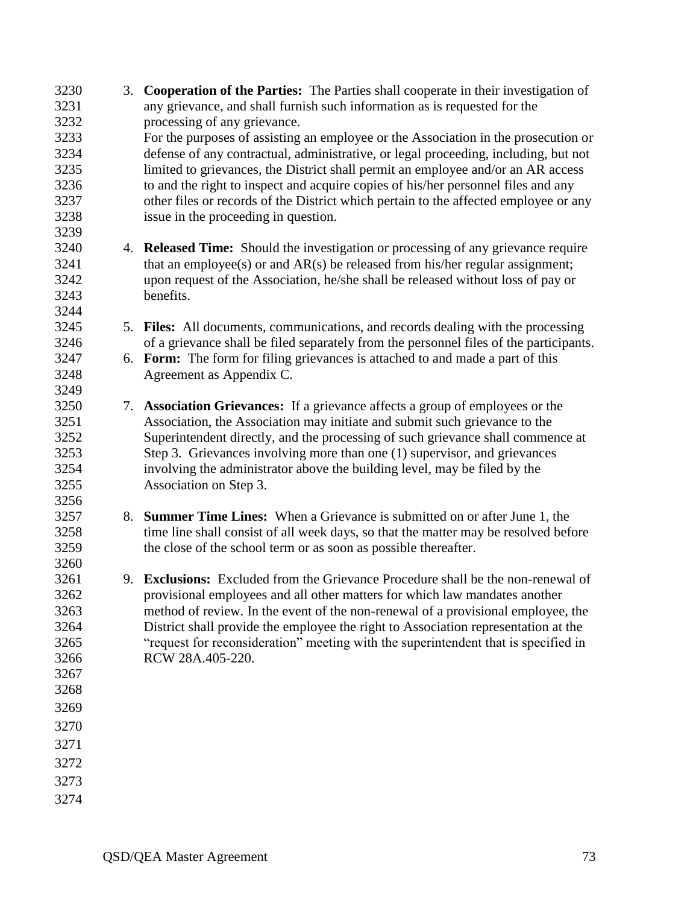3. **Cooperation of the Parties:** The Parties shall cooperate in their investigation of any grievance, and shall furnish such information as is requested for the processing of any grievance.
   For the purposes of assisting an employee or the Association in the prosecution or defense of any contractual, administrative, or legal proceeding, including, but not limited to grievances, the District shall permit an employee and/or an AR access to and the right to inspect and acquire copies of his/her personnel files and any other files or records of the District which pertain to the affected employee or any issue in the proceeding in question.

4. **Released Time:** Should the investigation or processing of any grievance require that an employee(s) or and AR(s) be released from his/her regular assignment; upon request of the Association, he/she shall be released without loss of pay or benefits.

5. **Files:** All documents, communications, and records dealing with the processing of a grievance shall be filed separately from the personnel files of the participants.
6. **Form:** The form for filing grievances is attached to and made a part of this Agreement as Appendix C.

7. **Association Grievances:** If a grievance affects a group of employees or the Association, the Association may initiate and submit such grievance to the Superintendent directly, and the processing of such grievance shall commence at Step 3. Grievances involving more than one (1) supervisor, and grievances involving the administrator above the building level, may be filed by the Association on Step 3.

8. **Summer Time Lines:** When a Grievance is submitted on or after June 1, the time line shall consist of all week days, so that the matter may be resolved before the close of the school term or as soon as possible thereafter.

9. **Exclusions:** Excluded from the Grievance Procedure shall be the non-renewal of provisional employees and all other matters for which law mandates another method of review. In the event of the non-renewal of a provisional employee, the District shall provide the employee the right to Association representation at the "request for reconsideration" meeting with the superintendent that is specified in RCW 28A.405-220.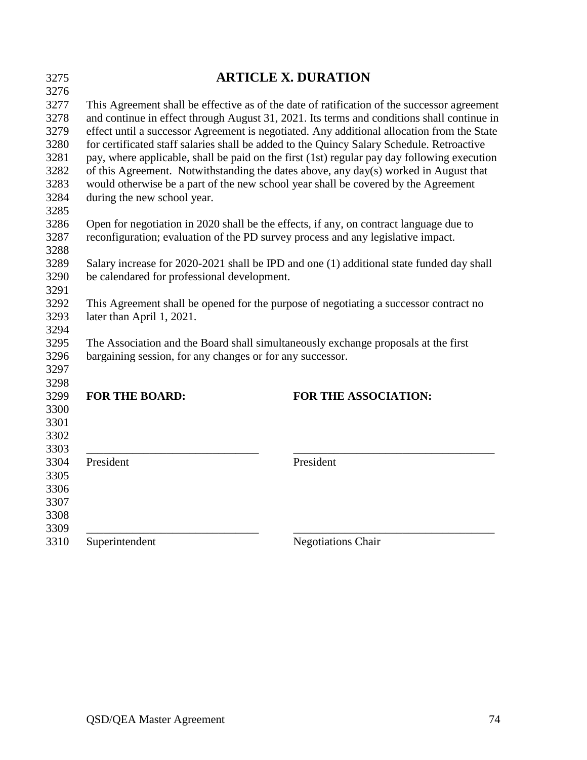# ARTICLE X. DURATION

This Agreement shall be effective as of the date of ratification of the successor agreement and continue in effect through August 31, 2021. Its terms and conditions shall continue in effect until a successor Agreement is negotiated. Any additional allocation from the State for certificated staff salaries shall be added to the Quincy Salary Schedule. Retroactive pay, where applicable, shall be paid on the first (1st) regular pay day following execution of this Agreement. Notwithstanding the dates above, any day(s) worked in August that would otherwise be a part of the new school year shall be covered by the Agreement during the new school year.

Open for negotiation in 2020 shall be the effects, if any, on contract language due to reconfiguration; evaluation of the PD survey process and any legislative impact.

Salary increase for 2020-2021 shall be IPD and one (1) additional state funded day shall be calendared for professional development.

This Agreement shall be opened for the purpose of negotiating a successor contract no later than April 1, 2021.

The Association and the Board shall simultaneously exchange proposals at the first bargaining session, for any changes or for any successor.

| **FOR THE BOARD:** | **FOR THE ASSOCIATION:** |
|---|---|
| ______________________________ | ___________________________________ |
| President | President |
| ______________________________ | ___________________________________ |
| Superintendent | Negotiations Chair |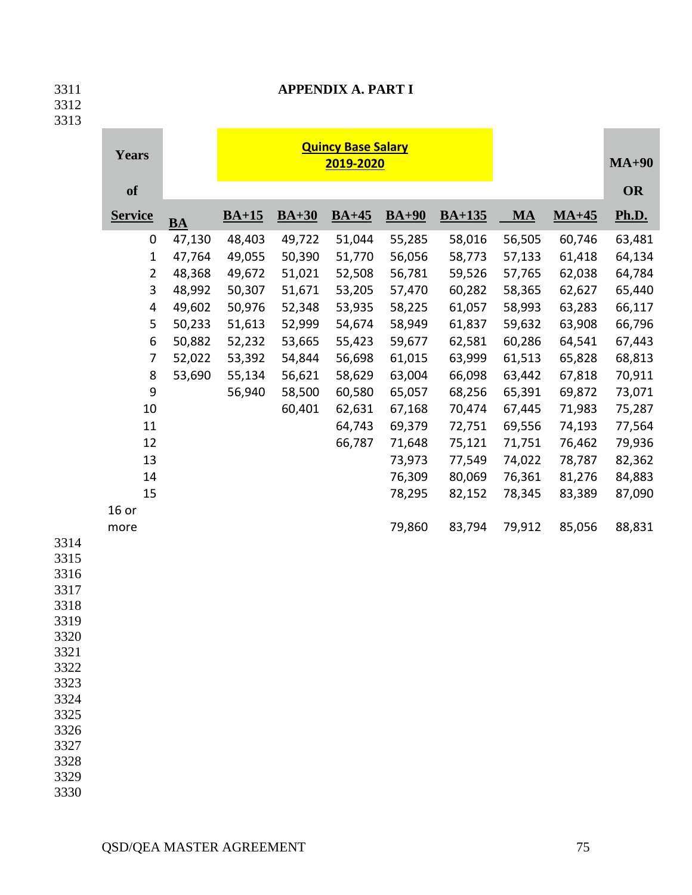# APPENDIX A. PART I

**Quincy Base Salary 2019-2020**

| Years of Service | BA | BA+15 | BA+30 | BA+45 | BA+90 | BA+135 | MA | MA+45 | MA+90 OR Ph.D. |
|---|---|---|---|---|---|---|---|---|---|
| 0 | 47,130 | 48,403 | 49,722 | 51,044 | 55,285 | 58,016 | 56,505 | 60,746 | 63,481 |
| 1 | 47,764 | 49,055 | 50,390 | 51,770 | 56,056 | 58,773 | 57,133 | 61,418 | 64,134 |
| 2 | 48,368 | 49,672 | 51,021 | 52,508 | 56,781 | 59,526 | 57,765 | 62,038 | 64,784 |
| 3 | 48,992 | 50,307 | 51,671 | 53,205 | 57,470 | 60,282 | 58,365 | 62,627 | 65,440 |
| 4 | 49,602 | 50,976 | 52,348 | 53,935 | 58,225 | 61,057 | 58,993 | 63,283 | 66,117 |
| 5 | 50,233 | 51,613 | 52,999 | 54,674 | 58,949 | 61,837 | 59,632 | 63,908 | 66,796 |
| 6 | 50,882 | 52,232 | 53,665 | 55,423 | 59,677 | 62,581 | 60,286 | 64,541 | 67,443 |
| 7 | 52,022 | 53,392 | 54,844 | 56,698 | 61,015 | 63,999 | 61,513 | 65,828 | 68,813 |
| 8 | 53,690 | 55,134 | 56,621 | 58,629 | 63,004 | 66,098 | 63,442 | 67,818 | 70,911 |
| 9 | | 56,940 | 58,500 | 60,580 | 65,057 | 68,256 | 65,391 | 69,872 | 73,071 |
| 10 | | | 60,401 | 62,631 | 67,168 | 70,474 | 67,445 | 71,983 | 75,287 |
| 11 | | | | 64,743 | 69,379 | 72,751 | 69,556 | 74,193 | 77,564 |
| 12 | | | | 66,787 | 71,648 | 75,121 | 71,751 | 76,462 | 79,936 |
| 13 | | | | | 73,973 | 77,549 | 74,022 | 78,787 | 82,362 |
| 14 | | | | | 76,309 | 80,069 | 76,361 | 81,276 | 84,883 |
| 15 | | | | | 78,295 | 82,152 | 78,345 | 83,389 | 87,090 |
| 16 or more | | | | | 79,860 | 83,794 | 79,912 | 85,056 | 88,831 |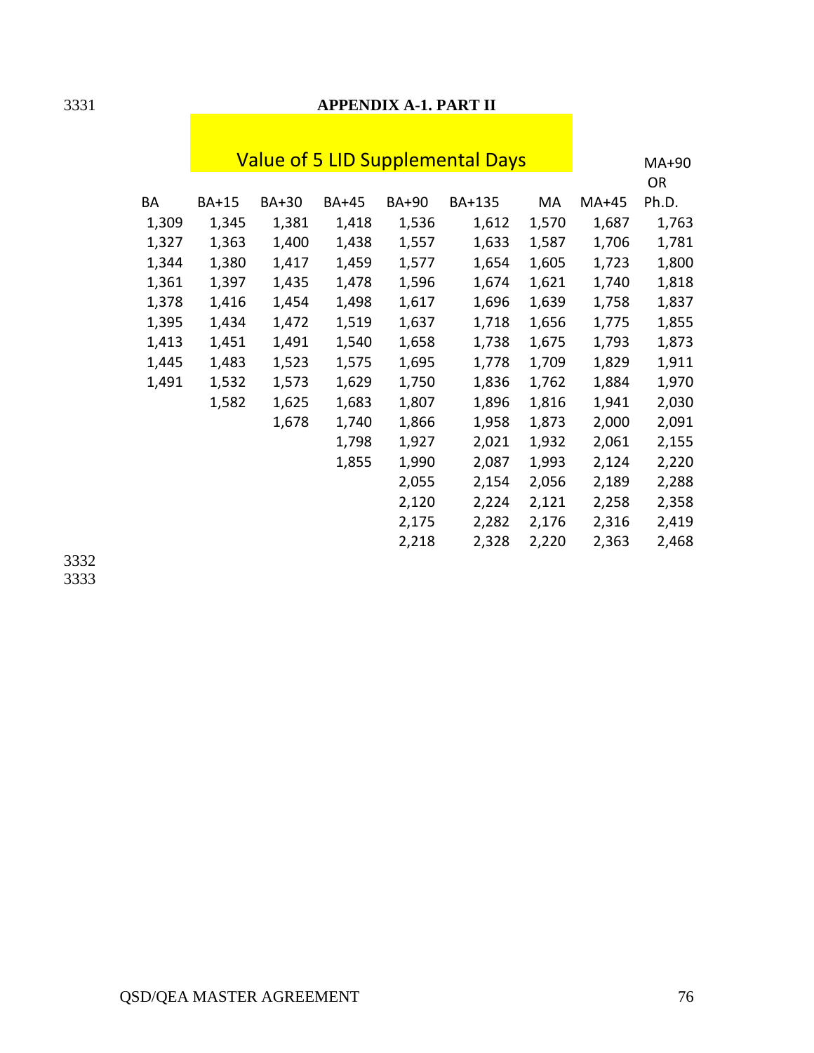# APPENDIX A-1. PART II

## Value of 5 LID Supplemental Days

| BA | BA+15 | BA+30 | BA+45 | BA+90 | BA+135 | MA | MA+45 | MA+90 OR Ph.D. |
|---|---|---|---|---|---|---|---|---|
| 1,309 | 1,345 | 1,381 | 1,418 | 1,536 | 1,612 | 1,570 | 1,687 | 1,763 |
| 1,327 | 1,363 | 1,400 | 1,438 | 1,557 | 1,633 | 1,587 | 1,706 | 1,781 |
| 1,344 | 1,380 | 1,417 | 1,459 | 1,577 | 1,654 | 1,605 | 1,723 | 1,800 |
| 1,361 | 1,397 | 1,435 | 1,478 | 1,596 | 1,674 | 1,621 | 1,740 | 1,818 |
| 1,378 | 1,416 | 1,454 | 1,498 | 1,617 | 1,696 | 1,639 | 1,758 | 1,837 |
| 1,395 | 1,434 | 1,472 | 1,519 | 1,637 | 1,718 | 1,656 | 1,775 | 1,855 |
| 1,413 | 1,451 | 1,491 | 1,540 | 1,658 | 1,738 | 1,675 | 1,793 | 1,873 |
| 1,445 | 1,483 | 1,523 | 1,575 | 1,695 | 1,778 | 1,709 | 1,829 | 1,911 |
| 1,491 | 1,532 | 1,573 | 1,629 | 1,750 | 1,836 | 1,762 | 1,884 | 1,970 |
| | 1,582 | 1,625 | 1,683 | 1,807 | 1,896 | 1,816 | 1,941 | 2,030 |
| | | 1,678 | 1,740 | 1,866 | 1,958 | 1,873 | 2,000 | 2,091 |
| | | | 1,798 | 1,927 | 2,021 | 1,932 | 2,061 | 2,155 |
| | | | 1,855 | 1,990 | 2,087 | 1,993 | 2,124 | 2,220 |
| | | | | 2,055 | 2,154 | 2,056 | 2,189 | 2,288 |
| | | | | 2,120 | 2,224 | 2,121 | 2,258 | 2,358 |
| | | | | 2,175 | 2,282 | 2,176 | 2,316 | 2,419 |
| | | | | 2,218 | 2,328 | 2,220 | 2,363 | 2,468 |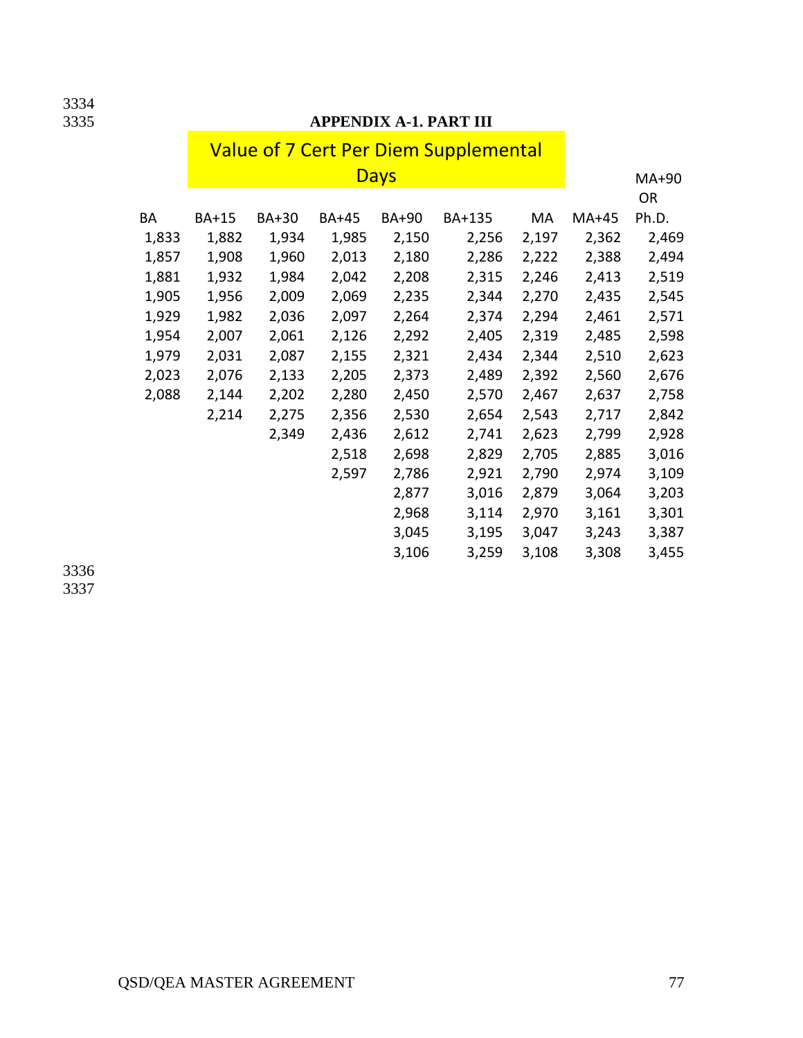## APPENDIX A-1. PART III

| Value of 7 Cert Per Diem Supplemental Days | | | | | | | | |
|---|---|---|---|---|---|---|---|---|
| BA | BA+15 | BA+30 | BA+45 | BA+90 | BA+135 | MA | MA+45 | MA+90 OR Ph.D. |
| 1,833 | 1,882 | 1,934 | 1,985 | 2,150 | 2,256 | 2,197 | 2,362 | 2,469 |
| 1,857 | 1,908 | 1,960 | 2,013 | 2,180 | 2,286 | 2,222 | 2,388 | 2,494 |
| 1,881 | 1,932 | 1,984 | 2,042 | 2,208 | 2,315 | 2,246 | 2,413 | 2,519 |
| 1,905 | 1,956 | 2,009 | 2,069 | 2,235 | 2,344 | 2,270 | 2,435 | 2,545 |
| 1,929 | 1,982 | 2,036 | 2,097 | 2,264 | 2,374 | 2,294 | 2,461 | 2,571 |
| 1,954 | 2,007 | 2,061 | 2,126 | 2,292 | 2,405 | 2,319 | 2,485 | 2,598 |
| 1,979 | 2,031 | 2,087 | 2,155 | 2,321 | 2,434 | 2,344 | 2,510 | 2,623 |
| 2,023 | 2,076 | 2,133 | 2,205 | 2,373 | 2,489 | 2,392 | 2,560 | 2,676 |
| 2,088 | 2,144 | 2,202 | 2,280 | 2,450 | 2,570 | 2,467 | 2,637 | 2,758 |
| | 2,214 | 2,275 | 2,356 | 2,530 | 2,654 | 2,543 | 2,717 | 2,842 |
| | | 2,349 | 2,436 | 2,612 | 2,741 | 2,623 | 2,799 | 2,928 |
| | | | 2,518 | 2,698 | 2,829 | 2,705 | 2,885 | 3,016 |
| | | | 2,597 | 2,786 | 2,921 | 2,790 | 2,974 | 3,109 |
| | | | | 2,877 | 3,016 | 2,879 | 3,064 | 3,203 |
| | | | | 2,968 | 3,114 | 2,970 | 3,161 | 3,301 |
| | | | | 3,045 | 3,195 | 3,047 | 3,243 | 3,387 |
| | | | | 3,106 | 3,259 | 3,108 | 3,308 | 3,455 |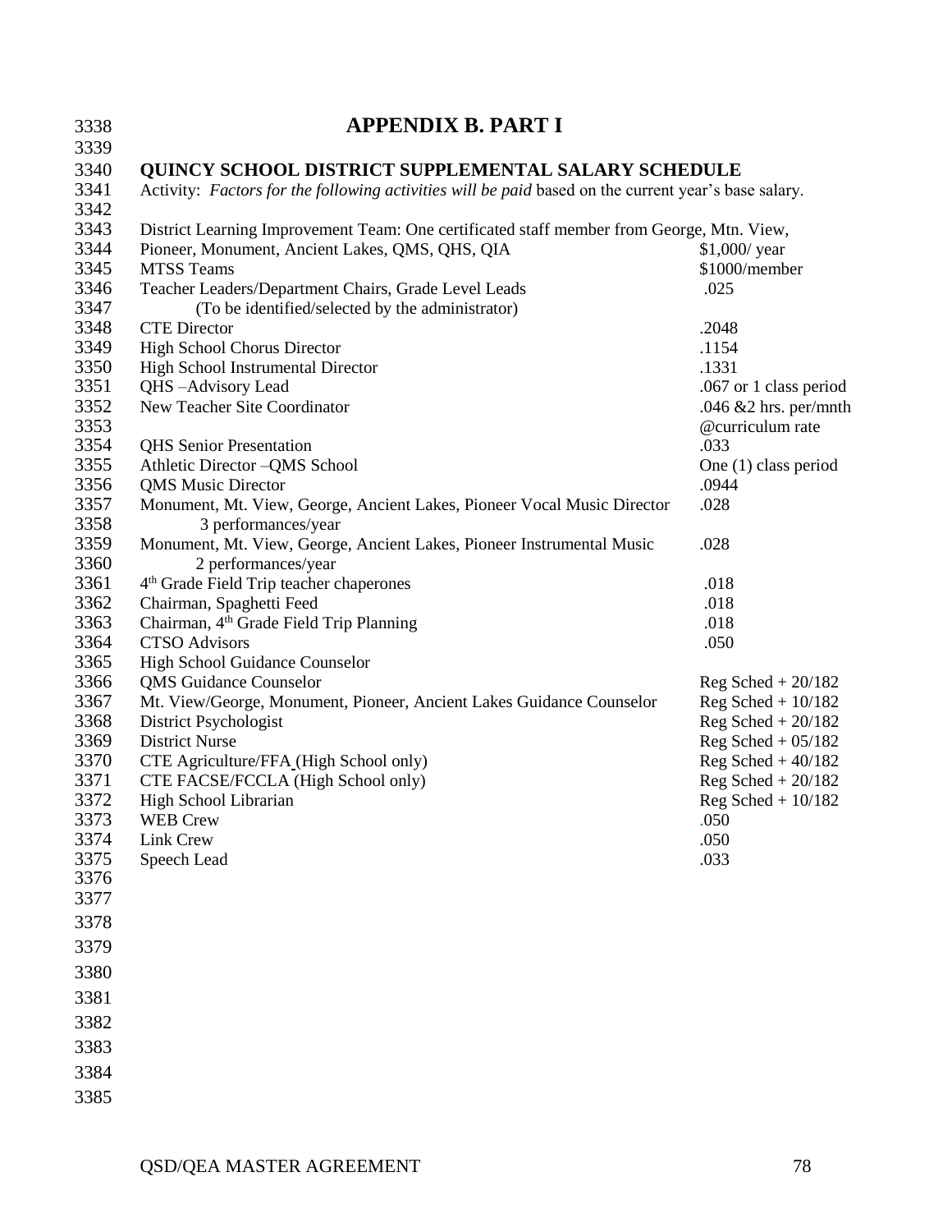# APPENDIX B. PART I

## QUINCY SCHOOL DISTRICT SUPPLEMENTAL SALARY SCHEDULE

Activity: *Factors for the following activities will be paid* based on the current year's base salary.

| Activity | Factor |
|---|---|
| District Learning Improvement Team: One certificated staff member from George, Mtn. View, Pioneer, Monument, Ancient Lakes, QMS, QHS, QIA | $1,000/ year |
| MTSS Teams | $1000/member |
| Teacher Leaders/Department Chairs, Grade Level Leads (To be identified/selected by the administrator) | .025 |
| CTE Director | .2048 |
| High School Chorus Director | .1154 |
| High School Instrumental Director | .1331 |
| QHS –Advisory Lead | .067 or 1 class period |
| New Teacher Site Coordinator | .046 &2 hrs. per/mnth @curriculum rate |
| QHS Senior Presentation | .033 |
| Athletic Director –QMS School | One (1) class period |
| QMS Music Director | .0944 |
| Monument, Mt. View, George, Ancient Lakes, Pioneer Vocal Music Director 3 performances/year | .028 |
| Monument, Mt. View, George, Ancient Lakes, Pioneer Instrumental Music 2 performances/year | .028 |
| 4th Grade Field Trip teacher chaperones | .018 |
| Chairman, Spaghetti Feed | .018 |
| Chairman, 4th Grade Field Trip Planning | .018 |
| CTSO Advisors | .050 |
| High School Guidance Counselor | |
| QMS Guidance Counselor | Reg Sched + 20/182 |
| Mt. View/George, Monument, Pioneer, Ancient Lakes Guidance Counselor | Reg Sched + 10/182 |
| District Psychologist | Reg Sched + 20/182 |
| District Nurse | Reg Sched + 05/182 |
| CTE Agriculture/FFA (High School only) | Reg Sched + 40/182 |
| CTE FACSE/FCCLA (High School only) | Reg Sched + 20/182 |
| High School Librarian | Reg Sched + 10/182 |
| WEB Crew | .050 |
| Link Crew | .050 |
| Speech Lead | .033 |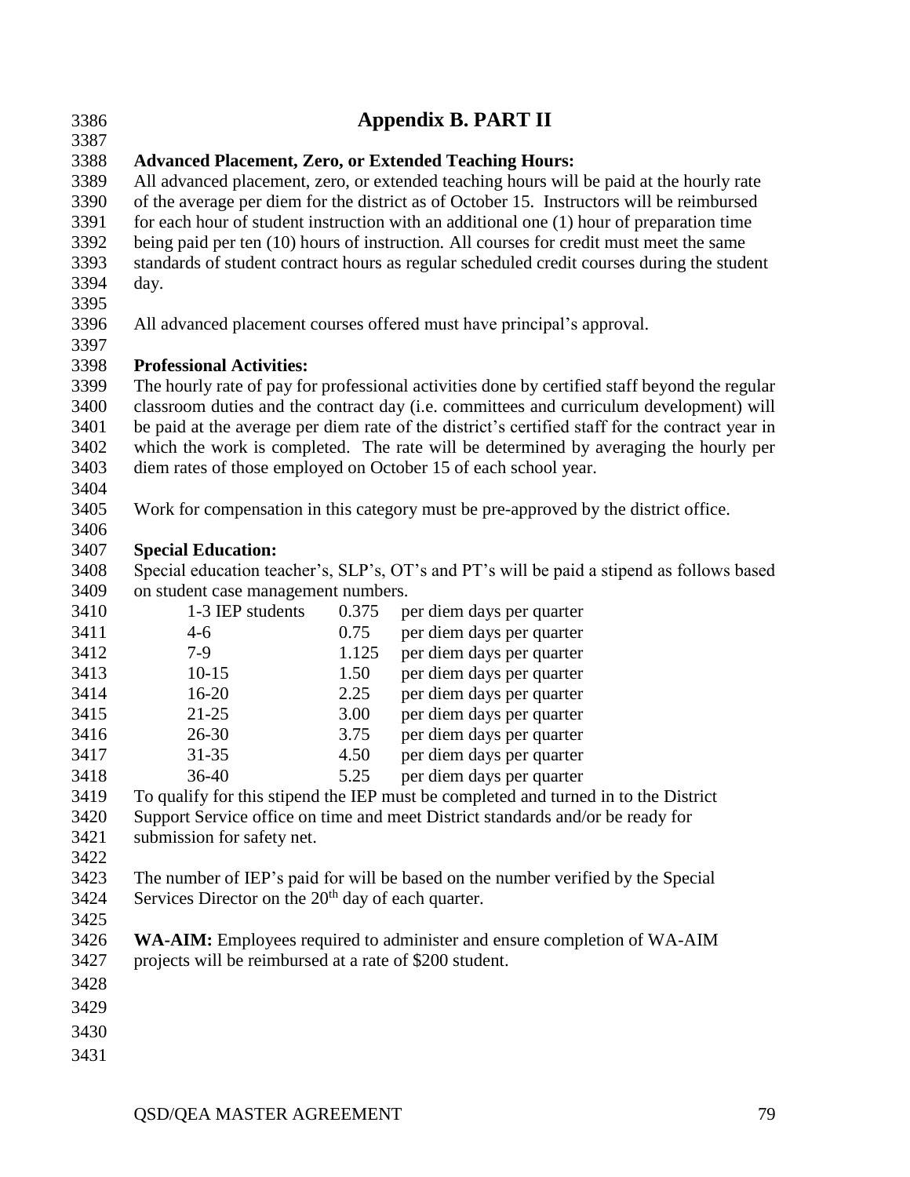# Appendix B. PART II

**Advanced Placement, Zero, or Extended Teaching Hours:**
All advanced placement, zero, or extended teaching hours will be paid at the hourly rate of the average per diem for the district as of October 15. Instructors will be reimbursed for each hour of student instruction with an additional one (1) hour of preparation time being paid per ten (10) hours of instruction. All courses for credit must meet the same standards of student contract hours as regular scheduled credit courses during the student day.

All advanced placement courses offered must have principal's approval.

**Professional Activities:**
The hourly rate of pay for professional activities done by certified staff beyond the regular classroom duties and the contract day (i.e. committees and curriculum development) will be paid at the average per diem rate of the district's certified staff for the contract year in which the work is completed. The rate will be determined by averaging the hourly per diem rates of those employed on October 15 of each school year.

Work for compensation in this category must be pre-approved by the district office.

**Special Education:**
Special education teacher's, SLP's, OT's and PT's will be paid a stipend as follows based on student case management numbers.

| | | |
|---|---|---|
| 1-3 IEP students | 0.375 | per diem days per quarter |
| 4-6 | 0.75 | per diem days per quarter |
| 7-9 | 1.125 | per diem days per quarter |
| 10-15 | 1.50 | per diem days per quarter |
| 16-20 | 2.25 | per diem days per quarter |
| 21-25 | 3.00 | per diem days per quarter |
| 26-30 | 3.75 | per diem days per quarter |
| 31-35 | 4.50 | per diem days per quarter |
| 36-40 | 5.25 | per diem days per quarter |

To qualify for this stipend the IEP must be completed and turned in to the District Support Service office on time and meet District standards and/or be ready for submission for safety net.

The number of IEP's paid for will be based on the number verified by the Special Services Director on the 20th day of each quarter.

**WA-AIM:** Employees required to administer and ensure completion of WA-AIM projects will be reimbursed at a rate of $200 student.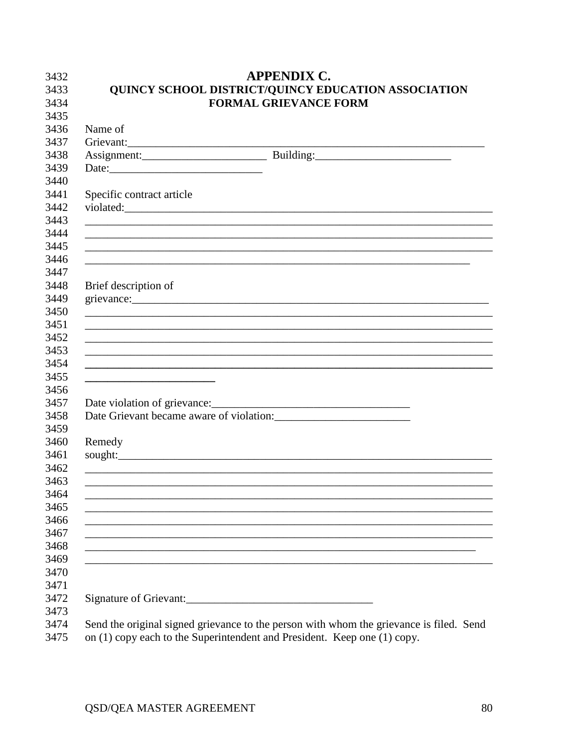# APPENDIX C.

## QUINCY SCHOOL DISTRICT/QUINCY EDUCATION ASSOCIATION FORMAL GRIEVANCE FORM

Name of Grievant:_______________________________________________________________

Assignment:_____________________ Building:_______________________

Date:__________________________

Specific contract article violated:___________________________________________________________
_________________________________________________________________________
_________________________________________________________________________
_________________________________________________________________________
_______________________________________________________________________

Brief description of grievance:________________________________________________________________
_________________________________________________________________________
_________________________________________________________________________
_________________________________________________________________________
_________________________________________________________________________
_________________________________________________________________________
_______________________

Date violation of grievance:_________________________________

Date Grievant became aware of violation:_______________________

Remedy sought:____________________________________________________________________
_________________________________________________________________________
_________________________________________________________________________
_________________________________________________________________________
_________________________________________________________________________
_________________________________________________________________________
_________________________________________________________________________
_______________________________________________________________________
_________________________________________________________________________

Signature of Grievant:________________________________

Send the original signed grievance to the person with whom the grievance is filed. Send on (1) copy each to the Superintendent and President. Keep one (1) copy.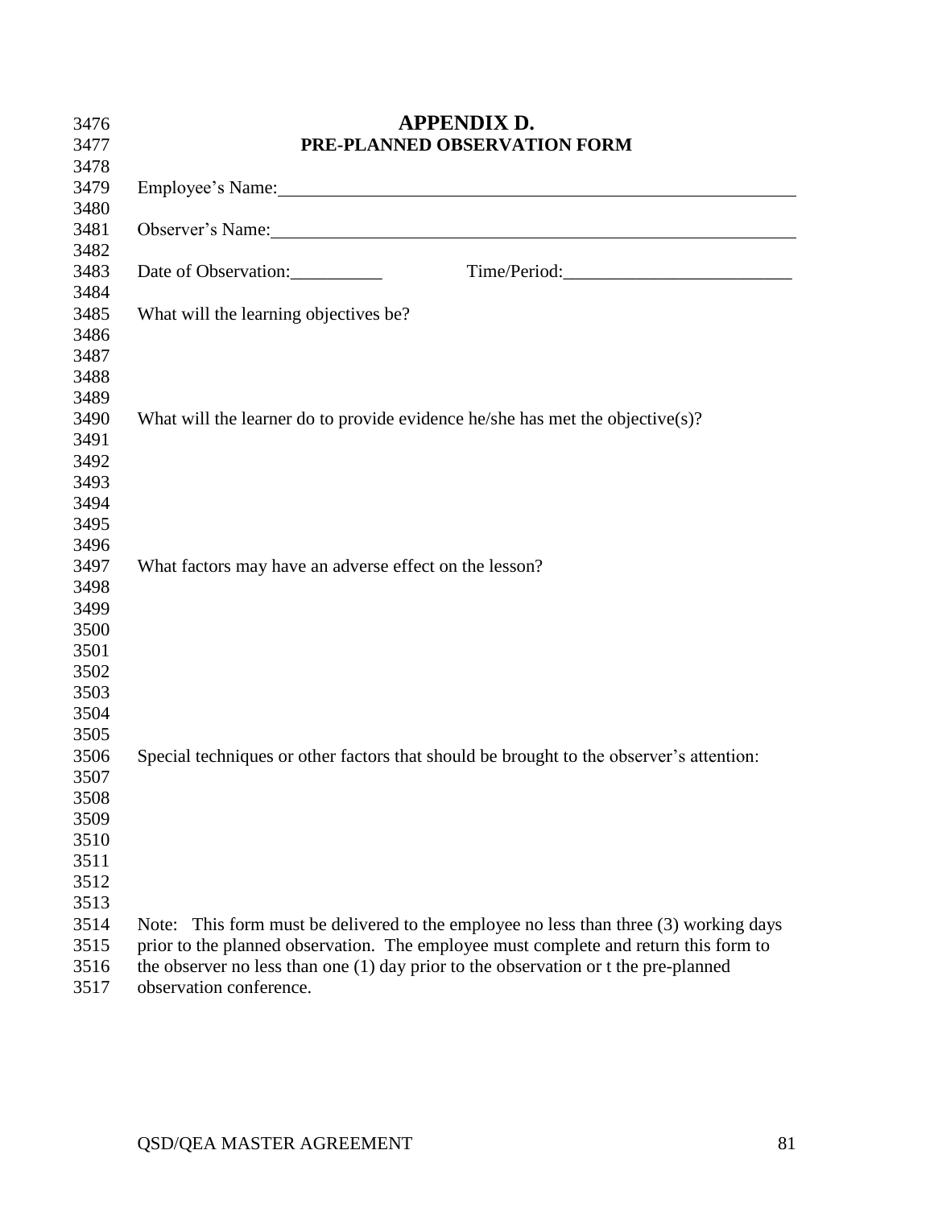# APPENDIX D.
## PRE-PLANNED OBSERVATION FORM

Employee's Name:______________________________________________________________

Observer's Name:______________________________________________________________

Date of Observation:__________ Time/Period:_________________________

What will the learning objectives be?

What will the learner do to provide evidence he/she has met the objective(s)?

What factors may have an adverse effect on the lesson?

Special techniques or other factors that should be brought to the observer's attention:

Note: This form must be delivered to the employee no less than three (3) working days prior to the planned observation. The employee must complete and return this form to the observer no less than one (1) day prior to the observation or t the pre-planned observation conference.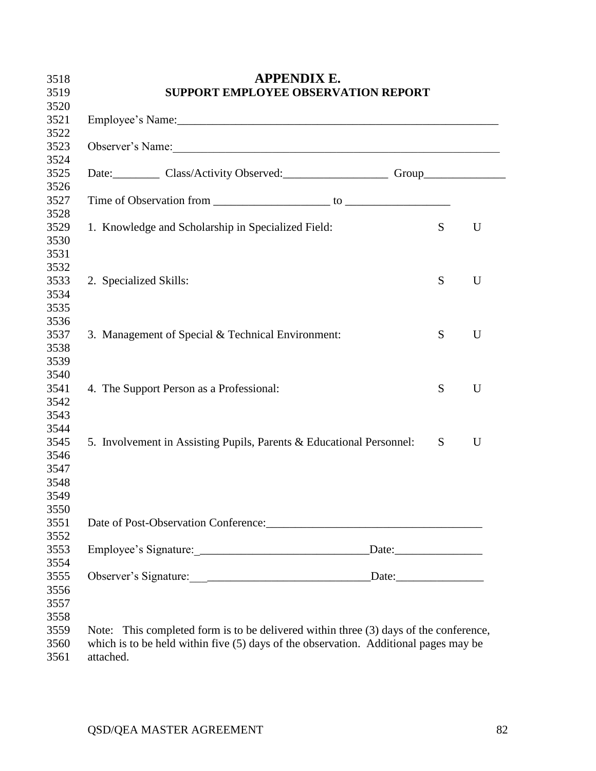# APPENDIX E.
## SUPPORT EMPLOYEE OBSERVATION REPORT

Employee's Name:_______________________________________________________

Observer's Name:_______________________________________________________

Date:________ Class/Activity Observed:_________________ Group______________

Time of Observation from ___________________ to _________________

1. Knowledge and Scholarship in Specialized Field: S U

2. Specialized Skills: S U

3. Management of Special & Technical Environment: S U

4. The Support Person as a Professional: S U

5. Involvement in Assisting Pupils, Parents & Educational Personnel: S U

Date of Post-Observation Conference:____________________________________

Employee's Signature:_____________________________Date:_______________

Observer's Signature:_____________________________Date:_______________

Note: This completed form is to be delivered within three (3) days of the conference, which is to be held within five (5) days of the observation. Additional pages may be attached.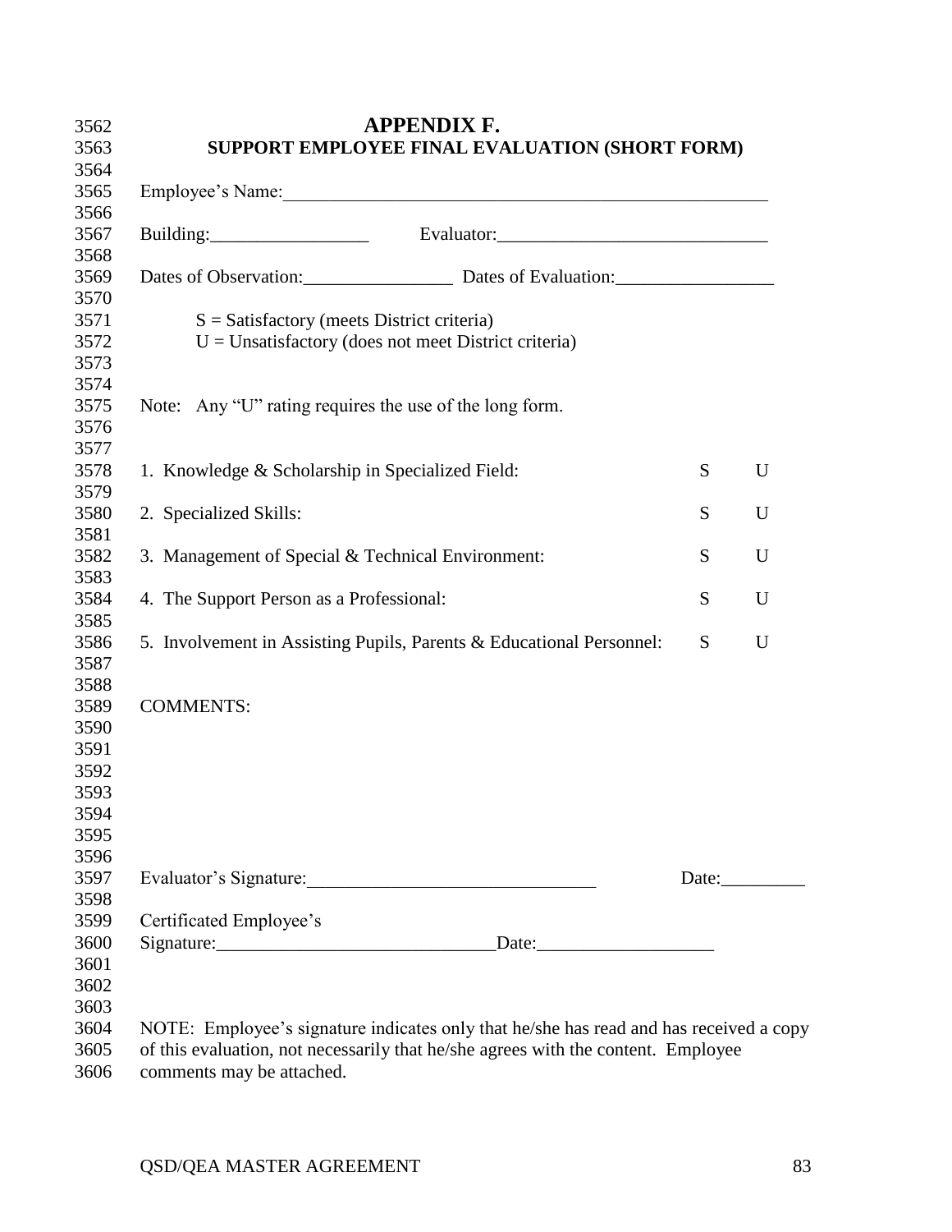# APPENDIX F.

## SUPPORT EMPLOYEE FINAL EVALUATION (SHORT FORM)

Employee's Name:\_\_\_\_\_\_\_\_\_\_\_\_\_\_\_\_\_\_\_\_\_\_\_\_\_\_\_\_\_\_\_\_\_\_\_\_\_\_\_\_\_\_\_\_\_\_\_\_\_\_\_\_

Building:\_\_\_\_\_\_\_\_\_\_\_\_\_\_\_\_\_ Evaluator:\_\_\_\_\_\_\_\_\_\_\_\_\_\_\_\_\_\_\_\_\_\_\_\_\_\_\_\_\_

Dates of Observation:\_\_\_\_\_\_\_\_\_\_\_\_\_\_\_\_ Dates of Evaluation:\_\_\_\_\_\_\_\_\_\_\_\_\_\_\_\_\_

S = Satisfactory (meets District criteria)
U = Unsatisfactory (does not meet District criteria)

Note: Any "U" rating requires the use of the long form.

| | | |
|---|---|---|
| 1. Knowledge & Scholarship in Specialized Field: | S | U |
| 2. Specialized Skills: | S | U |
| 3. Management of Special & Technical Environment: | S | U |
| 4. The Support Person as a Professional: | S | U |
| 5. Involvement in Assisting Pupils, Parents & Educational Personnel: | S | U |

COMMENTS:

Evaluator's Signature:\_\_\_\_\_\_\_\_\_\_\_\_\_\_\_\_\_\_\_\_\_\_\_\_\_\_\_\_\_\_\_ Date:\_\_\_\_\_\_\_\_\_

Certificated Employee's
Signature:\_\_\_\_\_\_\_\_\_\_\_\_\_\_\_\_\_\_\_\_\_\_\_\_\_\_\_\_\_\_Date:\_\_\_\_\_\_\_\_\_\_\_\_\_\_\_\_\_\_\_

NOTE: Employee's signature indicates only that he/she has read and has received a copy of this evaluation, not necessarily that he/she agrees with the content. Employee comments may be attached.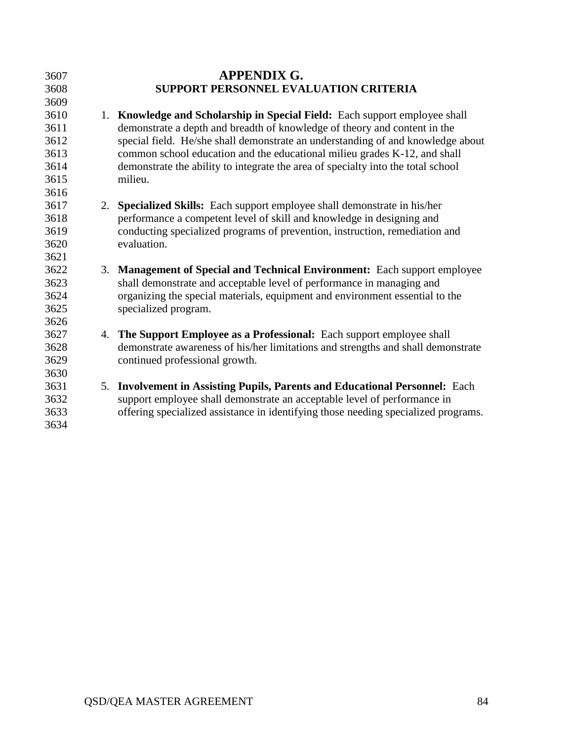# APPENDIX G.
## SUPPORT PERSONNEL EVALUATION CRITERIA

1. **Knowledge and Scholarship in Special Field:** Each support employee shall demonstrate a depth and breadth of knowledge of theory and content in the special field. He/she shall demonstrate an understanding of and knowledge about common school education and the educational milieu grades K-12, and shall demonstrate the ability to integrate the area of specialty into the total school milieu.

2. **Specialized Skills:** Each support employee shall demonstrate in his/her performance a competent level of skill and knowledge in designing and conducting specialized programs of prevention, instruction, remediation and evaluation.

3. **Management of Special and Technical Environment:** Each support employee shall demonstrate and acceptable level of performance in managing and organizing the special materials, equipment and environment essential to the specialized program.

4. **The Support Employee as a Professional:** Each support employee shall demonstrate awareness of his/her limitations and strengths and shall demonstrate continued professional growth.

5. **Involvement in Assisting Pupils, Parents and Educational Personnel:** Each support employee shall demonstrate an acceptable level of performance in offering specialized assistance in identifying those needing specialized programs.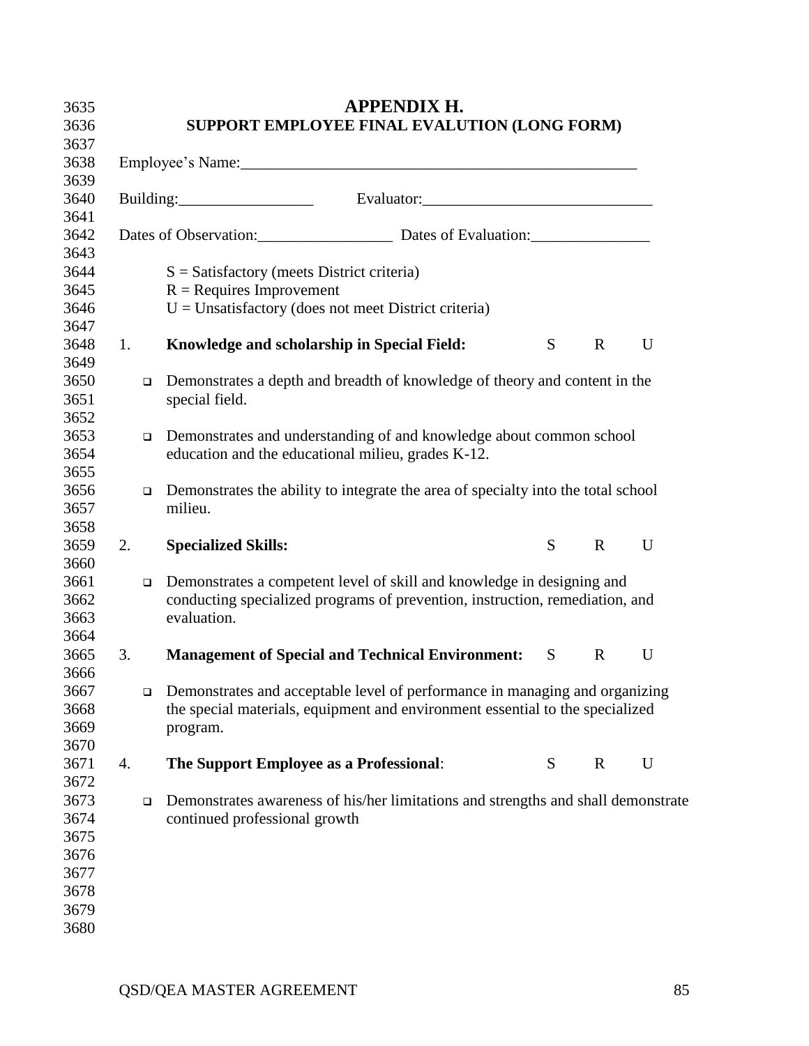# APPENDIX H.

## SUPPORT EMPLOYEE FINAL EVALUTION (LONG FORM)

Employee's Name:_____________________________________________________

Building:_________________ Evaluator:_____________________________

Dates of Observation:_________________ Dates of Evaluation:_______________

S = Satisfactory (meets District criteria)
R = Requires Improvement
U = Unsatisfactory (does not meet District criteria)

1. **Knowledge and scholarship in Special Field:** S R U

   - Demonstrates a depth and breadth of knowledge of theory and content in the special field.
   - Demonstrates and understanding of and knowledge about common school education and the educational milieu, grades K-12.
   - Demonstrates the ability to integrate the area of specialty into the total school milieu.

2. **Specialized Skills:** S R U

   - Demonstrates a competent level of skill and knowledge in designing and conducting specialized programs of prevention, instruction, remediation, and evaluation.

3. **Management of Special and Technical Environment:** S R U

   - Demonstrates and acceptable level of performance in managing and organizing the special materials, equipment and environment essential to the specialized program.

4. **The Support Employee as a Professional**: S R U

   - Demonstrates awareness of his/her limitations and strengths and shall demonstrate continued professional growth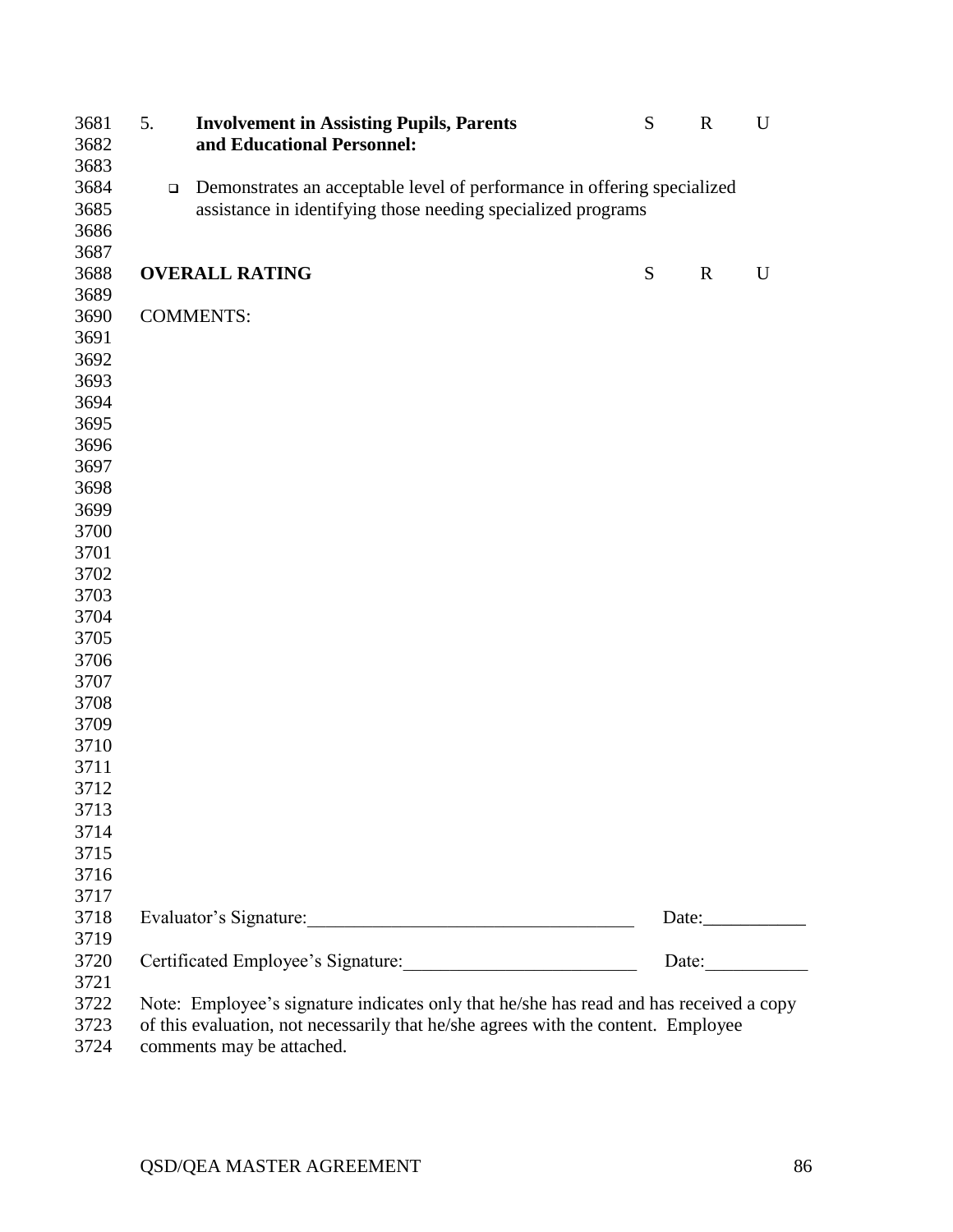5. **Involvement in Assisting Pupils, Parents and Educational Personnel:** S R U

- Demonstrates an acceptable level of performance in offering specialized assistance in identifying those needing specialized programs

**OVERALL RATING** S R U

COMMENTS:

Evaluator's Signature:___________________________________ Date:___________

Certificated Employee's Signature:_________________________ Date:___________

Note: Employee's signature indicates only that he/she has read and has received a copy of this evaluation, not necessarily that he/she agrees with the content. Employee comments may be attached.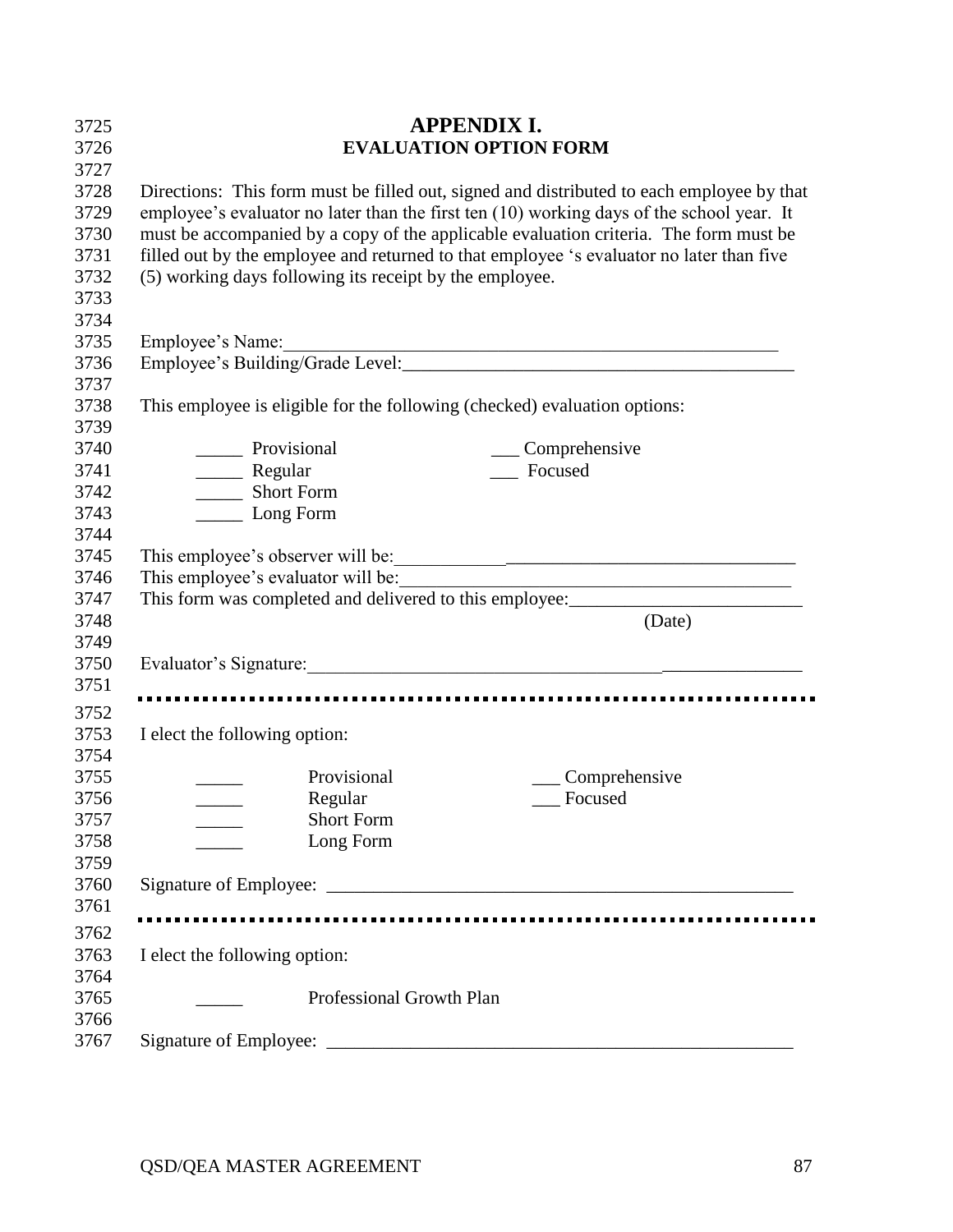# APPENDIX I.

## EVALUATION OPTION FORM

Directions: This form must be filled out, signed and distributed to each employee by that employee's evaluator no later than the first ten (10) working days of the school year. It must be accompanied by a copy of the applicable evaluation criteria. The form must be filled out by the employee and returned to that employee 's evaluator no later than five (5) working days following its receipt by the employee.

Employee's Name:_______________________________________________________

Employee's Building/Grade Level:__________________________________________

This employee is eligible for the following (checked) evaluation options:

_____ Provisional　　　　　___ Comprehensive
_____ Regular　　　　　　___ Focused
_____ Short Form
_____ Long Form

This employee's observer will be:___________________________________________

This employee's evaluator will be:__________________________________________

This form was completed and delivered to this employee:_________________________
(Date)

Evaluator's Signature:______________________________________________________

---

I elect the following option:

_____ Provisional　　　　　___ Comprehensive
_____ Regular　　　　　　___ Focused
_____ Short Form
_____ Long Form

Signature of Employee: ___________________________________________________

---

I elect the following option:

_____ Professional Growth Plan

Signature of Employee: ___________________________________________________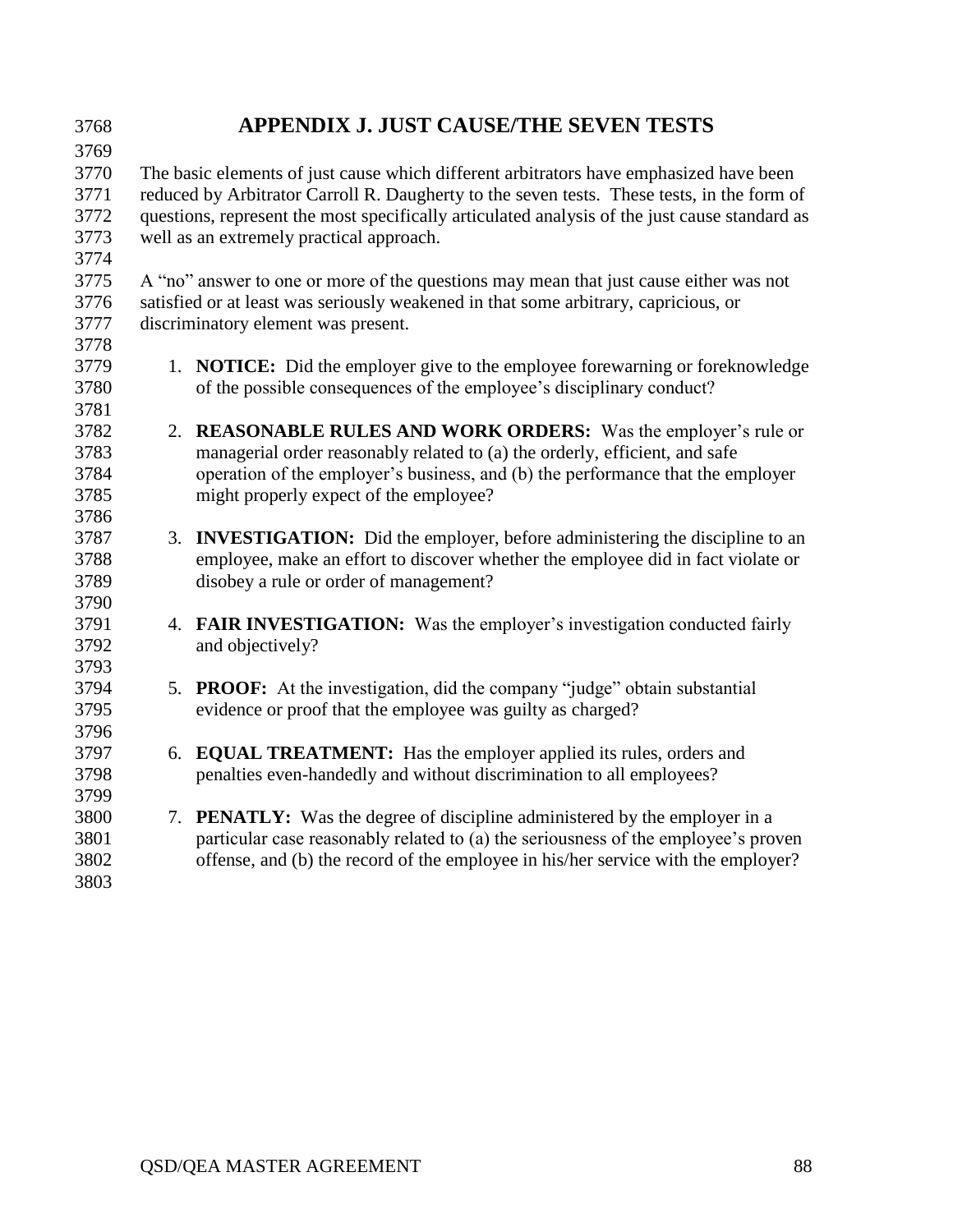# APPENDIX J. JUST CAUSE/THE SEVEN TESTS

The basic elements of just cause which different arbitrators have emphasized have been reduced by Arbitrator Carroll R. Daugherty to the seven tests. These tests, in the form of questions, represent the most specifically articulated analysis of the just cause standard as well as an extremely practical approach.

A "no" answer to one or more of the questions may mean that just cause either was not satisfied or at least was seriously weakened in that some arbitrary, capricious, or discriminatory element was present.

1. **NOTICE:** Did the employer give to the employee forewarning or foreknowledge of the possible consequences of the employee's disciplinary conduct?

2. **REASONABLE RULES AND WORK ORDERS:** Was the employer's rule or managerial order reasonably related to (a) the orderly, efficient, and safe operation of the employer's business, and (b) the performance that the employer might properly expect of the employee?

3. **INVESTIGATION:** Did the employer, before administering the discipline to an employee, make an effort to discover whether the employee did in fact violate or disobey a rule or order of management?

4. **FAIR INVESTIGATION:** Was the employer's investigation conducted fairly and objectively?

5. **PROOF:** At the investigation, did the company "judge" obtain substantial evidence or proof that the employee was guilty as charged?

6. **EQUAL TREATMENT:** Has the employer applied its rules, orders and penalties even-handedly and without discrimination to all employees?

7. **PENATLY:** Was the degree of discipline administered by the employer in a particular case reasonably related to (a) the seriousness of the employee's proven offense, and (b) the record of the employee in his/her service with the employer?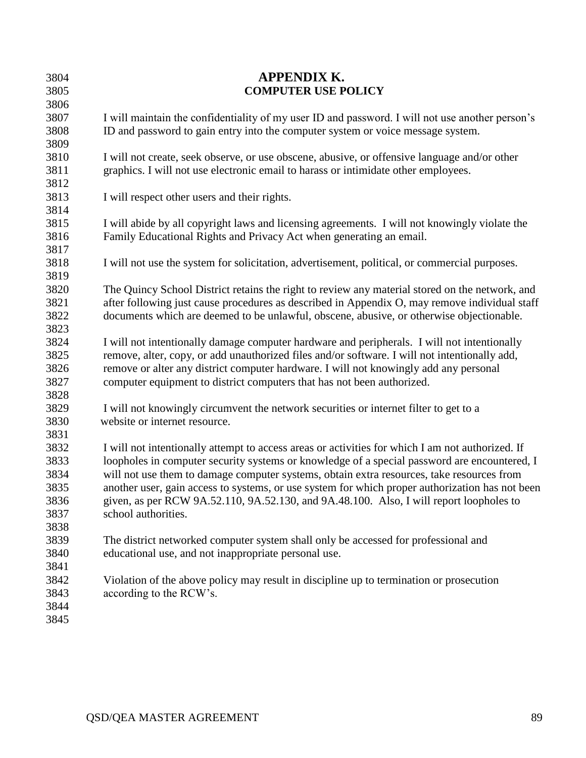# APPENDIX K.
## COMPUTER USE POLICY

I will maintain the confidentiality of my user ID and password. I will not use another person's ID and password to gain entry into the computer system or voice message system.

I will not create, seek observe, or use obscene, abusive, or offensive language and/or other graphics. I will not use electronic email to harass or intimidate other employees.

I will respect other users and their rights.

I will abide by all copyright laws and licensing agreements. I will not knowingly violate the Family Educational Rights and Privacy Act when generating an email.

I will not use the system for solicitation, advertisement, political, or commercial purposes.

The Quincy School District retains the right to review any material stored on the network, and after following just cause procedures as described in Appendix O, may remove individual staff documents which are deemed to be unlawful, obscene, abusive, or otherwise objectionable.

I will not intentionally damage computer hardware and peripherals. I will not intentionally remove, alter, copy, or add unauthorized files and/or software. I will not intentionally add, remove or alter any district computer hardware. I will not knowingly add any personal computer equipment to district computers that has not been authorized.

I will not knowingly circumvent the network securities or internet filter to get to a website or internet resource.

I will not intentionally attempt to access areas or activities for which I am not authorized. If loopholes in computer security systems or knowledge of a special password are encountered, I will not use them to damage computer systems, obtain extra resources, take resources from another user, gain access to systems, or use system for which proper authorization has not been given, as per RCW 9A.52.110, 9A.52.130, and 9A.48.100. Also, I will report loopholes to school authorities.

The district networked computer system shall only be accessed for professional and educational use, and not inappropriate personal use.

Violation of the above policy may result in discipline up to termination or prosecution according to the RCW's.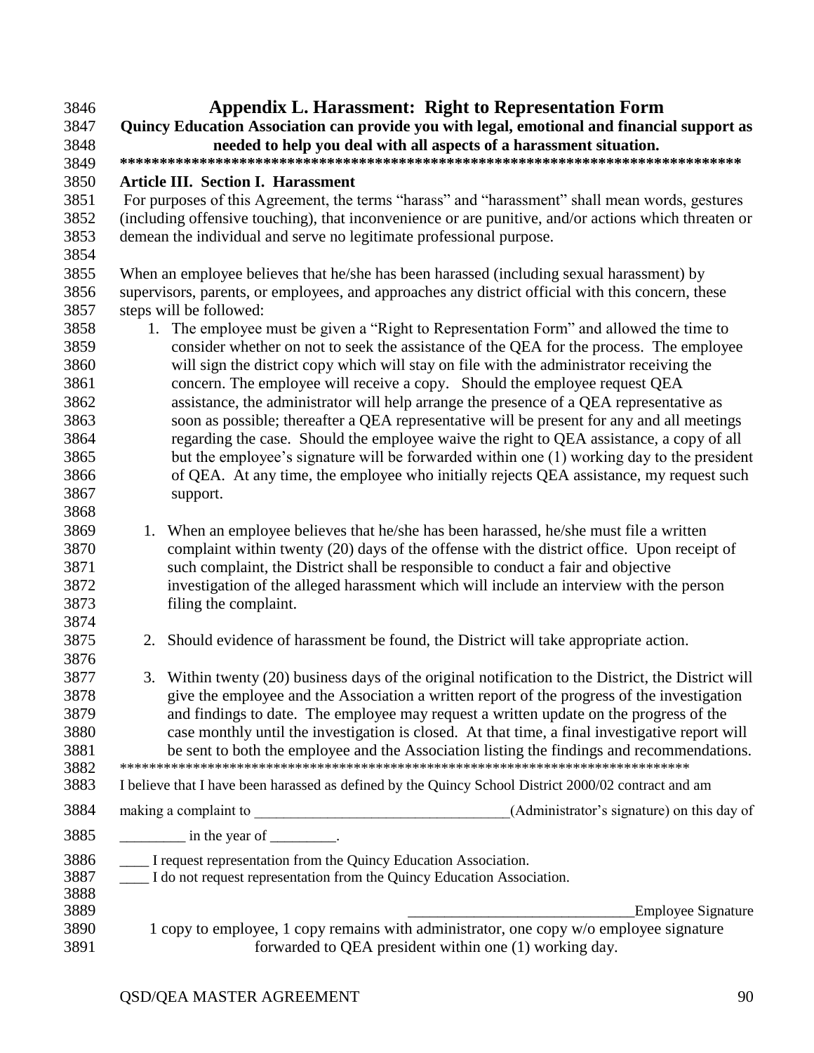# Appendix L. Harassment: Right to Representation Form

**Quincy Education Association can provide you with legal, emotional and financial support as needed to help you deal with all aspects of a harassment situation.**

**\*\*\*\*\*\*\*\*\*\*\*\*\*\*\*\*\*\*\*\*\*\*\*\*\*\*\*\*\*\*\*\*\*\*\*\*\*\*\*\*\*\*\*\*\*\*\*\*\*\*\*\*\*\*\*\*\*\*\*\*\*\*\*\*\*\*\*\*\*\*\*\*\*\*\*\*\*\***

**Article III. Section I. Harassment**

For purposes of this Agreement, the terms "harass" and "harassment" shall mean words, gestures (including offensive touching), that inconvenience or are punitive, and/or actions which threaten or demean the individual and serve no legitimate professional purpose.

When an employee believes that he/she has been harassed (including sexual harassment) by supervisors, parents, or employees, and approaches any district official with this concern, these steps will be followed:

1. The employee must be given a "Right to Representation Form" and allowed the time to consider whether on not to seek the assistance of the QEA for the process. The employee will sign the district copy which will stay on file with the administrator receiving the concern. The employee will receive a copy. Should the employee request QEA assistance, the administrator will help arrange the presence of a QEA representative as soon as possible; thereafter a QEA representative will be present for any and all meetings regarding the case. Should the employee waive the right to QEA assistance, a copy of all but the employee's signature will be forwarded within one (1) working day to the president of QEA. At any time, the employee who initially rejects QEA assistance, my request such support.

1. When an employee believes that he/she has been harassed, he/she must file a written complaint within twenty (20) days of the offense with the district office. Upon receipt of such complaint, the District shall be responsible to conduct a fair and objective investigation of the alleged harassment which will include an interview with the person filing the complaint.

2. Should evidence of harassment be found, the District will take appropriate action.

3. Within twenty (20) business days of the original notification to the District, the District will give the employee and the Association a written report of the progress of the investigation and findings to date. The employee may request a written update on the progress of the case monthly until the investigation is closed. At that time, a final investigative report will be sent to both the employee and the Association listing the findings and recommendations.

\*\*\*\*\*\*\*\*\*\*\*\*\*\*\*\*\*\*\*\*\*\*\*\*\*\*\*\*\*\*\*\*\*\*\*\*\*\*\*\*\*\*\*\*\*\*\*\*\*\*\*\*\*\*\*\*\*\*\*\*\*\*\*\*\*\*\*\*\*\*\*\*\*\*\*\*\*\*

I believe that I have been harassed as defined by the Quincy School District 2000/02 contract and am making a complaint to ___________________________________(Administrator's signature) on this day of _________ in the year of _________.

____ I request representation from the Quincy Education Association.
____ I do not request representation from the Quincy Education Association.

______________________________Employee Signature

1 copy to employee, 1 copy remains with administrator, one copy w/o employee signature forwarded to QEA president within one (1) working day.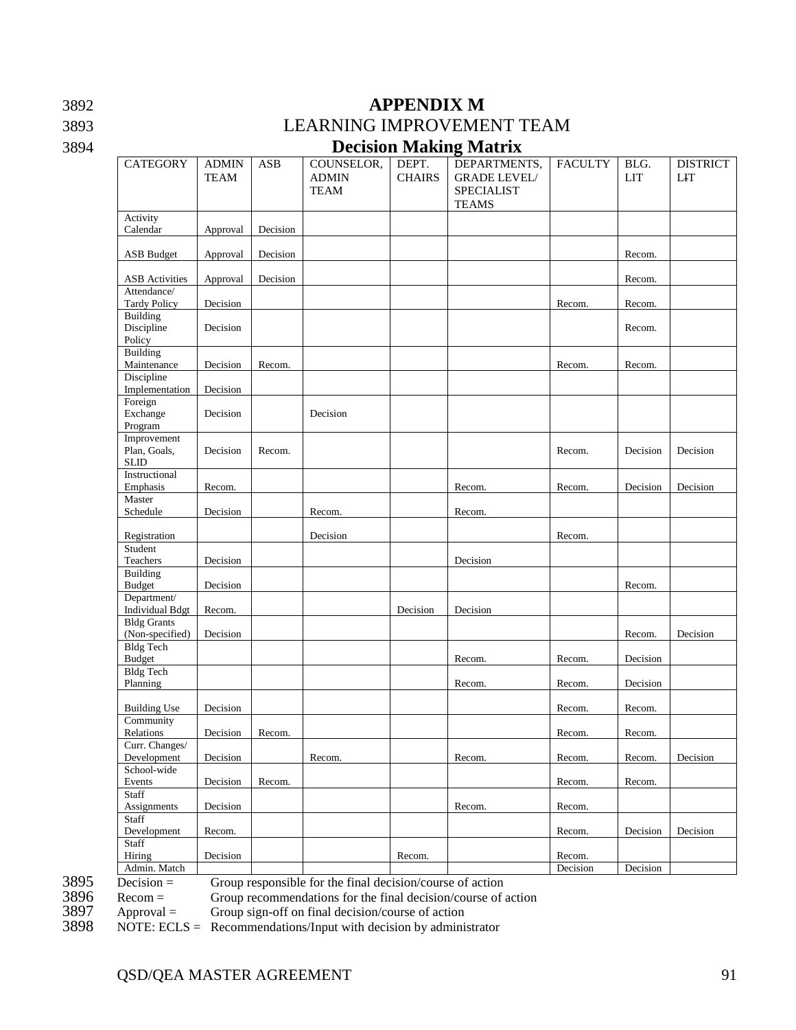# APPENDIX M

## LEARNING IMPROVEMENT TEAM

## Decision Making Matrix

| CATEGORY | ADMIN TEAM | ASB | COUNSELOR, ADMIN TEAM | DEPT. CHAIRS | DEPARTMENTS, GRADE LEVEL/ SPECIALIST TEAMS | FACULTY | BLG. LIT | DISTRICT LIT |
|---|---|---|---|---|---|---|---|---|
| Activity Calendar | Approval | Decision | | | | | | |
| ASB Budget | Approval | Decision | | | | | Recom. | |
| ASB Activities | Approval | Decision | | | | | Recom. | |
| Attendance/ Tardy Policy | Decision | | | | | Recom. | Recom. | |
| Building Discipline Policy | Decision | | | | | | Recom. | |
| Building Maintenance | Decision | Recom. | | | | Recom. | Recom. | |
| Discipline Implementation | Decision | | | | | | | |
| Foreign Exchange Program | Decision | | Decision | | | | | |
| Improvement Plan, Goals, SLID | Decision | Recom. | | | | Recom. | Decision | Decision |
| Instructional Emphasis | Recom. | | | | Recom. | Recom. | Decision | Decision |
| Master Schedule | Decision | | Recom. | | Recom. | | | |
| Registration | | | Decision | | | Recom. | | |
| Student Teachers | Decision | | | | Decision | | | |
| Building Budget | Decision | | | | | | Recom. | |
| Department/ Individual Bdgt | Recom. | | | Decision | Decision | | | |
| Bldg Grants (Non-specified) | Decision | | | | | | Recom. | Decision |
| Bldg Tech Budget | | | | | Recom. | Recom. | Decision | |
| Bldg Tech Planning | | | | | Recom. | Recom. | Decision | |
| Building Use | Decision | | | | | Recom. | Recom. | |
| Community Relations | Decision | Recom. | | | | Recom. | Recom. | |
| Curr. Changes/ Development | Decision | | Recom. | | Recom. | Recom. | Recom. | Decision |
| School-wide Events | Decision | Recom. | | | | Recom. | Recom. | |
| Staff Assignments | Decision | | | | Recom. | Recom. | | |
| Staff Development | Recom. | | | | | Recom. | Decision | Decision |
| Staff Hiring | Decision | | | Recom. | | Recom. | | |
| Admin. Match | | | | | | Decision | Decision | |

Decision = Group responsible for the final decision/course of action
Recom = Group recommendations for the final decision/course of action
Approval = Group sign-off on final decision/course of action
NOTE: ECLS = Recommendations/Input with decision by administrator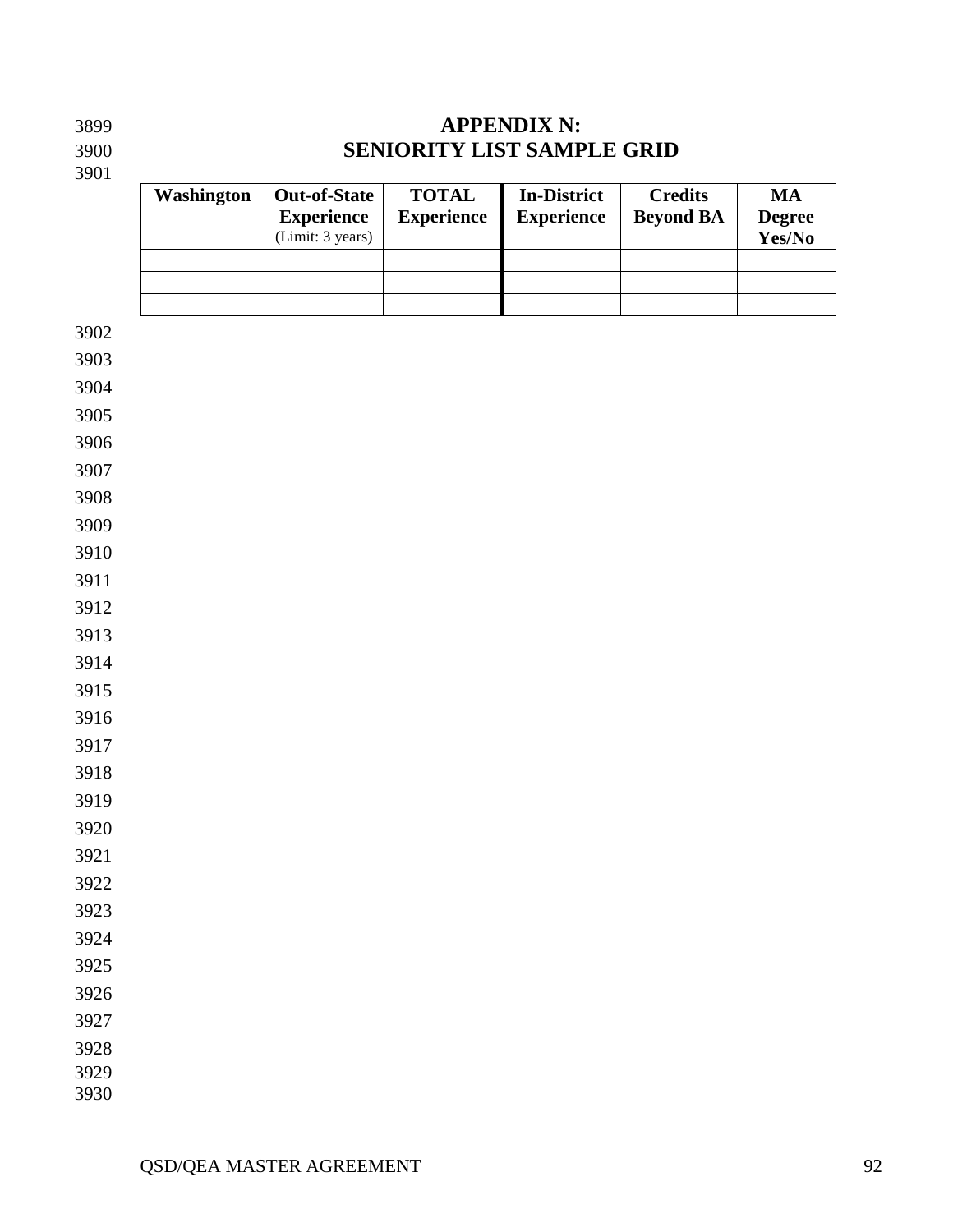# APPENDIX N:
# SENIORITY LIST SAMPLE GRID

| Washington | Out-of-State Experience (Limit: 3 years) | TOTAL Experience | In-District Experience | Credits Beyond BA | MA Degree Yes/No |
|---|---|---|---|---|---|
| | | | | | |
| | | | | | |
| | | | | | |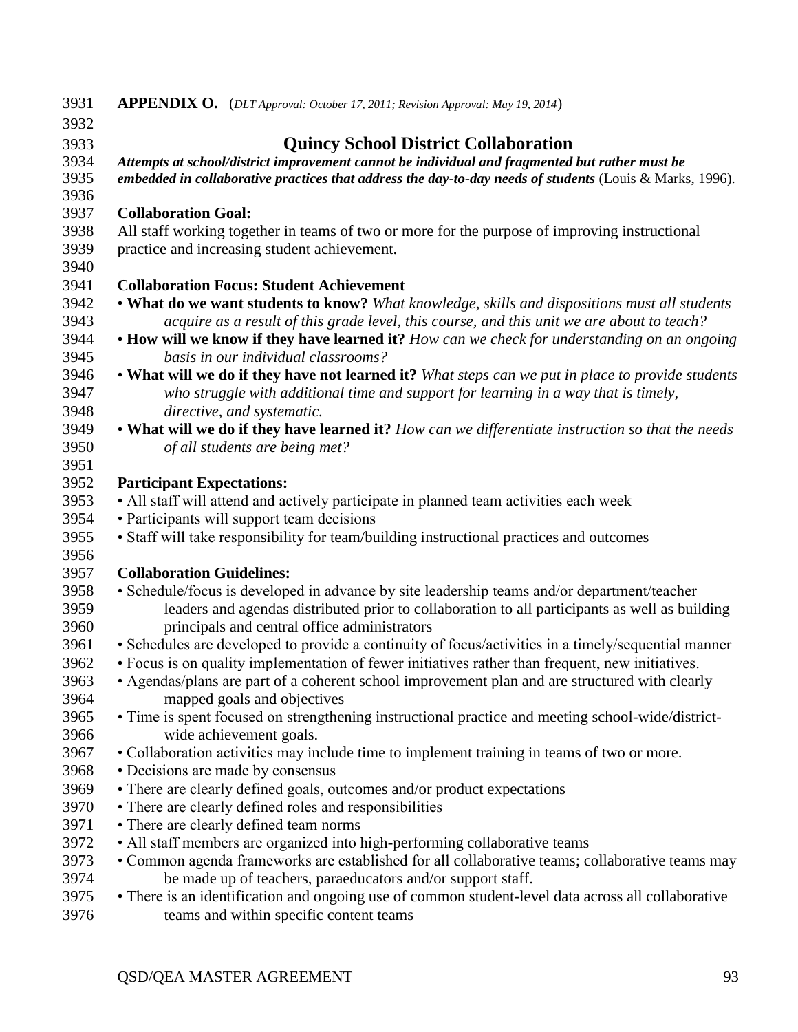**APPENDIX O.** (*DLT Approval: October 17, 2011; Revision Approval: May 19, 2014*)

# Quincy School District Collaboration

***Attempts at school/district improvement cannot be individual and fragmented but rather must be embedded in collaborative practices that address the day-to-day needs of students*** (Louis & Marks, 1996).

**Collaboration Goal:**

All staff working together in teams of two or more for the purpose of improving instructional practice and increasing student achievement.

**Collaboration Focus: Student Achievement**

- **What do we want students to know?** *What knowledge, skills and dispositions must all students acquire as a result of this grade level, this course, and this unit we are about to teach?*
- **How will we know if they have learned it?** *How can we check for understanding on an ongoing basis in our individual classrooms?*
- **What will we do if they have not learned it?** *What steps can we put in place to provide students who struggle with additional time and support for learning in a way that is timely, directive, and systematic.*
- **What will we do if they have learned it?** *How can we differentiate instruction so that the needs of all students are being met?*

**Participant Expectations:**

- All staff will attend and actively participate in planned team activities each week
- Participants will support team decisions
- Staff will take responsibility for team/building instructional practices and outcomes

**Collaboration Guidelines:**

- Schedule/focus is developed in advance by site leadership teams and/or department/teacher leaders and agendas distributed prior to collaboration to all participants as well as building principals and central office administrators
- Schedules are developed to provide a continuity of focus/activities in a timely/sequential manner
- Focus is on quality implementation of fewer initiatives rather than frequent, new initiatives.
- Agendas/plans are part of a coherent school improvement plan and are structured with clearly mapped goals and objectives
- Time is spent focused on strengthening instructional practice and meeting school-wide/district-wide achievement goals.
- Collaboration activities may include time to implement training in teams of two or more.
- Decisions are made by consensus
- There are clearly defined goals, outcomes and/or product expectations
- There are clearly defined roles and responsibilities
- There are clearly defined team norms
- All staff members are organized into high-performing collaborative teams
- Common agenda frameworks are established for all collaborative teams; collaborative teams may be made up of teachers, paraeducators and/or support staff.
- There is an identification and ongoing use of common student-level data across all collaborative teams and within specific content teams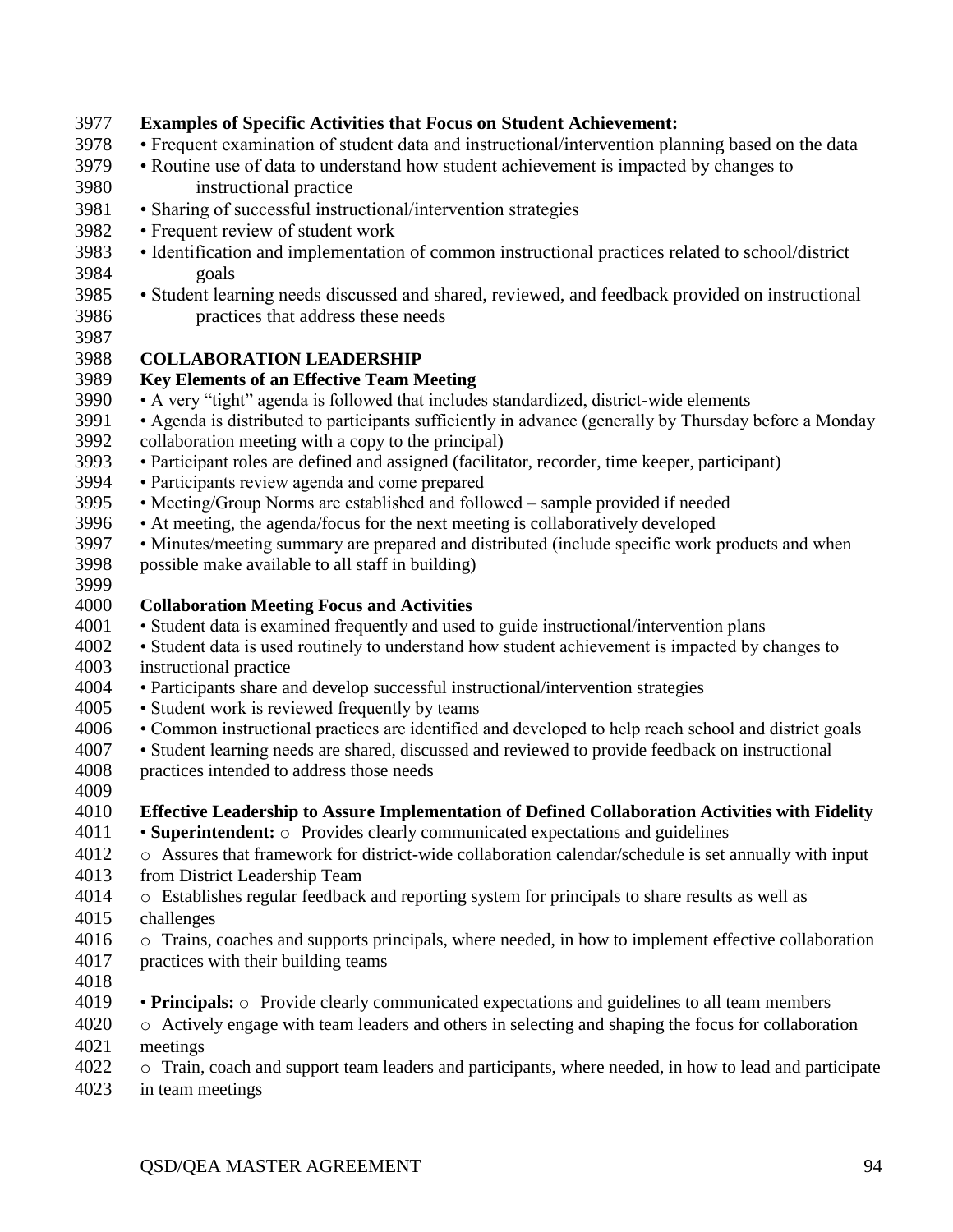**Examples of Specific Activities that Focus on Student Achievement:**

- Frequent examination of student data and instructional/intervention planning based on the data
- Routine use of data to understand how student achievement is impacted by changes to instructional practice
- Sharing of successful instructional/intervention strategies
- Frequent review of student work
- Identification and implementation of common instructional practices related to school/district goals
- Student learning needs discussed and shared, reviewed, and feedback provided on instructional practices that address these needs

**COLLABORATION LEADERSHIP**

**Key Elements of an Effective Team Meeting**

- A very "tight" agenda is followed that includes standardized, district-wide elements
- Agenda is distributed to participants sufficiently in advance (generally by Thursday before a Monday collaboration meeting with a copy to the principal)
- Participant roles are defined and assigned (facilitator, recorder, time keeper, participant)
- Participants review agenda and come prepared
- Meeting/Group Norms are established and followed – sample provided if needed
- At meeting, the agenda/focus for the next meeting is collaboratively developed
- Minutes/meeting summary are prepared and distributed (include specific work products and when possible make available to all staff in building)

**Collaboration Meeting Focus and Activities**

- Student data is examined frequently and used to guide instructional/intervention plans
- Student data is used routinely to understand how student achievement is impacted by changes to instructional practice
- Participants share and develop successful instructional/intervention strategies
- Student work is reviewed frequently by teams
- Common instructional practices are identified and developed to help reach school and district goals
- Student learning needs are shared, discussed and reviewed to provide feedback on instructional practices intended to address those needs

**Effective Leadership to Assure Implementation of Defined Collaboration Activities with Fidelity**

- **Superintendent:**
  - Provides clearly communicated expectations and guidelines
  - Assures that framework for district-wide collaboration calendar/schedule is set annually with input from District Leadership Team
  - Establishes regular feedback and reporting system for principals to share results as well as challenges
  - Trains, coaches and supports principals, where needed, in how to implement effective collaboration practices with their building teams

- **Principals:**
  - Provide clearly communicated expectations and guidelines to all team members
  - Actively engage with team leaders and others in selecting and shaping the focus for collaboration meetings
  - Train, coach and support team leaders and participants, where needed, in how to lead and participate in team meetings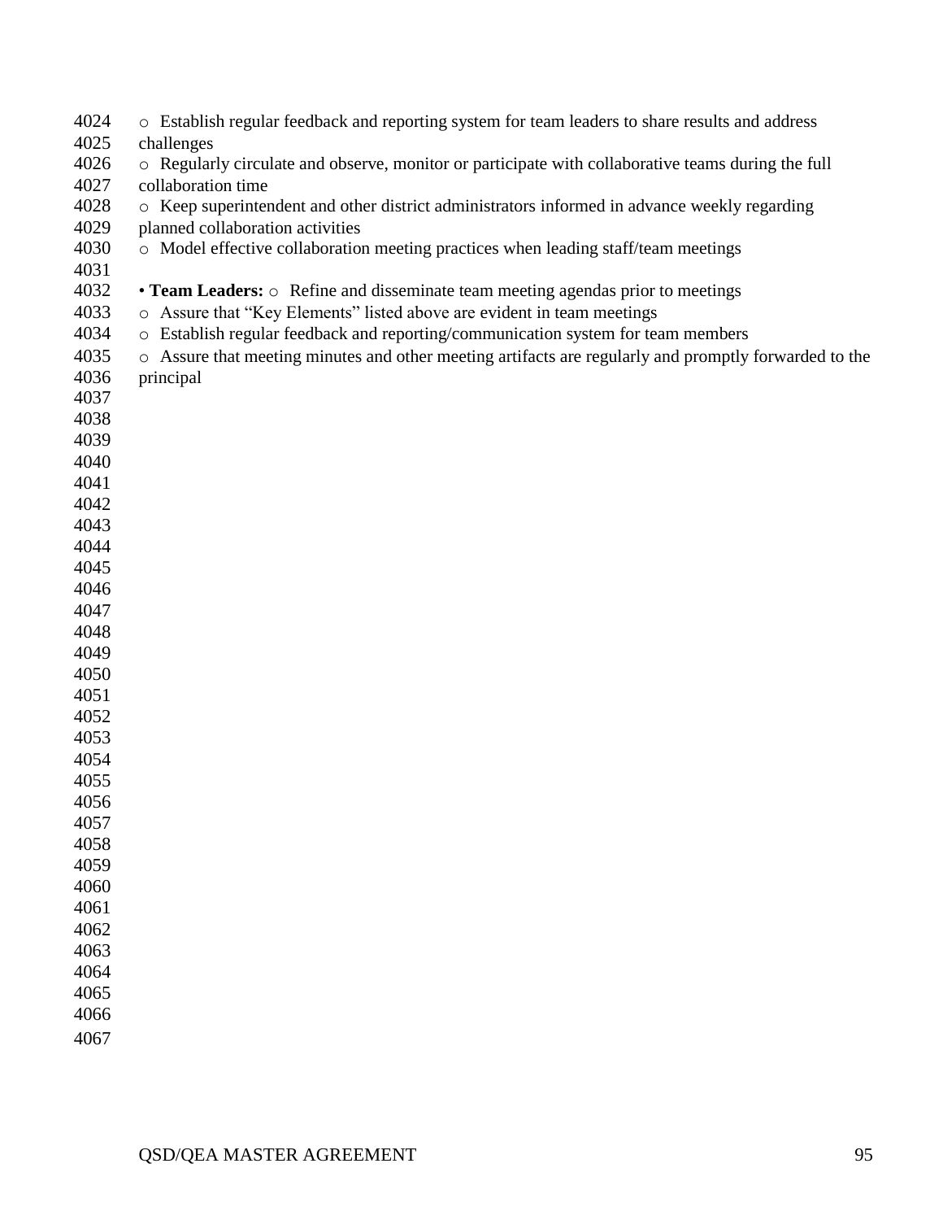- Establish regular feedback and reporting system for team leaders to share results and address challenges
- Regularly circulate and observe, monitor or participate with collaborative teams during the full collaboration time
- Keep superintendent and other district administrators informed in advance weekly regarding planned collaboration activities
- Model effective collaboration meeting practices when leading staff/team meetings

• **Team Leaders:**
- Refine and disseminate team meeting agendas prior to meetings
- Assure that “Key Elements” listed above are evident in team meetings
- Establish regular feedback and reporting/communication system for team members
- Assure that meeting minutes and other meeting artifacts are regularly and promptly forwarded to the principal